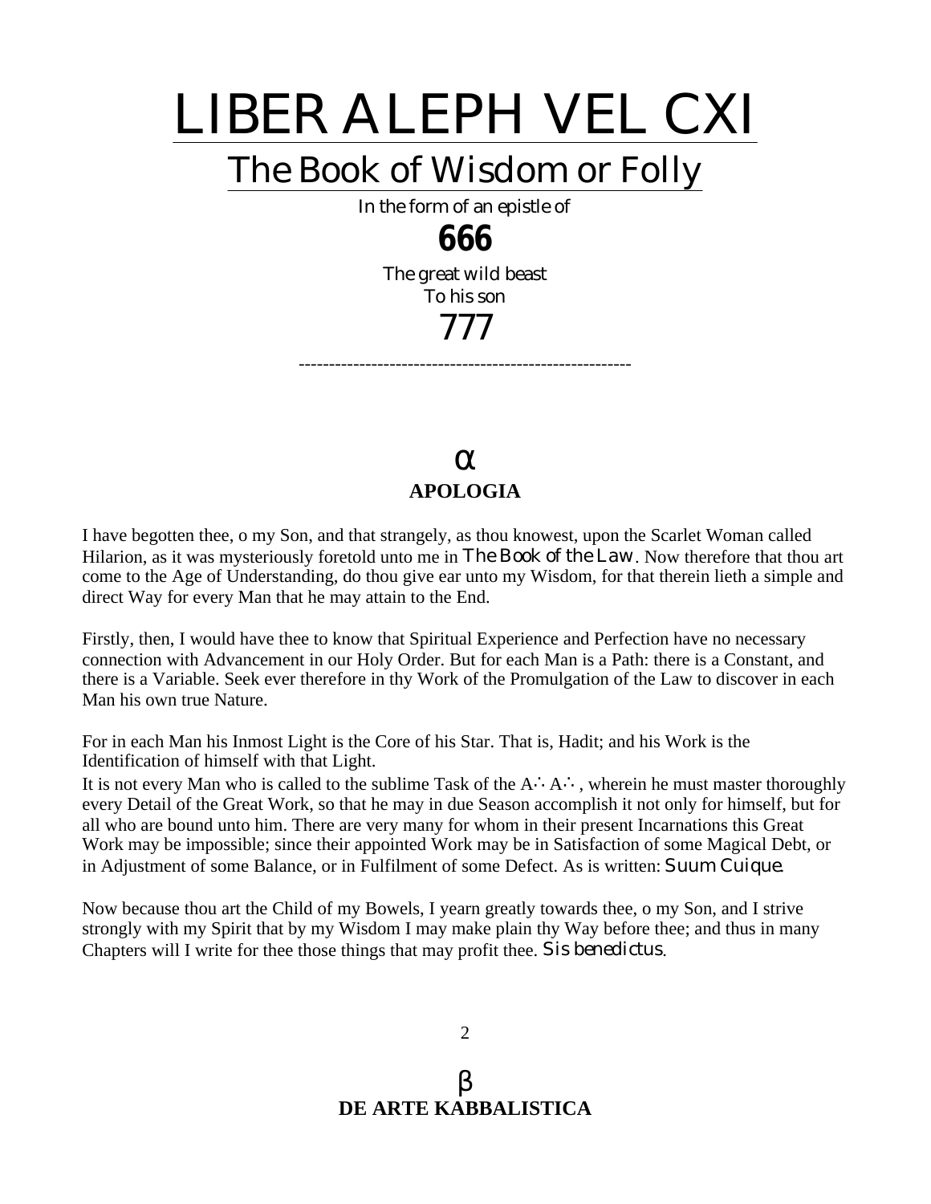# LIBER ALEPH VEL CXI

## The Book of Wisdom or Folly

In the form of an epistle of

**666**

The great wild beast
To his son

777

------------------------------------------------------

## α
### APOLOGIA

I have begotten thee, o my Son, and that strangely, as thou knowest, upon the Scarlet Woman called Hilarion, as it was mysteriously foretold unto me in *The Book of the Law*. Now therefore that thou art come to the Age of Understanding, do thou give ear unto my Wisdom, for that therein lieth a simple and direct Way for every Man that he may attain to the End.

Firstly, then, I would have thee to know that Spiritual Experience and Perfection have no necessary connection with Advancement in our Holy Order. But for each Man is a Path: there is a Constant, and there is a Variable. Seek ever therefore in thy Work of the Promulgation of the Law to discover in each Man his own true Nature.

For in each Man his Inmost Light is the Core of his Star. That is, Hadit; and his Work is the Identification of himself with that Light.

It is not every Man who is called to the sublime Task of the A∴ A∴ , wherein he must master thoroughly every Detail of the Great Work, so that he may in due Season accomplish it not only for himself, but for all who are bound unto him. There are very many for whom in their present Incarnations this Great Work may be impossible; since their appointed Work may be in Satisfaction of some Magical Debt, or in Adjustment of some Balance, or in Fulfilment of some Defect. As is written: *Suum Cuique*.

Now because thou art the Child of my Bowels, I yearn greatly towards thee, o my Son, and I strive strongly with my Spirit that by my Wisdom I may make plain thy Way before thee; and thus in many Chapters will I write for thee those things that may profit thee. *Sis benedictus*.

## β
### DE ARTE KABBALISTICA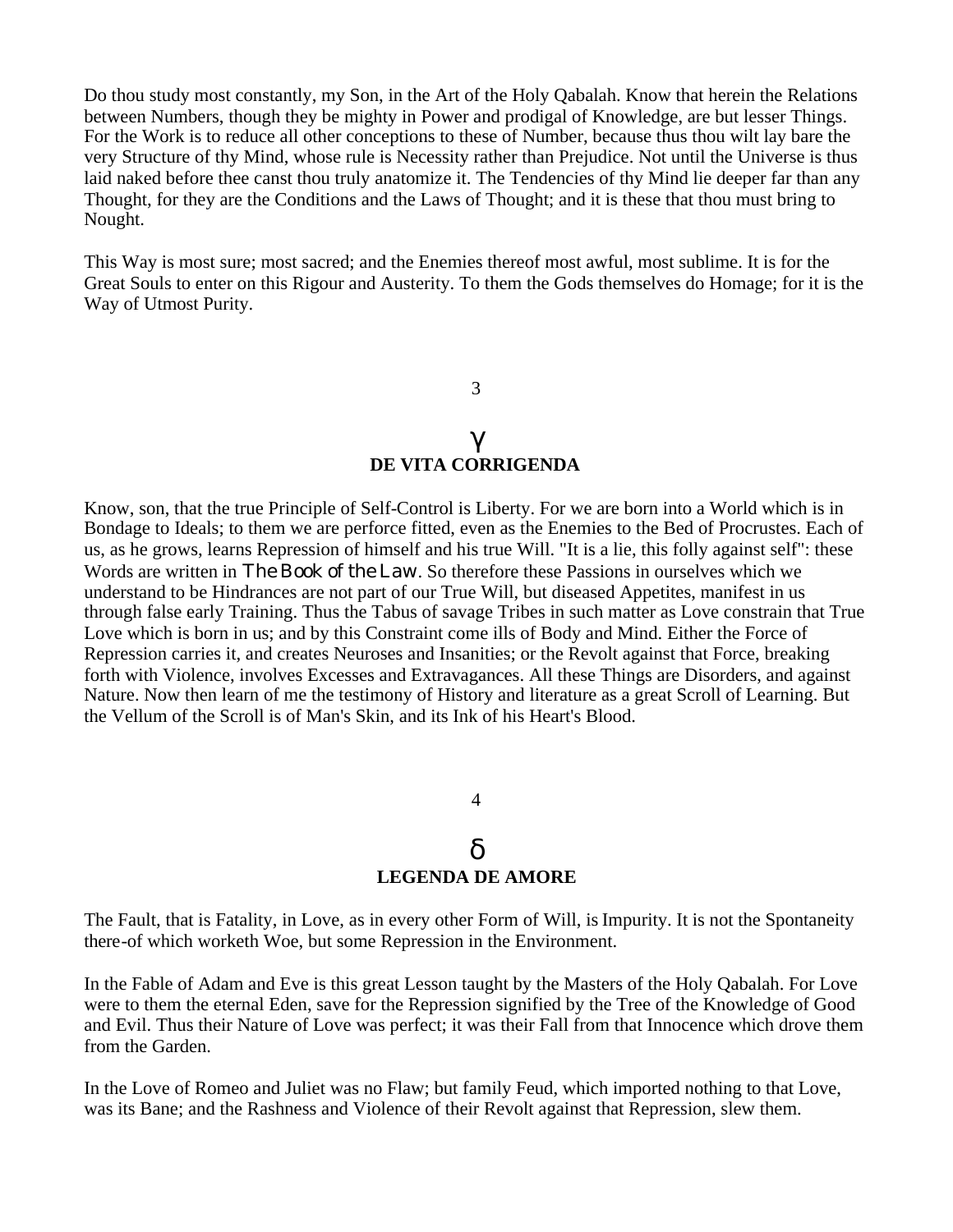Do thou study most constantly, my Son, in the Art of the Holy Qabalah. Know that herein the Relations between Numbers, though they be mighty in Power and prodigal of Knowledge, are but lesser Things. For the Work is to reduce all other conceptions to these of Number, because thus thou wilt lay bare the very Structure of thy Mind, whose rule is Necessity rather than Prejudice. Not until the Universe is thus laid naked before thee canst thou truly anatomize it. The Tendencies of thy Mind lie deeper far than any Thought, for they are the Conditions and the Laws of Thought; and it is these that thou must bring to Nought.

This Way is most sure; most sacred; and the Enemies thereof most awful, most sublime. It is for the Great Souls to enter on this Rigour and Austerity. To them the Gods themselves do Homage; for it is the Way of Utmost Purity.

## 3

## γ
## DE VITA CORRIGENDA

Know, son, that the true Principle of Self-Control is Liberty. For we are born into a World which is in Bondage to Ideals; to them we are perforce fitted, even as the Enemies to the Bed of Procrustes. Each of us, as he grows, learns Repression of himself and his true Will. "It is a lie, this folly against self": these Words are written in *The Book of the Law*. So therefore these Passions in ourselves which we understand to be Hindrances are not part of our True Will, but diseased Appetites, manifest in us through false early Training. Thus the Tabus of savage Tribes in such matter as Love constrain that True Love which is born in us; and by this Constraint come ills of Body and Mind. Either the Force of Repression carries it, and creates Neuroses and Insanities; or the Revolt against that Force, breaking forth with Violence, involves Excesses and Extravagances. All these Things are Disorders, and against Nature. Now then learn of me the testimony of History and literature as a great Scroll of Learning. But the Vellum of the Scroll is of Man's Skin, and its Ink of his Heart's Blood.

## 4

## δ
## LEGENDA DE AMORE

The Fault, that is Fatality, in Love, as in every other Form of Will, is Impurity. It is not the Spontaneity there-of which worketh Woe, but some Repression in the Environment.

In the Fable of Adam and Eve is this great Lesson taught by the Masters of the Holy Qabalah. For Love were to them the eternal Eden, save for the Repression signified by the Tree of the Knowledge of Good and Evil. Thus their Nature of Love was perfect; it was their Fall from that Innocence which drove them from the Garden.

In the Love of Romeo and Juliet was no Flaw; but family Feud, which imported nothing to that Love, was its Bane; and the Rashness and Violence of their Revolt against that Repression, slew them.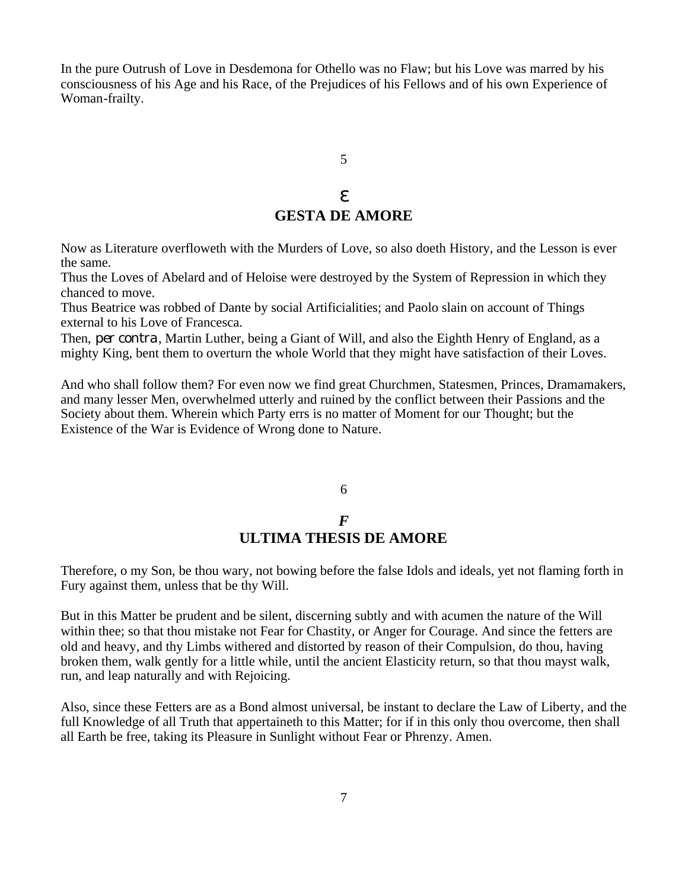In the pure Outrush of Love in Desdemona for Othello was no Flaw; but his Love was marred by his consciousness of his Age and his Race, of the Prejudices of his Fellows and of his own Experience of Woman-frailty.

## Ε
## GESTA DE AMORE

Now as Literature overfloweth with the Murders of Love, so also doeth History, and the Lesson is ever the same.
Thus the Loves of Abelard and of Heloise were destroyed by the System of Repression in which they chanced to move.
Thus Beatrice was robbed of Dante by social Artificialities; and Paolo slain on account of Things external to his Love of Francesca.
Then, *per contra*, Martin Luther, being a Giant of Will, and also the Eighth Henry of England, as a mighty King, bent them to overturn the whole World that they might have satisfaction of their Loves.

And who shall follow them? For even now we find great Churchmen, Statesmen, Princes, Dramamakers, and many lesser Men, overwhelmed utterly and ruined by the conflict between their Passions and the Society about them. Wherein which Party errs is no matter of Moment for our Thought; but the Existence of the War is Evidence of Wrong done to Nature.

## *F*
## ULTIMA THESIS DE AMORE

Therefore, o my Son, be thou wary, not bowing before the false Idols and ideals, yet not flaming forth in Fury against them, unless that be thy Will.

But in this Matter be prudent and be silent, discerning subtly and with acumen the nature of the Will within thee; so that thou mistake not Fear for Chastity, or Anger for Courage. And since the fetters are old and heavy, and thy Limbs withered and distorted by reason of their Compulsion, do thou, having broken them, walk gently for a little while, until the ancient Elasticity return, so that thou mayst walk, run, and leap naturally and with Rejoicing.

Also, since these Fetters are as a Bond almost universal, be instant to declare the Law of Liberty, and the full Knowledge of all Truth that appertaineth to this Matter; for if in this only thou overcome, then shall all Earth be free, taking its Pleasure in Sunlight without Fear or Phrenzy. Amen.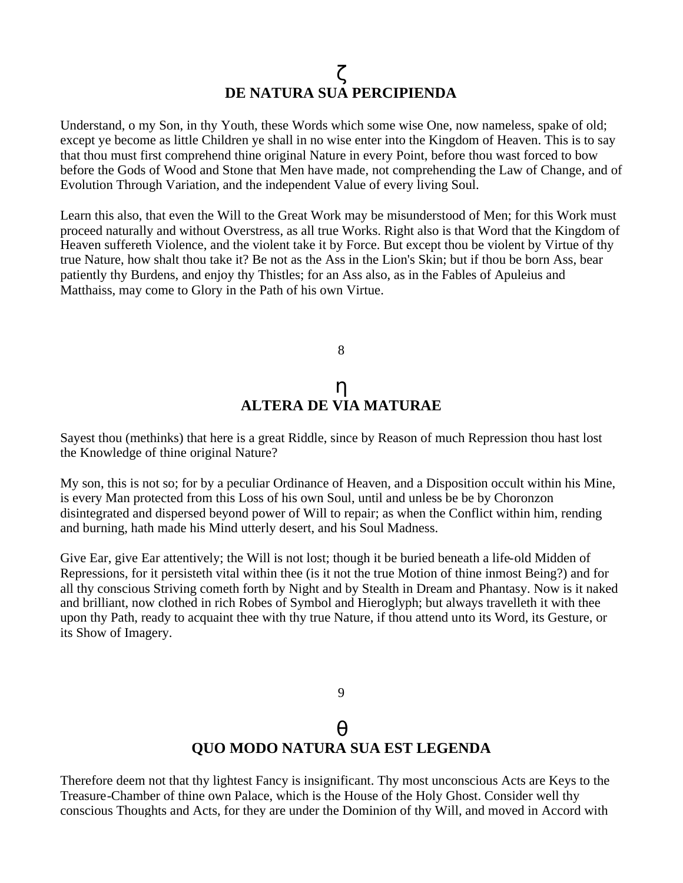## ζ
## DE NATURA SUA PERCIPIENDA

Understand, o my Son, in thy Youth, these Words which some wise One, now nameless, spake of old; except ye become as little Children ye shall in no wise enter into the Kingdom of Heaven. This is to say that thou must first comprehend thine original Nature in every Point, before thou wast forced to bow before the Gods of Wood and Stone that Men have made, not comprehending the Law of Change, and of Evolution Through Variation, and the independent Value of every living Soul.

Learn this also, that even the Will to the Great Work may be misunderstood of Men; for this Work must proceed naturally and without Overstress, as all true Works. Right also is that Word that the Kingdom of Heaven suffereth Violence, and the violent take it by Force. But except thou be violent by Virtue of thy true Nature, how shalt thou take it? Be not as the Ass in the Lion's Skin; but if thou be born Ass, bear patiently thy Burdens, and enjoy thy Thistles; for an Ass also, as in the Fables of Apuleius and Matthaiss, may come to Glory in the Path of his own Virtue.

## η
## ALTERA DE VIA MATURAE

Sayest thou (methinks) that here is a great Riddle, since by Reason of much Repression thou hast lost the Knowledge of thine original Nature?

My son, this is not so; for by a peculiar Ordinance of Heaven, and a Disposition occult within his Mine, is every Man protected from this Loss of his own Soul, until and unless be be by Choronzon disintegrated and dispersed beyond power of Will to repair; as when the Conflict within him, rending and burning, hath made his Mind utterly desert, and his Soul Madness.

Give Ear, give Ear attentively; the Will is not lost; though it be buried beneath a life-old Midden of Repressions, for it persisteth vital within thee (is it not the true Motion of thine inmost Being?) and for all thy conscious Striving cometh forth by Night and by Stealth in Dream and Phantasy. Now is it naked and brilliant, now clothed in rich Robes of Symbol and Hieroglyph; but always travelleth it with thee upon thy Path, ready to acquaint thee with thy true Nature, if thou attend unto its Word, its Gesture, or its Show of Imagery.

## θ
## QUO MODO NATURA SUA EST LEGENDA

Therefore deem not that thy lightest Fancy is insignificant. Thy most unconscious Acts are Keys to the Treasure-Chamber of thine own Palace, which is the House of the Holy Ghost. Consider well thy conscious Thoughts and Acts, for they are under the Dominion of thy Will, and moved in Accord with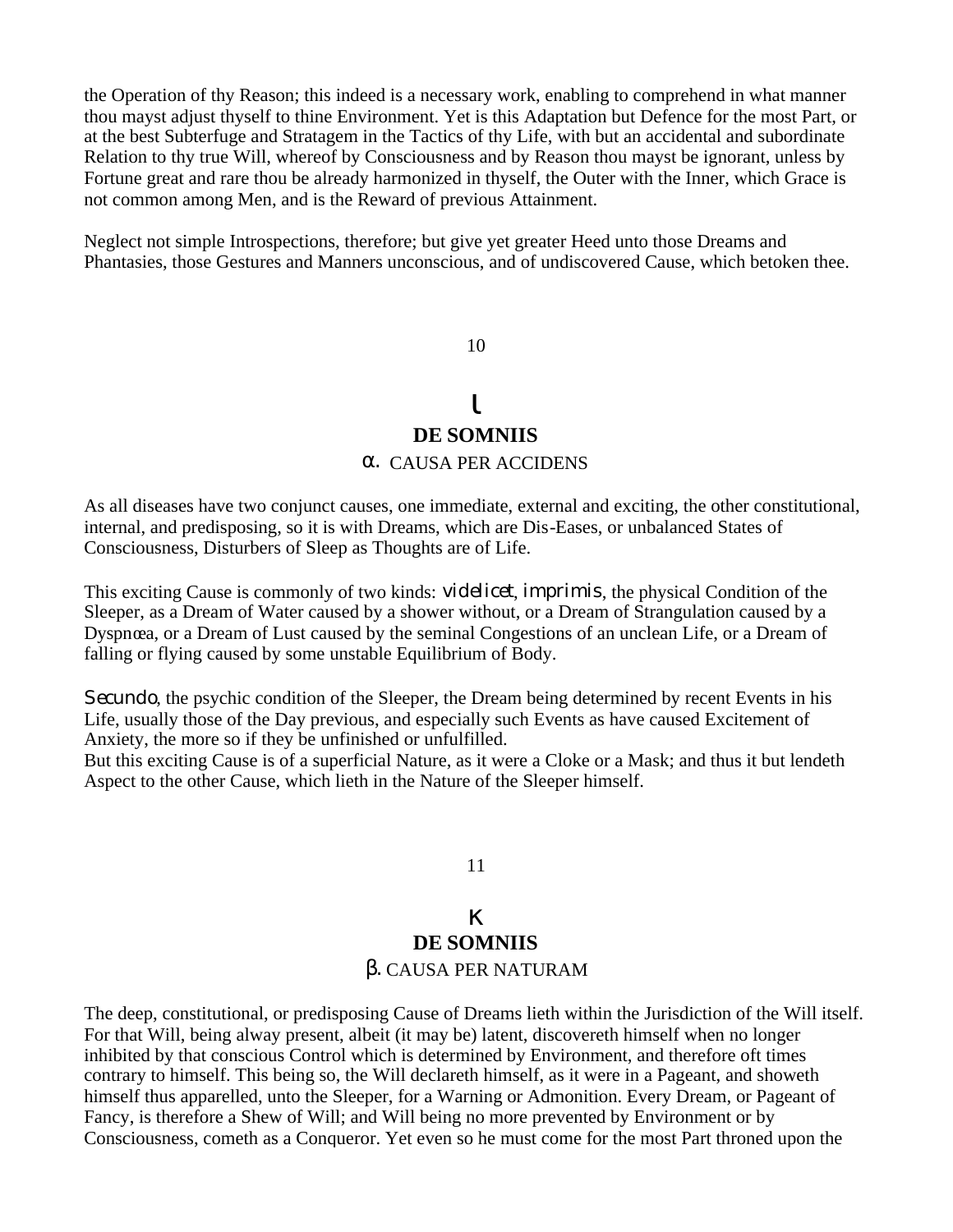the Operation of thy Reason; this indeed is a necessary work, enabling to comprehend in what manner thou mayst adjust thyself to thine Environment. Yet is this Adaptation but Defence for the most Part, or at the best Subterfuge and Stratagem in the Tactics of thy Life, with but an accidental and subordinate Relation to thy true Will, whereof by Consciousness and by Reason thou mayst be ignorant, unless by Fortune great and rare thou be already harmonized in thyself, the Outer with the Inner, which Grace is not common among Men, and is the Reward of previous Attainment.

Neglect not simple Introspections, therefore; but give yet greater Heed unto those Dreams and Phantasies, those Gestures and Manners unconscious, and of undiscovered Cause, which betoken thee.

10

## ι
## DE SOMNIIS
### α. CAUSA PER ACCIDENS

As all diseases have two conjunct causes, one immediate, external and exciting, the other constitutional, internal, and predisposing, so it is with Dreams, which are Dis-Eases, or unbalanced States of Consciousness, Disturbers of Sleep as Thoughts are of Life.

This exciting Cause is commonly of two kinds: *videlicet*, *imprimis*, the physical Condition of the Sleeper, as a Dream of Water caused by a shower without, or a Dream of Strangulation caused by a Dyspnœa, or a Dream of Lust caused by the seminal Congestions of an unclean Life, or a Dream of falling or flying caused by some unstable Equilibrium of Body.

*Secundo*, the psychic condition of the Sleeper, the Dream being determined by recent Events in his Life, usually those of the Day previous, and especially such Events as have caused Excitement of Anxiety, the more so if they be unfinished or unfulfilled.
But this exciting Cause is of a superficial Nature, as it were a Cloke or a Mask; and thus it but lendeth Aspect to the other Cause, which lieth in the Nature of the Sleeper himself.

11

## κ
## DE SOMNIIS
### β. CAUSA PER NATURAM

The deep, constitutional, or predisposing Cause of Dreams lieth within the Jurisdiction of the Will itself. For that Will, being alway present, albeit (it may be) latent, discovereth himself when no longer inhibited by that conscious Control which is determined by Environment, and therefore oft times contrary to himself. This being so, the Will declareth himself, as it were in a Pageant, and showeth himself thus apparelled, unto the Sleeper, for a Warning or Admonition. Every Dream, or Pageant of Fancy, is therefore a Shew of Will; and Will being no more prevented by Environment or by Consciousness, cometh as a Conqueror. Yet even so he must come for the most Part throned upon the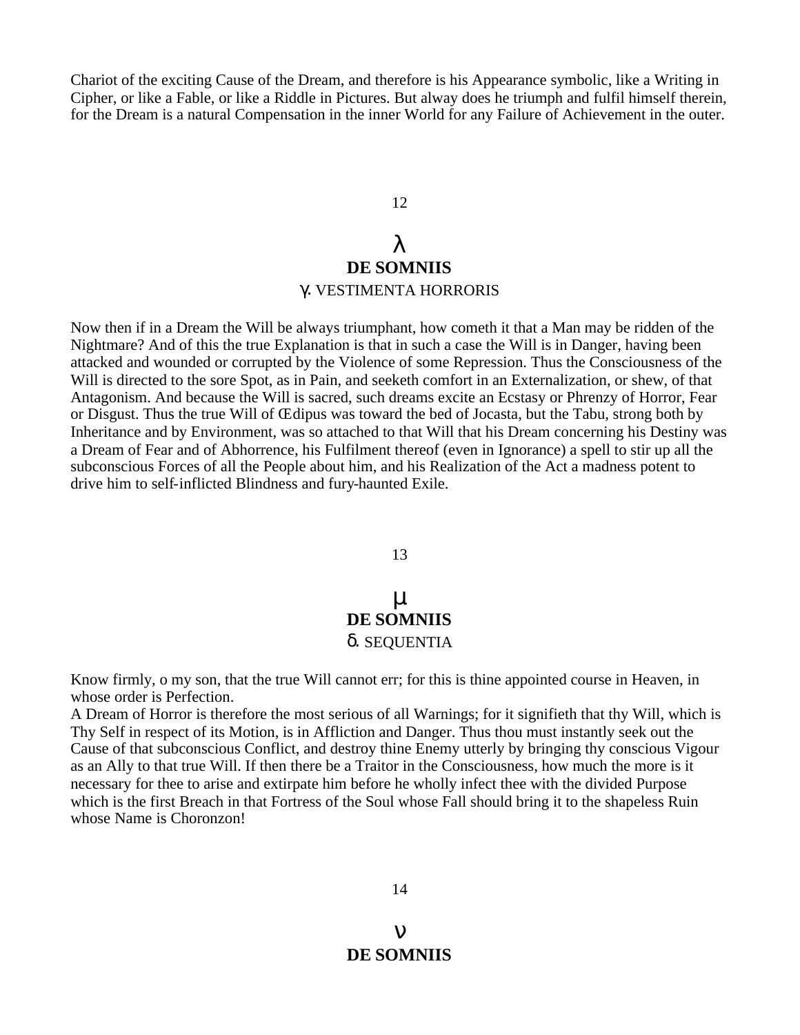Chariot of the exciting Cause of the Dream, and therefore is his Appearance symbolic, like a Writing in Cipher, or like a Fable, or like a Riddle in Pictures. But alway does he triumph and fulfil himself therein, for the Dream is a natural Compensation in the inner World for any Failure of Achievement in the outer.

12

## λ
## DE SOMNIIS
### γ. VESTIMENTA HORRORIS

Now then if in a Dream the Will be always triumphant, how cometh it that a Man may be ridden of the Nightmare? And of this the true Explanation is that in such a case the Will is in Danger, having been attacked and wounded or corrupted by the Violence of some Repression. Thus the Consciousness of the Will is directed to the sore Spot, as in Pain, and seeketh comfort in an Externalization, or shew, of that Antagonism. And because the Will is sacred, such dreams excite an Ecstasy or Phrenzy of Horror, Fear or Disgust. Thus the true Will of Œdipus was toward the bed of Jocasta, but the Tabu, strong both by Inheritance and by Environment, was so attached to that Will that his Dream concerning his Destiny was a Dream of Fear and of Abhorrence, his Fulfilment thereof (even in Ignorance) a spell to stir up all the subconscious Forces of all the People about him, and his Realization of the Act a madness potent to drive him to self-inflicted Blindness and fury-haunted Exile.

13

## μ
## DE SOMNIIS
### δ. SEQUENTIA

Know firmly, o my son, that the true Will cannot err; for this is thine appointed course in Heaven, in whose order is Perfection.

A Dream of Horror is therefore the most serious of all Warnings; for it signifieth that thy Will, which is Thy Self in respect of its Motion, is in Affliction and Danger. Thus thou must instantly seek out the Cause of that subconscious Conflict, and destroy thine Enemy utterly by bringing thy conscious Vigour as an Ally to that true Will. If then there be a Traitor in the Consciousness, how much the more is it necessary for thee to arise and extirpate him before he wholly infect thee with the divided Purpose which is the first Breach in that Fortress of the Soul whose Fall should bring it to the shapeless Ruin whose Name is Choronzon!

14

## ν
## DE SOMNIIS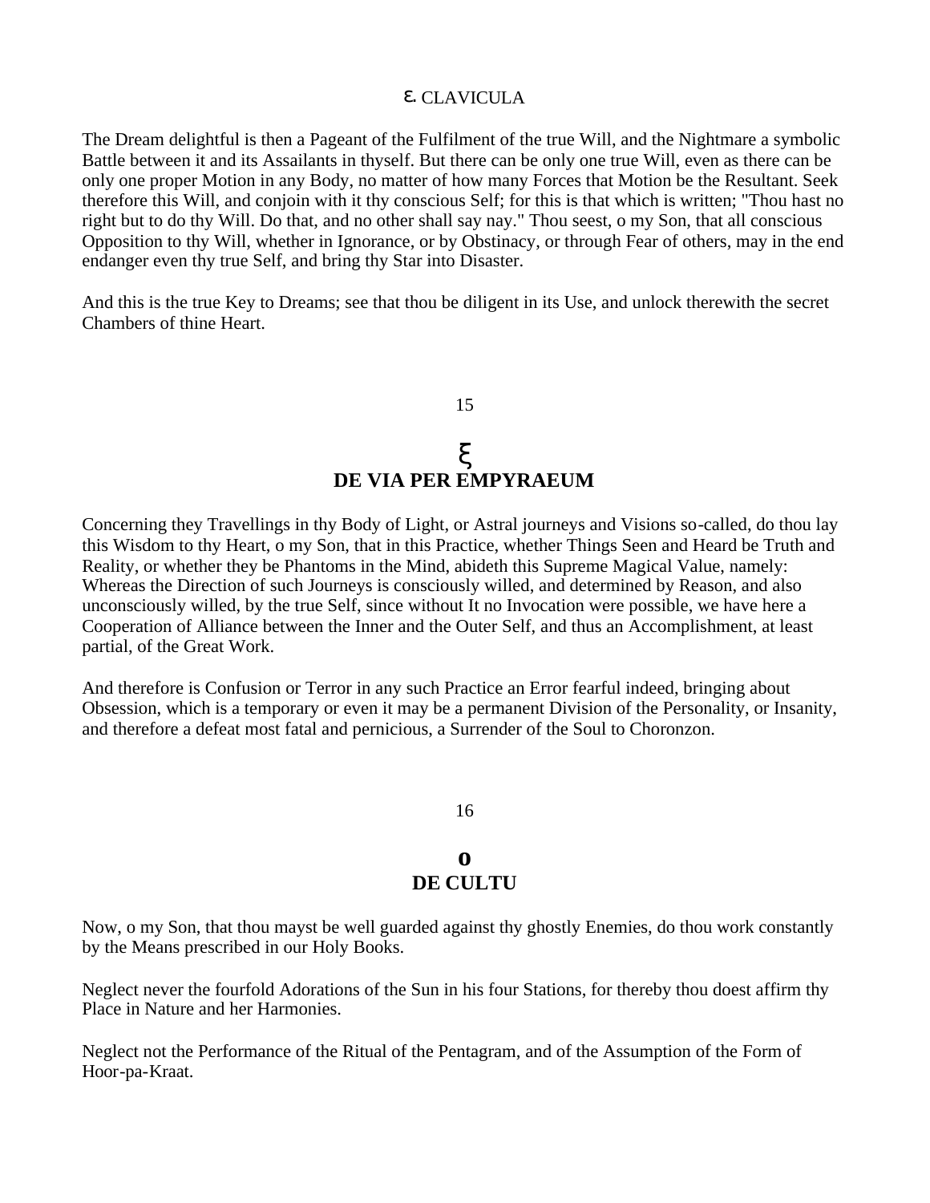ε. CLAVICULA

The Dream delightful is then a Pageant of the Fulfilment of the true Will, and the Nightmare a symbolic Battle between it and its Assailants in thyself. But there can be only one true Will, even as there can be only one proper Motion in any Body, no matter of how many Forces that Motion be the Resultant. Seek therefore this Will, and conjoin with it thy conscious Self; for this is that which is written; "Thou hast no right but to do thy Will. Do that, and no other shall say nay." Thou seest, o my Son, that all conscious Opposition to thy Will, whether in Ignorance, or by Obstinacy, or through Fear of others, may in the end endanger even thy true Self, and bring thy Star into Disaster.

And this is the true Key to Dreams; see that thou be diligent in its Use, and unlock therewith the secret Chambers of thine Heart.

15

## ξ
## DE VIA PER EMPYRAEUM

Concerning they Travellings in thy Body of Light, or Astral journeys and Visions so-called, do thou lay this Wisdom to thy Heart, o my Son, that in this Practice, whether Things Seen and Heard be Truth and Reality, or whether they be Phantoms in the Mind, abideth this Supreme Magical Value, namely: Whereas the Direction of such Journeys is consciously willed, and determined by Reason, and also unconsciously willed, by the true Self, since without It no Invocation were possible, we have here a Cooperation of Alliance between the Inner and the Outer Self, and thus an Accomplishment, at least partial, of the Great Work.

And therefore is Confusion or Terror in any such Practice an Error fearful indeed, bringing about Obsession, which is a temporary or even it may be a permanent Division of the Personality, or Insanity, and therefore a defeat most fatal and pernicious, a Surrender of the Soul to Choronzon.

16

## o
## DE CULTU

Now, o my Son, that thou mayst be well guarded against thy ghostly Enemies, do thou work constantly by the Means prescribed in our Holy Books.

Neglect never the fourfold Adorations of the Sun in his four Stations, for thereby thou doest affirm thy Place in Nature and her Harmonies.

Neglect not the Performance of the Ritual of the Pentagram, and of the Assumption of the Form of Hoor-pa-Kraat.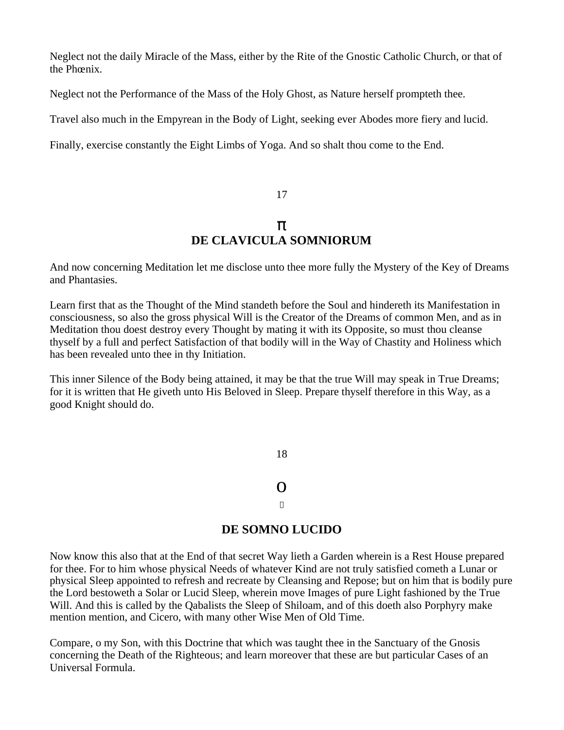Neglect not the daily Miracle of the Mass, either by the Rite of the Gnostic Catholic Church, or that of the Phœnix.

Neglect not the Performance of the Mass of the Holy Ghost, as Nature herself prompteth thee.

Travel also much in the Empyrean in the Body of Light, seeking ever Abodes more fiery and lucid.

Finally, exercise constantly the Eight Limbs of Yoga. And so shalt thou come to the End.

17

π

## DE CLAVICULA SOMNIORUM

And now concerning Meditation let me disclose unto thee more fully the Mystery of the Key of Dreams and Phantasies.

Learn first that as the Thought of the Mind standeth before the Soul and hindereth its Manifestation in consciousness, so also the gross physical Will is the Creator of the Dreams of common Men, and as in Meditation thou doest destroy every Thought by mating it with its Opposite, so must thou cleanse thyself by a full and perfect Satisfaction of that bodily will in the Way of Chastity and Holiness which has been revealed unto thee in thy Initiation.

This inner Silence of the Body being attained, it may be that the true Will may speak in True Dreams; for it is written that He giveth unto His Beloved in Sleep. Prepare thyself therefore in this Way, as a good Knight should do.

18

ο

## DE SOMNO LUCIDO

Now know this also that at the End of that secret Way lieth a Garden wherein is a Rest House prepared for thee. For to him whose physical Needs of whatever Kind are not truly satisfied cometh a Lunar or physical Sleep appointed to refresh and recreate by Cleansing and Repose; but on him that is bodily pure the Lord bestoweth a Solar or Lucid Sleep, wherein move Images of pure Light fashioned by the True Will. And this is called by the Qabalists the Sleep of Shiloam, and of this doeth also Porphyry make mention mention, and Cicero, with many other Wise Men of Old Time.

Compare, o my Son, with this Doctrine that which was taught thee in the Sanctuary of the Gnosis concerning the Death of the Righteous; and learn moreover that these are but particular Cases of an Universal Formula.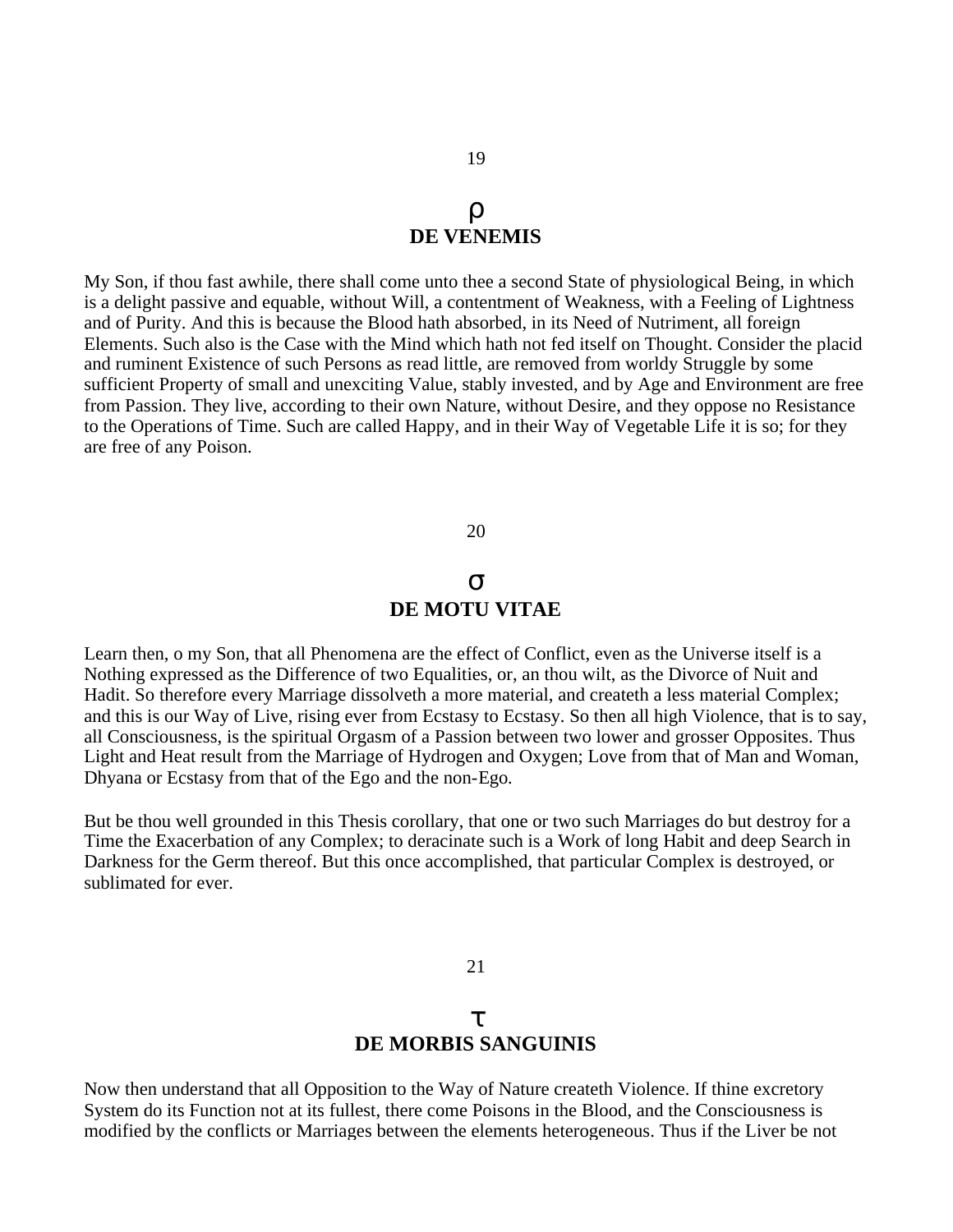## 19

## ρ

## DE VENEMIS

My Son, if thou fast awhile, there shall come unto thee a second State of physiological Being, in which is a delight passive and equable, without Will, a contentment of Weakness, with a Feeling of Lightness and of Purity. And this is because the Blood hath absorbed, in its Need of Nutriment, all foreign Elements. Such also is the Case with the Mind which hath not fed itself on Thought. Consider the placid and ruminent Existence of such Persons as read little, are removed from worldy Struggle by some sufficient Property of small and unexciting Value, stably invested, and by Age and Environment are free from Passion. They live, according to their own Nature, without Desire, and they oppose no Resistance to the Operations of Time. Such are called Happy, and in their Way of Vegetable Life it is so; for they are free of any Poison.

## 20

## σ

## DE MOTU VITAE

Learn then, o my Son, that all Phenomena are the effect of Conflict, even as the Universe itself is a Nothing expressed as the Difference of two Equalities, or, an thou wilt, as the Divorce of Nuit and Hadit. So therefore every Marriage dissolveth a more material, and createth a less material Complex; and this is our Way of Live, rising ever from Ecstasy to Ecstasy. So then all high Violence, that is to say, all Consciousness, is the spiritual Orgasm of a Passion between two lower and grosser Opposites. Thus Light and Heat result from the Marriage of Hydrogen and Oxygen; Love from that of Man and Woman, Dhyana or Ecstasy from that of the Ego and the non-Ego.

But be thou well grounded in this Thesis corollary, that one or two such Marriages do but destroy for a Time the Exacerbation of any Complex; to deracinate such is a Work of long Habit and deep Search in Darkness for the Germ thereof. But this once accomplished, that particular Complex is destroyed, or sublimated for ever.

## 21

## τ

## DE MORBIS SANGUINIS

Now then understand that all Opposition to the Way of Nature createth Violence. If thine excretory System do its Function not at its fullest, there come Poisons in the Blood, and the Consciousness is modified by the conflicts or Marriages between the elements heterogeneous. Thus if the Liver be not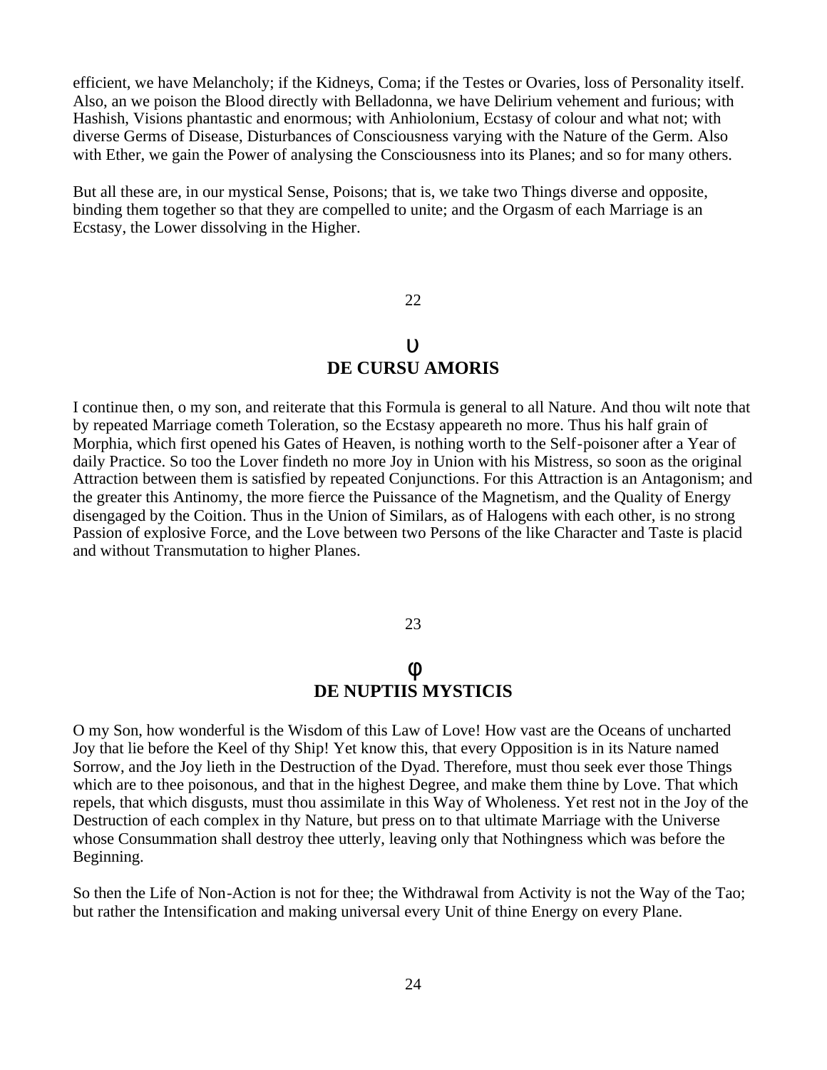efficient, we have Melancholy; if the Kidneys, Coma; if the Testes or Ovaries, loss of Personality itself. Also, an we poison the Blood directly with Belladonna, we have Delirium vehement and furious; with Hashish, Visions phantastic and enormous; with Anhiolonium, Ecstasy of colour and what not; with diverse Germs of Disease, Disturbances of Consciousness varying with the Nature of the Germ. Also with Ether, we gain the Power of analysing the Consciousness into its Planes; and so for many others.

But all these are, in our mystical Sense, Poisons; that is, we take two Things diverse and opposite, binding them together so that they are compelled to unite; and the Orgasm of each Marriage is an Ecstasy, the Lower dissolving in the Higher.

## υ
## DE CURSU AMORIS

I continue then, o my son, and reiterate that this Formula is general to all Nature. And thou wilt note that by repeated Marriage cometh Toleration, so the Ecstasy appeareth no more. Thus his half grain of Morphia, which first opened his Gates of Heaven, is nothing worth to the Self-poisoner after a Year of daily Practice. So too the Lover findeth no more Joy in Union with his Mistress, so soon as the original Attraction between them is satisfied by repeated Conjunctions. For this Attraction is an Antagonism; and the greater this Antinomy, the more fierce the Puissance of the Magnetism, and the Quality of Energy disengaged by the Coition. Thus in the Union of Similars, as of Halogens with each other, is no strong Passion of explosive Force, and the Love between two Persons of the like Character and Taste is placid and without Transmutation to higher Planes.

## φ
## DE NUPTIIS MYSTICIS

O my Son, how wonderful is the Wisdom of this Law of Love! How vast are the Oceans of uncharted Joy that lie before the Keel of thy Ship! Yet know this, that every Opposition is in its Nature named Sorrow, and the Joy lieth in the Destruction of the Dyad. Therefore, must thou seek ever those Things which are to thee poisonous, and that in the highest Degree, and make them thine by Love. That which repels, that which disgusts, must thou assimilate in this Way of Wholeness. Yet rest not in the Joy of the Destruction of each complex in thy Nature, but press on to that ultimate Marriage with the Universe whose Consummation shall destroy thee utterly, leaving only that Nothingness which was before the Beginning.

So then the Life of Non-Action is not for thee; the Withdrawal from Activity is not the Way of the Tao; but rather the Intensification and making universal every Unit of thine Energy on every Plane.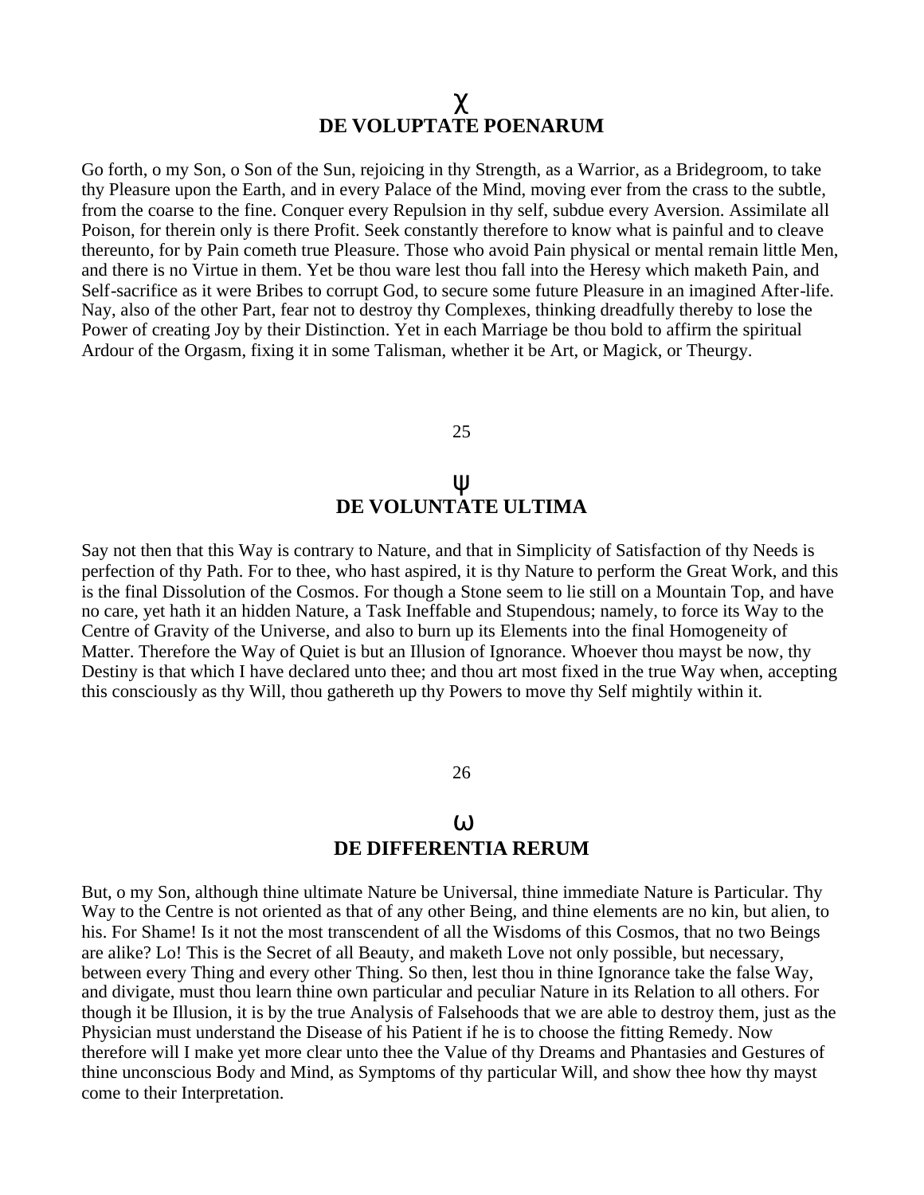## χ
## DE VOLUPTATE POENARUM

Go forth, o my Son, o Son of the Sun, rejoicing in thy Strength, as a Warrior, as a Bridegroom, to take thy Pleasure upon the Earth, and in every Palace of the Mind, moving ever from the crass to the subtle, from the coarse to the fine. Conquer every Repulsion in thy self, subdue every Aversion. Assimilate all Poison, for therein only is there Profit. Seek constantly therefore to know what is painful and to cleave thereunto, for by Pain cometh true Pleasure. Those who avoid Pain physical or mental remain little Men, and there is no Virtue in them. Yet be thou ware lest thou fall into the Heresy which maketh Pain, and Self-sacrifice as it were Bribes to corrupt God, to secure some future Pleasure in an imagined After-life. Nay, also of the other Part, fear not to destroy thy Complexes, thinking dreadfully thereby to lose the Power of creating Joy by their Distinction. Yet in each Marriage be thou bold to affirm the spiritual Ardour of the Orgasm, fixing it in some Talisman, whether it be Art, or Magick, or Theurgy.

25

## ψ
## DE VOLUNTATE ULTIMA

Say not then that this Way is contrary to Nature, and that in Simplicity of Satisfaction of thy Needs is perfection of thy Path. For to thee, who hast aspired, it is thy Nature to perform the Great Work, and this is the final Dissolution of the Cosmos. For though a Stone seem to lie still on a Mountain Top, and have no care, yet hath it an hidden Nature, a Task Ineffable and Stupendous; namely, to force its Way to the Centre of Gravity of the Universe, and also to burn up its Elements into the final Homogeneity of Matter. Therefore the Way of Quiet is but an Illusion of Ignorance. Whoever thou mayst be now, thy Destiny is that which I have declared unto thee; and thou art most fixed in the true Way when, accepting this consciously as thy Will, thou gathereth up thy Powers to move thy Self mightily within it.

26

## ω
## DE DIFFERENTIA RERUM

But, o my Son, although thine ultimate Nature be Universal, thine immediate Nature is Particular. Thy Way to the Centre is not oriented as that of any other Being, and thine elements are no kin, but alien, to his. For Shame! Is it not the most transcendent of all the Wisdoms of this Cosmos, that no two Beings are alike? Lo! This is the Secret of all Beauty, and maketh Love not only possible, but necessary, between every Thing and every other Thing. So then, lest thou in thine Ignorance take the false Way, and divigate, must thou learn thine own particular and peculiar Nature in its Relation to all others. For though it be Illusion, it is by the true Analysis of Falsehoods that we are able to destroy them, just as the Physician must understand the Disease of his Patient if he is to choose the fitting Remedy. Now therefore will I make yet more clear unto thee the Value of thy Dreams and Phantasies and Gestures of thine unconscious Body and Mind, as Symptoms of thy particular Will, and show thee how thy mayst come to their Interpretation.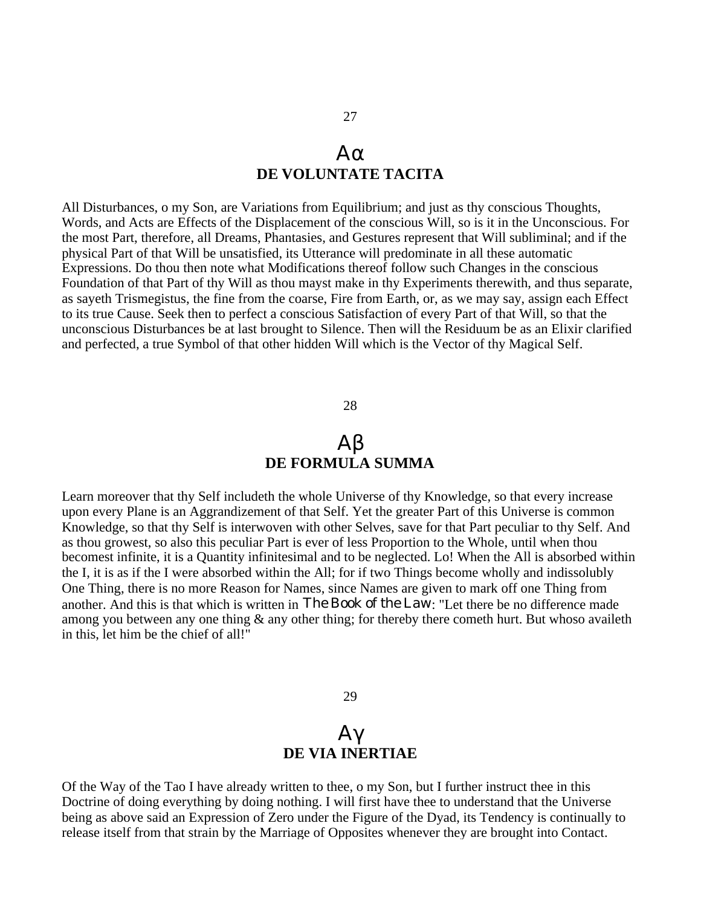27

## Αα
## DE VOLUNTATE TACITA

All Disturbances, o my Son, are Variations from Equilibrium; and just as thy conscious Thoughts, Words, and Acts are Effects of the Displacement of the conscious Will, so is it in the Unconscious. For the most Part, therefore, all Dreams, Phantasies, and Gestures represent that Will subliminal; and if the physical Part of that Will be unsatisfied, its Utterance will predominate in all these automatic Expressions. Do thou then note what Modifications thereof follow such Changes in the conscious Foundation of that Part of thy Will as thou mayst make in thy Experiments therewith, and thus separate, as sayeth Trismegistus, the fine from the coarse, Fire from Earth, or, as we may say, assign each Effect to its true Cause. Seek then to perfect a conscious Satisfaction of every Part of that Will, so that the unconscious Disturbances be at last brought to Silence. Then will the Residuum be as an Elixir clarified and perfected, a true Symbol of that other hidden Will which is the Vector of thy Magical Self.

28

## Αβ
## DE FORMULA SUMMA

Learn moreover that thy Self includeth the whole Universe of thy Knowledge, so that every increase upon every Plane is an Aggrandizement of that Self. Yet the greater Part of this Universe is common Knowledge, so that thy Self is interwoven with other Selves, save for that Part peculiar to thy Self. And as thou growest, so also this peculiar Part is ever of less Proportion to the Whole, until when thou becomest infinite, it is a Quantity infinitesimal and to be neglected. Lo! When the All is absorbed within the I, it is as if the I were absorbed within the All; for if two Things become wholly and indissolubly One Thing, there is no more Reason for Names, since Names are given to mark off one Thing from another. And this is that which is written in *The Book of the Law*: "Let there be no difference made among you between any one thing & any other thing; for thereby there cometh hurt. But whoso availeth in this, let him be the chief of all!"

29

## Αγ
## DE VIA INERTIAE

Of the Way of the Tao I have already written to thee, o my Son, but I further instruct thee in this Doctrine of doing everything by doing nothing. I will first have thee to understand that the Universe being as above said an Expression of Zero under the Figure of the Dyad, its Tendency is continually to release itself from that strain by the Marriage of Opposites whenever they are brought into Contact.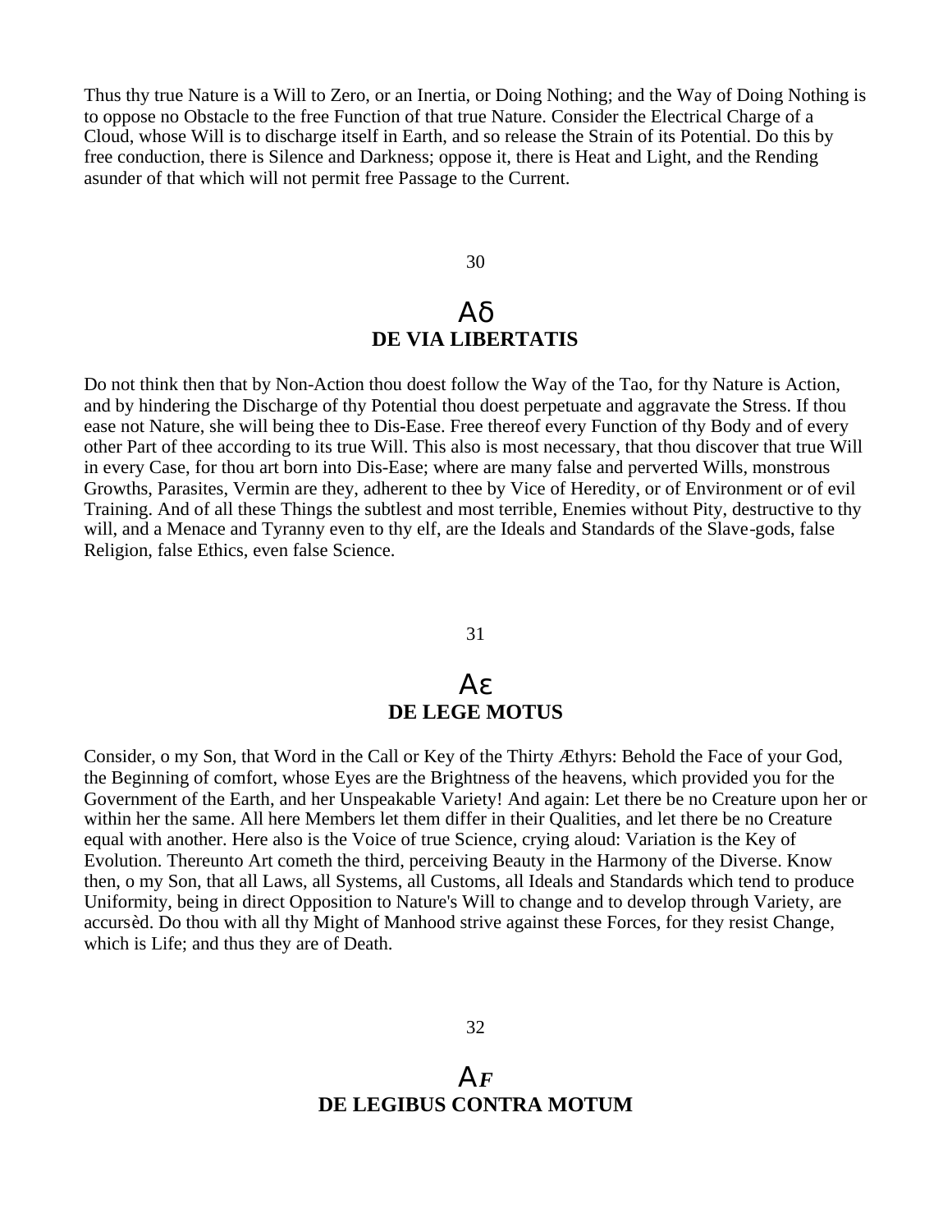Thus thy true Nature is a Will to Zero, or an Inertia, or Doing Nothing; and the Way of Doing Nothing is to oppose no Obstacle to the free Function of that true Nature. Consider the Electrical Charge of a Cloud, whose Will is to discharge itself in Earth, and so release the Strain of its Potential. Do this by free conduction, there is Silence and Darkness; oppose it, there is Heat and Light, and the Rending asunder of that which will not permit free Passage to the Current.

30

## Αδ
## DE VIA LIBERTATIS

Do not think then that by Non-Action thou doest follow the Way of the Tao, for thy Nature is Action, and by hindering the Discharge of thy Potential thou doest perpetuate and aggravate the Stress. If thou ease not Nature, she will being thee to Dis-Ease. Free thereof every Function of thy Body and of every other Part of thee according to its true Will. This also is most necessary, that thou discover that true Will in every Case, for thou art born into Dis-Ease; where are many false and perverted Wills, monstrous Growths, Parasites, Vermin are they, adherent to thee by Vice of Heredity, or of Environment or of evil Training. And of all these Things the subtlest and most terrible, Enemies without Pity, destructive to thy will, and a Menace and Tyranny even to thy elf, are the Ideals and Standards of the Slave-gods, false Religion, false Ethics, even false Science.

31

## Αε
## DE LEGE MOTUS

Consider, o my Son, that Word in the Call or Key of the Thirty Æthyrs: Behold the Face of your God, the Beginning of comfort, whose Eyes are the Brightness of the heavens, which provided you for the Government of the Earth, and her Unspeakable Variety! And again: Let there be no Creature upon her or within her the same. All here Members let them differ in their Qualities, and let there be no Creature equal with another. Here also is the Voice of true Science, crying aloud: Variation is the Key of Evolution. Thereunto Art cometh the third, perceiving Beauty in the Harmony of the Diverse. Know then, o my Son, that all Laws, all Systems, all Customs, all Ideals and Standards which tend to produce Uniformity, being in direct Opposition to Nature's Will to change and to develop through Variety, are accursèd. Do thou with all thy Might of Manhood strive against these Forces, for they resist Change, which is Life; and thus they are of Death.

32

## Α*F*
## DE LEGIBUS CONTRA MOTUM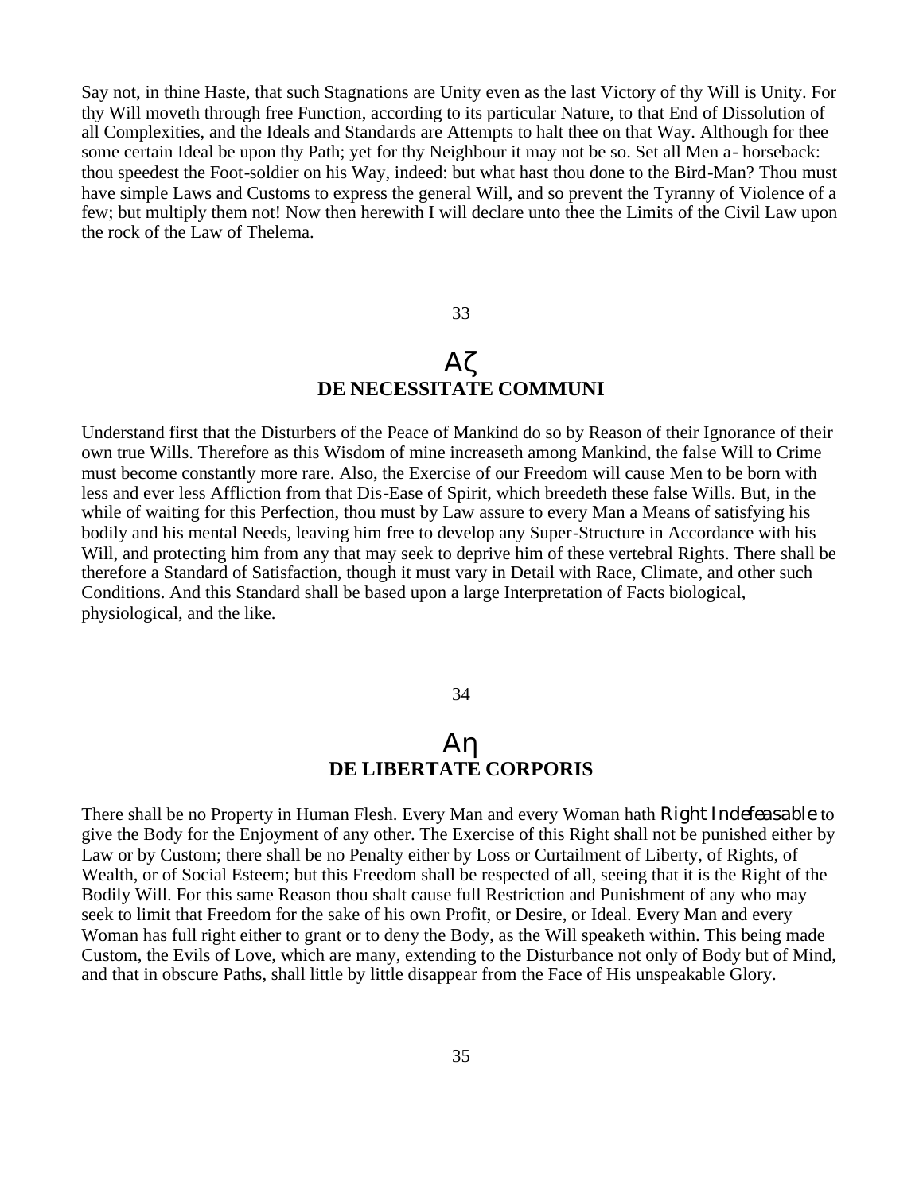Say not, in thine Haste, that such Stagnations are Unity even as the last Victory of thy Will is Unity. For thy Will moveth through free Function, according to its particular Nature, to that End of Dissolution of all Complexities, and the Ideals and Standards are Attempts to halt thee on that Way. Although for thee some certain Ideal be upon thy Path; yet for thy Neighbour it may not be so. Set all Men a- horseback: thou speedest the Foot-soldier on his Way, indeed: but what hast thou done to the Bird-Man? Thou must have simple Laws and Customs to express the general Will, and so prevent the Tyranny of Violence of a few; but multiply them not! Now then herewith I will declare unto thee the Limits of the Civil Law upon the rock of the Law of Thelema.

## Αζ
## DE NECESSITATE COMMUNI

Understand first that the Disturbers of the Peace of Mankind do so by Reason of their Ignorance of their own true Wills. Therefore as this Wisdom of mine increaseth among Mankind, the false Will to Crime must become constantly more rare. Also, the Exercise of our Freedom will cause Men to be born with less and ever less Affliction from that Dis-Ease of Spirit, which breedeth these false Wills. But, in the while of waiting for this Perfection, thou must by Law assure to every Man a Means of satisfying his bodily and his mental Needs, leaving him free to develop any Super-Structure in Accordance with his Will, and protecting him from any that may seek to deprive him of these vertebral Rights. There shall be therefore a Standard of Satisfaction, though it must vary in Detail with Race, Climate, and other such Conditions. And this Standard shall be based upon a large Interpretation of Facts biological, physiological, and the like.

## Αη
## DE LIBERTATE CORPORIS

There shall be no Property in Human Flesh. Every Man and every Woman hath *Right Indefeasable* to give the Body for the Enjoyment of any other. The Exercise of this Right shall not be punished either by Law or by Custom; there shall be no Penalty either by Loss or Curtailment of Liberty, of Rights, of Wealth, or of Social Esteem; but this Freedom shall be respected of all, seeing that it is the Right of the Bodily Will. For this same Reason thou shalt cause full Restriction and Punishment of any who may seek to limit that Freedom for the sake of his own Profit, or Desire, or Ideal. Every Man and every Woman has full right either to grant or to deny the Body, as the Will speaketh within. This being made Custom, the Evils of Love, which are many, extending to the Disturbance not only of Body but of Mind, and that in obscure Paths, shall little by little disappear from the Face of His unspeakable Glory.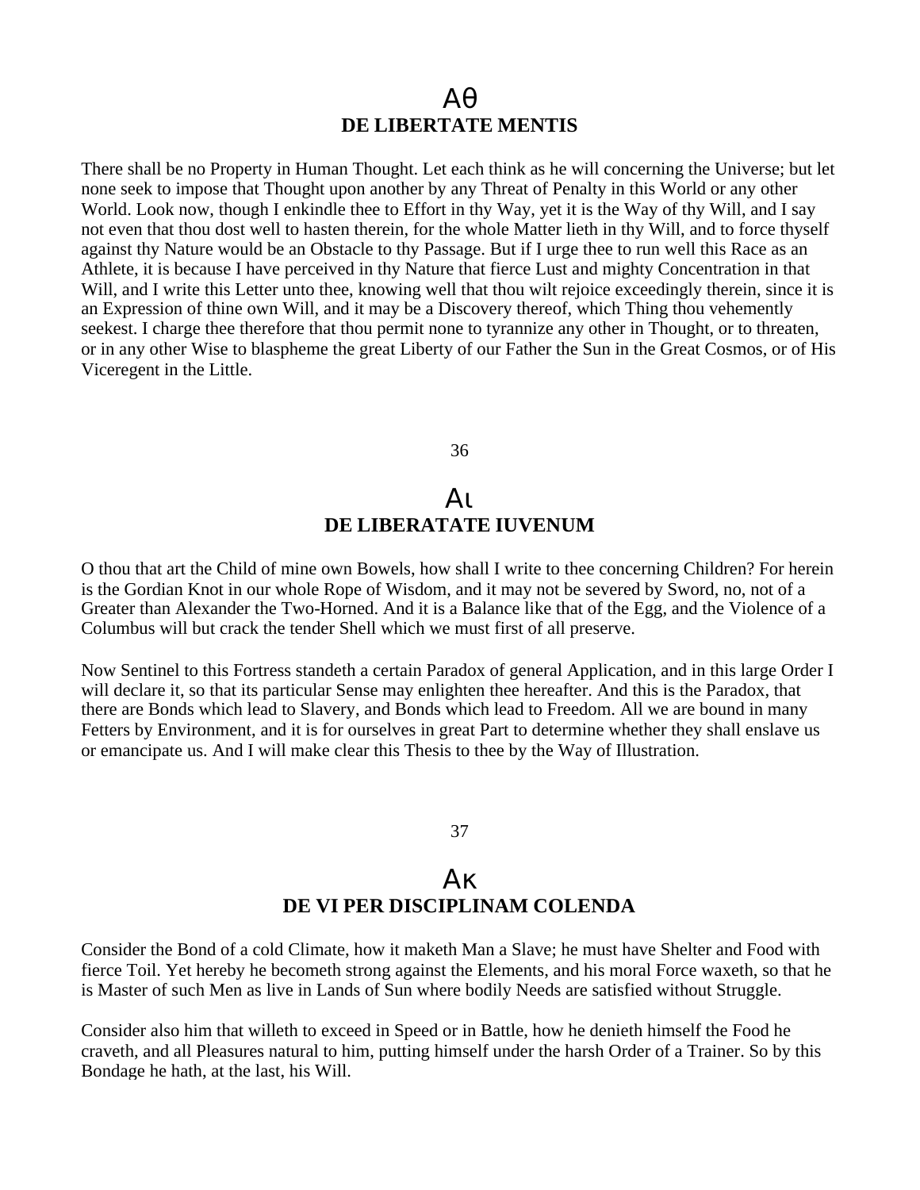## Αθ
## DE LIBERTATE MENTIS

There shall be no Property in Human Thought. Let each think as he will concerning the Universe; but let none seek to impose that Thought upon another by any Threat of Penalty in this World or any other World. Look now, though I enkindle thee to Effort in thy Way, yet it is the Way of thy Will, and I say not even that thou dost well to hasten therein, for the whole Matter lieth in thy Will, and to force thyself against thy Nature would be an Obstacle to thy Passage. But if I urge thee to run well this Race as an Athlete, it is because I have perceived in thy Nature that fierce Lust and mighty Concentration in that Will, and I write this Letter unto thee, knowing well that thou wilt rejoice exceedingly therein, since it is an Expression of thine own Will, and it may be a Discovery thereof, which Thing thou vehemently seekest. I charge thee therefore that thou permit none to tyrannize any other in Thought, or to threaten, or in any other Wise to blaspheme the great Liberty of our Father the Sun in the Great Cosmos, or of His Viceregent in the Little.

## Αι
## DE LIBERATATE IUVENUM

O thou that art the Child of mine own Bowels, how shall I write to thee concerning Children? For herein is the Gordian Knot in our whole Rope of Wisdom, and it may not be severed by Sword, no, not of a Greater than Alexander the Two-Horned. And it is a Balance like that of the Egg, and the Violence of a Columbus will but crack the tender Shell which we must first of all preserve.

Now Sentinel to this Fortress standeth a certain Paradox of general Application, and in this large Order I will declare it, so that its particular Sense may enlighten thee hereafter. And this is the Paradox, that there are Bonds which lead to Slavery, and Bonds which lead to Freedom. All we are bound in many Fetters by Environment, and it is for ourselves in great Part to determine whether they shall enslave us or emancipate us. And I will make clear this Thesis to thee by the Way of Illustration.

## Ακ
## DE VI PER DISCIPLINAM COLENDA

Consider the Bond of a cold Climate, how it maketh Man a Slave; he must have Shelter and Food with fierce Toil. Yet hereby he becometh strong against the Elements, and his moral Force waxeth, so that he is Master of such Men as live in Lands of Sun where bodily Needs are satisfied without Struggle.

Consider also him that willeth to exceed in Speed or in Battle, how he denieth himself the Food he craveth, and all Pleasures natural to him, putting himself under the harsh Order of a Trainer. So by this Bondage he hath, at the last, his Will.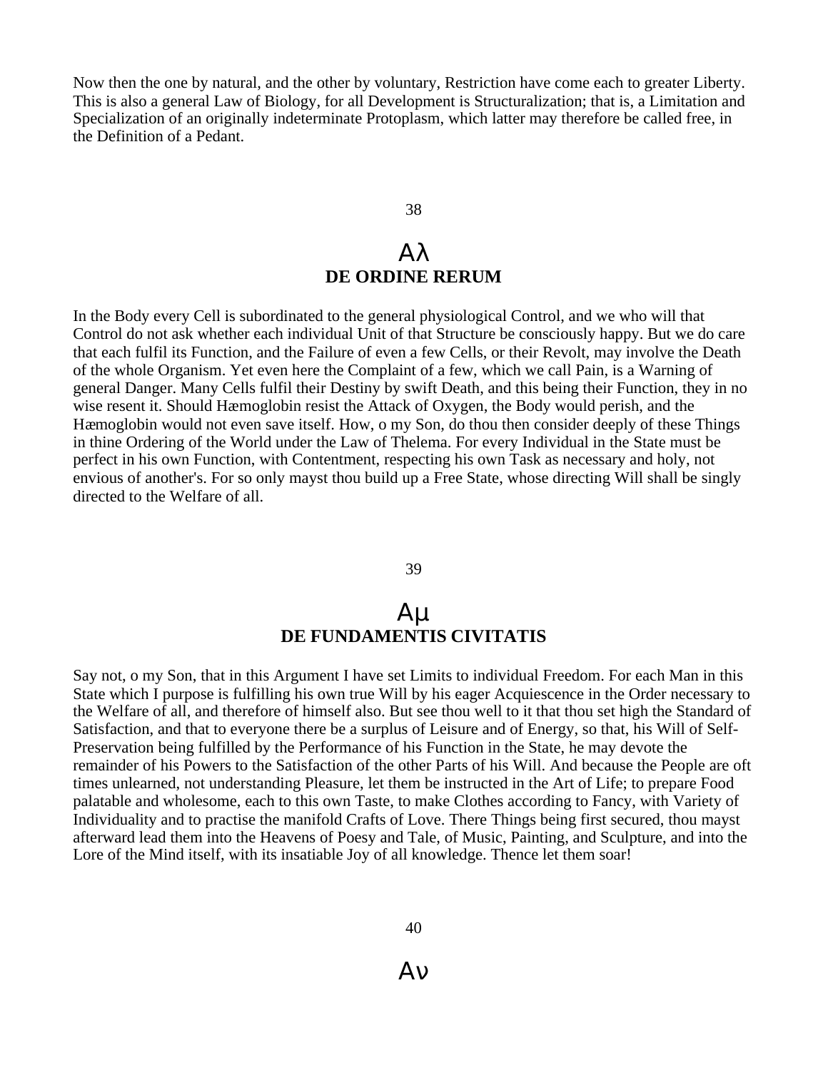Now then the one by natural, and the other by voluntary, Restriction have come each to greater Liberty. This is also a general Law of Biology, for all Development is Structuralization; that is, a Limitation and Specialization of an originally indeterminate Protoplasm, which latter may therefore be called free, in the Definition of a Pedant.

38

## Αλ
## DE ORDINE RERUM

In the Body every Cell is subordinated to the general physiological Control, and we who will that Control do not ask whether each individual Unit of that Structure be consciously happy. But we do care that each fulfil its Function, and the Failure of even a few Cells, or their Revolt, may involve the Death of the whole Organism. Yet even here the Complaint of a few, which we call Pain, is a Warning of general Danger. Many Cells fulfil their Destiny by swift Death, and this being their Function, they in no wise resent it. Should Hæmoglobin resist the Attack of Oxygen, the Body would perish, and the Hæmoglobin would not even save itself. How, o my Son, do thou then consider deeply of these Things in thine Ordering of the World under the Law of Thelema. For every Individual in the State must be perfect in his own Function, with Contentment, respecting his own Task as necessary and holy, not envious of another's. For so only mayst thou build up a Free State, whose directing Will shall be singly directed to the Welfare of all.

39

## Αμ
## DE FUNDAMENTIS CIVITATIS

Say not, o my Son, that in this Argument I have set Limits to individual Freedom. For each Man in this State which I purpose is fulfilling his own true Will by his eager Acquiescence in the Order necessary to the Welfare of all, and therefore of himself also. But see thou well to it that thou set high the Standard of Satisfaction, and that to everyone there be a surplus of Leisure and of Energy, so that, his Will of Self-Preservation being fulfilled by the Performance of his Function in the State, he may devote the remainder of his Powers to the Satisfaction of the other Parts of his Will. And because the People are oft times unlearned, not understanding Pleasure, let them be instructed in the Art of Life; to prepare Food palatable and wholesome, each to this own Taste, to make Clothes according to Fancy, with Variety of Individuality and to practise the manifold Crafts of Love. There Things being first secured, thou mayst afterward lead them into the Heavens of Poesy and Tale, of Music, Painting, and Sculpture, and into the Lore of the Mind itself, with its insatiable Joy of all knowledge. Thence let them soar!

40

## Αν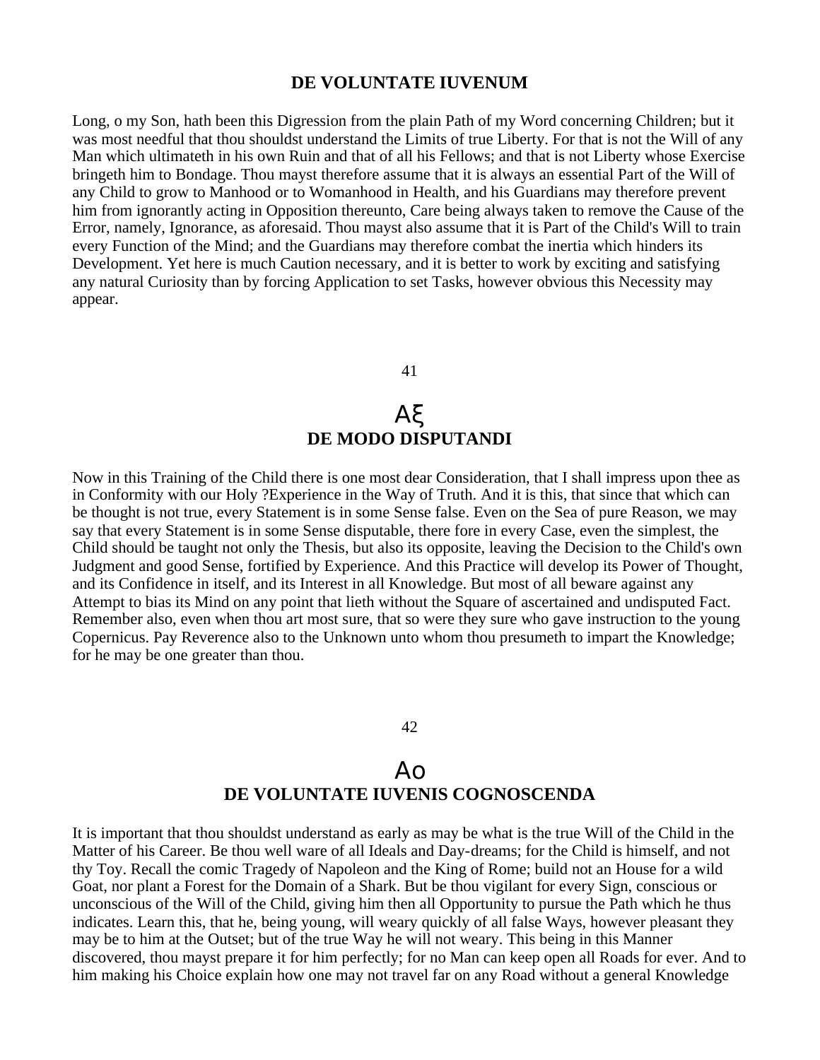## DE VOLUNTATE IUVENUM

Long, o my Son, hath been this Digression from the plain Path of my Word concerning Children; but it was most needful that thou shouldst understand the Limits of true Liberty. For that is not the Will of any Man which ultimateth in his own Ruin and that of all his Fellows; and that is not Liberty whose Exercise bringeth him to Bondage. Thou mayst therefore assume that it is always an essential Part of the Will of any Child to grow to Manhood or to Womanhood in Health, and his Guardians may therefore prevent him from ignorantly acting in Opposition thereunto, Care being always taken to remove the Cause of the Error, namely, Ignorance, as aforesaid. Thou mayst also assume that it is Part of the Child's Will to train every Function of the Mind; and the Guardians may therefore combat the inertia which hinders its Development. Yet here is much Caution necessary, and it is better to work by exciting and satisfying any natural Curiosity than by forcing Application to set Tasks, however obvious this Necessity may appear.

41

## Αξ
## DE MODO DISPUTANDI

Now in this Training of the Child there is one most dear Consideration, that I shall impress upon thee as in Conformity with our Holy ?Experience in the Way of Truth. And it is this, that since that which can be thought is not true, every Statement is in some Sense false. Even on the Sea of pure Reason, we may say that every Statement is in some Sense disputable, there fore in every Case, even the simplest, the Child should be taught not only the Thesis, but also its opposite, leaving the Decision to the Child's own Judgment and good Sense, fortified by Experience. And this Practice will develop its Power of Thought, and its Confidence in itself, and its Interest in all Knowledge. But most of all beware against any Attempt to bias its Mind on any point that lieth without the Square of ascertained and undisputed Fact. Remember also, even when thou art most sure, that so were they sure who gave instruction to the young Copernicus. Pay Reverence also to the Unknown unto whom thou presumeth to impart the Knowledge; for he may be one greater than thou.

42

## Αο
## DE VOLUNTATE IUVENIS COGNOSCENDA

It is important that thou shouldst understand as early as may be what is the true Will of the Child in the Matter of his Career. Be thou well ware of all Ideals and Day-dreams; for the Child is himself, and not thy Toy. Recall the comic Tragedy of Napoleon and the King of Rome; build not an House for a wild Goat, nor plant a Forest for the Domain of a Shark. But be thou vigilant for every Sign, conscious or unconscious of the Will of the Child, giving him then all Opportunity to pursue the Path which he thus indicates. Learn this, that he, being young, will weary quickly of all false Ways, however pleasant they may be to him at the Outset; but of the true Way he will not weary. This being in this Manner discovered, thou mayst prepare it for him perfectly; for no Man can keep open all Roads for ever. And to him making his Choice explain how one may not travel far on any Road without a general Knowledge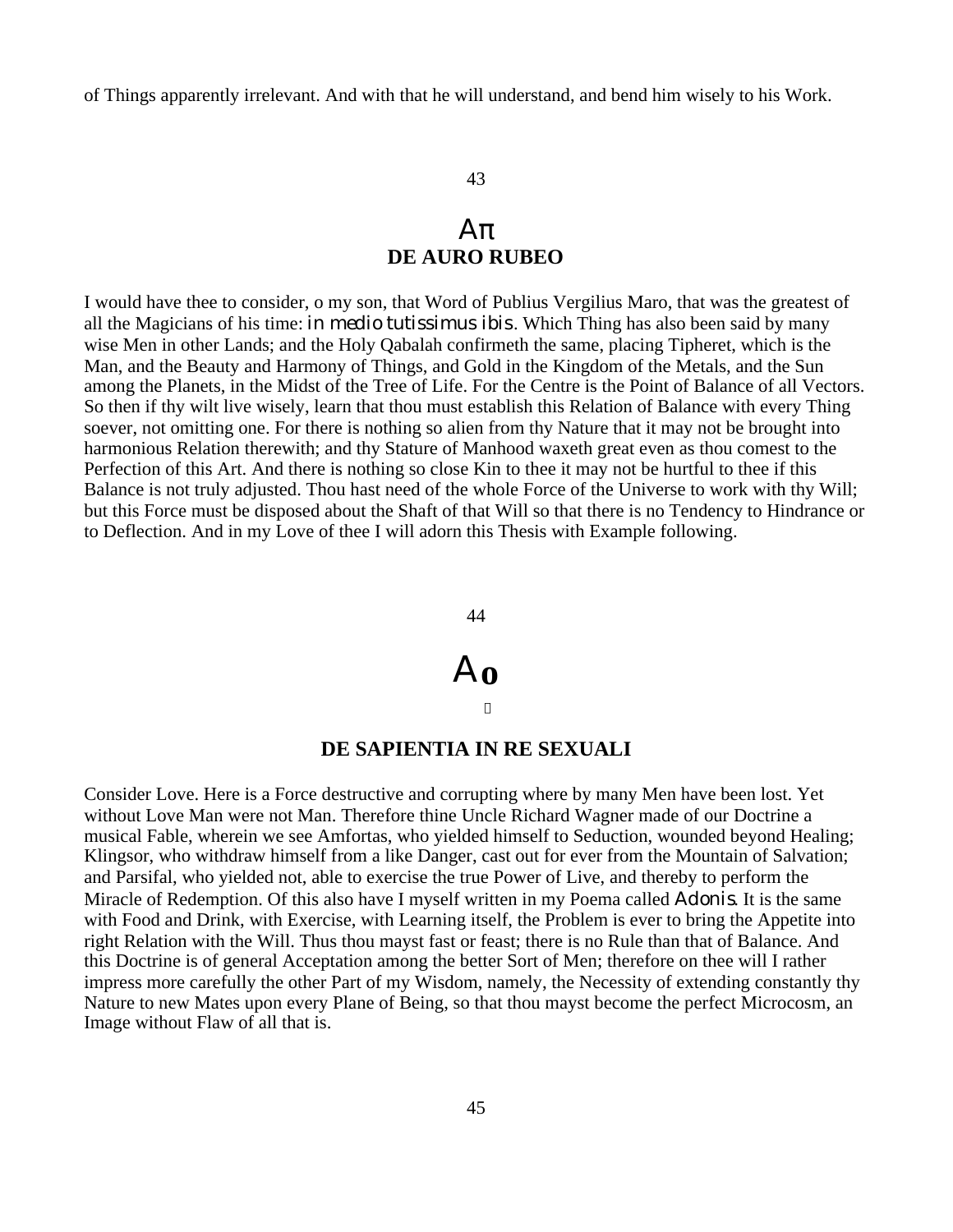of Things apparently irrelevant. And with that he will understand, and bend him wisely to his Work.

## Απ
## DE AURO RUBEO

I would have thee to consider, o my son, that Word of Publius Vergilius Maro, that was the greatest of all the Magicians of his time: *in medio tutissimus ibis*. Which Thing has also been said by many wise Men in other Lands; and the Holy Qabalah confirmeth the same, placing Tipheret, which is the Man, and the Beauty and Harmony of Things, and Gold in the Kingdom of the Metals, and the Sun among the Planets, in the Midst of the Tree of Life. For the Centre is the Point of Balance of all Vectors. So then if thy wilt live wisely, learn that thou must establish this Relation of Balance with every Thing soever, not omitting one. For there is nothing so alien from thy Nature that it may not be brought into harmonious Relation therewith; and thy Stature of Manhood waxeth great even as thou comest to the Perfection of this Art. And there is nothing so close Kin to thee it may not be hurtful to thee if this Balance is not truly adjusted. Thou hast need of the whole Force of the Universe to work with thy Will; but this Force must be disposed about the Shaft of that Will so that there is no Tendency to Hindrance or to Deflection. And in my Love of thee I will adorn this Thesis with Example following.

## Αρ

## DE SAPIENTIA IN RE SEXUALI

Consider Love. Here is a Force destructive and corrupting where by many Men have been lost. Yet without Love Man were not Man. Therefore thine Uncle Richard Wagner made of our Doctrine a musical Fable, wherein we see Amfortas, who yielded himself to Seduction, wounded beyond Healing; Klingsor, who withdraw himself from a like Danger, cast out for ever from the Mountain of Salvation; and Parsifal, who yielded not, able to exercise the true Power of Live, and thereby to perform the Miracle of Redemption. Of this also have I myself written in my Poema called *Adonis*. It is the same with Food and Drink, with Exercise, with Learning itself, the Problem is ever to bring the Appetite into right Relation with the Will. Thus thou mayst fast or feast; there is no Rule than that of Balance. And this Doctrine is of general Acceptation among the better Sort of Men; therefore on thee will I rather impress more carefully the other Part of my Wisdom, namely, the Necessity of extending constantly thy Nature to new Mates upon every Plane of Being, so that thou mayst become the perfect Microcosm, an Image without Flaw of all that is.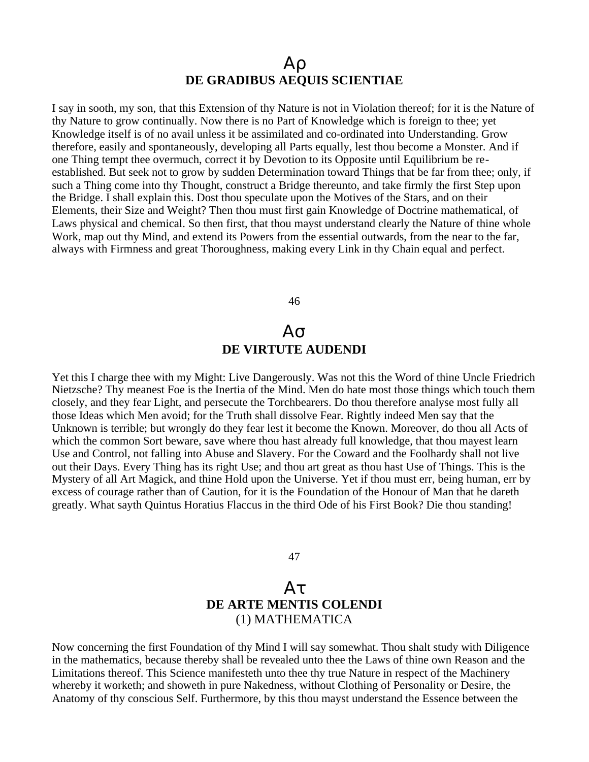## Αρ
## DE GRADIBUS AEQUIS SCIENTIAE

I say in sooth, my son, that this Extension of thy Nature is not in Violation thereof; for it is the Nature of thy Nature to grow continually. Now there is no Part of Knowledge which is foreign to thee; yet Knowledge itself is of no avail unless it be assimilated and co-ordinated into Understanding. Grow therefore, easily and spontaneously, developing all Parts equally, lest thou become a Monster. And if one Thing tempt thee overmuch, correct it by Devotion to its Opposite until Equilibrium be re-established. But seek not to grow by sudden Determination toward Things that be far from thee; only, if such a Thing come into thy Thought, construct a Bridge thereunto, and take firmly the first Step upon the Bridge. I shall explain this. Dost thou speculate upon the Motives of the Stars, and on their Elements, their Size and Weight? Then thou must first gain Knowledge of Doctrine mathematical, of Laws physical and chemical. So then first, that thou mayst understand clearly the Nature of thine whole Work, map out thy Mind, and extend its Powers from the essential outwards, from the near to the far, always with Firmness and great Thoroughness, making every Link in thy Chain equal and perfect.

46

## Ασ
## DE VIRTUTE AUDENDI

Yet this I charge thee with my Might: Live Dangerously. Was not this the Word of thine Uncle Friedrich Nietzsche? Thy meanest Foe is the Inertia of the Mind. Men do hate most those things which touch them closely, and they fear Light, and persecute the Torchbearers. Do thou therefore analyse most fully all those Ideas which Men avoid; for the Truth shall dissolve Fear. Rightly indeed Men say that the Unknown is terrible; but wrongly do they fear lest it become the Known. Moreover, do thou all Acts of which the common Sort beware, save where thou hast already full knowledge, that thou mayest learn Use and Control, not falling into Abuse and Slavery. For the Coward and the Foolhardy shall not live out their Days. Every Thing has its right Use; and thou art great as thou hast Use of Things. This is the Mystery of all Art Magick, and thine Hold upon the Universe. Yet if thou must err, being human, err by excess of courage rather than of Caution, for it is the Foundation of the Honour of Man that he dareth greatly. What sayth Quintus Horatius Flaccus in the third Ode of his First Book? Die thou standing!

47

## Ατ
## DE ARTE MENTIS COLENDI
### (1) MATHEMATICA

Now concerning the first Foundation of thy Mind I will say somewhat. Thou shalt study with Diligence in the mathematics, because thereby shall be revealed unto thee the Laws of thine own Reason and the Limitations thereof. This Science manifesteth unto thee thy true Nature in respect of the Machinery whereby it worketh; and showeth in pure Nakedness, without Clothing of Personality or Desire, the Anatomy of thy conscious Self. Furthermore, by this thou mayst understand the Essence between the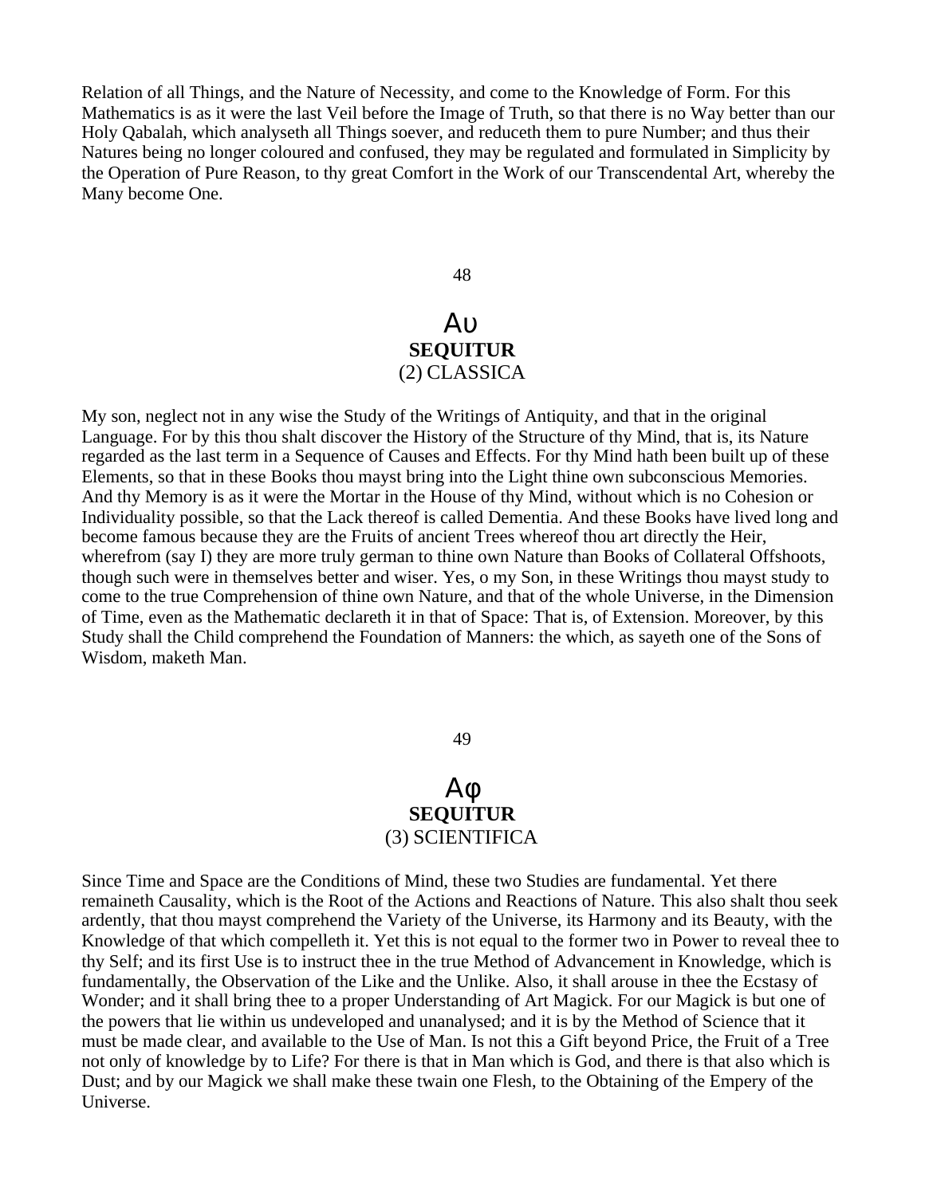Relation of all Things, and the Nature of Necessity, and come to the Knowledge of Form. For this Mathematics is as it were the last Veil before the Image of Truth, so that there is no Way better than our Holy Qabalah, which analyseth all Things soever, and reduceth them to pure Number; and thus their Natures being no longer coloured and confused, they may be regulated and formulated in Simplicity by the Operation of Pure Reason, to thy great Comfort in the Work of our Transcendental Art, whereby the Many become One.

48

## Αυ
### SEQUITUR
### (2) CLASSICA

My son, neglect not in any wise the Study of the Writings of Antiquity, and that in the original Language. For by this thou shalt discover the History of the Structure of thy Mind, that is, its Nature regarded as the last term in a Sequence of Causes and Effects. For thy Mind hath been built up of these Elements, so that in these Books thou mayst bring into the Light thine own subconscious Memories. And thy Memory is as it were the Mortar in the House of thy Mind, without which is no Cohesion or Individuality possible, so that the Lack thereof is called Dementia. And these Books have lived long and become famous because they are the Fruits of ancient Trees whereof thou art directly the Heir, wherefrom (say I) they are more truly german to thine own Nature than Books of Collateral Offshoots, though such were in themselves better and wiser. Yes, o my Son, in these Writings thou mayst study to come to the true Comprehension of thine own Nature, and that of the whole Universe, in the Dimension of Time, even as the Mathematic declareth it in that of Space: That is, of Extension. Moreover, by this Study shall the Child comprehend the Foundation of Manners: the which, as sayeth one of the Sons of Wisdom, maketh Man.

49

## Αφ
### SEQUITUR
### (3) SCIENTIFICA

Since Time and Space are the Conditions of Mind, these two Studies are fundamental. Yet there remaineth Causality, which is the Root of the Actions and Reactions of Nature. This also shalt thou seek ardently, that thou mayst comprehend the Variety of the Universe, its Harmony and its Beauty, with the Knowledge of that which compelleth it. Yet this is not equal to the former two in Power to reveal thee to thy Self; and its first Use is to instruct thee in the true Method of Advancement in Knowledge, which is fundamentally, the Observation of the Like and the Unlike. Also, it shall arouse in thee the Ecstasy of Wonder; and it shall bring thee to a proper Understanding of Art Magick. For our Magick is but one of the powers that lie within us undeveloped and unanalysed; and it is by the Method of Science that it must be made clear, and available to the Use of Man. Is not this a Gift beyond Price, the Fruit of a Tree not only of knowledge by to Life? For there is that in Man which is God, and there is that also which is Dust; and by our Magick we shall make these twain one Flesh, to the Obtaining of the Empery of the Universe.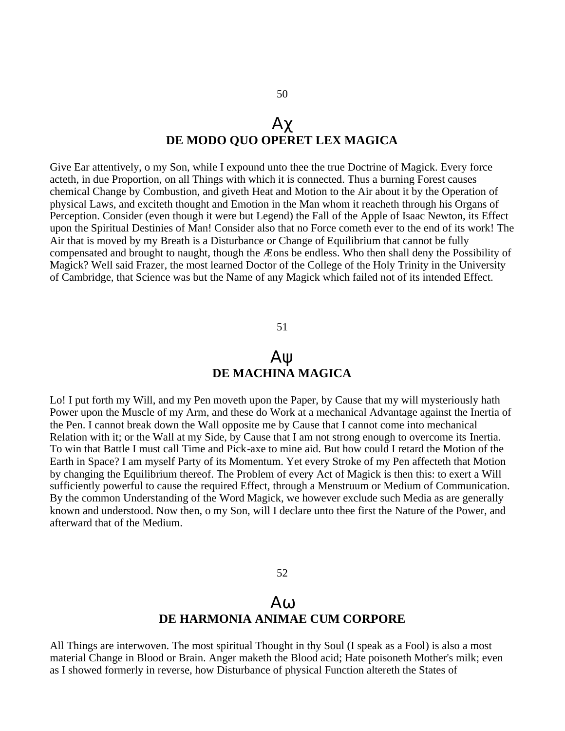50

## Αχ
## DE MODO QUO OPERET LEX MAGICA

Give Ear attentively, o my Son, while I expound unto thee the true Doctrine of Magick. Every force acteth, in due Proportion, on all Things with which it is connected. Thus a burning Forest causes chemical Change by Combustion, and giveth Heat and Motion to the Air about it by the Operation of physical Laws, and exciteth thought and Emotion in the Man whom it reacheth through his Organs of Perception. Consider (even though it were but Legend) the Fall of the Apple of Isaac Newton, its Effect upon the Spiritual Destinies of Man! Consider also that no Force cometh ever to the end of its work! The Air that is moved by my Breath is a Disturbance or Change of Equilibrium that cannot be fully compensated and brought to naught, though the Æons be endless. Who then shall deny the Possibility of Magick? Well said Frazer, the most learned Doctor of the College of the Holy Trinity in the University of Cambridge, that Science was but the Name of any Magick which failed not of its intended Effect.

51

## Αψ
## DE MACHINA MAGICA

Lo! I put forth my Will, and my Pen moveth upon the Paper, by Cause that my will mysteriously hath Power upon the Muscle of my Arm, and these do Work at a mechanical Advantage against the Inertia of the Pen. I cannot break down the Wall opposite me by Cause that I cannot come into mechanical Relation with it; or the Wall at my Side, by Cause that I am not strong enough to overcome its Inertia. To win that Battle I must call Time and Pick-axe to mine aid. But how could I retard the Motion of the Earth in Space? I am myself Party of its Momentum. Yet every Stroke of my Pen affecteth that Motion by changing the Equilibrium thereof. The Problem of every Act of Magick is then this: to exert a Will sufficiently powerful to cause the required Effect, through a Menstruum or Medium of Communication. By the common Understanding of the Word Magick, we however exclude such Media as are generally known and understood. Now then, o my Son, will I declare unto thee first the Nature of the Power, and afterward that of the Medium.

52

## Αω
## DE HARMONIA ANIMAE CUM CORPORE

All Things are interwoven. The most spiritual Thought in thy Soul (I speak as a Fool) is also a most material Change in Blood or Brain. Anger maketh the Blood acid; Hate poisoneth Mother's milk; even as I showed formerly in reverse, how Disturbance of physical Function altereth the States of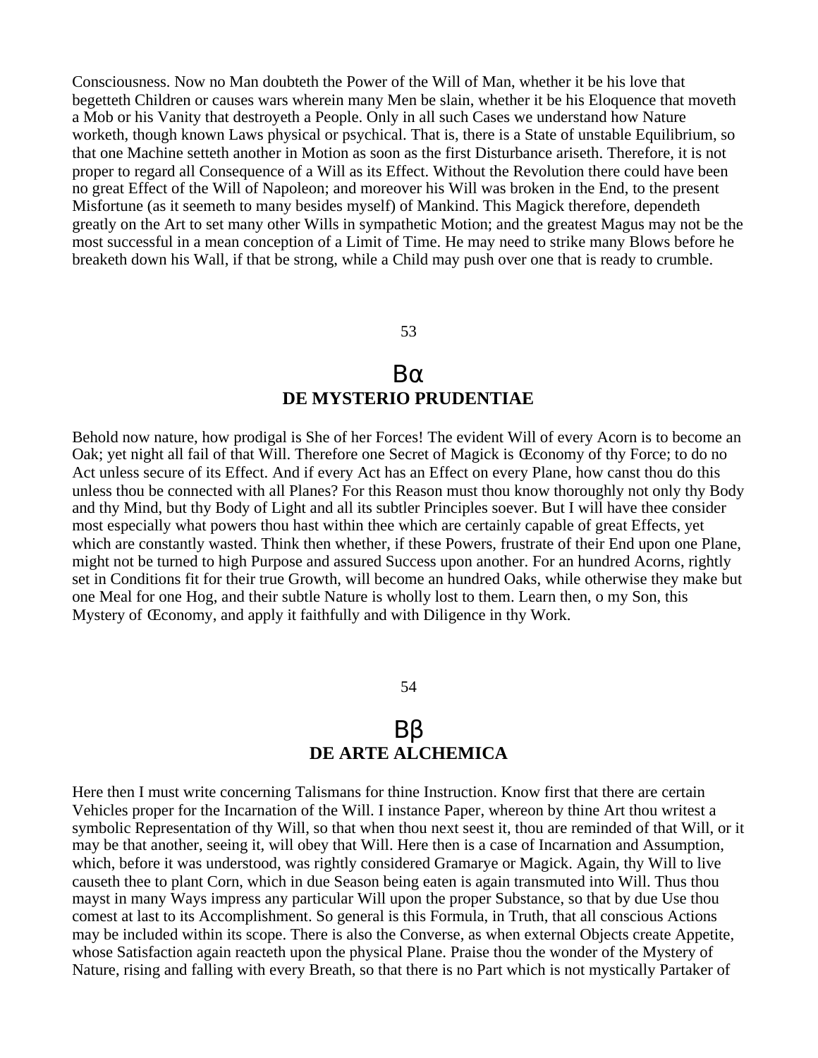Consciousness. Now no Man doubteth the Power of the Will of Man, whether it be his love that begetteth Children or causes wars wherein many Men be slain, whether it be his Eloquence that moveth a Mob or his Vanity that destroyeth a People. Only in all such Cases we understand how Nature worketh, though known Laws physical or psychical. That is, there is a State of unstable Equilibrium, so that one Machine setteth another in Motion as soon as the first Disturbance ariseth. Therefore, it is not proper to regard all Consequence of a Will as its Effect. Without the Revolution there could have been no great Effect of the Will of Napoleon; and moreover his Will was broken in the End, to the present Misfortune (as it seemeth to many besides myself) of Mankind. This Magick therefore, dependeth greatly on the Art to set many other Wills in sympathetic Motion; and the greatest Magus may not be the most successful in a mean conception of a Limit of Time. He may need to strike many Blows before he breaketh down his Wall, if that be strong, while a Child may push over one that is ready to crumble.

53

## Bα
## DE MYSTERIO PRUDENTIAE

Behold now nature, how prodigal is She of her Forces! The evident Will of every Acorn is to become an Oak; yet night all fail of that Will. Therefore one Secret of Magick is Œconomy of thy Force; to do no Act unless secure of its Effect. And if every Act has an Effect on every Plane, how canst thou do this unless thou be connected with all Planes? For this Reason must thou know thoroughly not only thy Body and thy Mind, but thy Body of Light and all its subtler Principles soever. But I will have thee consider most especially what powers thou hast within thee which are certainly capable of great Effects, yet which are constantly wasted. Think then whether, if these Powers, frustrate of their End upon one Plane, might not be turned to high Purpose and assured Success upon another. For an hundred Acorns, rightly set in Conditions fit for their true Growth, will become an hundred Oaks, while otherwise they make but one Meal for one Hog, and their subtle Nature is wholly lost to them. Learn then, o my Son, this Mystery of Œconomy, and apply it faithfully and with Diligence in thy Work.

54

## Bβ
## DE ARTE ALCHEMICA

Here then I must write concerning Talismans for thine Instruction. Know first that there are certain Vehicles proper for the Incarnation of the Will. I instance Paper, whereon by thine Art thou writest a symbolic Representation of thy Will, so that when thou next seest it, thou are reminded of that Will, or it may be that another, seeing it, will obey that Will. Here then is a case of Incarnation and Assumption, which, before it was understood, was rightly considered Gramarye or Magick. Again, thy Will to live causeth thee to plant Corn, which in due Season being eaten is again transmuted into Will. Thus thou mayst in many Ways impress any particular Will upon the proper Substance, so that by due Use thou comest at last to its Accomplishment. So general is this Formula, in Truth, that all conscious Actions may be included within its scope. There is also the Converse, as when external Objects create Appetite, whose Satisfaction again reacteth upon the physical Plane. Praise thou the wonder of the Mystery of Nature, rising and falling with every Breath, so that there is no Part which is not mystically Partaker of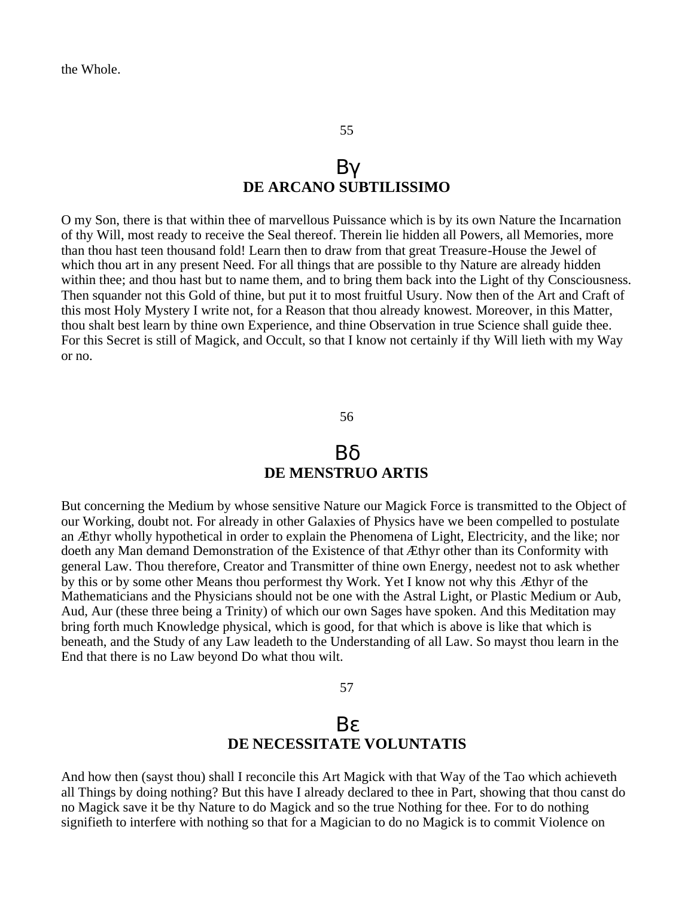the Whole.

55

## Βγ
## DE ARCANO SUBTILISSIMO

O my Son, there is that within thee of marvellous Puissance which is by its own Nature the Incarnation of thy Will, most ready to receive the Seal thereof. Therein lie hidden all Powers, all Memories, more than thou hast teen thousand fold! Learn then to draw from that great Treasure-House the Jewel of which thou art in any present Need. For all things that are possible to thy Nature are already hidden within thee; and thou hast but to name them, and to bring them back into the Light of thy Consciousness. Then squander not this Gold of thine, but put it to most fruitful Usury. Now then of the Art and Craft of this most Holy Mystery I write not, for a Reason that thou already knowest. Moreover, in this Matter, thou shalt best learn by thine own Experience, and thine Observation in true Science shall guide thee. For this Secret is still of Magick, and Occult, so that I know not certainly if thy Will lieth with my Way or no.

56

## Βδ
## DE MENSTRUO ARTIS

But concerning the Medium by whose sensitive Nature our Magick Force is transmitted to the Object of our Working, doubt not. For already in other Galaxies of Physics have we been compelled to postulate an Æthyr wholly hypothetical in order to explain the Phenomena of Light, Electricity, and the like; nor doeth any Man demand Demonstration of the Existence of that Æthyr other than its Conformity with general Law. Thou therefore, Creator and Transmitter of thine own Energy, needest not to ask whether by this or by some other Means thou performest thy Work. Yet I know not why this Æthyr of the Mathematicians and the Physicians should not be one with the Astral Light, or Plastic Medium or Aub, Aud, Aur (these three being a Trinity) of which our own Sages have spoken. And this Meditation may bring forth much Knowledge physical, which is good, for that which is above is like that which is beneath, and the Study of any Law leadeth to the Understanding of all Law. So mayst thou learn in the End that there is no Law beyond Do what thou wilt.

57

## Βε
## DE NECESSITATE VOLUNTATIS

And how then (sayst thou) shall I reconcile this Art Magick with that Way of the Tao which achieveth all Things by doing nothing? But this have I already declared to thee in Part, showing that thou canst do no Magick save it be thy Nature to do Magick and so the true Nothing for thee. For to do nothing signifieth to interfere with nothing so that for a Magician to do no Magick is to commit Violence on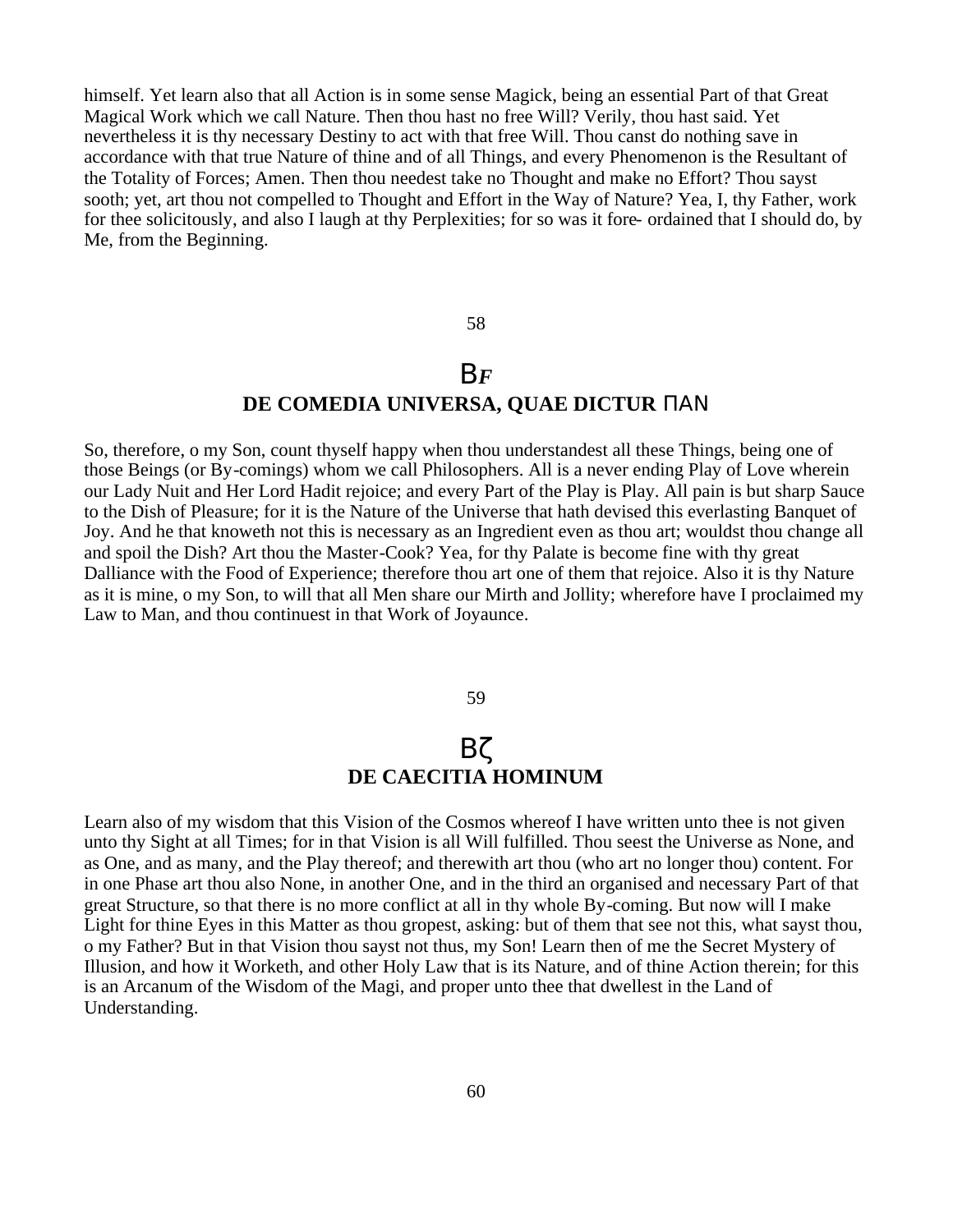himself. Yet learn also that all Action is in some sense Magick, being an essential Part of that Great Magical Work which we call Nature. Then thou hast no free Will? Verily, thou hast said. Yet nevertheless it is thy necessary Destiny to act with that free Will. Thou canst do nothing save in accordance with that true Nature of thine and of all Things, and every Phenomenon is the Resultant of the Totality of Forces; Amen. Then thou needest take no Thought and make no Effort? Thou sayst sooth; yet, art thou not compelled to Thought and Effort in the Way of Nature? Yea, I, thy Father, work for thee solicitously, and also I laugh at thy Perplexities; for so was it fore- ordained that I should do, by Me, from the Beginning.

## Β*F*

## DE COMEDIA UNIVERSA, QUAE DICTUR ΠΑΝ

So, therefore, o my Son, count thyself happy when thou understandest all these Things, being one of those Beings (or By-comings) whom we call Philosophers. All is a never ending Play of Love wherein our Lady Nuit and Her Lord Hadit rejoice; and every Part of the Play is Play. All pain is but sharp Sauce to the Dish of Pleasure; for it is the Nature of the Universe that hath devised this everlasting Banquet of Joy. And he that knoweth not this is necessary as an Ingredient even as thou art; wouldst thou change all and spoil the Dish? Art thou the Master-Cook? Yea, for thy Palate is become fine with thy great Dalliance with the Food of Experience; therefore thou art one of them that rejoice. Also it is thy Nature as it is mine, o my Son, to will that all Men share our Mirth and Jollity; wherefore have I proclaimed my Law to Man, and thou continuest in that Work of Joyaunce.

## Βζ

## DE CAECITIA HOMINUM

Learn also of my wisdom that this Vision of the Cosmos whereof I have written unto thee is not given unto thy Sight at all Times; for in that Vision is all Will fulfilled. Thou seest the Universe as None, and as One, and as many, and the Play thereof; and therewith art thou (who art no longer thou) content. For in one Phase art thou also None, in another One, and in the third an organised and necessary Part of that great Structure, so that there is no more conflict at all in thy whole By-coming. But now will I make Light for thine Eyes in this Matter as thou gropest, asking: but of them that see not this, what sayst thou, o my Father? But in that Vision thou sayst not thus, my Son! Learn then of me the Secret Mystery of Illusion, and how it Worketh, and other Holy Law that is its Nature, and of thine Action therein; for this is an Arcanum of the Wisdom of the Magi, and proper unto thee that dwellest in the Land of Understanding.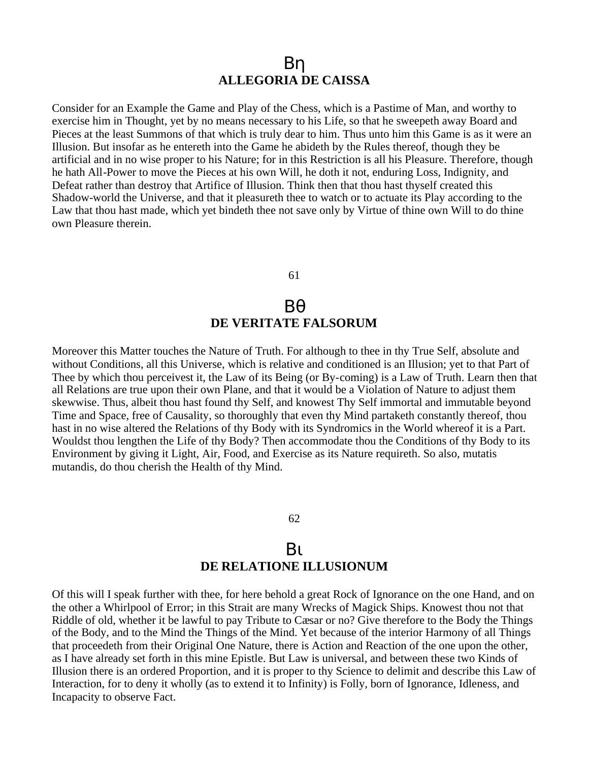## Bη
## ALLEGORIA DE CAISSA

Consider for an Example the Game and Play of the Chess, which is a Pastime of Man, and worthy to exercise him in Thought, yet by no means necessary to his Life, so that he sweepeth away Board and Pieces at the least Summons of that which is truly dear to him. Thus unto him this Game is as it were an Illusion. But insofar as he entereth into the Game he abideth by the Rules thereof, though they be artificial and in no wise proper to his Nature; for in this Restriction is all his Pleasure. Therefore, though he hath All-Power to move the Pieces at his own Will, he doth it not, enduring Loss, Indignity, and Defeat rather than destroy that Artifice of Illusion. Think then that thou hast thyself created this Shadow-world the Universe, and that it pleasureth thee to watch or to actuate its Play according to the Law that thou hast made, which yet bindeth thee not save only by Virtue of thine own Will to do thine own Pleasure therein.

61

## Bθ
## DE VERITATE FALSORUM

Moreover this Matter touches the Nature of Truth. For although to thee in thy True Self, absolute and without Conditions, all this Universe, which is relative and conditioned is an Illusion; yet to that Part of Thee by which thou perceivest it, the Law of its Being (or By-coming) is a Law of Truth. Learn then that all Relations are true upon their own Plane, and that it would be a Violation of Nature to adjust them skewwise. Thus, albeit thou hast found thy Self, and knowest Thy Self immortal and immutable beyond Time and Space, free of Causality, so thoroughly that even thy Mind partaketh constantly thereof, thou hast in no wise altered the Relations of thy Body with its Syndromics in the World whereof it is a Part. Wouldst thou lengthen the Life of thy Body? Then accommodate thou the Conditions of thy Body to its Environment by giving it Light, Air, Food, and Exercise as its Nature requireth. So also, mutatis mutandis, do thou cherish the Health of thy Mind.

62

## Bι
## DE RELATIONE ILLUSIONUM

Of this will I speak further with thee, for here behold a great Rock of Ignorance on the one Hand, and on the other a Whirlpool of Error; in this Strait are many Wrecks of Magick Ships. Knowest thou not that Riddle of old, whether it be lawful to pay Tribute to Cæsar or no? Give therefore to the Body the Things of the Body, and to the Mind the Things of the Mind. Yet because of the interior Harmony of all Things that proceedeth from their Original One Nature, there is Action and Reaction of the one upon the other, as I have already set forth in this mine Epistle. But Law is universal, and between these two Kinds of Illusion there is an ordered Proportion, and it is proper to thy Science to delimit and describe this Law of Interaction, for to deny it wholly (as to extend it to Infinity) is Folly, born of Ignorance, Idleness, and Incapacity to observe Fact.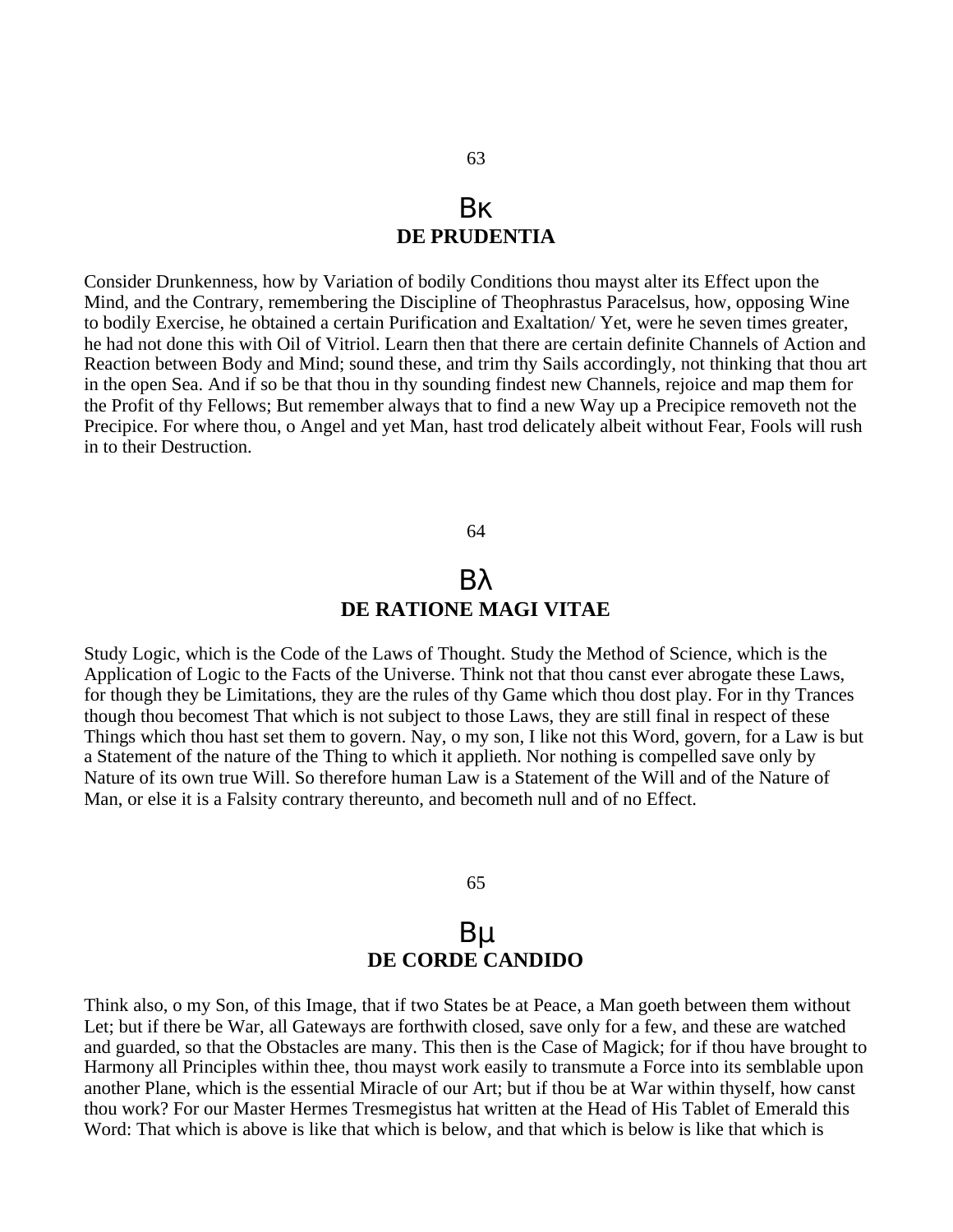63

## Βκ
## DE PRUDENTIA

Consider Drunkenness, how by Variation of bodily Conditions thou mayst alter its Effect upon the Mind, and the Contrary, remembering the Discipline of Theophrastus Paracelsus, how, opposing Wine to bodily Exercise, he obtained a certain Purification and Exaltation/ Yet, were he seven times greater, he had not done this with Oil of Vitriol. Learn then that there are certain definite Channels of Action and Reaction between Body and Mind; sound these, and trim thy Sails accordingly, not thinking that thou art in the open Sea. And if so be that thou in thy sounding findest new Channels, rejoice and map them for the Profit of thy Fellows; But remember always that to find a new Way up a Precipice removeth not the Precipice. For where thou, o Angel and yet Man, hast trod delicately albeit without Fear, Fools will rush in to their Destruction.

64

## Βλ
## DE RATIONE MAGI VITAE

Study Logic, which is the Code of the Laws of Thought. Study the Method of Science, which is the Application of Logic to the Facts of the Universe. Think not that thou canst ever abrogate these Laws, for though they be Limitations, they are the rules of thy Game which thou dost play. For in thy Trances though thou becomest That which is not subject to those Laws, they are still final in respect of these Things which thou hast set them to govern. Nay, o my son, I like not this Word, govern, for a Law is but a Statement of the nature of the Thing to which it applieth. Nor nothing is compelled save only by Nature of its own true Will. So therefore human Law is a Statement of the Will and of the Nature of Man, or else it is a Falsity contrary thereunto, and becometh null and of no Effect.

65

## Βμ
## DE CORDE CANDIDO

Think also, o my Son, of this Image, that if two States be at Peace, a Man goeth between them without Let; but if there be War, all Gateways are forthwith closed, save only for a few, and these are watched and guarded, so that the Obstacles are many. This then is the Case of Magick; for if thou have brought to Harmony all Principles within thee, thou mayst work easily to transmute a Force into its semblable upon another Plane, which is the essential Miracle of our Art; but if thou be at War within thyself, how canst thou work? For our Master Hermes Tresmegistus hat written at the Head of His Tablet of Emerald this Word: That which is above is like that which is below, and that which is below is like that which is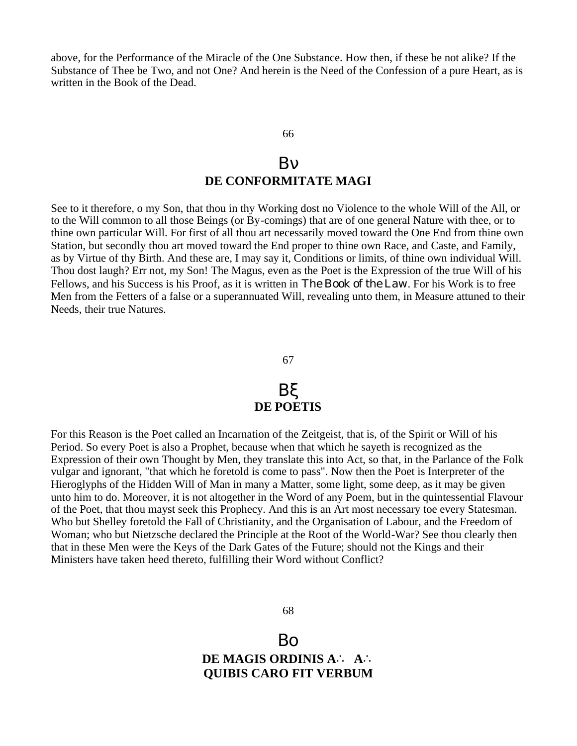above, for the Performance of the Miracle of the One Substance. How then, if these be not alike? If the Substance of Thee be Two, and not One? And herein is the Need of the Confession of a pure Heart, as is written in the Book of the Dead.

66

## Βν
## DE CONFORMITATE MAGI

See to it therefore, o my Son, that thou in thy Working dost no Violence to the whole Will of the All, or to the Will common to all those Beings (or By-comings) that are of one general Nature with thee, or to thine own particular Will. For first of all thou art necessarily moved toward the One End from thine own Station, but secondly thou art moved toward the End proper to thine own Race, and Caste, and Family, as by Virtue of thy Birth. And these are, I may say it, Conditions or limits, of thine own individual Will. Thou dost laugh? Err not, my Son! The Magus, even as the Poet is the Expression of the true Will of his Fellows, and his Success is his Proof, as it is written in *The Book of the Law*. For his Work is to free Men from the Fetters of a false or a superannuated Will, revealing unto them, in Measure attuned to their Needs, their true Natures.

67

## Βξ
## DE POETIS

For this Reason is the Poet called an Incarnation of the Zeitgeist, that is, of the Spirit or Will of his Period. So every Poet is also a Prophet, because when that which he sayeth is recognized as the Expression of their own Thought by Men, they translate this into Act, so that, in the Parlance of the Folk vulgar and ignorant, "that which he foretold is come to pass". Now then the Poet is Interpreter of the Hieroglyphs of the Hidden Will of Man in many a Matter, some light, some deep, as it may be given unto him to do. Moreover, it is not altogether in the Word of any Poem, but in the quintessential Flavour of the Poet, that thou mayst seek this Prophecy. And this is an Art most necessary toe every Statesman. Who but Shelley foretold the Fall of Christianity, and the Organisation of Labour, and the Freedom of Woman; who but Nietzsche declared the Principle at the Root of the World-War? See thou clearly then that in these Men were the Keys of the Dark Gates of the Future; should not the Kings and their Ministers have taken heed thereto, fulfilling their Word without Conflict?

68

## Βο
## DE MAGIS ORDINIS A∴ A∴ QUIBIS CARO FIT VERBUM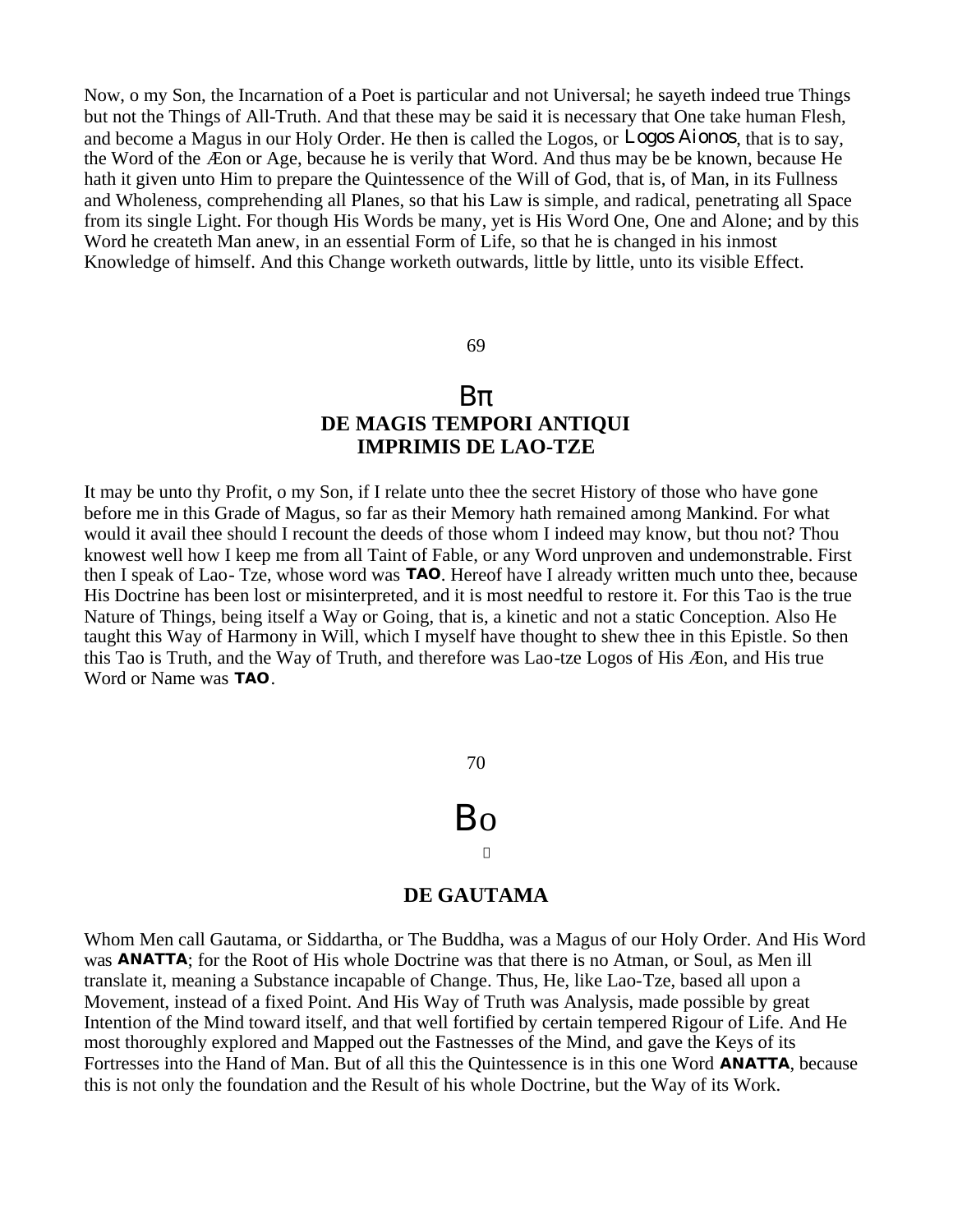Now, o my Son, the Incarnation of a Poet is particular and not Universal; he sayeth indeed true Things but not the Things of All-Truth. And that these may be said it is necessary that One take human Flesh, and become a Magus in our Holy Order. He then is called the Logos, or Logos Aionos, that is to say, the Word of the Æon or Age, because he is verily that Word. And thus may be be known, because He hath it given unto Him to prepare the Quintessence of the Will of God, that is, of Man, in its Fullness and Wholeness, comprehending all Planes, so that his Law is simple, and radical, penetrating all Space from its single Light. For though His Words be many, yet is His Word One, One and Alone; and by this Word he createth Man anew, in an essential Form of Life, so that he is changed in his inmost Knowledge of himself. And this Change worketh outwards, little by little, unto its visible Effect.

69

## Bπ

## DE MAGIS TEMPORI ANTIQUI IMPRIMIS DE LAO-TZE

It may be unto thy Profit, o my Son, if I relate unto thee the secret History of those who have gone before me in this Grade of Magus, so far as their Memory hath remained among Mankind. For what would it avail thee should I recount the deeds of those whom I indeed may know, but thou not? Thou knowest well how I keep me from all Taint of Fable, or any Word unproven and undemonstrable. First then I speak of Lao- Tze, whose word was **TAO**. Hereof have I already written much unto thee, because His Doctrine has been lost or misinterpreted, and it is most needful to restore it. For this Tao is the true Nature of Things, being itself a Way or Going, that is, a kinetic and not a static Conception. Also He taught this Way of Harmony in Will, which I myself have thought to shew thee in this Epistle. So then this Tao is Truth, and the Way of Truth, and therefore was Lao-tze Logos of His Æon, and His true Word or Name was **TAO**.

70

## Bo

## DE GAUTAMA

Whom Men call Gautama, or Siddartha, or The Buddha, was a Magus of our Holy Order. And His Word was **ANATTA**; for the Root of His whole Doctrine was that there is no Atman, or Soul, as Men ill translate it, meaning a Substance incapable of Change. Thus, He, like Lao-Tze, based all upon a Movement, instead of a fixed Point. And His Way of Truth was Analysis, made possible by great Intention of the Mind toward itself, and that well fortified by certain tempered Rigour of Life. And He most thoroughly explored and Mapped out the Fastnesses of the Mind, and gave the Keys of its Fortresses into the Hand of Man. But of all this the Quintessence is in this one Word **ANATTA**, because this is not only the foundation and the Result of his whole Doctrine, but the Way of its Work.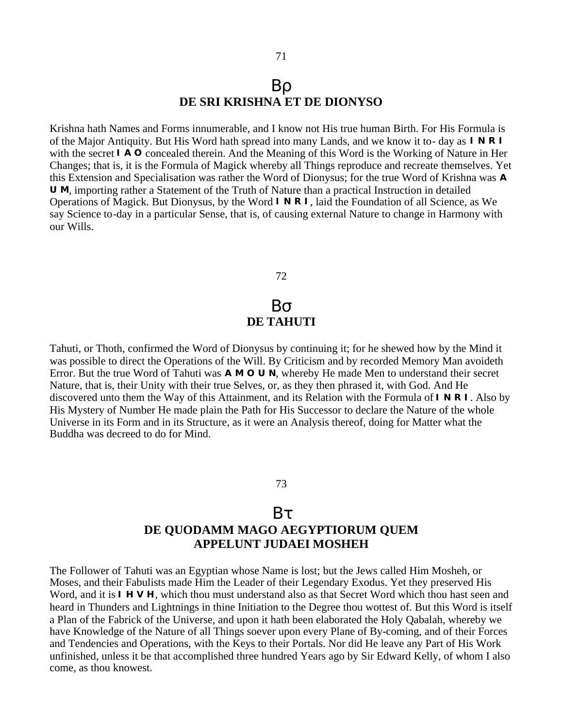71

## Βρ
## DE SRI KRISHNA ET DE DIONYSO

Krishna hath Names and Forms innumerable, and I know not His true human Birth. For His Formula is of the Major Antiquity. But His Word hath spread into many Lands, and we know it to- day as **I N R I** with the secret **I A O** concealed therein. And the Meaning of this Word is the Working of Nature in Her Changes; that is, it is the Formula of Magick whereby all Things reproduce and recreate themselves. Yet this Extension and Specialisation was rather the Word of Dionysus; for the true Word of Krishna was **A U M**, importing rather a Statement of the Truth of Nature than a practical Instruction in detailed Operations of Magick. But Dionysus, by the Word **I N R I**, laid the Foundation of all Science, as We say Science to-day in a particular Sense, that is, of causing external Nature to change in Harmony with our Wills.

72

## Βσ
## DE TAHUTI

Tahuti, or Thoth, confirmed the Word of Dionysus by continuing it; for he shewed how by the Mind it was possible to direct the Operations of the Will. By Criticism and by recorded Memory Man avoideth Error. But the true Word of Tahuti was **A M O U N**, whereby He made Men to understand their secret Nature, that is, their Unity with their true Selves, or, as they then phrased it, with God. And He discovered unto them the Way of this Attainment, and its Relation with the Formula of **I N R I**. Also by His Mystery of Number He made plain the Path for His Successor to declare the Nature of the whole Universe in its Form and in its Structure, as it were an Analysis thereof, doing for Matter what the Buddha was decreed to do for Mind.

73

## Βτ
## DE QUODAMM MAGO AEGYPTIORUM QUEM APPELUNT JUDAEI MOSHEH

The Follower of Tahuti was an Egyptian whose Name is lost; but the Jews called Him Mosheh, or Moses, and their Fabulists made Him the Leader of their Legendary Exodus. Yet they preserved His Word, and it is **I H V H**, which thou must understand also as that Secret Word which thou hast seen and heard in Thunders and Lightnings in thine Initiation to the Degree thou wottest of. But this Word is itself a Plan of the Fabrick of the Universe, and upon it hath been elaborated the Holy Qabalah, whereby we have Knowledge of the Nature of all Things soever upon every Plane of By-coming, and of their Forces and Tendencies and Operations, with the Keys to their Portals. Nor did He leave any Part of His Work unfinished, unless it be that accomplished three hundred Years ago by Sir Edward Kelly, of whom I also come, as thou knowest.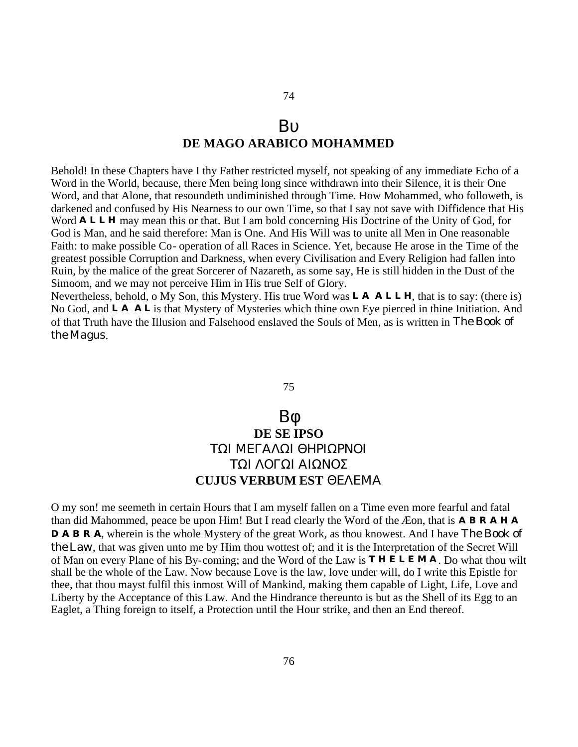## Bυ

## DE MAGO ARABICO MOHAMMED

Behold! In these Chapters have I thy Father restricted myself, not speaking of any immediate Echo of a Word in the World, because, there Men being long since withdrawn into their Silence, it is their One Word, and that Alone, that resoundeth undiminished through Time. How Mohammed, who followeth, is darkened and confused by His Nearness to our own Time, so that I say not save with Diffidence that His Word **A L L H** may mean this or that. But I am bold concerning His Doctrine of the Unity of God, for God is Man, and he said therefore: Man is One. And His Will was to unite all Men in One reasonable Faith: to make possible Co- operation of all Races in Science. Yet, because He arose in the Time of the greatest possible Corruption and Darkness, when every Civilisation and Every Religion had fallen into Ruin, by the malice of the great Sorcerer of Nazareth, as some say, He is still hidden in the Dust of the Simoom, and we may not perceive Him in His true Self of Glory.

Nevertheless, behold, o My Son, this Mystery. His true Word was **L A A L L H**, that is to say: (there is) No God, and **L A A L** is that Mystery of Mysteries which thine own Eye pierced in thine Initiation. And of that Truth have the Illusion and Falsehood enslaved the Souls of Men, as is written in *The Book of the Magus*.

## Bφ

## DE SE IPSO

## ΤΩΙ ΜΕΓΑΛΩΙ ΘΗΡΙΩΡΝΟΙ

## ΤΩΙ ΛΟΓΩΙ ΑΙΩΝΟΣ

## CUJUS VERBUM EST ΘΕΛΕΜΑ

O my son! me seemeth in certain Hours that I am myself fallen on a Time even more fearful and fatal than did Mahommed, peace be upon Him! But I read clearly the Word of the Æon, that is **A B R A H A D A B R A**, wherein is the whole Mystery of the great Work, as thou knowest. And I have *The Book of the Law*, that was given unto me by Him thou wottest of; and it is the Interpretation of the Secret Will of Man on every Plane of his By-coming; and the Word of the Law is **T H E L E M A**. Do what thou wilt shall be the whole of the Law. Now because Love is the law, love under will, do I write this Epistle for thee, that thou mayst fulfil this inmost Will of Mankind, making them capable of Light, Life, Love and Liberty by the Acceptance of this Law. And the Hindrance thereunto is but as the Shell of its Egg to an Eaglet, a Thing foreign to itself, a Protection until the Hour strike, and then an End thereof.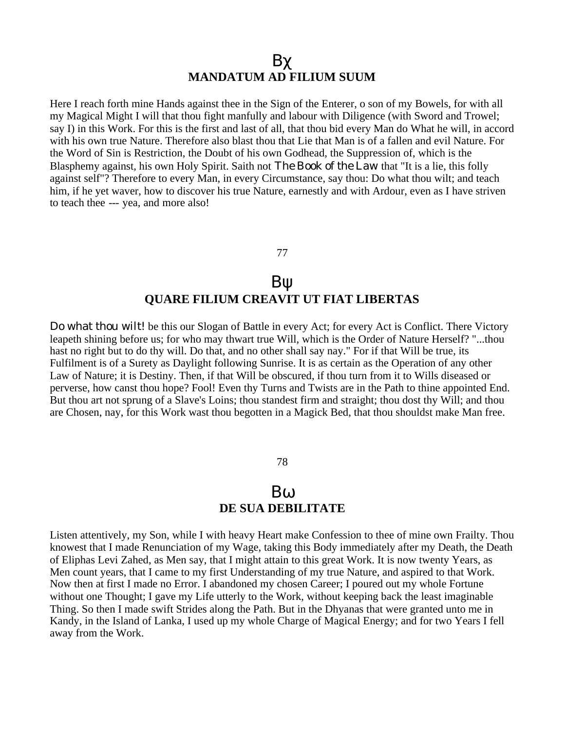## Βχ
## MANDATUM AD FILIUM SUUM

Here I reach forth mine Hands against thee in the Sign of the Enterer, o son of my Bowels, for with all my Magical Might I will that thou fight manfully and labour with Diligence (with Sword and Trowel; say I) in this Work. For this is the first and last of all, that thou bid every Man do What he will, in accord with his own true Nature. Therefore also blast thou that Lie that Man is of a fallen and evil Nature. For the Word of Sin is Restriction, the Doubt of his own Godhead, the Suppression of, which is the Blasphemy against, his own Holy Spirit. Saith not *The Book of the Law* that "It is a lie, this folly against self"? Therefore to every Man, in every Circumstance, say thou: Do what thou wilt; and teach him, if he yet waver, how to discover his true Nature, earnestly and with Ardour, even as I have striven to teach thee --- yea, and more also!

77

## Βψ
## QUARE FILIUM CREAVIT UT FIAT LIBERTAS

*Do what thou wilt!* be this our Slogan of Battle in every Act; for every Act is Conflict. There Victory leapeth shining before us; for who may thwart true Will, which is the Order of Nature Herself? "...thou hast no right but to do thy will. Do that, and no other shall say nay." For if that Will be true, its Fulfilment is of a Surety as Daylight following Sunrise. It is as certain as the Operation of any other Law of Nature; it is Destiny. Then, if that Will be obscured, if thou turn from it to Wills diseased or perverse, how canst thou hope? Fool! Even thy Turns and Twists are in the Path to thine appointed End. But thou art not sprung of a Slave's Loins; thou standest firm and straight; thou dost thy Will; and thou are Chosen, nay, for this Work wast thou begotten in a Magick Bed, that thou shouldst make Man free.

78

## Βω
## DE SUA DEBILITATE

Listen attentively, my Son, while I with heavy Heart make Confession to thee of mine own Frailty. Thou knowest that I made Renunciation of my Wage, taking this Body immediately after my Death, the Death of Eliphas Levi Zahed, as Men say, that I might attain to this great Work. It is now twenty Years, as Men count years, that I came to my first Understanding of my true Nature, and aspired to that Work. Now then at first I made no Error. I abandoned my chosen Career; I poured out my whole Fortune without one Thought; I gave my Life utterly to the Work, without keeping back the least imaginable Thing. So then I made swift Strides along the Path. But in the Dhyanas that were granted unto me in Kandy, in the Island of Lanka, I used up my whole Charge of Magical Energy; and for two Years I fell away from the Work.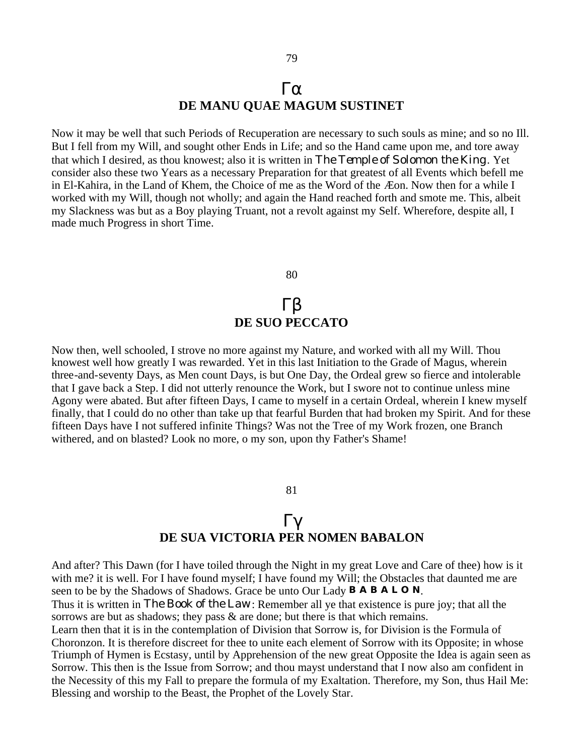79

## Γα
## DE MANU QUAE MAGUM SUSTINET

Now it may be well that such Periods of Recuperation are necessary to such souls as mine; and so no Ill. But I fell from my Will, and sought other Ends in Life; and so the Hand came upon me, and tore away that which I desired, as thou knowest; also it is written in *The Temple of Solomon the King*. Yet consider also these two Years as a necessary Preparation for that greatest of all Events which befell me in El-Kahira, in the Land of Khem, the Choice of me as the Word of the Æon. Now then for a while I worked with my Will, though not wholly; and again the Hand reached forth and smote me. This, albeit my Slackness was but as a Boy playing Truant, not a revolt against my Self. Wherefore, despite all, I made much Progress in short Time.

80

## Γβ
## DE SUO PECCATO

Now then, well schooled, I strove no more against my Nature, and worked with all my Will. Thou knowest well how greatly I was rewarded. Yet in this last Initiation to the Grade of Magus, wherein three-and-seventy Days, as Men count Days, is but One Day, the Ordeal grew so fierce and intolerable that I gave back a Step. I did not utterly renounce the Work, but I swore not to continue unless mine Agony were abated. But after fifteen Days, I came to myself in a certain Ordeal, wherein I knew myself finally, that I could do no other than take up that fearful Burden that had broken my Spirit. And for these fifteen Days have I not suffered infinite Things? Was not the Tree of my Work frozen, one Branch withered, and on blasted? Look no more, o my son, upon thy Father's Shame!

81

## Γγ
## DE SUA VICTORIA PER NOMEN BABALON

And after? This Dawn (for I have toiled through the Night in my great Love and Care of thee) how is it with me? it is well. For I have found myself; I have found my Will; the Obstacles that daunted me are seen to be by the Shadows of Shadows. Grace be unto Our Lady **B A B A L O N**.

Thus it is written in *The Book of the Law*: Remember all ye that existence is pure joy; that all the sorrows are but as shadows; they pass & are done; but there is that which remains.

Learn then that it is in the contemplation of Division that Sorrow is, for Division is the Formula of Choronzon. It is therefore discreet for thee to unite each element of Sorrow with its Opposite; in whose Triumph of Hymen is Ecstasy, until by Apprehension of the new great Opposite the Idea is again seen as Sorrow. This then is the Issue from Sorrow; and thou mayst understand that I now also am confident in the Necessity of this my Fall to prepare the formula of my Exaltation. Therefore, my Son, thus Hail Me: Blessing and worship to the Beast, the Prophet of the Lovely Star.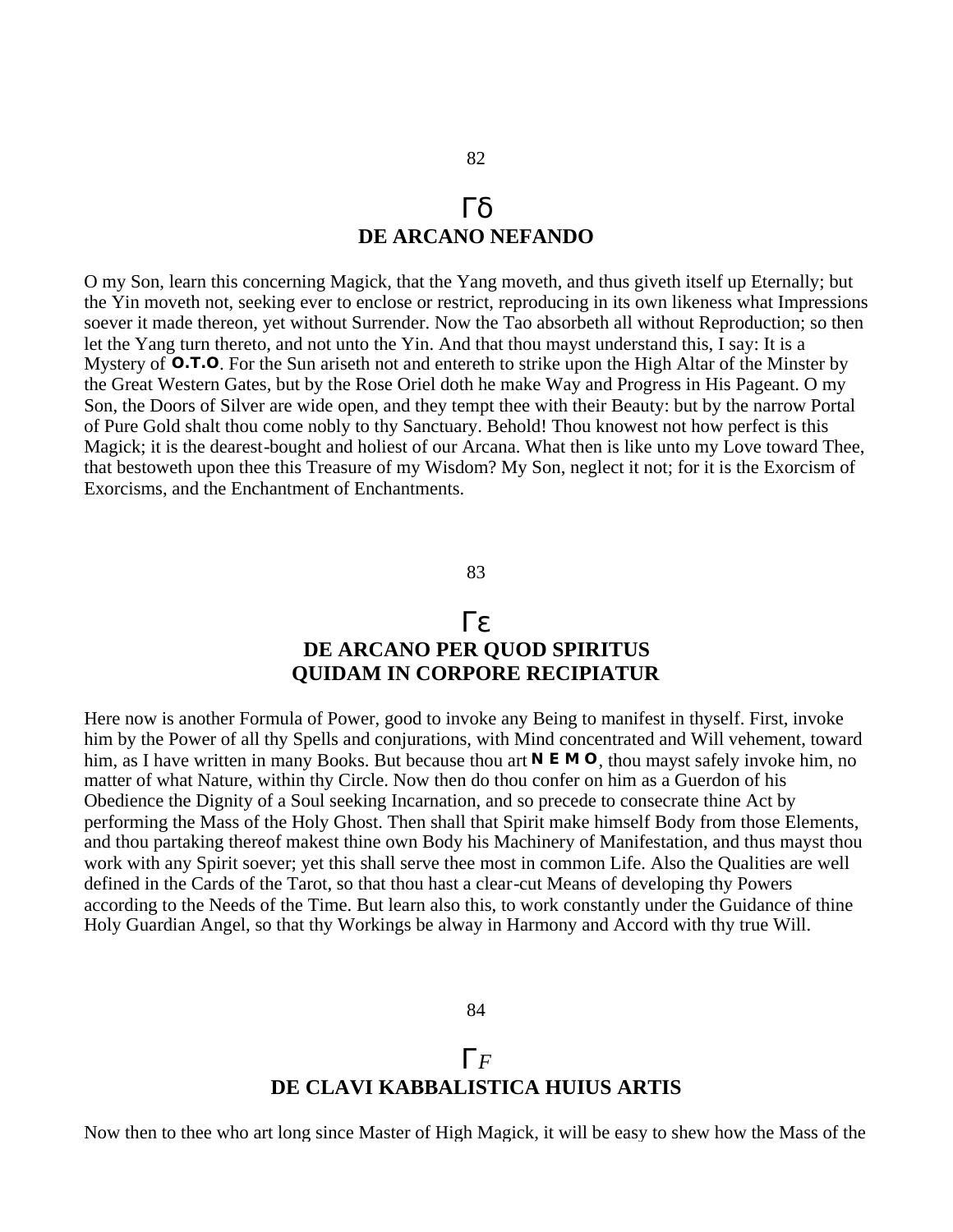82

## Γδ
## DE ARCANO NEFANDO

O my Son, learn this concerning Magick, that the Yang moveth, and thus giveth itself up Eternally; but the Yin moveth not, seeking ever to enclose or restrict, reproducing in its own likeness what Impressions soever it made thereon, yet without Surrender. Now the Tao absorbeth all without Reproduction; so then let the Yang turn thereto, and not unto the Yin. And that thou mayst understand this, I say: It is a Mystery of **O.T.O**. For the Sun ariseth not and entereth to strike upon the High Altar of the Minster by the Great Western Gates, but by the Rose Oriel doth he make Way and Progress in His Pageant. O my Son, the Doors of Silver are wide open, and they tempt thee with their Beauty: but by the narrow Portal of Pure Gold shalt thou come nobly to thy Sanctuary. Behold! Thou knowest not how perfect is this Magick; it is the dearest-bought and holiest of our Arcana. What then is like unto my Love toward Thee, that bestoweth upon thee this Treasure of my Wisdom? My Son, neglect it not; for it is the Exorcism of Exorcisms, and the Enchantment of Enchantments.

83

## Γε
## DE ARCANO PER QUOD SPIRITUS QUIDAM IN CORPORE RECIPIATUR

Here now is another Formula of Power, good to invoke any Being to manifest in thyself. First, invoke him by the Power of all thy Spells and conjurations, with Mind concentrated and Will vehement, toward him, as I have written in many Books. But because thou art **N E M O**, thou mayst safely invoke him, no matter of what Nature, within thy Circle. Now then do thou confer on him as a Guerdon of his Obedience the Dignity of a Soul seeking Incarnation, and so precede to consecrate thine Act by performing the Mass of the Holy Ghost. Then shall that Spirit make himself Body from those Elements, and thou partaking thereof makest thine own Body his Machinery of Manifestation, and thus mayst thou work with any Spirit soever; yet this shall serve thee most in common Life. Also the Qualities are well defined in the Cards of the Tarot, so that thou hast a clear-cut Means of developing thy Powers according to the Needs of the Time. But learn also this, to work constantly under the Guidance of thine Holy Guardian Angel, so that thy Workings be alway in Harmony and Accord with thy true Will.

84

## Γ*F*
## DE CLAVI KABBALISTICA HUIUS ARTIS

Now then to thee who art long since Master of High Magick, it will be easy to shew how the Mass of the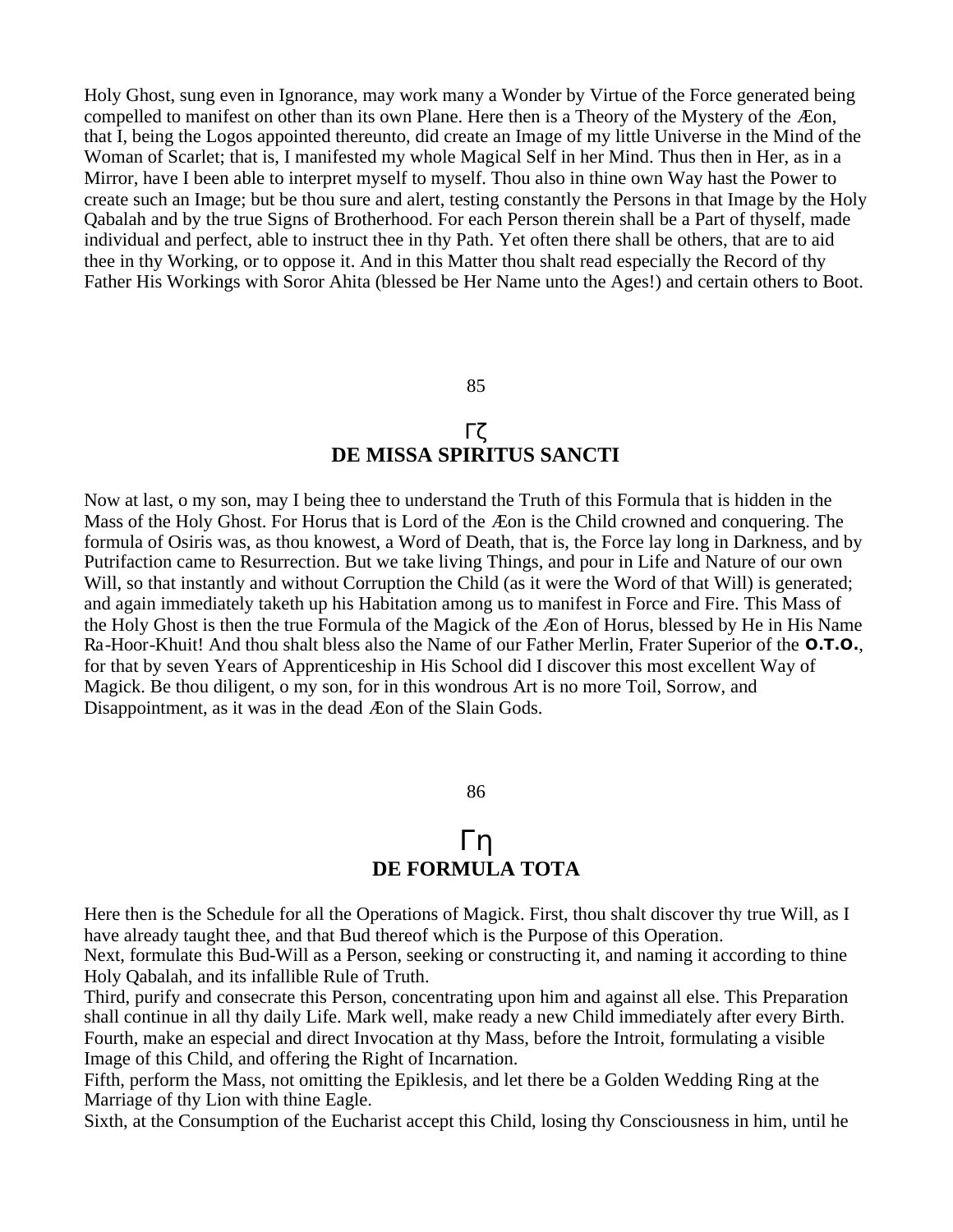Holy Ghost, sung even in Ignorance, may work many a Wonder by Virtue of the Force generated being compelled to manifest on other than its own Plane. Here then is a Theory of the Mystery of the Æon, that I, being the Logos appointed thereunto, did create an Image of my little Universe in the Mind of the Woman of Scarlet; that is, I manifested my whole Magical Self in her Mind. Thus then in Her, as in a Mirror, have I been able to interpret myself to myself. Thou also in thine own Way hast the Power to create such an Image; but be thou sure and alert, testing constantly the Persons in that Image by the Holy Qabalah and by the true Signs of Brotherhood. For each Person therein shall be a Part of thyself, made individual and perfect, able to instruct thee in thy Path. Yet often there shall be others, that are to aid thee in thy Working, or to oppose it. And in this Matter thou shalt read especially the Record of thy Father His Workings with Soror Ahita (blessed be Her Name unto the Ages!) and certain others to Boot.

85

## Γζ
## DE MISSA SPIRITUS SANCTI

Now at last, o my son, may I being thee to understand the Truth of this Formula that is hidden in the Mass of the Holy Ghost. For Horus that is Lord of the Æon is the Child crowned and conquering. The formula of Osiris was, as thou knowest, a Word of Death, that is, the Force lay long in Darkness, and by Putrifaction came to Resurrection. But we take living Things, and pour in Life and Nature of our own Will, so that instantly and without Corruption the Child (as it were the Word of that Will) is generated; and again immediately taketh up his Habitation among us to manifest in Force and Fire. This Mass of the Holy Ghost is then the true Formula of the Magick of the Æon of Horus, blessed by He in His Name Ra-Hoor-Khuit! And thou shalt bless also the Name of our Father Merlin, Frater Superior of the **O.T.O.**, for that by seven Years of Apprenticeship in His School did I discover this most excellent Way of Magick. Be thou diligent, o my son, for in this wondrous Art is no more Toil, Sorrow, and Disappointment, as it was in the dead Æon of the Slain Gods.

86

## Γη
## DE FORMULA TOTA

Here then is the Schedule for all the Operations of Magick. First, thou shalt discover thy true Will, as I have already taught thee, and that Bud thereof which is the Purpose of this Operation.
Next, formulate this Bud-Will as a Person, seeking or constructing it, and naming it according to thine Holy Qabalah, and its infallible Rule of Truth.
Third, purify and consecrate this Person, concentrating upon him and against all else. This Preparation shall continue in all thy daily Life. Mark well, make ready a new Child immediately after every Birth.
Fourth, make an especial and direct Invocation at thy Mass, before the Introit, formulating a visible Image of this Child, and offering the Right of Incarnation.
Fifth, perform the Mass, not omitting the Epiklesis, and let there be a Golden Wedding Ring at the Marriage of thy Lion with thine Eagle.
Sixth, at the Consumption of the Eucharist accept this Child, losing thy Consciousness in him, until he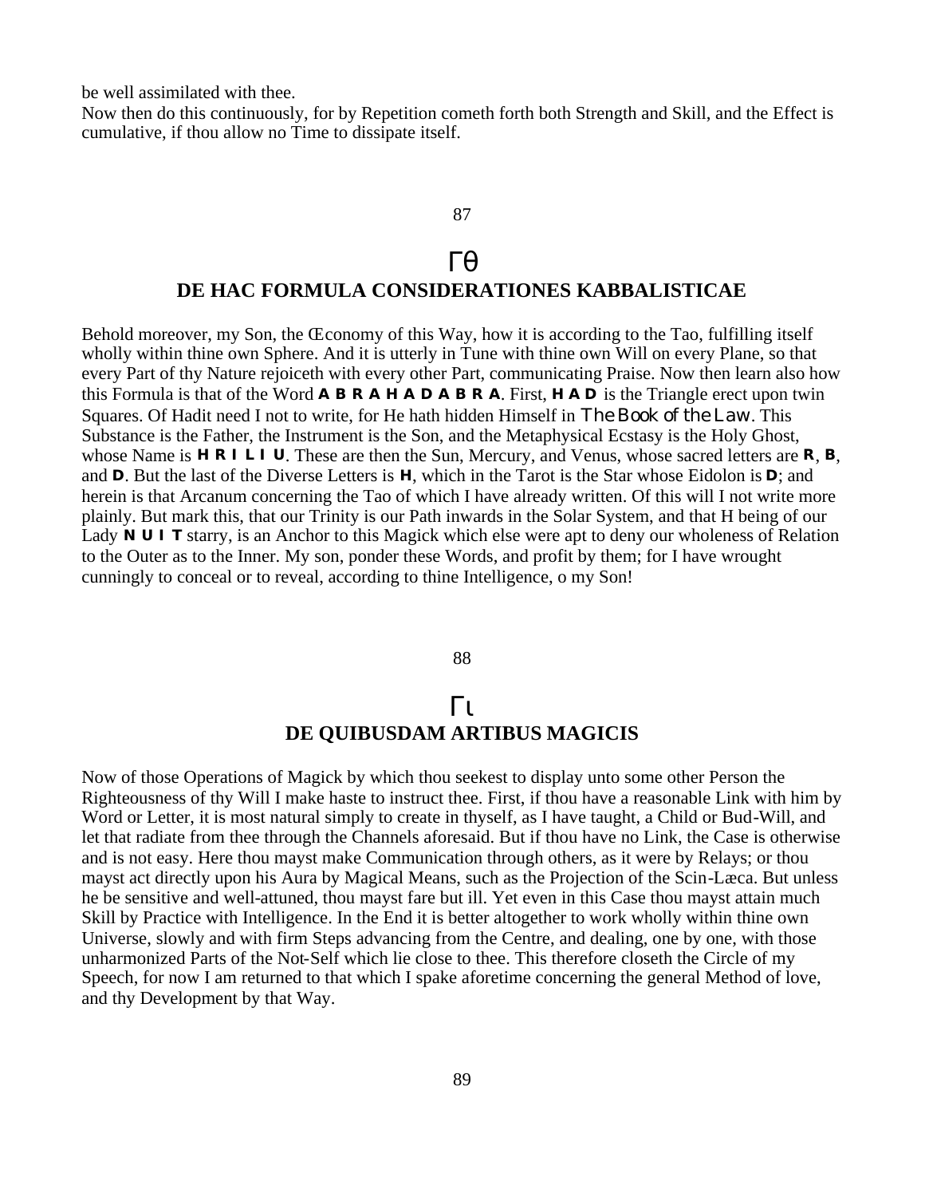be well assimilated with thee.

Now then do this continuously, for by Repetition cometh forth both Strength and Skill, and the Effect is cumulative, if thou allow no Time to dissipate itself.

## Γθ

## DE HAC FORMULA CONSIDERATIONES KABBALISTICAE

Behold moreover, my Son, the Œconomy of this Way, how it is according to the Tao, fulfilling itself wholly within thine own Sphere. And it is utterly in Tune with thine own Will on every Plane, so that every Part of thy Nature rejoiceth with every other Part, communicating Praise. Now then learn also how this Formula is that of the Word **A B R A H A D A B R A**. First, **H A D** is the Triangle erect upon twin Squares. Of Hadit need I not to write, for He hath hidden Himself in *The Book of the Law*. This Substance is the Father, the Instrument is the Son, and the Metaphysical Ecstasy is the Holy Ghost, whose Name is **H R I L I U**. These are then the Sun, Mercury, and Venus, whose sacred letters are **R**, **B**, and **D**. But the last of the Diverse Letters is **H**, which in the Tarot is the Star whose Eidolon is **D**; and herein is that Arcanum concerning the Tao of which I have already written. Of this will I not write more plainly. But mark this, that our Trinity is our Path inwards in the Solar System, and that H being of our Lady **N U I T** starry, is an Anchor to this Magick which else were apt to deny our wholeness of Relation to the Outer as to the Inner. My son, ponder these Words, and profit by them; for I have wrought cunningly to conceal or to reveal, according to thine Intelligence, o my Son!

## Γι

## DE QUIBUSDAM ARTIBUS MAGICIS

Now of those Operations of Magick by which thou seekest to display unto some other Person the Righteousness of thy Will I make haste to instruct thee. First, if thou have a reasonable Link with him by Word or Letter, it is most natural simply to create in thyself, as I have taught, a Child or Bud-Will, and let that radiate from thee through the Channels aforesaid. But if thou have no Link, the Case is otherwise and is not easy. Here thou mayst make Communication through others, as it were by Relays; or thou mayst act directly upon his Aura by Magical Means, such as the Projection of the Scin-Læca. But unless he be sensitive and well-attuned, thou mayst fare but ill. Yet even in this Case thou mayst attain much Skill by Practice with Intelligence. In the End it is better altogether to work wholly within thine own Universe, slowly and with firm Steps advancing from the Centre, and dealing, one by one, with those unharmonized Parts of the Not-Self which lie close to thee. This therefore closeth the Circle of my Speech, for now I am returned to that which I spake aforetime concerning the general Method of love, and thy Development by that Way.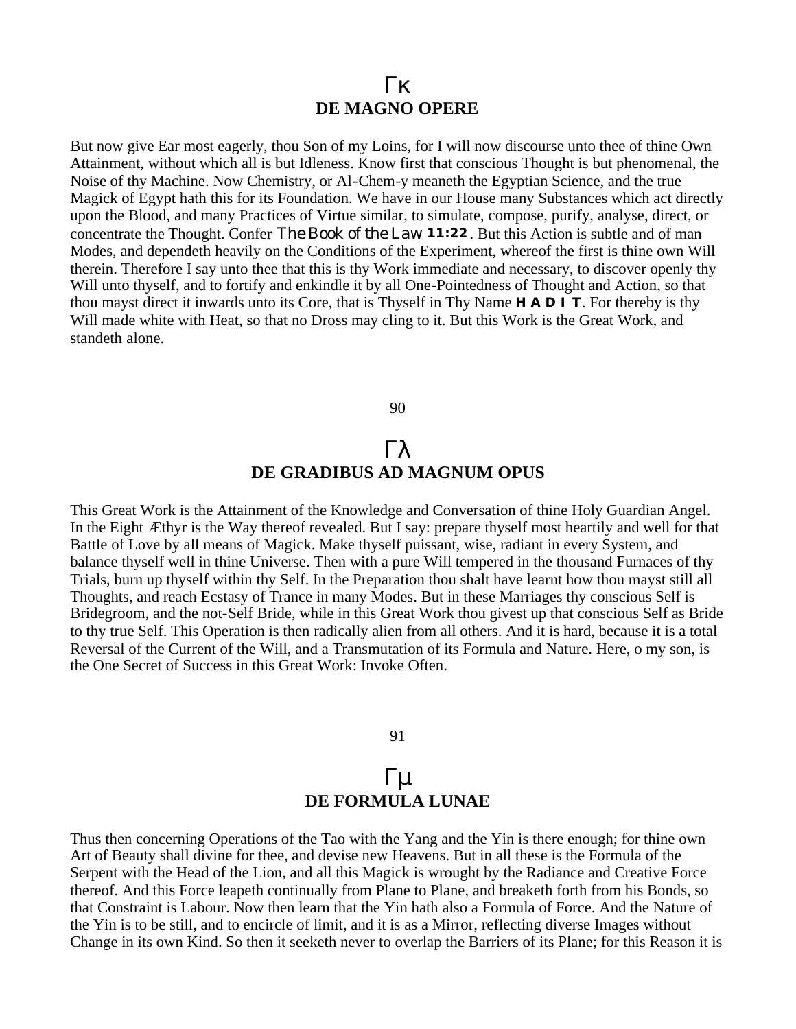## Γκ
## DE MAGNO OPERE

But now give Ear most eagerly, thou Son of my Loins, for I will now discourse unto thee of thine Own Attainment, without which all is but Idleness. Know first that conscious Thought is but phenomenal, the Noise of thy Machine. Now Chemistry, or Al-Chem-y meaneth the Egyptian Science, and the true Magick of Egypt hath this for its Foundation. We have in our House many Substances which act directly upon the Blood, and many Practices of Virtue similar, to simulate, compose, purify, analyse, direct, or concentrate the Thought. Confer *The Book of the Law* **11:22**. But this Action is subtle and of man Modes, and dependeth heavily on the Conditions of the Experiment, whereof the first is thine own Will therein. Therefore I say unto thee that this is thy Work immediate and necessary, to discover openly thy Will unto thyself, and to fortify and enkindle it by all One-Pointedness of Thought and Action, so that thou mayst direct it inwards unto its Core, that is Thyself in Thy Name **H A D I T**. For thereby is thy Will made white with Heat, so that no Dross may cling to it. But this Work is the Great Work, and standeth alone.

90

## Γλ
## DE GRADIBUS AD MAGNUM OPUS

This Great Work is the Attainment of the Knowledge and Conversation of thine Holy Guardian Angel. In the Eight Æthyr is the Way thereof revealed. But I say: prepare thyself most heartily and well for that Battle of Love by all means of Magick. Make thyself puissant, wise, radiant in every System, and balance thyself well in thine Universe. Then with a pure Will tempered in the thousand Furnaces of thy Trials, burn up thyself within thy Self. In the Preparation thou shalt have learnt how thou mayst still all Thoughts, and reach Ecstasy of Trance in many Modes. But in these Marriages thy conscious Self is Bridegroom, and the not-Self Bride, while in this Great Work thou givest up that conscious Self as Bride to thy true Self. This Operation is then radically alien from all others. And it is hard, because it is a total Reversal of the Current of the Will, and a Transmutation of its Formula and Nature. Here, o my son, is the One Secret of Success in this Great Work: Invoke Often.

91

## Γμ
## DE FORMULA LUNAE

Thus then concerning Operations of the Tao with the Yang and the Yin is there enough; for thine own Art of Beauty shall divine for thee, and devise new Heavens. But in all these is the Formula of the Serpent with the Head of the Lion, and all this Magick is wrought by the Radiance and Creative Force thereof. And this Force leapeth continually from Plane to Plane, and breaketh forth from his Bonds, so that Constraint is Labour. Now then learn that the Yin hath also a Formula of Force. And the Nature of the Yin is to be still, and to encircle of limit, and it is as a Mirror, reflecting diverse Images without Change in its own Kind. So then it seeketh never to overlap the Barriers of its Plane; for this Reason it is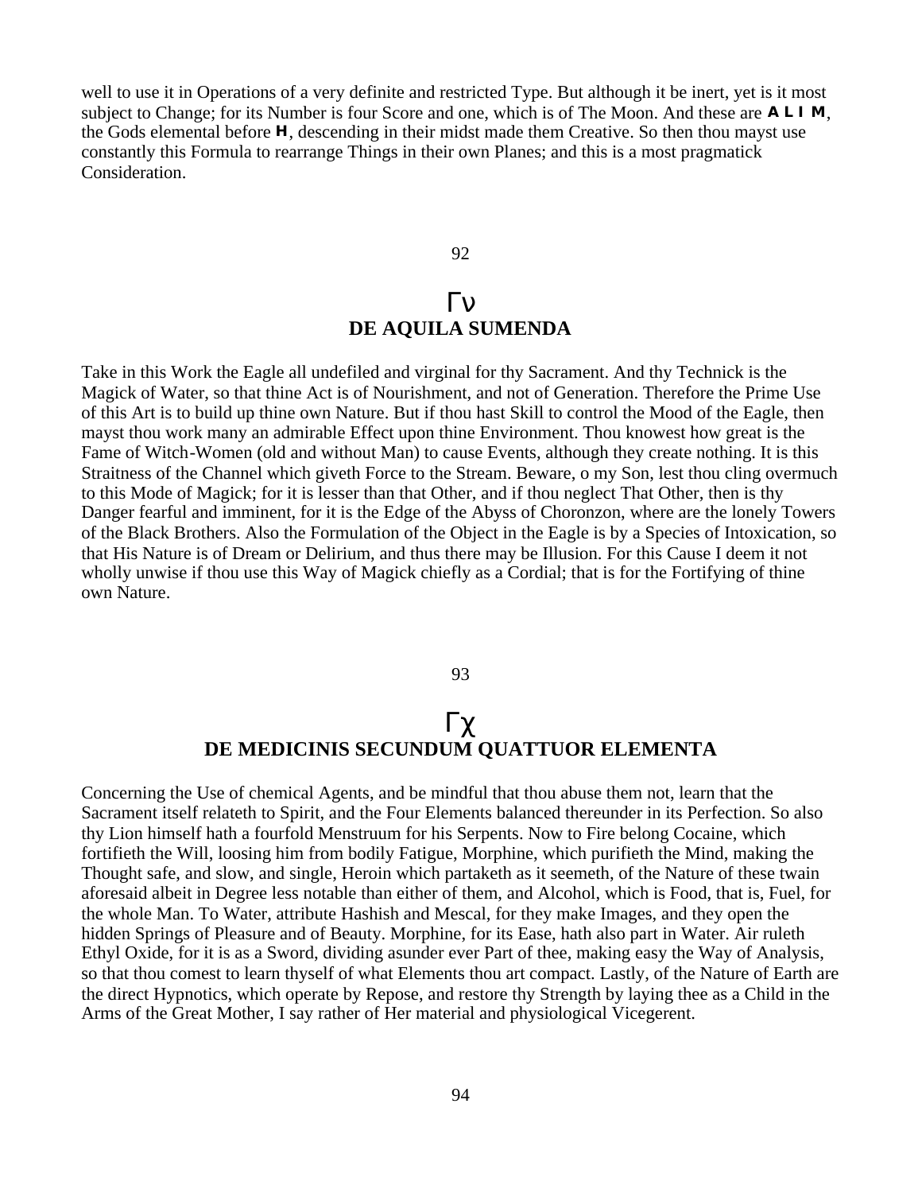well to use it in Operations of a very definite and restricted Type. But although it be inert, yet is it most subject to Change; for its Number is four Score and one, which is of The Moon. And these are **A L I M**, the Gods elemental before **H**, descending in their midst made them Creative. So then thou mayst use constantly this Formula to rearrange Things in their own Planes; and this is a most pragmatick Consideration.

## Γν
## DE AQUILA SUMENDA

Take in this Work the Eagle all undefiled and virginal for thy Sacrament. And thy Technick is the Magick of Water, so that thine Act is of Nourishment, and not of Generation. Therefore the Prime Use of this Art is to build up thine own Nature. But if thou hast Skill to control the Mood of the Eagle, then mayst thou work many an admirable Effect upon thine Environment. Thou knowest how great is the Fame of Witch-Women (old and without Man) to cause Events, although they create nothing. It is this Straitness of the Channel which giveth Force to the Stream. Beware, o my Son, lest thou cling overmuch to this Mode of Magick; for it is lesser than that Other, and if thou neglect That Other, then is thy Danger fearful and imminent, for it is the Edge of the Abyss of Choronzon, where are the lonely Towers of the Black Brothers. Also the Formulation of the Object in the Eagle is by a Species of Intoxication, so that His Nature is of Dream or Delirium, and thus there may be Illusion. For this Cause I deem it not wholly unwise if thou use this Way of Magick chiefly as a Cordial; that is for the Fortifying of thine own Nature.

## Γχ
## DE MEDICINIS SECUNDUM QUATTUOR ELEMENTA

Concerning the Use of chemical Agents, and be mindful that thou abuse them not, learn that the Sacrament itself relateth to Spirit, and the Four Elements balanced thereunder in its Perfection. So also thy Lion himself hath a fourfold Menstruum for his Serpents. Now to Fire belong Cocaine, which fortifieth the Will, loosing him from bodily Fatigue, Morphine, which purifieth the Mind, making the Thought safe, and slow, and single, Heroin which partaketh as it seemeth, of the Nature of these twain aforesaid albeit in Degree less notable than either of them, and Alcohol, which is Food, that is, Fuel, for the whole Man. To Water, attribute Hashish and Mescal, for they make Images, and they open the hidden Springs of Pleasure and of Beauty. Morphine, for its Ease, hath also part in Water. Air ruleth Ethyl Oxide, for it is as a Sword, dividing asunder ever Part of thee, making easy the Way of Analysis, so that thou comest to learn thyself of what Elements thou art compact. Lastly, of the Nature of Earth are the direct Hypnotics, which operate by Repose, and restore thy Strength by laying thee as a Child in the Arms of the Great Mother, I say rather of Her material and physiological Vicegerent.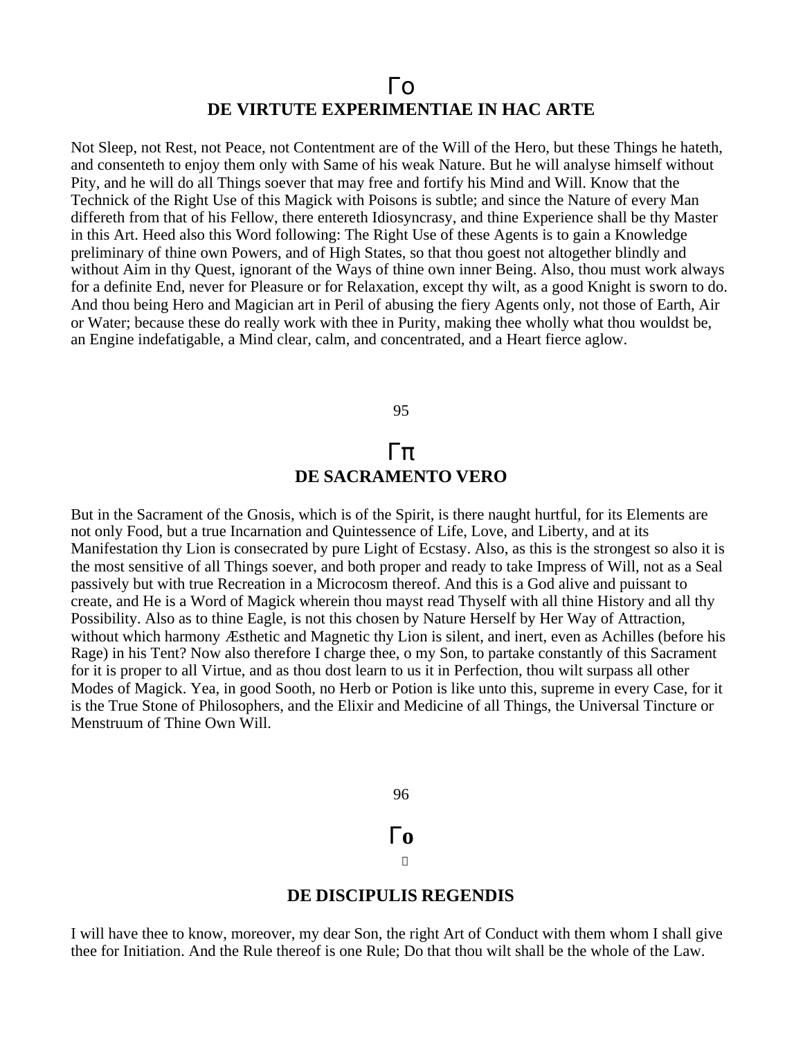## Γο
## DE VIRTUTE EXPERIMENTIAE IN HAC ARTE

Not Sleep, not Rest, not Peace, not Contentment are of the Will of the Hero, but these Things he hateth, and consenteth to enjoy them only with Same of his weak Nature. But he will analyse himself without Pity, and he will do all Things soever that may free and fortify his Mind and Will. Know that the Technick of the Right Use of this Magick with Poisons is subtle; and since the Nature of every Man differeth from that of his Fellow, there entereth Idiosyncrasy, and thine Experience shall be thy Master in this Art. Heed also this Word following: The Right Use of these Agents is to gain a Knowledge preliminary of thine own Powers, and of High States, so that thou goest not altogether blindly and without Aim in thy Quest, ignorant of the Ways of thine own inner Being. Also, thou must work always for a definite End, never for Pleasure or for Relaxation, except thy wilt, as a good Knight is sworn to do. And thou being Hero and Magician art in Peril of abusing the fiery Agents only, not those of Earth, Air or Water; because these do really work with thee in Purity, making thee wholly what thou wouldst be, an Engine indefatigable, a Mind clear, calm, and concentrated, and a Heart fierce aglow.

## Γπ
## DE SACRAMENTO VERO

But in the Sacrament of the Gnosis, which is of the Spirit, is there naught hurtful, for its Elements are not only Food, but a true Incarnation and Quintessence of Life, Love, and Liberty, and at its Manifestation thy Lion is consecrated by pure Light of Ecstasy. Also, as this is the strongest so also it is the most sensitive of all Things soever, and both proper and ready to take Impress of Will, not as a Seal passively but with true Recreation in a Microcosm thereof. And this is a God alive and puissant to create, and He is a Word of Magick wherein thou mayst read Thyself with all thine History and all thy Possibility. Also as to thine Eagle, is not this chosen by Nature Herself by Her Way of Attraction, without which harmony Æsthetic and Magnetic thy Lion is silent, and inert, even as Achilles (before his Rage) in his Tent? Now also therefore I charge thee, o my Son, to partake constantly of this Sacrament for it is proper to all Virtue, and as thou dost learn to us it in Perfection, thou wilt surpass all other Modes of Magick. Yea, in good Sooth, no Herb or Potion is like unto this, supreme in every Case, for it is the True Stone of Philosophers, and the Elixir and Medicine of all Things, the Universal Tincture or Menstruum of Thine Own Will.

## Γο
## DE DISCIPULIS REGENDIS

I will have thee to know, moreover, my dear Son, the right Art of Conduct with them whom I shall give thee for Initiation. And the Rule thereof is one Rule; Do that thou wilt shall be the whole of the Law.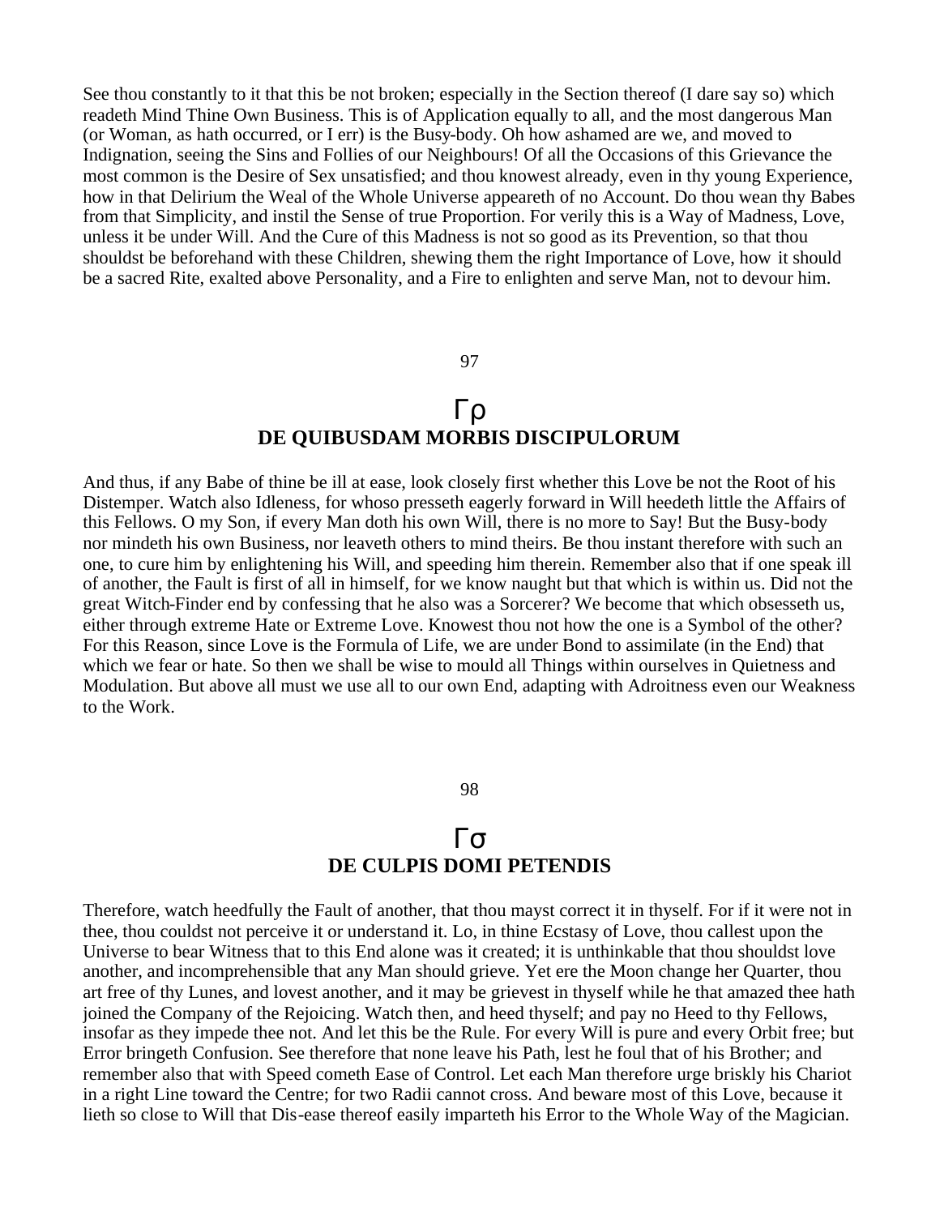See thou constantly to it that this be not broken; especially in the Section thereof (I dare say so) which readeth Mind Thine Own Business. This is of Application equally to all, and the most dangerous Man (or Woman, as hath occurred, or I err) is the Busy-body. Oh how ashamed are we, and moved to Indignation, seeing the Sins and Follies of our Neighbours! Of all the Occasions of this Grievance the most common is the Desire of Sex unsatisfied; and thou knowest already, even in thy young Experience, how in that Delirium the Weal of the Whole Universe appeareth of no Account. Do thou wean thy Babes from that Simplicity, and instil the Sense of true Proportion. For verily this is a Way of Madness, Love, unless it be under Will. And the Cure of this Madness is not so good as its Prevention, so that thou shouldst be beforehand with these Children, shewing them the right Importance of Love, how it should be a sacred Rite, exalted above Personality, and a Fire to enlighten and serve Man, not to devour him.

## 97

## Γρ
## DE QUIBUSDAM MORBIS DISCIPULORUM

And thus, if any Babe of thine be ill at ease, look closely first whether this Love be not the Root of his Distemper. Watch also Idleness, for whoso presseth eagerly forward in Will heedeth little the Affairs of this Fellows. O my Son, if every Man doth his own Will, there is no more to Say! But the Busy-body nor mindeth his own Business, nor leaveth others to mind theirs. Be thou instant therefore with such an one, to cure him by enlightening his Will, and speeding him therein. Remember also that if one speak ill of another, the Fault is first of all in himself, for we know naught but that which is within us. Did not the great Witch-Finder end by confessing that he also was a Sorcerer? We become that which obsesseth us, either through extreme Hate or Extreme Love. Knowest thou not how the one is a Symbol of the other? For this Reason, since Love is the Formula of Life, we are under Bond to assimilate (in the End) that which we fear or hate. So then we shall be wise to mould all Things within ourselves in Quietness and Modulation. But above all must we use all to our own End, adapting with Adroitness even our Weakness to the Work.

## 98

## Γσ
## DE CULPIS DOMI PETENDIS

Therefore, watch heedfully the Fault of another, that thou mayst correct it in thyself. For if it were not in thee, thou couldst not perceive it or understand it. Lo, in thine Ecstasy of Love, thou callest upon the Universe to bear Witness that to this End alone was it created; it is unthinkable that thou shouldst love another, and incomprehensible that any Man should grieve. Yet ere the Moon change her Quarter, thou art free of thy Lunes, and lovest another, and it may be grievest in thyself while he that amazed thee hath joined the Company of the Rejoicing. Watch then, and heed thyself; and pay no Heed to thy Fellows, insofar as they impede thee not. And let this be the Rule. For every Will is pure and every Orbit free; but Error bringeth Confusion. See therefore that none leave his Path, lest he foul that of his Brother; and remember also that with Speed cometh Ease of Control. Let each Man therefore urge briskly his Chariot in a right Line toward the Centre; for two Radii cannot cross. And beware most of this Love, because it lieth so close to Will that Dis-ease thereof easily imparteth his Error to the Whole Way of the Magician.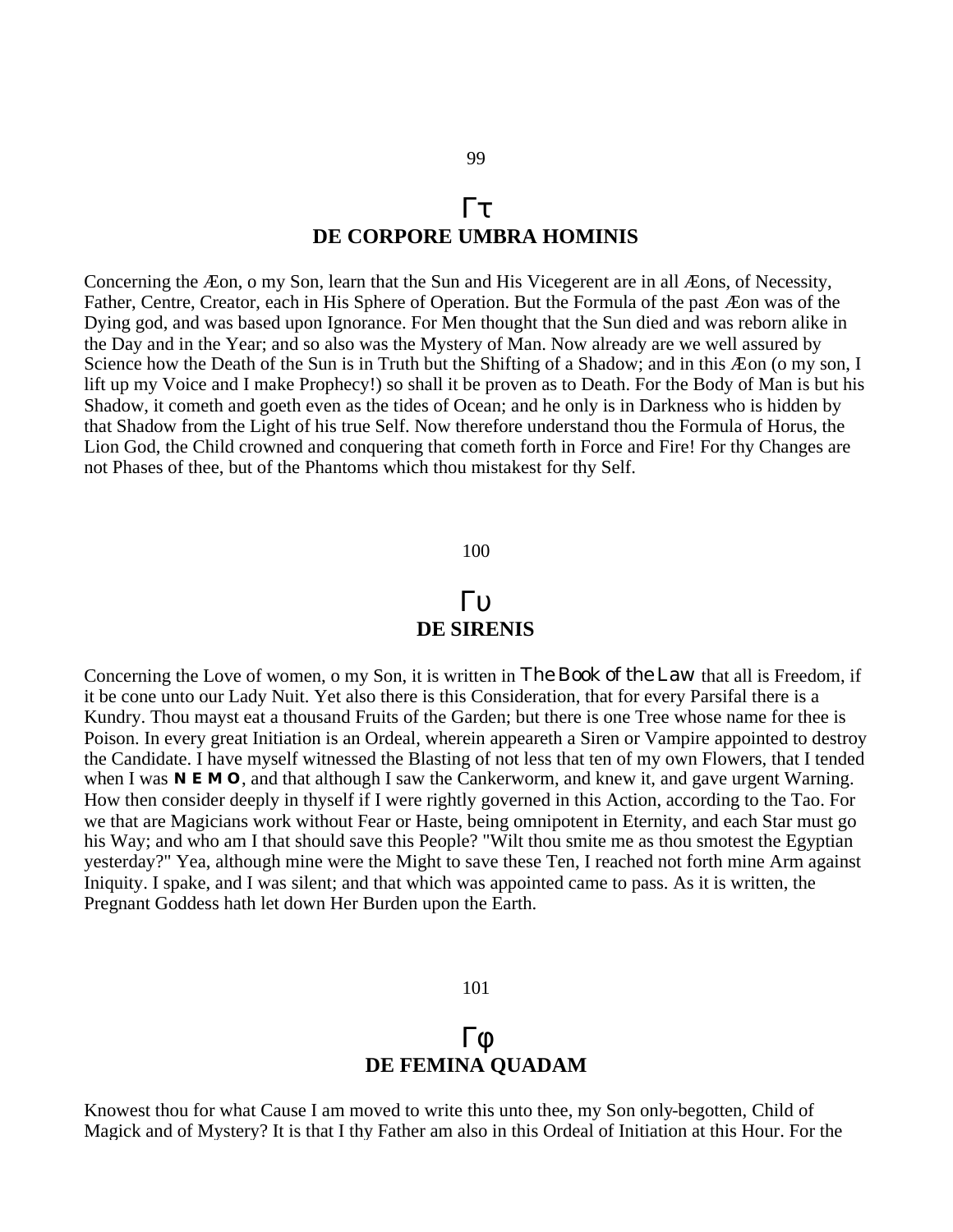99

## Γτ
## DE CORPORE UMBRA HOMINIS

Concerning the Æon, o my Son, learn that the Sun and His Vicegerent are in all Æons, of Necessity, Father, Centre, Creator, each in His Sphere of Operation. But the Formula of the past Æon was of the Dying god, and was based upon Ignorance. For Men thought that the Sun died and was reborn alike in the Day and in the Year; and so also was the Mystery of Man. Now already are we well assured by Science how the Death of the Sun is in Truth but the Shifting of a Shadow; and in this Æon (o my son, I lift up my Voice and I make Prophecy!) so shall it be proven as to Death. For the Body of Man is but his Shadow, it cometh and goeth even as the tides of Ocean; and he only is in Darkness who is hidden by that Shadow from the Light of his true Self. Now therefore understand thou the Formula of Horus, the Lion God, the Child crowned and conquering that cometh forth in Force and Fire! For thy Changes are not Phases of thee, but of the Phantoms which thou mistakest for thy Self.

100

## Γυ
## DE SIRENIS

Concerning the Love of women, o my Son, it is written in *The Book of the Law* that all is Freedom, if it be cone unto our Lady Nuit. Yet also there is this Consideration, that for every Parsifal there is a Kundry. Thou mayst eat a thousand Fruits of the Garden; but there is one Tree whose name for thee is Poison. In every great Initiation is an Ordeal, wherein appeareth a Siren or Vampire appointed to destroy the Candidate. I have myself witnessed the Blasting of not less that ten of my own Flowers, that I tended when I was **N E M O**, and that although I saw the Cankerworm, and knew it, and gave urgent Warning. How then consider deeply in thyself if I were rightly governed in this Action, according to the Tao. For we that are Magicians work without Fear or Haste, being omnipotent in Eternity, and each Star must go his Way; and who am I that should save this People? "Wilt thou smite me as thou smotest the Egyptian yesterday?" Yea, although mine were the Might to save these Ten, I reached not forth mine Arm against Iniquity. I spake, and I was silent; and that which was appointed came to pass. As it is written, the Pregnant Goddess hath let down Her Burden upon the Earth.

101

## Γφ
## DE FEMINA QUADAM

Knowest thou for what Cause I am moved to write this unto thee, my Son only-begotten, Child of Magick and of Mystery? It is that I thy Father am also in this Ordeal of Initiation at this Hour. For the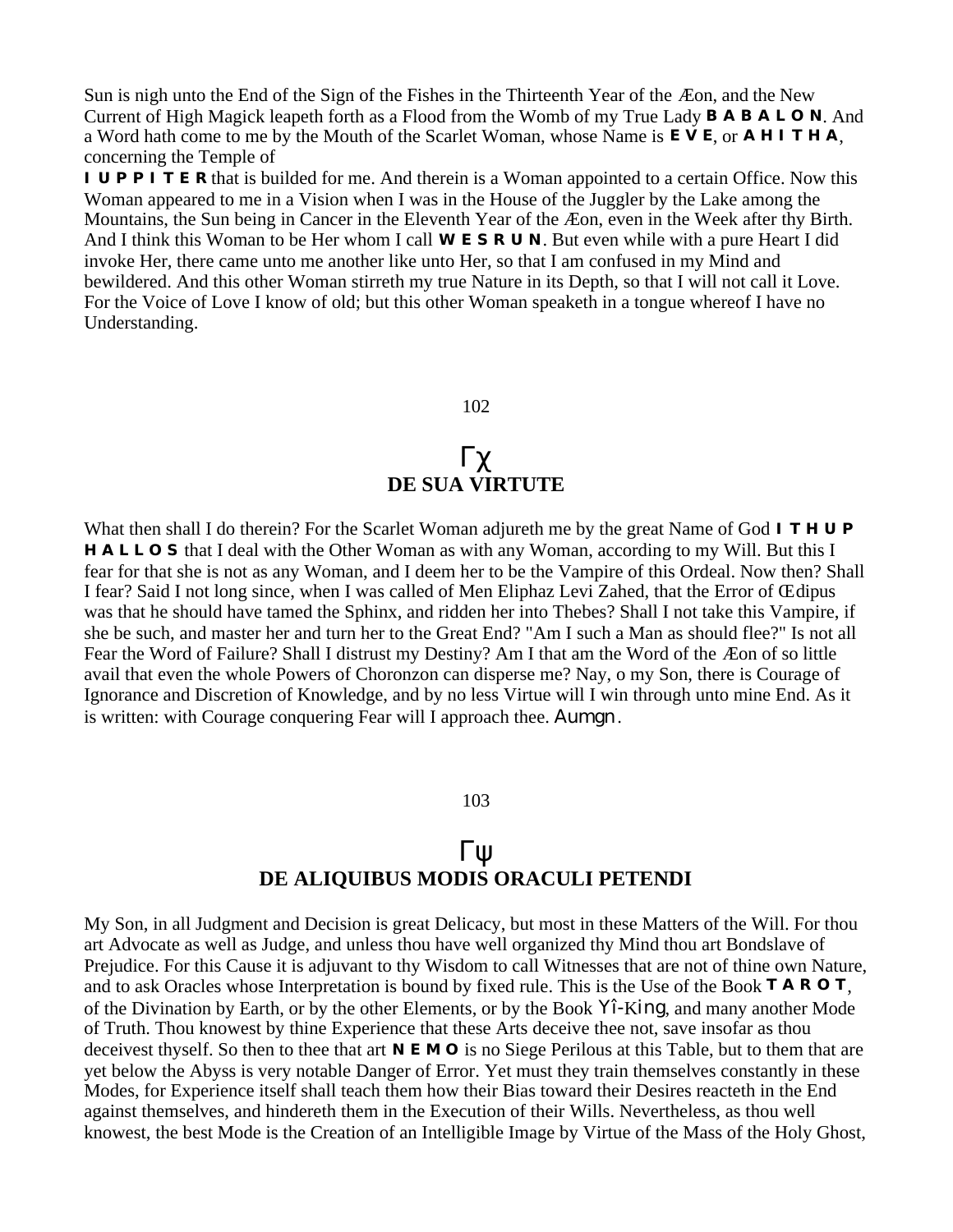Sun is nigh unto the End of the Sign of the Fishes in the Thirteenth Year of the Æon, and the New Current of High Magick leapeth forth as a Flood from the Womb of my True Lady **BABALON**. And a Word hath come to me by the Mouth of the Scarlet Woman, whose Name is **EVE**, or **AHITHA**, concerning the Temple of **IUPPITER** that is builded for me. And therein is a Woman appointed to a certain Office. Now this Woman appeared to me in a Vision when I was in the House of the Juggler by the Lake among the Mountains, the Sun being in Cancer in the Eleventh Year of the Æon, even in the Week after thy Birth. And I think this Woman to be Her whom I call **WESRUN**. But even while with a pure Heart I did invoke Her, there came unto me another like unto Her, so that I am confused in my Mind and bewildered. And this other Woman stirreth my true Nature in its Depth, so that I will not call it Love. For the Voice of Love I know of old; but this other Woman speaketh in a tongue whereof I have no Understanding.

102

## Γχ
## DE SUA VIRTUTE

What then shall I do therein? For the Scarlet Woman adjureth me by the great Name of God **ITHUPHALLOS** that I deal with the Other Woman as with any Woman, according to my Will. But this I fear for that she is not as any Woman, and I deem her to be the Vampire of this Ordeal. Now then? Shall I fear? Said I not long since, when I was called of Men Eliphaz Levi Zahed, that the Error of Œdipus was that he should have tamed the Sphinx, and ridden her into Thebes? Shall I not take this Vampire, if she be such, and master her and turn her to the Great End? "Am I such a Man as should flee?" Is not all Fear the Word of Failure? Shall I distrust my Destiny? Am I that am the Word of the Æon of so little avail that even the whole Powers of Choronzon can disperse me? Nay, o my Son, there is Courage of Ignorance and Discretion of Knowledge, and by no less Virtue will I win through unto mine End. As it is written: with Courage conquering Fear will I approach thee. Aumgn.

103

## Γψ
## DE ALIQUIBUS MODIS ORACULI PETENDI

My Son, in all Judgment and Decision is great Delicacy, but most in these Matters of the Will. For thou art Advocate as well as Judge, and unless thou have well organized thy Mind thou art Bondslave of Prejudice. For this Cause it is adjuvant to thy Wisdom to call Witnesses that are not of thine own Nature, and to ask Oracles whose Interpretation is bound by fixed rule. This is the Use of the Book **TAROT**, of the Divination by Earth, or by the other Elements, or by the Book Yî-King, and many another Mode of Truth. Thou knowest by thine Experience that these Arts deceive thee not, save insofar as thou deceivest thyself. So then to thee that art **NEMO** is no Siege Perilous at this Table, but to them that are yet below the Abyss is very notable Danger of Error. Yet must they train themselves constantly in these Modes, for Experience itself shall teach them how their Bias toward their Desires reacteth in the End against themselves, and hindereth them in the Execution of their Wills. Nevertheless, as thou well knowest, the best Mode is the Creation of an Intelligible Image by Virtue of the Mass of the Holy Ghost,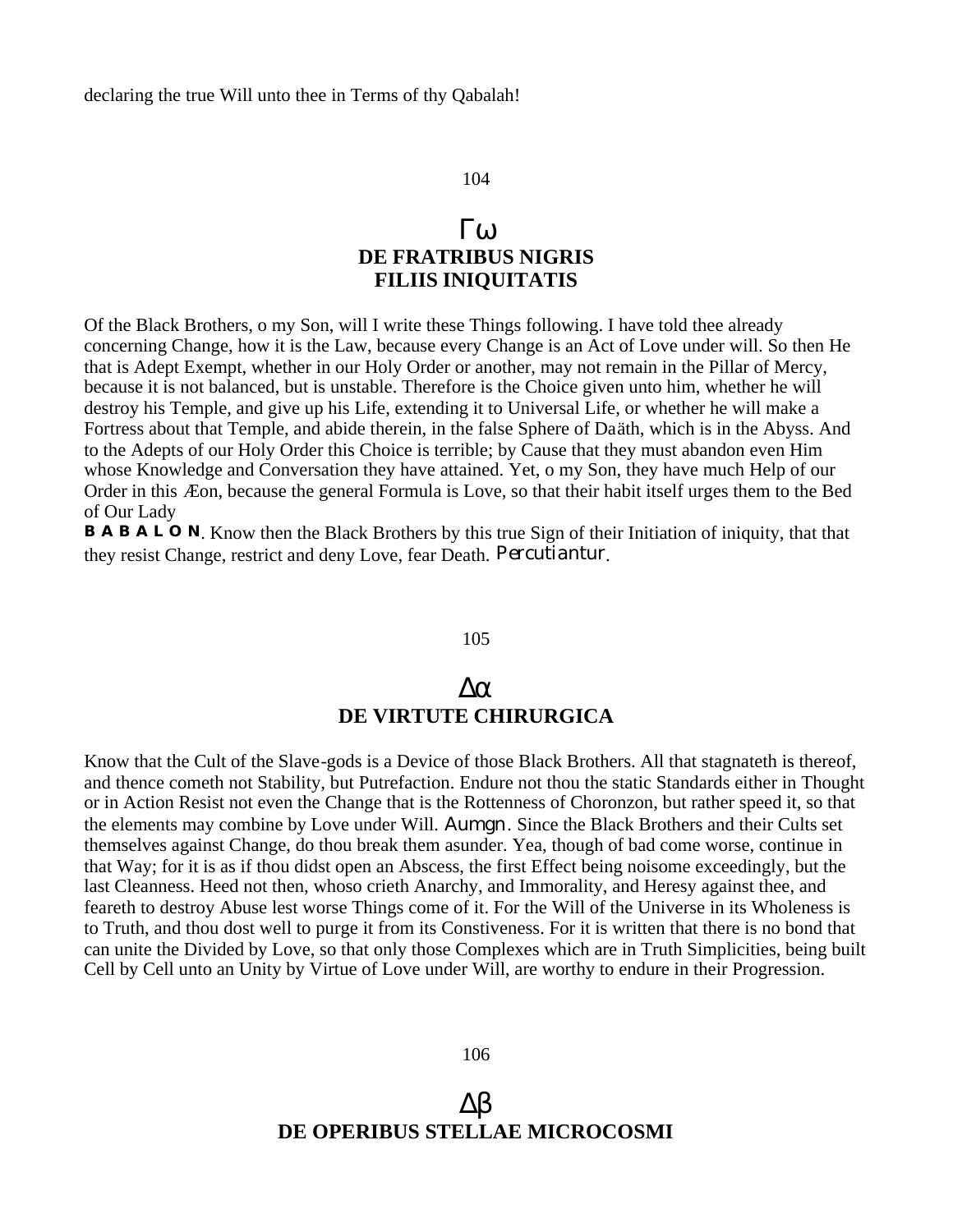declaring the true Will unto thee in Terms of thy Qabalah!

## 104

## Γω
## DE FRATRIBUS NIGRIS
## FILIIS INIQUITATIS

Of the Black Brothers, o my Son, will I write these Things following. I have told thee already concerning Change, how it is the Law, because every Change is an Act of Love under will. So then He that is Adept Exempt, whether in our Holy Order or another, may not remain in the Pillar of Mercy, because it is not balanced, but is unstable. Therefore is the Choice given unto him, whether he will destroy his Temple, and give up his Life, extending it to Universal Life, or whether he will make a Fortress about that Temple, and abide therein, in the false Sphere of Daäth, which is in the Abyss. And to the Adepts of our Holy Order this Choice is terrible; by Cause that they must abandon even Him whose Knowledge and Conversation they have attained. Yet, o my Son, they have much Help of our Order in this Æon, because the general Formula is Love, so that their habit itself urges them to the Bed of Our Lady **B A B A L O N**. Know then the Black Brothers by this true Sign of their Initiation of iniquity, that that they resist Change, restrict and deny Love, fear Death. *Percutiantur*.

## 105

## Δα
## DE VIRTUTE CHIRURGICA

Know that the Cult of the Slave-gods is a Device of those Black Brothers. All that stagnateth is thereof, and thence cometh not Stability, but Putrefaction. Endure not thou the static Standards either in Thought or in Action Resist not even the Change that is the Rottenness of Choronzon, but rather speed it, so that the elements may combine by Love under Will. Aumgn. Since the Black Brothers and their Cults set themselves against Change, do thou break them asunder. Yea, though of bad come worse, continue in that Way; for it is as if thou didst open an Abscess, the first Effect being noisome exceedingly, but the last Cleanness. Heed not then, whoso crieth Anarchy, and Immorality, and Heresy against thee, and feareth to destroy Abuse lest worse Things come of it. For the Will of the Universe in its Wholeness is to Truth, and thou dost well to purge it from its Constiveness. For it is written that there is no bond that can unite the Divided by Love, so that only those Complexes which are in Truth Simplicities, being built Cell by Cell unto an Unity by Virtue of Love under Will, are worthy to endure in their Progression.

## 106

## Δβ
## DE OPERIBUS STELLAE MICROCOSMI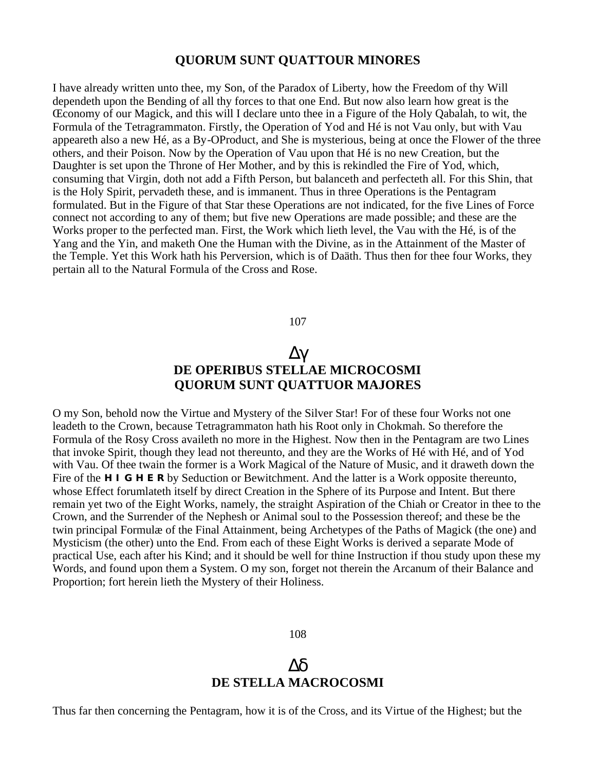## QUORUM SUNT QUATTOUR MINORES

I have already written unto thee, my Son, of the Paradox of Liberty, how the Freedom of thy Will dependeth upon the Bending of all thy forces to that one End. But now also learn how great is the Œconomy of our Magick, and this will I declare unto thee in a Figure of the Holy Qabalah, to wit, the Formula of the Tetragrammaton. Firstly, the Operation of Yod and Hé is not Vau only, but with Vau appeareth also a new Hé, as a By-OProduct, and She is mysterious, being at once the Flower of the three others, and their Poison. Now by the Operation of Vau upon that Hé is no new Creation, but the Daughter is set upon the Throne of Her Mother, and by this is rekindled the Fire of Yod, which, consuming that Virgin, doth not add a Fifth Person, but balanceth and perfecteth all. For this Shin, that is the Holy Spirit, pervadeth these, and is immanent. Thus in three Operations is the Pentagram formulated. But in the Figure of that Star these Operations are not indicated, for the five Lines of Force connect not according to any of them; but five new Operations are made possible; and these are the Works proper to the perfected man. First, the Work which lieth level, the Vau with the Hé, is of the Yang and the Yin, and maketh One the Human with the Divine, as in the Attainment of the Master of the Temple. Yet this Work hath his Perversion, which is of Daäth. Thus then for thee four Works, they pertain all to the Natural Formula of the Cross and Rose.

## Δγ
## DE OPERIBUS STELLAE MICROCOSMI
## QUORUM SUNT QUATTUOR MAJORES

O my Son, behold now the Virtue and Mystery of the Silver Star! For of these four Works not one leadeth to the Crown, because Tetragrammaton hath his Root only in Chokmah. So therefore the Formula of the Rosy Cross availeth no more in the Highest. Now then in the Pentagram are two Lines that invoke Spirit, though they lead not thereunto, and they are the Works of Hé with Hé, and of Yod with Vau. Of thee twain the former is a Work Magical of the Nature of Music, and it draweth down the Fire of the **HIGHER** by Seduction or Bewitchment. And the latter is a Work opposite thereunto, whose Effect forumlateth itself by direct Creation in the Sphere of its Purpose and Intent. But there remain yet two of the Eight Works, namely, the straight Aspiration of the Chiah or Creator in thee to the Crown, and the Surrender of the Nephesh or Animal soul to the Possession thereof; and these be the twin principal Formulæ of the Final Attainment, being Archetypes of the Paths of Magick (the one) and Mysticism (the other) unto the End. From each of these Eight Works is derived a separate Mode of practical Use, each after his Kind; and it should be well for thine Instruction if thou study upon these my Words, and found upon them a System. O my son, forget not therein the Arcanum of their Balance and Proportion; fort herein lieth the Mystery of their Holiness.

## Δδ
## DE STELLA MACROCOSMI

Thus far then concerning the Pentagram, how it is of the Cross, and its Virtue of the Highest; but the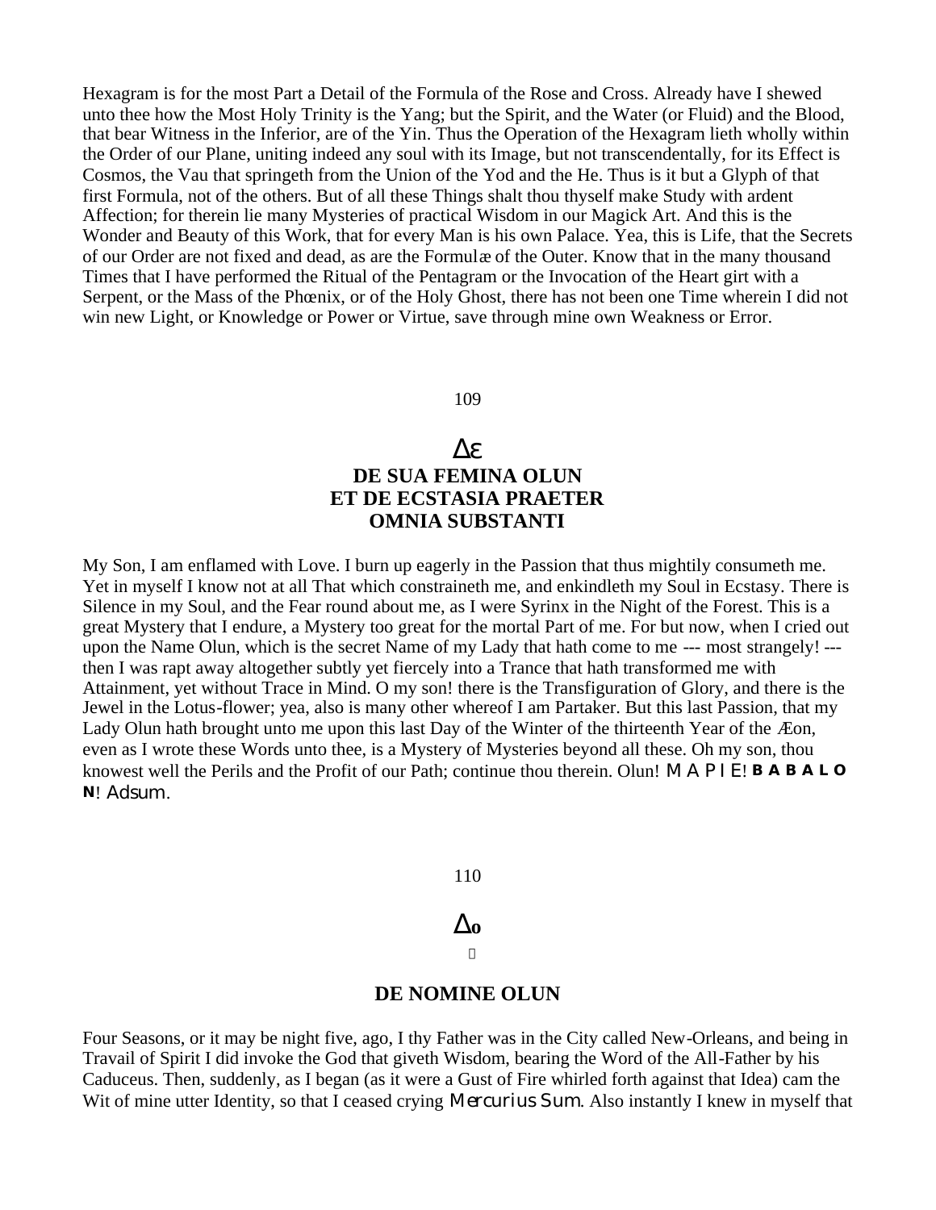Hexagram is for the most Part a Detail of the Formula of the Rose and Cross. Already have I shewed unto thee how the Most Holy Trinity is the Yang; but the Spirit, and the Water (or Fluid) and the Blood, that bear Witness in the Inferior, are of the Yin. Thus the Operation of the Hexagram lieth wholly within the Order of our Plane, uniting indeed any soul with its Image, but not transcendentally, for its Effect is Cosmos, the Vau that springeth from the Union of the Yod and the He. Thus is it but a Glyph of that first Formula, not of the others. But of all these Things shalt thou thyself make Study with ardent Affection; for therein lie many Mysteries of practical Wisdom in our Magick Art. And this is the Wonder and Beauty of this Work, that for every Man is his own Palace. Yea, this is Life, that the Secrets of our Order are not fixed and dead, as are the Formulæ of the Outer. Know that in the many thousand Times that I have performed the Ritual of the Pentagram or the Invocation of the Heart girt with a Serpent, or the Mass of the Phœnix, or of the Holy Ghost, there has not been one Time wherein I did not win new Light, or Knowledge or Power or Virtue, save through mine own Weakness or Error.

## Δε

## DE SUA FEMINA OLUN ET DE ECSTASIA PRAETER OMNIA SUBSTANTI

My Son, I am enflamed with Love. I burn up eagerly in the Passion that thus mightily consumeth me. Yet in myself I know not at all That which constraineth me, and enkindleth my Soul in Ecstasy. There is Silence in my Soul, and the Fear round about me, as I were Syrinx in the Night of the Forest. This is a great Mystery that I endure, a Mystery too great for the mortal Part of me. For but now, when I cried out upon the Name Olun, which is the secret Name of my Lady that hath come to me --- most strangely! --- then I was rapt away altogether subtly yet fiercely into a Trance that hath transformed me with Attainment, yet without Trace in Mind. O my son! there is the Transfiguration of Glory, and there is the Jewel in the Lotus-flower; yea, also is many other whereof I am Partaker. But this last Passion, that my Lady Olun hath brought unto me upon this last Day of the Winter of the thirteenth Year of the Æon, even as I wrote these Words unto thee, is a Mystery of Mysteries beyond all these. Oh my son, thou knowest well the Perils and the Profit of our Path; continue thou therein. Olun! ΜΑΡΙΕ! **BABALON**! Adsum.

## Δο

## DE NOMINE OLUN

Four Seasons, or it may be night five, ago, I thy Father was in the City called New-Orleans, and being in Travail of Spirit I did invoke the God that giveth Wisdom, bearing the Word of the All-Father by his Caduceus. Then, suddenly, as I began (as it were a Gust of Fire whirled forth against that Idea) cam the Wit of mine utter Identity, so that I ceased crying *Mercurius Sum*. Also instantly I knew in myself that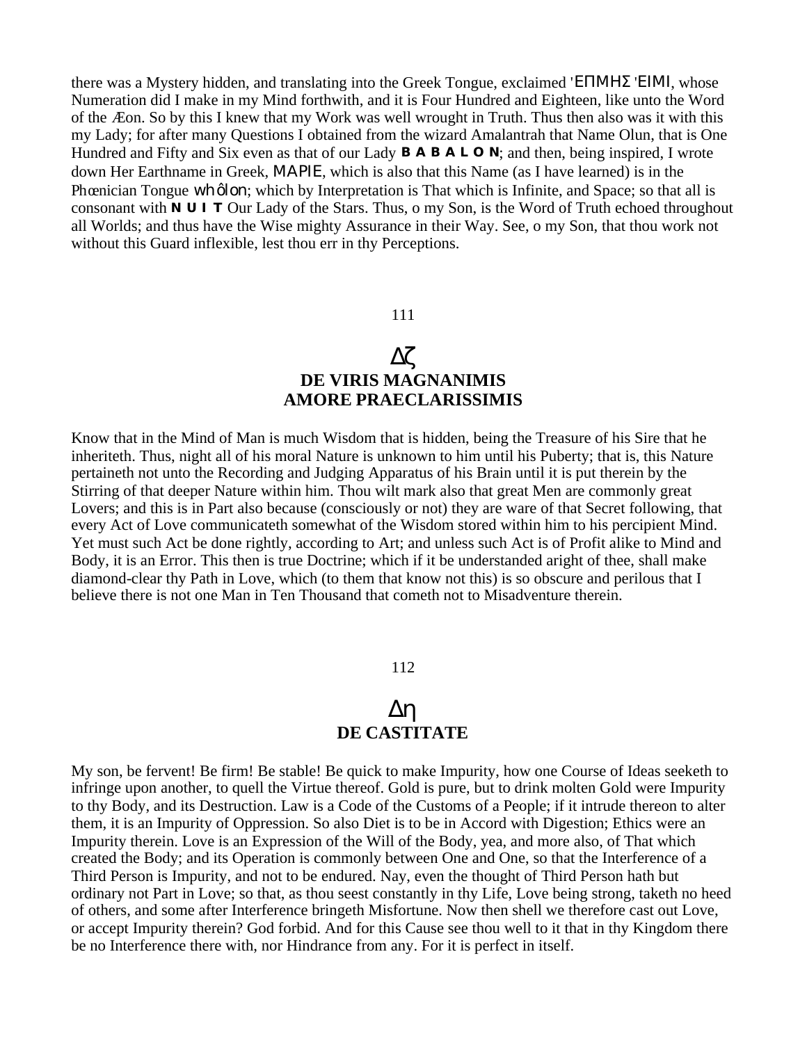there was a Mystery hidden, and translating into the Greek Tongue, exclaimed 'ΕΠΜΗΣ 'ΕΙΜΙ, whose Numeration did I make in my Mind forthwith, and it is Four Hundred and Eighteen, like unto the Word of the Æon. So by this I knew that my Work was well wrought in Truth. Thus then also was it with this my Lady; for after many Questions I obtained from the wizard Amalantrah that Name Olun, that is One Hundred and Fifty and Six even as that of our Lady **B A B A L O N**; and then, being inspired, I wrote down Her Earthname in Greek, ΜΑΡΙΕ, which is also that this Name (as I have learned) is in the Phœnician Tongue whôlon; which by Interpretation is That which is Infinite, and Space; so that all is consonant with **N U I T** Our Lady of the Stars. Thus, o my Son, is the Word of Truth echoed throughout all Worlds; and thus have the Wise mighty Assurance in their Way. See, o my Son, that thou work not without this Guard inflexible, lest thou err in thy Perceptions.

111

## Δζ
## DE VIRIS MAGNANIMIS AMORE PRAECLARISSIMIS

Know that in the Mind of Man is much Wisdom that is hidden, being the Treasure of his Sire that he inheriteth. Thus, night all of his moral Nature is unknown to him until his Puberty; that is, this Nature pertaineth not unto the Recording and Judging Apparatus of his Brain until it is put therein by the Stirring of that deeper Nature within him. Thou wilt mark also that great Men are commonly great Lovers; and this is in Part also because (consciously or not) they are ware of that Secret following, that every Act of Love communicateth somewhat of the Wisdom stored within him to his percipient Mind. Yet must such Act be done rightly, according to Art; and unless such Act is of Profit alike to Mind and Body, it is an Error. This then is true Doctrine; which if it be understanded aright of thee, shall make diamond-clear thy Path in Love, which (to them that know not this) is so obscure and perilous that I believe there is not one Man in Ten Thousand that cometh not to Misadventure therein.

112

## Δη
## DE CASTITATE

My son, be fervent! Be firm! Be stable! Be quick to make Impurity, how one Course of Ideas seeketh to infringe upon another, to quell the Virtue thereof. Gold is pure, but to drink molten Gold were Impurity to thy Body, and its Destruction. Law is a Code of the Customs of a People; if it intrude thereon to alter them, it is an Impurity of Oppression. So also Diet is to be in Accord with Digestion; Ethics were an Impurity therein. Love is an Expression of the Will of the Body, yea, and more also, of That which created the Body; and its Operation is commonly between One and One, so that the Interference of a Third Person is Impurity, and not to be endured. Nay, even the thought of Third Person hath but ordinary not Part in Love; so that, as thou seest constantly in thy Life, Love being strong, taketh no heed of others, and some after Interference bringeth Misfortune. Now then shell we therefore cast out Love, or accept Impurity therein? God forbid. And for this Cause see thou well to it that in thy Kingdom there be no Interference there with, nor Hindrance from any. For it is perfect in itself.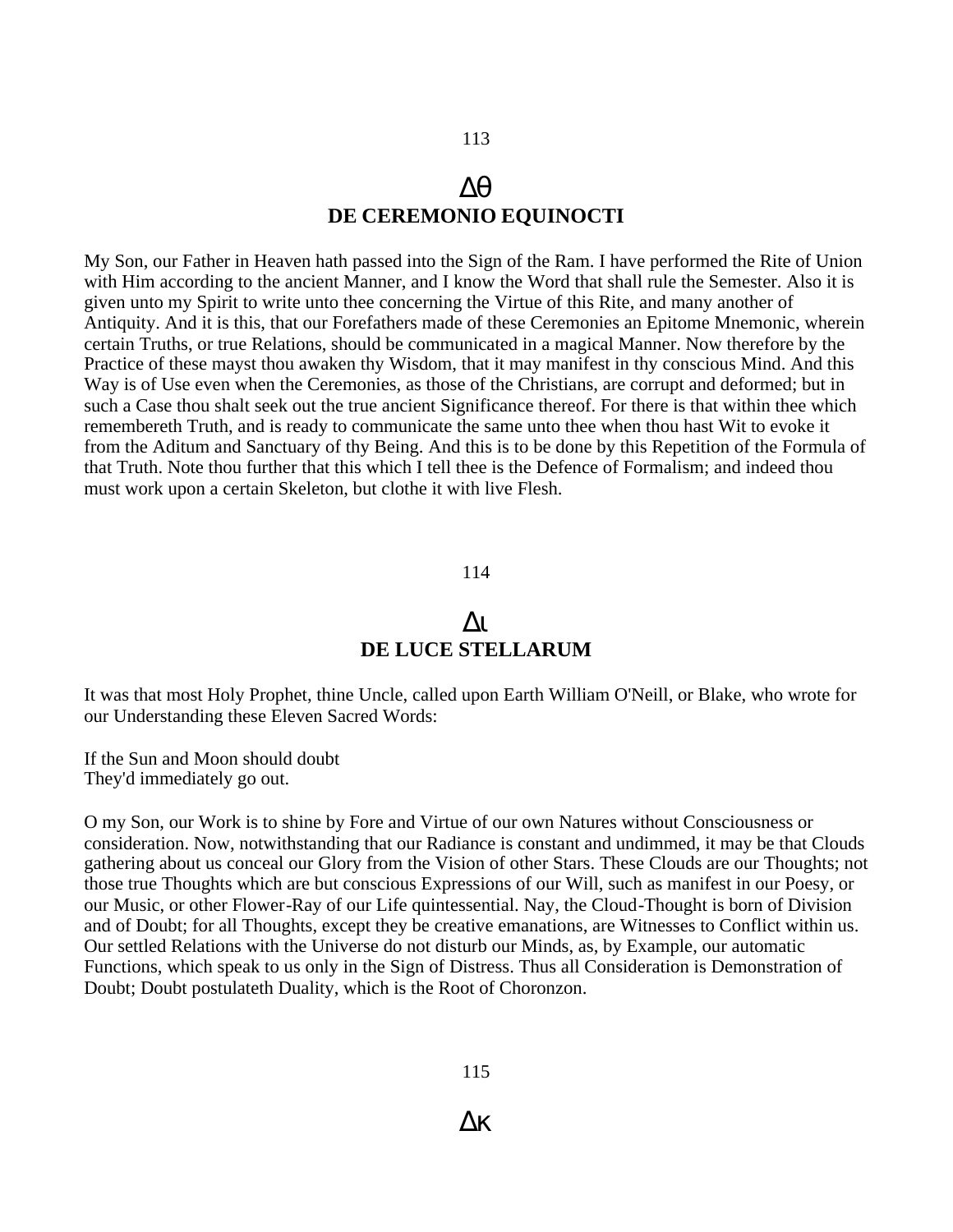## 113

## Δθ
## DE CEREMONIO EQUINOCTI

My Son, our Father in Heaven hath passed into the Sign of the Ram. I have performed the Rite of Union with Him according to the ancient Manner, and I know the Word that shall rule the Semester. Also it is given unto my Spirit to write unto thee concerning the Virtue of this Rite, and many another of Antiquity. And it is this, that our Forefathers made of these Ceremonies an Epitome Mnemonic, wherein certain Truths, or true Relations, should be communicated in a magical Manner. Now therefore by the Practice of these mayst thou awaken thy Wisdom, that it may manifest in thy conscious Mind. And this Way is of Use even when the Ceremonies, as those of the Christians, are corrupt and deformed; but in such a Case thou shalt seek out the true ancient Significance thereof. For there is that within thee which remembereth Truth, and is ready to communicate the same unto thee when thou hast Wit to evoke it from the Aditum and Sanctuary of thy Being. And this is to be done by this Repetition of the Formula of that Truth. Note thou further that this which I tell thee is the Defence of Formalism; and indeed thou must work upon a certain Skeleton, but clothe it with live Flesh.

## 114

## Δι
## DE LUCE STELLARUM

It was that most Holy Prophet, thine Uncle, called upon Earth William O'Neill, or Blake, who wrote for our Understanding these Eleven Sacred Words:

If the Sun and Moon should doubt
They'd immediately go out.

O my Son, our Work is to shine by Fore and Virtue of our own Natures without Consciousness or consideration. Now, notwithstanding that our Radiance is constant and undimmed, it may be that Clouds gathering about us conceal our Glory from the Vision of other Stars. These Clouds are our Thoughts; not those true Thoughts which are but conscious Expressions of our Will, such as manifest in our Poesy, or our Music, or other Flower-Ray of our Life quintessential. Nay, the Cloud-Thought is born of Division and of Doubt; for all Thoughts, except they be creative emanations, are Witnesses to Conflict within us. Our settled Relations with the Universe do not disturb our Minds, as, by Example, our automatic Functions, which speak to us only in the Sign of Distress. Thus all Consideration is Demonstration of Doubt; Doubt postulateth Duality, which is the Root of Choronzon.

## 115

## Δκ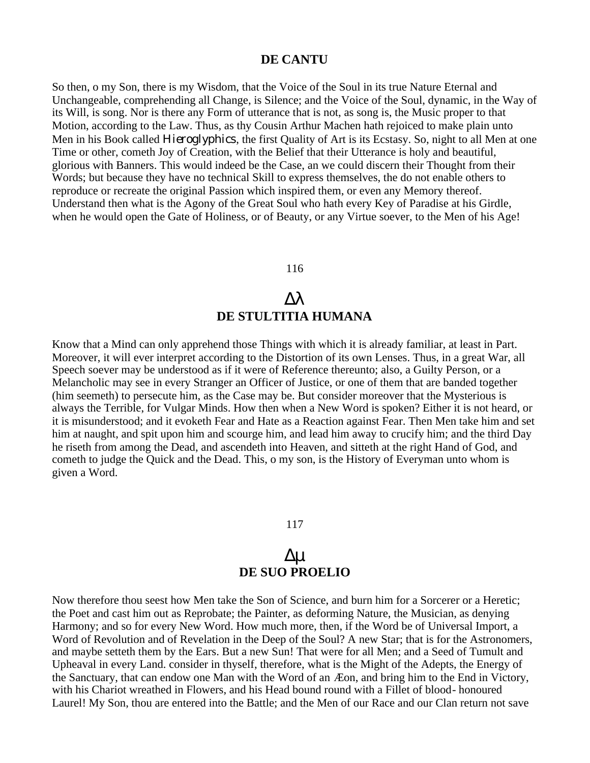## DE CANTU

So then, o my Son, there is my Wisdom, that the Voice of the Soul in its true Nature Eternal and Unchangeable, comprehending all Change, is Silence; and the Voice of the Soul, dynamic, in the Way of its Will, is song. Nor is there any Form of utterance that is not, as song is, the Music proper to that Motion, according to the Law. Thus, as thy Cousin Arthur Machen hath rejoiced to make plain unto Men in his Book called *Hieroglyphics*, the first Quality of Art is its Ecstasy. So, night to all Men at one Time or other, cometh Joy of Creation, with the Belief that their Utterance is holy and beautiful, glorious with Banners. This would indeed be the Case, an we could discern their Thought from their Words; but because they have no technical Skill to express themselves, the do not enable others to reproduce or recreate the original Passion which inspired them, or even any Memory thereof. Understand then what is the Agony of the Great Soul who hath every Key of Paradise at his Girdle, when he would open the Gate of Holiness, or of Beauty, or any Virtue soever, to the Men of his Age!

116

## Δλ
## DE STULTITIA HUMANA

Know that a Mind can only apprehend those Things with which it is already familiar, at least in Part. Moreover, it will ever interpret according to the Distortion of its own Lenses. Thus, in a great War, all Speech soever may be understood as if it were of Reference thereunto; also, a Guilty Person, or a Melancholic may see in every Stranger an Officer of Justice, or one of them that are banded together (him seemeth) to persecute him, as the Case may be. But consider moreover that the Mysterious is always the Terrible, for Vulgar Minds. How then when a New Word is spoken? Either it is not heard, or it is misunderstood; and it evoketh Fear and Hate as a Reaction against Fear. Then Men take him and set him at naught, and spit upon him and scourge him, and lead him away to crucify him; and the third Day he riseth from among the Dead, and ascendeth into Heaven, and sitteth at the right Hand of God, and cometh to judge the Quick and the Dead. This, o my son, is the History of Everyman unto whom is given a Word.

117

## Δμ
## DE SUO PROELIO

Now therefore thou seest how Men take the Son of Science, and burn him for a Sorcerer or a Heretic; the Poet and cast him out as Reprobate; the Painter, as deforming Nature, the Musician, as denying Harmony; and so for every New Word. How much more, then, if the Word be of Universal Import, a Word of Revolution and of Revelation in the Deep of the Soul? A new Star; that is for the Astronomers, and maybe setteth them by the Ears. But a new Sun! That were for all Men; and a Seed of Tumult and Upheaval in every Land. consider in thyself, therefore, what is the Might of the Adepts, the Energy of the Sanctuary, that can endow one Man with the Word of an Æon, and bring him to the End in Victory, with his Chariot wreathed in Flowers, and his Head bound round with a Fillet of blood-honoured Laurel! My Son, thou are entered into the Battle; and the Men of our Race and our Clan return not save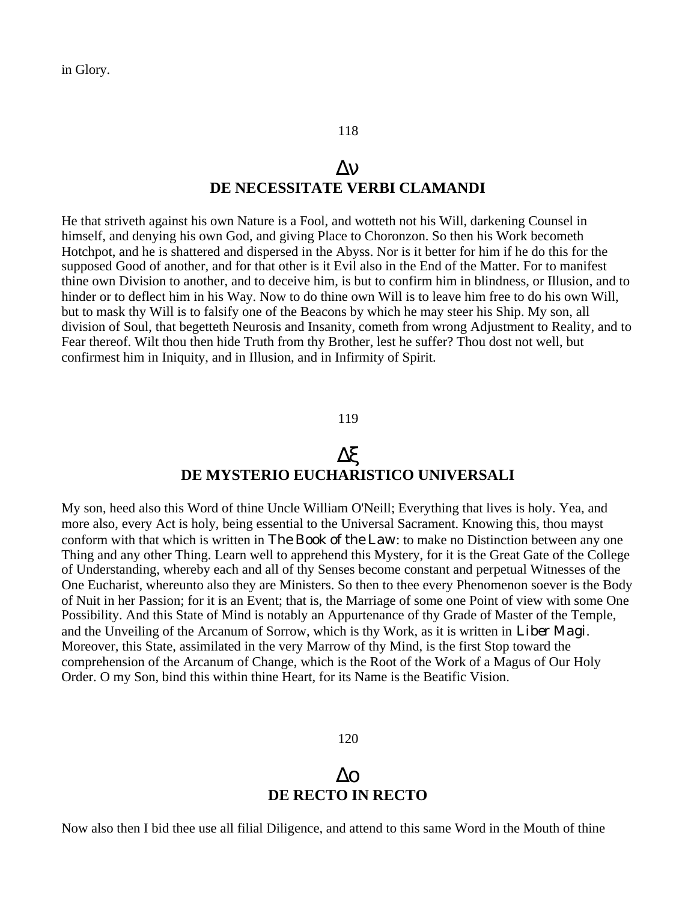in Glory.

118

## Δν
## DE NECESSITATE VERBI CLAMANDI

He that striveth against his own Nature is a Fool, and wotteth not his Will, darkening Counsel in himself, and denying his own God, and giving Place to Choronzon. So then his Work becometh Hotchpot, and he is shattered and dispersed in the Abyss. Nor is it better for him if he do this for the supposed Good of another, and for that other is it Evil also in the End of the Matter. For to manifest thine own Division to another, and to deceive him, is but to confirm him in blindness, or Illusion, and to hinder or to deflect him in his Way. Now to do thine own Will is to leave him free to do his own Will, but to mask thy Will is to falsify one of the Beacons by which he may steer his Ship. My son, all division of Soul, that begetteth Neurosis and Insanity, cometh from wrong Adjustment to Reality, and to Fear thereof. Wilt thou then hide Truth from thy Brother, lest he suffer? Thou dost not well, but confirmest him in Iniquity, and in Illusion, and in Infirmity of Spirit.

119

## Δξ
## DE MYSTERIO EUCHARISTICO UNIVERSALI

My son, heed also this Word of thine Uncle William O'Neill; Everything that lives is holy. Yea, and more also, every Act is holy, being essential to the Universal Sacrament. Knowing this, thou mayst conform with that which is written in *The Book of the Law*: to make no Distinction between any one Thing and any other Thing. Learn well to apprehend this Mystery, for it is the Great Gate of the College of Understanding, whereby each and all of thy Senses become constant and perpetual Witnesses of the One Eucharist, whereunto also they are Ministers. So then to thee every Phenomenon soever is the Body of Nuit in her Passion; for it is an Event; that is, the Marriage of some one Point of view with some One Possibility. And this State of Mind is notably an Appurtenance of thy Grade of Master of the Temple, and the Unveiling of the Arcanum of Sorrow, which is thy Work, as it is written in *Liber Magi*. Moreover, this State, assimilated in the very Marrow of thy Mind, is the first Stop toward the comprehension of the Arcanum of Change, which is the Root of the Work of a Magus of Our Holy Order. O my Son, bind this within thine Heart, for its Name is the Beatific Vision.

120

## Δο
## DE RECTO IN RECTO

Now also then I bid thee use all filial Diligence, and attend to this same Word in the Mouth of thine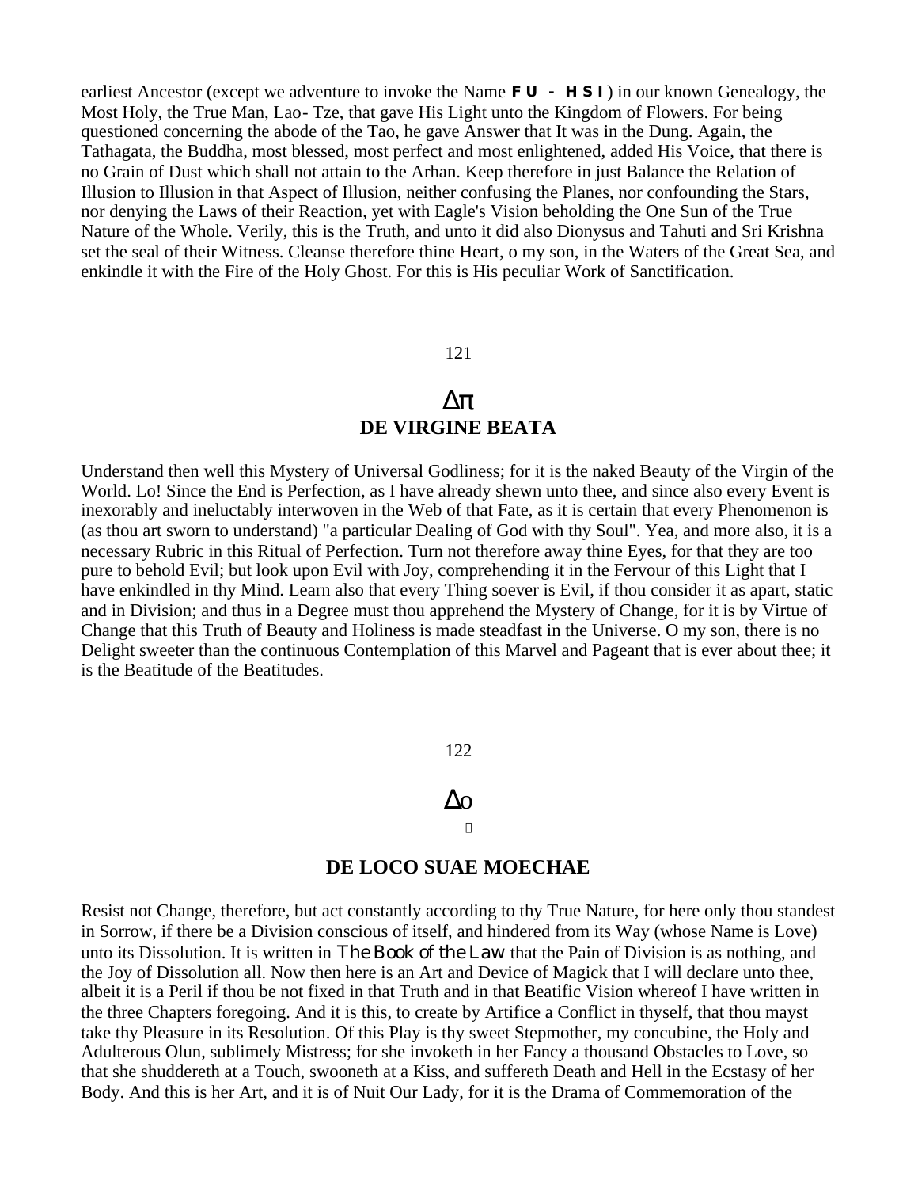earliest Ancestor (except we adventure to invoke the Name **FU - HSI**) in our known Genealogy, the Most Holy, the True Man, Lao- Tze, that gave His Light unto the Kingdom of Flowers. For being questioned concerning the abode of the Tao, he gave Answer that It was in the Dung. Again, the Tathagata, the Buddha, most blessed, most perfect and most enlightened, added His Voice, that there is no Grain of Dust which shall not attain to the Arhan. Keep therefore in just Balance the Relation of Illusion to Illusion in that Aspect of Illusion, neither confusing the Planes, nor confounding the Stars, nor denying the Laws of their Reaction, yet with Eagle's Vision beholding the One Sun of the True Nature of the Whole. Verily, this is the Truth, and unto it did also Dionysus and Tahuti and Sri Krishna set the seal of their Witness. Cleanse therefore thine Heart, o my son, in the Waters of the Great Sea, and enkindle it with the Fire of the Holy Ghost. For this is His peculiar Work of Sanctification.

121

## Δπ
## DE VIRGINE BEATA

Understand then well this Mystery of Universal Godliness; for it is the naked Beauty of the Virgin of the World. Lo! Since the End is Perfection, as I have already shewn unto thee, and since also every Event is inexorably and ineluctably interwoven in the Web of that Fate, as it is certain that every Phenomenon is (as thou art sworn to understand) "a particular Dealing of God with thy Soul". Yea, and more also, it is a necessary Rubric in this Ritual of Perfection. Turn not therefore away thine Eyes, for that they are too pure to behold Evil; but look upon Evil with Joy, comprehending it in the Fervour of this Light that I have enkindled in thy Mind. Learn also that every Thing soever is Evil, if thou consider it as apart, static and in Division; and thus in a Degree must thou apprehend the Mystery of Change, for it is by Virtue of Change that this Truth of Beauty and Holiness is made steadfast in the Universe. O my son, there is no Delight sweeter than the continuous Contemplation of this Marvel and Pageant that is ever about thee; it is the Beatitude of the Beatitudes.

122

## Δο
## DE LOCO SUAE MOECHAE

Resist not Change, therefore, but act constantly according to thy True Nature, for here only thou standest in Sorrow, if there be a Division conscious of itself, and hindered from its Way (whose Name is Love) unto its Dissolution. It is written in *The Book of the Law* that the Pain of Division is as nothing, and the Joy of Dissolution all. Now then here is an Art and Device of Magick that I will declare unto thee, albeit it is a Peril if thou be not fixed in that Truth and in that Beatific Vision whereof I have written in the three Chapters foregoing. And it is this, to create by Artifice a Conflict in thyself, that thou mayst take thy Pleasure in its Resolution. Of this Play is thy sweet Stepmother, my concubine, the Holy and Adulterous Olun, sublimely Mistress; for she invoketh in her Fancy a thousand Obstacles to Love, so that she shuddereth at a Touch, swooneth at a Kiss, and suffereth Death and Hell in the Ecstasy of her Body. And this is her Art, and it is of Nuit Our Lady, for it is the Drama of Commemoration of the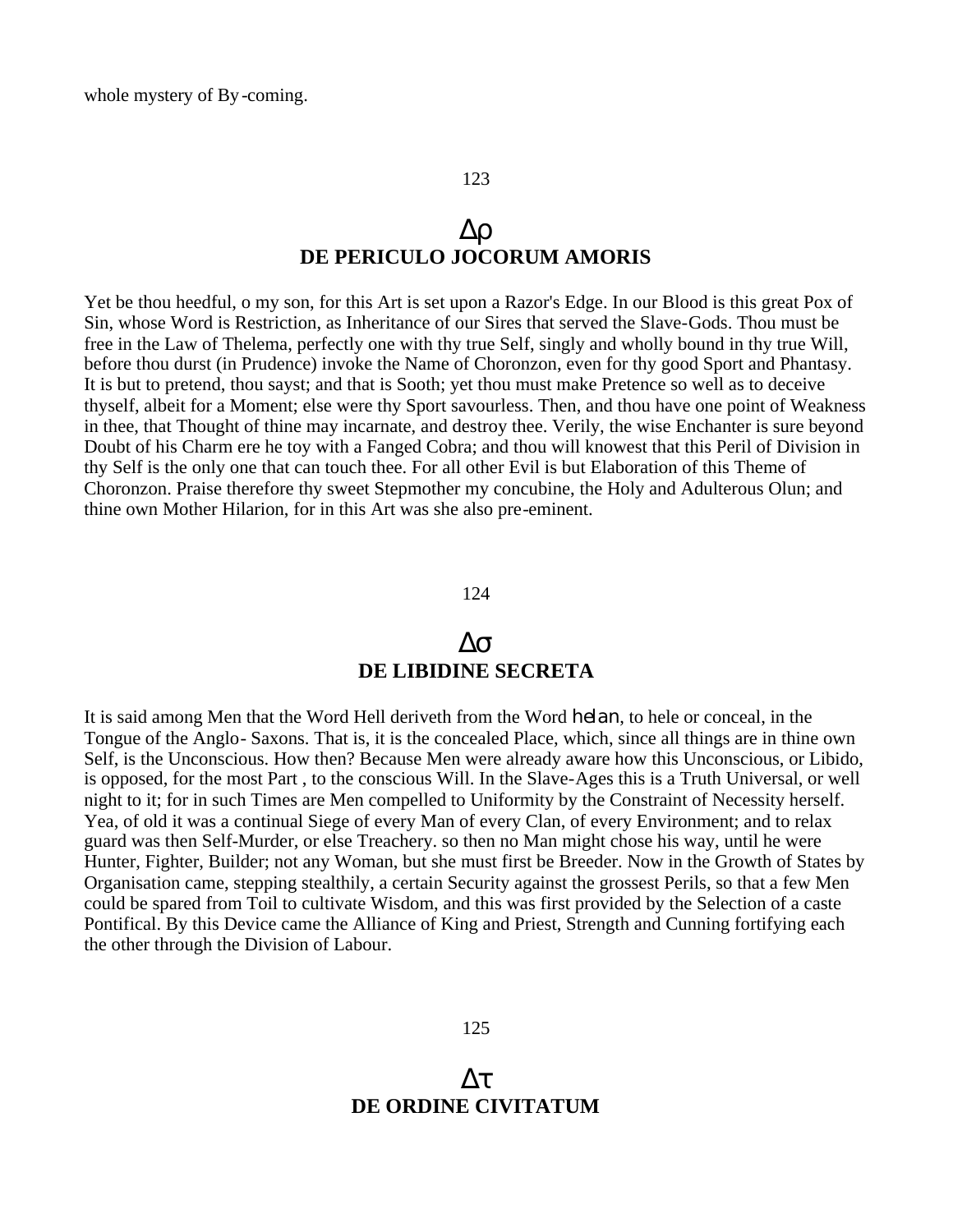whole mystery of By-coming.

## 123

## Δρ
## DE PERICULO JOCORUM AMORIS

Yet be thou heedful, o my son, for this Art is set upon a Razor's Edge. In our Blood is this great Pox of Sin, whose Word is Restriction, as Inheritance of our Sires that served the Slave-Gods. Thou must be free in the Law of Thelema, perfectly one with thy true Self, singly and wholly bound in thy true Will, before thou durst (in Prudence) invoke the Name of Choronzon, even for thy good Sport and Phantasy. It is but to pretend, thou sayst; and that is Sooth; yet thou must make Pretence so well as to deceive thyself, albeit for a Moment; else were thy Sport savourless. Then, and thou have one point of Weakness in thee, that Thought of thine may incarnate, and destroy thee. Verily, the wise Enchanter is sure beyond Doubt of his Charm ere he toy with a Fanged Cobra; and thou will knowest that this Peril of Division in thy Self is the only one that can touch thee. For all other Evil is but Elaboration of this Theme of Choronzon. Praise therefore thy sweet Stepmother my concubine, the Holy and Adulterous Olun; and thine own Mother Hilarion, for in this Art was she also pre-eminent.

## 124

## Δσ
## DE LIBIDINE SECRETA

It is said among Men that the Word Hell deriveth from the Word helan, to hele or conceal, in the Tongue of the Anglo- Saxons. That is, it is the concealed Place, which, since all things are in thine own Self, is the Unconscious. How then? Because Men were already aware how this Unconscious, or Libido, is opposed, for the most Part , to the conscious Will. In the Slave-Ages this is a Truth Universal, or well night to it; for in such Times are Men compelled to Uniformity by the Constraint of Necessity herself. Yea, of old it was a continual Siege of every Man of every Clan, of every Environment; and to relax guard was then Self-Murder, or else Treachery. so then no Man might chose his way, until he were Hunter, Fighter, Builder; not any Woman, but she must first be Breeder. Now in the Growth of States by Organisation came, stepping stealthily, a certain Security against the grossest Perils, so that a few Men could be spared from Toil to cultivate Wisdom, and this was first provided by the Selection of a caste Pontifical. By this Device came the Alliance of King and Priest, Strength and Cunning fortifying each the other through the Division of Labour.

## 125

## Δτ
## DE ORDINE CIVITATUM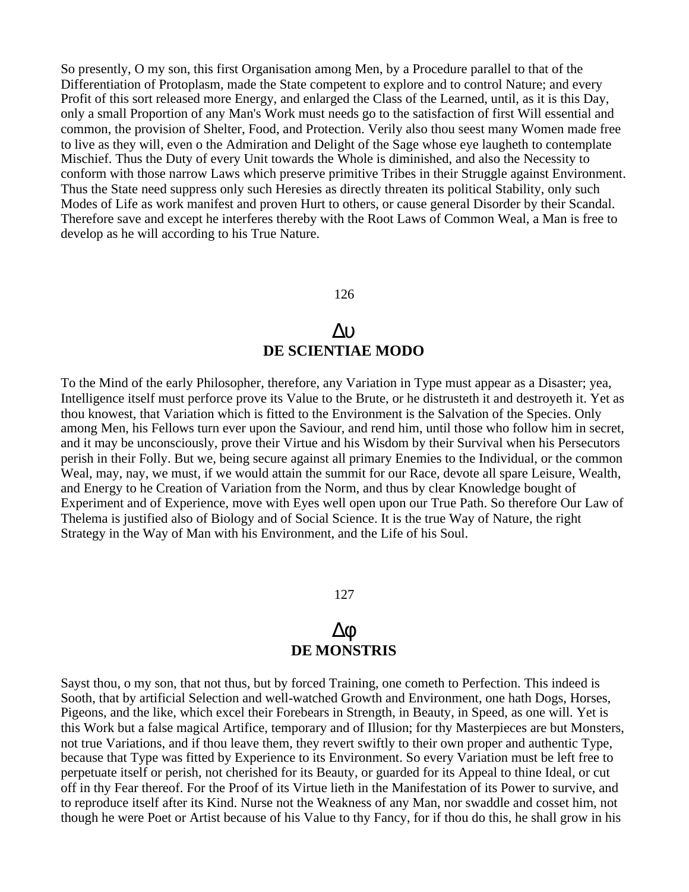So presently, O my son, this first Organisation among Men, by a Procedure parallel to that of the Differentiation of Protoplasm, made the State competent to explore and to control Nature; and every Profit of this sort released more Energy, and enlarged the Class of the Learned, until, as it is this Day, only a small Proportion of any Man's Work must needs go to the satisfaction of first Will essential and common, the provision of Shelter, Food, and Protection. Verily also thou seest many Women made free to live as they will, even o the Admiration and Delight of the Sage whose eye laugheth to contemplate Mischief. Thus the Duty of every Unit towards the Whole is diminished, and also the Necessity to conform with those narrow Laws which preserve primitive Tribes in their Struggle against Environment. Thus the State need suppress only such Heresies as directly threaten its political Stability, only such Modes of Life as work manifest and proven Hurt to others, or cause general Disorder by their Scandal. Therefore save and except he interferes thereby with the Root Laws of Common Weal, a Man is free to develop as he will according to his True Nature.

126

## Δυ
## DE SCIENTIAE MODO

To the Mind of the early Philosopher, therefore, any Variation in Type must appear as a Disaster; yea, Intelligence itself must perforce prove its Value to the Brute, or he distrusteth it and destroyeth it. Yet as thou knowest, that Variation which is fitted to the Environment is the Salvation of the Species. Only among Men, his Fellows turn ever upon the Saviour, and rend him, until those who follow him in secret, and it may be unconsciously, prove their Virtue and his Wisdom by their Survival when his Persecutors perish in their Folly. But we, being secure against all primary Enemies to the Individual, or the common Weal, may, nay, we must, if we would attain the summit for our Race, devote all spare Leisure, Wealth, and Energy to he Creation of Variation from the Norm, and thus by clear Knowledge bought of Experiment and of Experience, move with Eyes well open upon our True Path. So therefore Our Law of Thelema is justified also of Biology and of Social Science. It is the true Way of Nature, the right Strategy in the Way of Man with his Environment, and the Life of his Soul.

127

## Δφ
## DE MONSTRIS

Sayst thou, o my son, that not thus, but by forced Training, one cometh to Perfection. This indeed is Sooth, that by artificial Selection and well-watched Growth and Environment, one hath Dogs, Horses, Pigeons, and the like, which excel their Forebears in Strength, in Beauty, in Speed, as one will. Yet is this Work but a false magical Artifice, temporary and of Illusion; for thy Masterpieces are but Monsters, not true Variations, and if thou leave them, they revert swiftly to their own proper and authentic Type, because that Type was fitted by Experience to its Environment. So every Variation must be left free to perpetuate itself or perish, not cherished for its Beauty, or guarded for its Appeal to thine Ideal, or cut off in thy Fear thereof. For the Proof of its Virtue lieth in the Manifestation of its Power to survive, and to reproduce itself after its Kind. Nurse not the Weakness of any Man, nor swaddle and cosset him, not though he were Poet or Artist because of his Value to thy Fancy, for if thou do this, he shall grow in his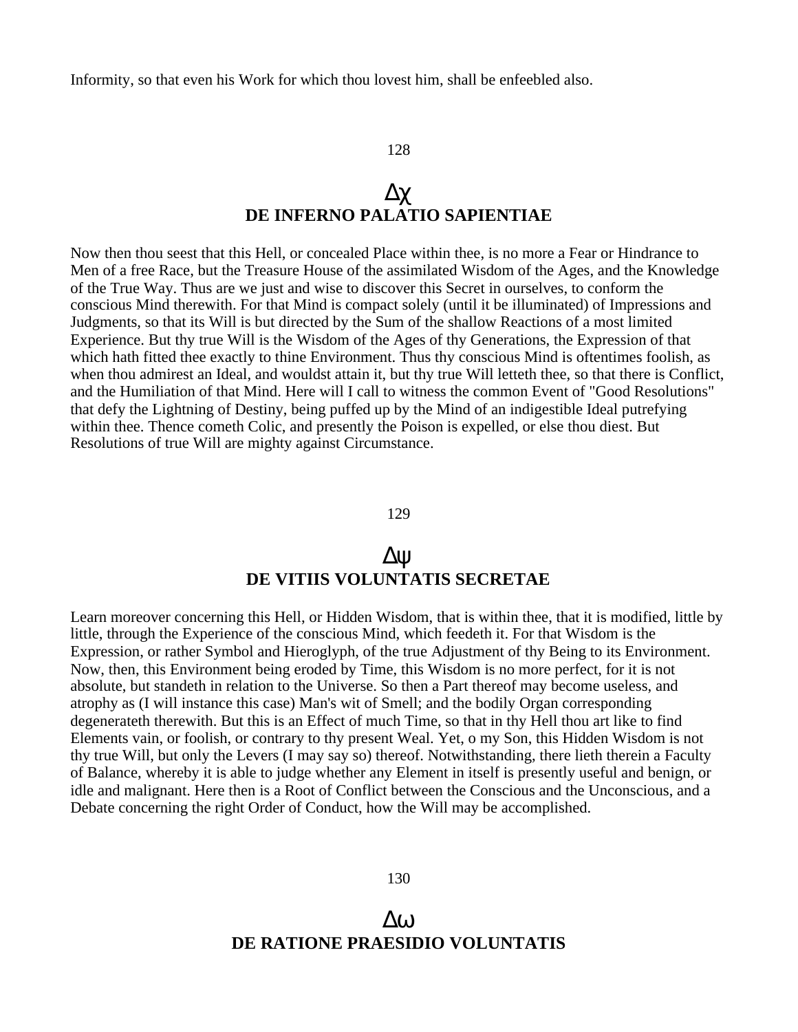Informity, so that even his Work for which thou lovest him, shall be enfeebled also.

128

## Δχ
## DE INFERNO PALATIO SAPIENTIAE

Now then thou seest that this Hell, or concealed Place within thee, is no more a Fear or Hindrance to Men of a free Race, but the Treasure House of the assimilated Wisdom of the Ages, and the Knowledge of the True Way. Thus are we just and wise to discover this Secret in ourselves, to conform the conscious Mind therewith. For that Mind is compact solely (until it be illuminated) of Impressions and Judgments, so that its Will is but directed by the Sum of the shallow Reactions of a most limited Experience. But thy true Will is the Wisdom of the Ages of thy Generations, the Expression of that which hath fitted thee exactly to thine Environment. Thus thy conscious Mind is oftentimes foolish, as when thou admirest an Ideal, and wouldst attain it, but thy true Will letteth thee, so that there is Conflict, and the Humiliation of that Mind. Here will I call to witness the common Event of "Good Resolutions" that defy the Lightning of Destiny, being puffed up by the Mind of an indigestible Ideal putrefying within thee. Thence cometh Colic, and presently the Poison is expelled, or else thou diest. But Resolutions of true Will are mighty against Circumstance.

129

## Δψ
## DE VITIIS VOLUNTATIS SECRETAE

Learn moreover concerning this Hell, or Hidden Wisdom, that is within thee, that it is modified, little by little, through the Experience of the conscious Mind, which feedeth it. For that Wisdom is the Expression, or rather Symbol and Hieroglyph, of the true Adjustment of thy Being to its Environment. Now, then, this Environment being eroded by Time, this Wisdom is no more perfect, for it is not absolute, but standeth in relation to the Universe. So then a Part thereof may become useless, and atrophy as (I will instance this case) Man's wit of Smell; and the bodily Organ corresponding degenerateth therewith. But this is an Effect of much Time, so that in thy Hell thou art like to find Elements vain, or foolish, or contrary to thy present Weal. Yet, o my Son, this Hidden Wisdom is not thy true Will, but only the Levers (I may say so) thereof. Notwithstanding, there lieth therein a Faculty of Balance, whereby it is able to judge whether any Element in itself is presently useful and benign, or idle and malignant. Here then is a Root of Conflict between the Conscious and the Unconscious, and a Debate concerning the right Order of Conduct, how the Will may be accomplished.

130

## Δω
## DE RATIONE PRAESIDIO VOLUNTATIS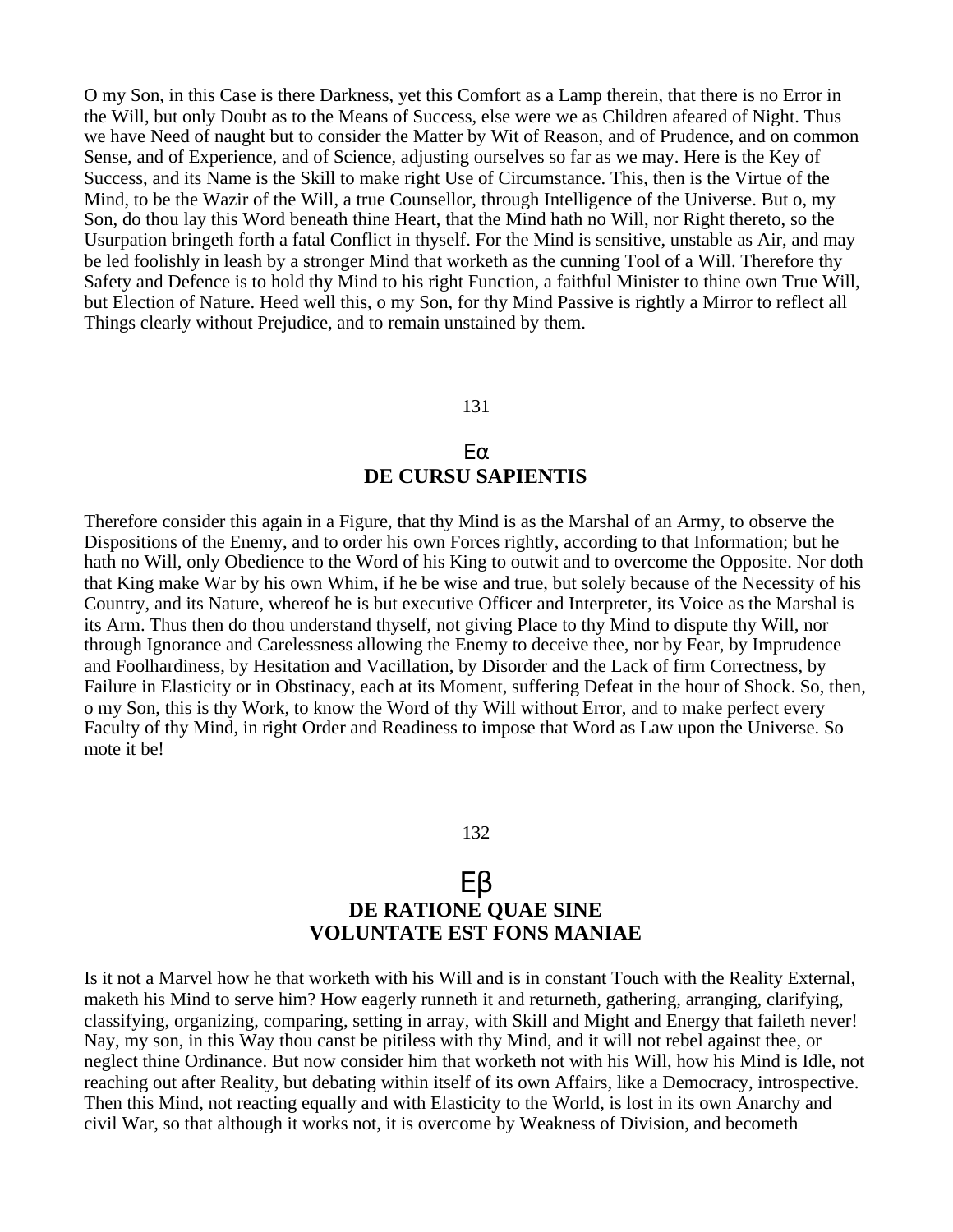O my Son, in this Case is there Darkness, yet this Comfort as a Lamp therein, that there is no Error in the Will, but only Doubt as to the Means of Success, else were we as Children afeared of Night. Thus we have Need of naught but to consider the Matter by Wit of Reason, and of Prudence, and on common Sense, and of Experience, and of Science, adjusting ourselves so far as we may. Here is the Key of Success, and its Name is the Skill to make right Use of Circumstance. This, then is the Virtue of the Mind, to be the Wazir of the Will, a true Counsellor, through Intelligence of the Universe. But o, my Son, do thou lay this Word beneath thine Heart, that the Mind hath no Will, nor Right thereto, so the Usurpation bringeth forth a fatal Conflict in thyself. For the Mind is sensitive, unstable as Air, and may be led foolishly in leash by a stronger Mind that worketh as the cunning Tool of a Will. Therefore thy Safety and Defence is to hold thy Mind to his right Function, a faithful Minister to thine own True Will, but Election of Nature. Heed well this, o my Son, for thy Mind Passive is rightly a Mirror to reflect all Things clearly without Prejudice, and to remain unstained by them.

131

## Εα
## DE CURSU SAPIENTIS

Therefore consider this again in a Figure, that thy Mind is as the Marshal of an Army, to observe the Dispositions of the Enemy, and to order his own Forces rightly, according to that Information; but he hath no Will, only Obedience to the Word of his King to outwit and to overcome the Opposite. Nor doth that King make War by his own Whim, if he be wise and true, but solely because of the Necessity of his Country, and its Nature, whereof he is but executive Officer and Interpreter, its Voice as the Marshal is its Arm. Thus then do thou understand thyself, not giving Place to thy Mind to dispute thy Will, nor through Ignorance and Carelessness allowing the Enemy to deceive thee, nor by Fear, by Imprudence and Foolhardiness, by Hesitation and Vacillation, by Disorder and the Lack of firm Correctness, by Failure in Elasticity or in Obstinacy, each at its Moment, suffering Defeat in the hour of Shock. So, then, o my Son, this is thy Work, to know the Word of thy Will without Error, and to make perfect every Faculty of thy Mind, in right Order and Readiness to impose that Word as Law upon the Universe. So mote it be!

132

## Εβ
## DE RATIONE QUAE SINE VOLUNTATE EST FONS MANIAE

Is it not a Marvel how he that worketh with his Will and is in constant Touch with the Reality External, maketh his Mind to serve him? How eagerly runneth it and returneth, gathering, arranging, clarifying, classifying, organizing, comparing, setting in array, with Skill and Might and Energy that faileth never! Nay, my son, in this Way thou canst be pitiless with thy Mind, and it will not rebel against thee, or neglect thine Ordinance. But now consider him that worketh not with his Will, how his Mind is Idle, not reaching out after Reality, but debating within itself of its own Affairs, like a Democracy, introspective. Then this Mind, not reacting equally and with Elasticity to the World, is lost in its own Anarchy and civil War, so that although it works not, it is overcome by Weakness of Division, and becometh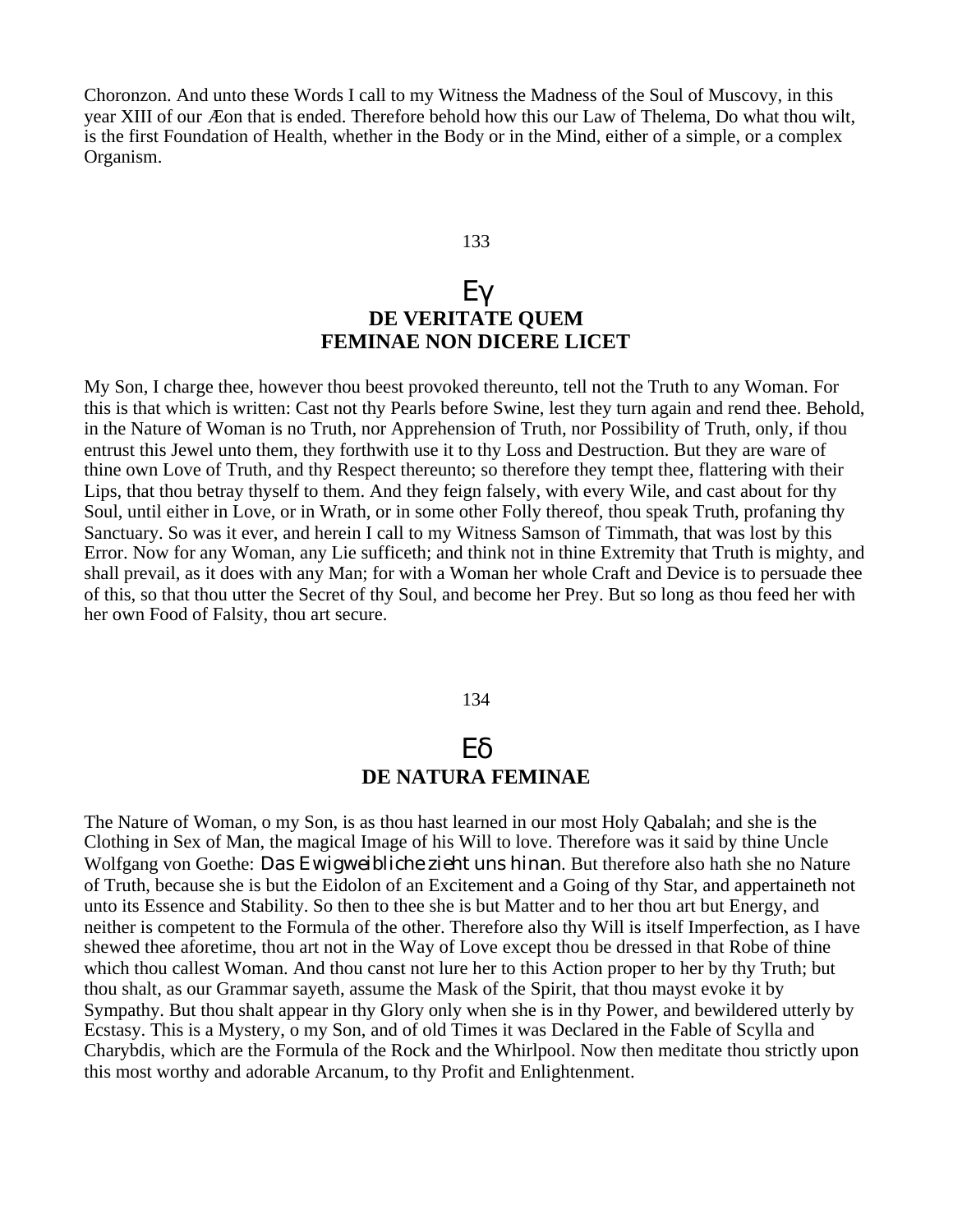Choronzon. And unto these Words I call to my Witness the Madness of the Soul of Muscovy, in this year XIII of our Æon that is ended. Therefore behold how this our Law of Thelema, Do what thou wilt, is the first Foundation of Health, whether in the Body or in the Mind, either of a simple, or a complex Organism.

133

## Εγ
## DE VERITATE QUEM FEMINAE NON DICERE LICET

My Son, I charge thee, however thou beest provoked thereunto, tell not the Truth to any Woman. For this is that which is written: Cast not thy Pearls before Swine, lest they turn again and rend thee. Behold, in the Nature of Woman is no Truth, nor Apprehension of Truth, nor Possibility of Truth, only, if thou entrust this Jewel unto them, they forthwith use it to thy Loss and Destruction. But they are ware of thine own Love of Truth, and thy Respect thereunto; so therefore they tempt thee, flattering with their Lips, that thou betray thyself to them. And they feign falsely, with every Wile, and cast about for thy Soul, until either in Love, or in Wrath, or in some other Folly thereof, thou speak Truth, profaning thy Sanctuary. So was it ever, and herein I call to my Witness Samson of Timmath, that was lost by this Error. Now for any Woman, any Lie sufficeth; and think not in thine Extremity that Truth is mighty, and shall prevail, as it does with any Man; for with a Woman her whole Craft and Device is to persuade thee of this, so that thou utter the Secret of thy Soul, and become her Prey. But so long as thou feed her with her own Food of Falsity, thou art secure.

134

## Εδ
## DE NATURA FEMINAE

The Nature of Woman, o my Son, is as thou hast learned in our most Holy Qabalah; and she is the Clothing in Sex of Man, the magical Image of his Will to love. Therefore was it said by thine Uncle Wolfgang von Goethe: *Das Ewigweibliche zieht uns hinan*. But therefore also hath she no Nature of Truth, because she is but the Eidolon of an Excitement and a Going of thy Star, and appertaineth not unto its Essence and Stability. So then to thee she is but Matter and to her thou art but Energy, and neither is competent to the Formula of the other. Therefore also thy Will is itself Imperfection, as I have shewed thee aforetime, thou art not in the Way of Love except thou be dressed in that Robe of thine which thou callest Woman. And thou canst not lure her to this Action proper to her by thy Truth; but thou shalt, as our Grammar sayeth, assume the Mask of the Spirit, that thou mayst evoke it by Sympathy. But thou shalt appear in thy Glory only when she is in thy Power, and bewildered utterly by Ecstasy. This is a Mystery, o my Son, and of old Times it was Declared in the Fable of Scylla and Charybdis, which are the Formula of the Rock and the Whirlpool. Now then meditate thou strictly upon this most worthy and adorable Arcanum, to thy Profit and Enlightenment.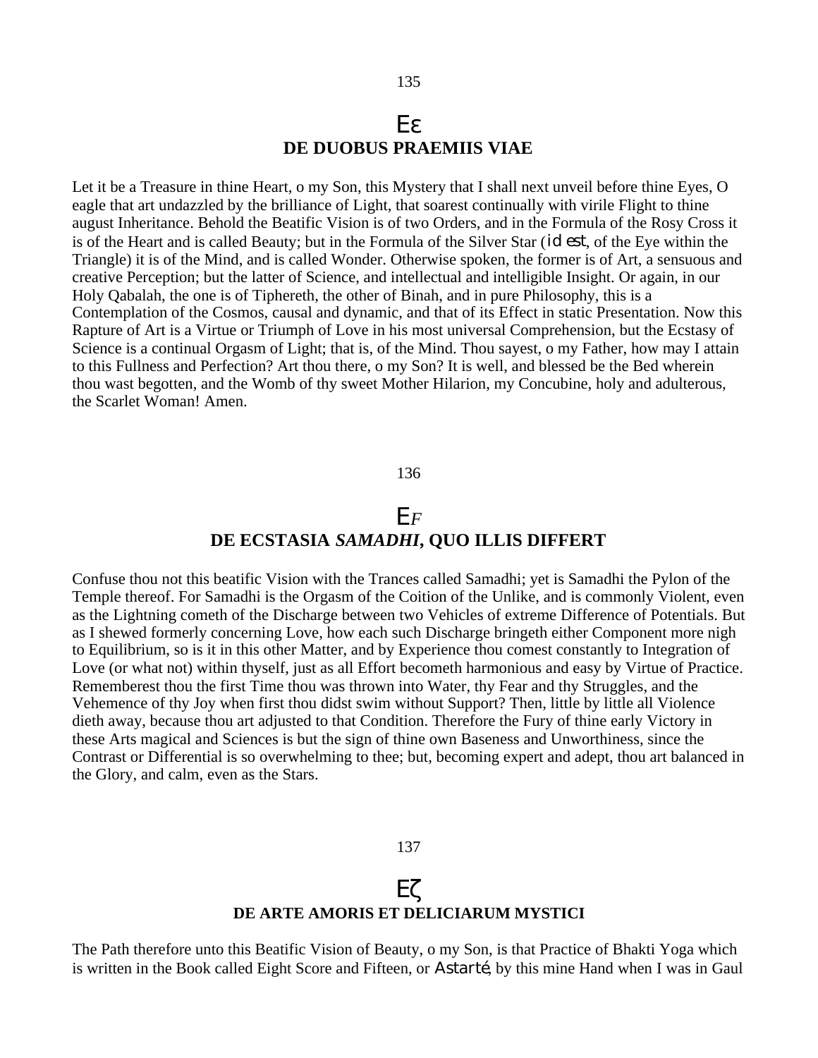135

## Eε
## DE DUOBUS PRAEMIIS VIAE

Let it be a Treasure in thine Heart, o my Son, this Mystery that I shall next unveil before thine Eyes, O eagle that art undazzled by the brilliance of Light, that soarest continually with virile Flight to thine august Inheritance. Behold the Beatific Vision is of two Orders, and in the Formula of the Rosy Cross it is of the Heart and is called Beauty; but in the Formula of the Silver Star (*id est*, of the Eye within the Triangle) it is of the Mind, and is called Wonder. Otherwise spoken, the former is of Art, a sensuous and creative Perception; but the latter of Science, and intellectual and intelligible Insight. Or again, in our Holy Qabalah, the one is of Tiphereth, the other of Binah, and in pure Philosophy, this is a Contemplation of the Cosmos, causal and dynamic, and that of its Effect in static Presentation. Now this Rapture of Art is a Virtue or Triumph of Love in his most universal Comprehension, but the Ecstasy of Science is a continual Orgasm of Light; that is, of the Mind. Thou sayest, o my Father, how may I attain to this Fullness and Perfection? Art thou there, o my Son? It is well, and blessed be the Bed wherein thou wast begotten, and the Womb of thy sweet Mother Hilarion, my Concubine, holy and adulterous, the Scarlet Woman! Amen.

136

## E*F*
## DE ECSTASIA *SAMADHI*, QUO ILLIS DIFFERT

Confuse thou not this beatific Vision with the Trances called Samadhi; yet is Samadhi the Pylon of the Temple thereof. For Samadhi is the Orgasm of the Coition of the Unlike, and is commonly Violent, even as the Lightning cometh of the Discharge between two Vehicles of extreme Difference of Potentials. But as I shewed formerly concerning Love, how each such Discharge bringeth either Component more nigh to Equilibrium, so is it in this other Matter, and by Experience thou comest constantly to Integration of Love (or what not) within thyself, just as all Effort becometh harmonious and easy by Virtue of Practice. Rememberest thou the first Time thou was thrown into Water, thy Fear and thy Struggles, and the Vehemence of thy Joy when first thou didst swim without Support? Then, little by little all Violence dieth away, because thou art adjusted to that Condition. Therefore the Fury of thine early Victory in these Arts magical and Sciences is but the sign of thine own Baseness and Unworthiness, since the Contrast or Differential is so overwhelming to thee; but, becoming expert and adept, thou art balanced in the Glory, and calm, even as the Stars.

137

## Eζ
## DE ARTE AMORIS ET DELICIARUM MYSTICI

The Path therefore unto this Beatific Vision of Beauty, o my Son, is that Practice of Bhakti Yoga which is written in the Book called Eight Score and Fifteen, or *Astarté*, by this mine Hand when I was in Gaul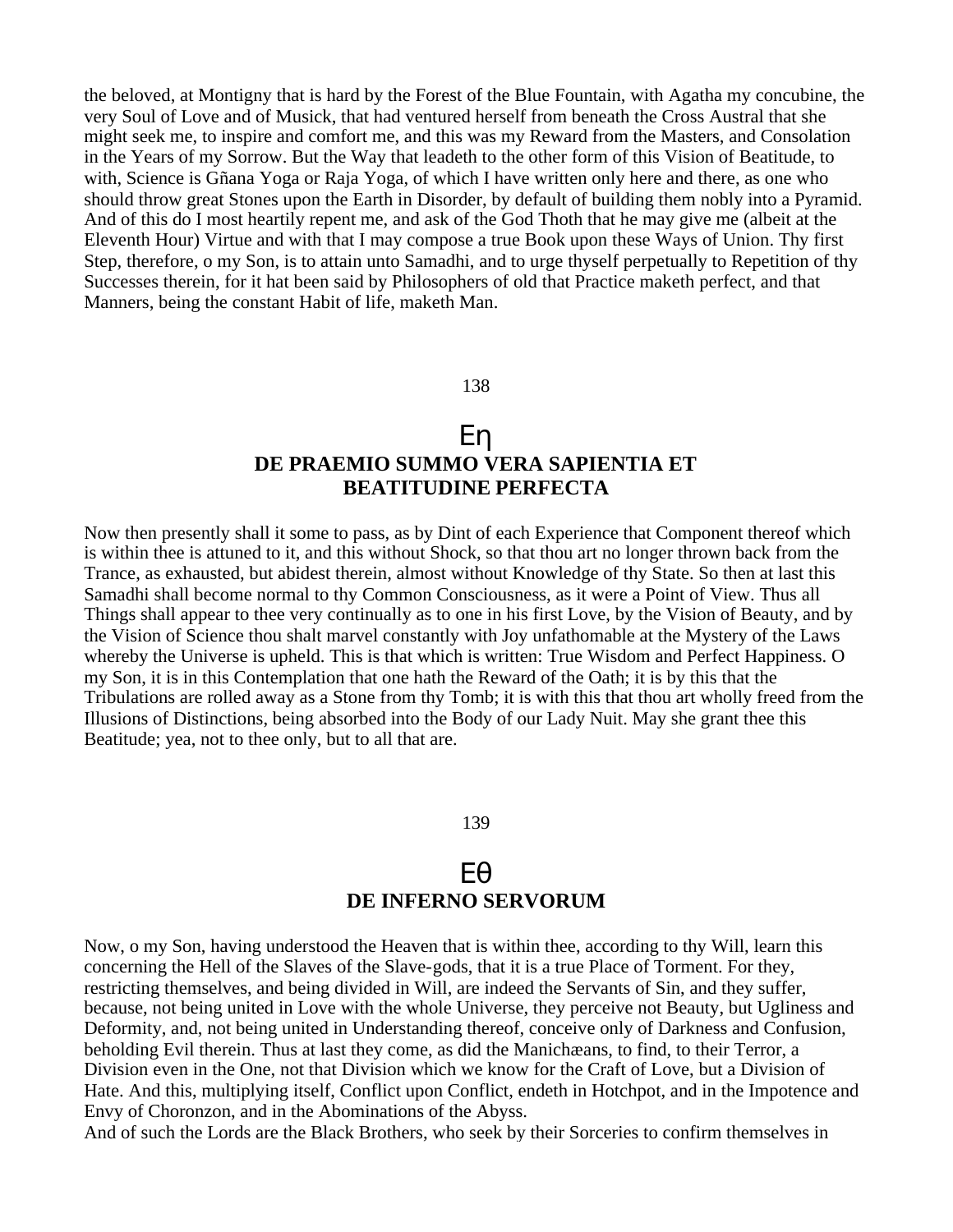the beloved, at Montigny that is hard by the Forest of the Blue Fountain, with Agatha my concubine, the very Soul of Love and of Musick, that had ventured herself from beneath the Cross Austral that she might seek me, to inspire and comfort me, and this was my Reward from the Masters, and Consolation in the Years of my Sorrow. But the Way that leadeth to the other form of this Vision of Beatitude, to with, Science is Gñana Yoga or Raja Yoga, of which I have written only here and there, as one who should throw great Stones upon the Earth in Disorder, by default of building them nobly into a Pyramid. And of this do I most heartily repent me, and ask of the God Thoth that he may give me (albeit at the Eleventh Hour) Virtue and with that I may compose a true Book upon these Ways of Union. Thy first Step, therefore, o my Son, is to attain unto Samadhi, and to urge thyself perpetually to Repetition of thy Successes therein, for it hat been said by Philosophers of old that Practice maketh perfect, and that Manners, being the constant Habit of life, maketh Man.

138

## Εη
## DE PRAEMIO SUMMO VERA SAPIENTIA ET BEATITUDINE PERFECTA

Now then presently shall it some to pass, as by Dint of each Experience that Component thereof which is within thee is attuned to it, and this without Shock, so that thou art no longer thrown back from the Trance, as exhausted, but abidest therein, almost without Knowledge of thy State. So then at last this Samadhi shall become normal to thy Common Consciousness, as it were a Point of View. Thus all Things shall appear to thee very continually as to one in his first Love, by the Vision of Beauty, and by the Vision of Science thou shalt marvel constantly with Joy unfathomable at the Mystery of the Laws whereby the Universe is upheld. This is that which is written: True Wisdom and Perfect Happiness. O my Son, it is in this Contemplation that one hath the Reward of the Oath; it is by this that the Tribulations are rolled away as a Stone from thy Tomb; it is with this that thou art wholly freed from the Illusions of Distinctions, being absorbed into the Body of our Lady Nuit. May she grant thee this Beatitude; yea, not to thee only, but to all that are.

139

## Εθ
## DE INFERNO SERVORUM

Now, o my Son, having understood the Heaven that is within thee, according to thy Will, learn this concerning the Hell of the Slaves of the Slave-gods, that it is a true Place of Torment. For they, restricting themselves, and being divided in Will, are indeed the Servants of Sin, and they suffer, because, not being united in Love with the whole Universe, they perceive not Beauty, but Ugliness and Deformity, and, not being united in Understanding thereof, conceive only of Darkness and Confusion, beholding Evil therein. Thus at last they come, as did the Manichæans, to find, to their Terror, a Division even in the One, not that Division which we know for the Craft of Love, but a Division of Hate. And this, multiplying itself, Conflict upon Conflict, endeth in Hotchpot, and in the Impotence and Envy of Choronzon, and in the Abominations of the Abyss.
And of such the Lords are the Black Brothers, who seek by their Sorceries to confirm themselves in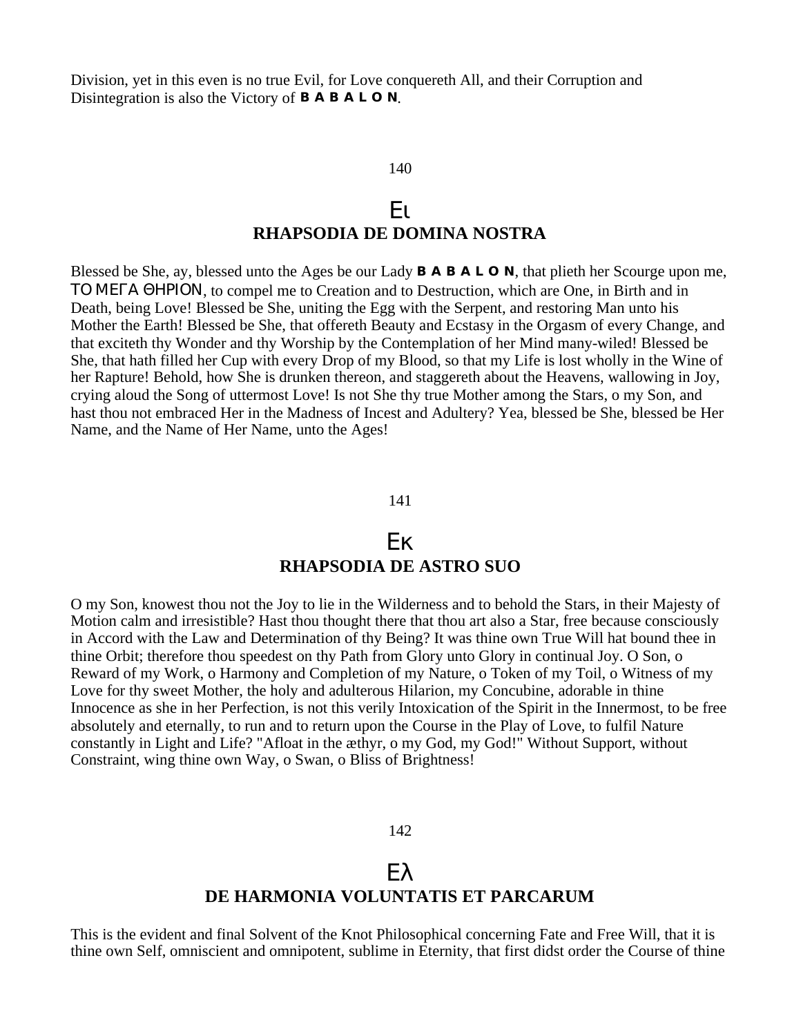Division, yet in this even is no true Evil, for Love conquereth All, and their Corruption and Disintegration is also the Victory of **B A B A L O N**.

140

## Ει
## RHAPSODIA DE DOMINA NOSTRA

Blessed be She, ay, blessed unto the Ages be our Lady **B A B A L O N**, that plieth her Scourge upon me, ΤΟ ΜΕΓΑ ΘΗΡΙΟΝ, to compel me to Creation and to Destruction, which are One, in Birth and in Death, being Love! Blessed be She, uniting the Egg with the Serpent, and restoring Man unto his Mother the Earth! Blessed be She, that offereth Beauty and Ecstasy in the Orgasm of every Change, and that exciteth thy Wonder and thy Worship by the Contemplation of her Mind many-wiled! Blessed be She, that hath filled her Cup with every Drop of my Blood, so that my Life is lost wholly in the Wine of her Rapture! Behold, how She is drunken thereon, and staggereth about the Heavens, wallowing in Joy, crying aloud the Song of uttermost Love! Is not She thy true Mother among the Stars, o my Son, and hast thou not embraced Her in the Madness of Incest and Adultery? Yea, blessed be She, blessed be Her Name, and the Name of Her Name, unto the Ages!

141

## Εκ
## RHAPSODIA DE ASTRO SUO

O my Son, knowest thou not the Joy to lie in the Wilderness and to behold the Stars, in their Majesty of Motion calm and irresistible? Hast thou thought there that thou art also a Star, free because consciously in Accord with the Law and Determination of thy Being? It was thine own True Will hat bound thee in thine Orbit; therefore thou speedest on thy Path from Glory unto Glory in continual Joy. O Son, o Reward of my Work, o Harmony and Completion of my Nature, o Token of my Toil, o Witness of my Love for thy sweet Mother, the holy and adulterous Hilarion, my Concubine, adorable in thine Innocence as she in her Perfection, is not this verily Intoxication of the Spirit in the Innermost, to be free absolutely and eternally, to run and to return upon the Course in the Play of Love, to fulfil Nature constantly in Light and Life? "Afloat in the æthyr, o my God, my God!" Without Support, without Constraint, wing thine own Way, o Swan, o Bliss of Brightness!

142

## Ελ
## DE HARMONIA VOLUNTATIS ET PARCARUM

This is the evident and final Solvent of the Knot Philosophical concerning Fate and Free Will, that it is thine own Self, omniscient and omnipotent, sublime in Eternity, that first didst order the Course of thine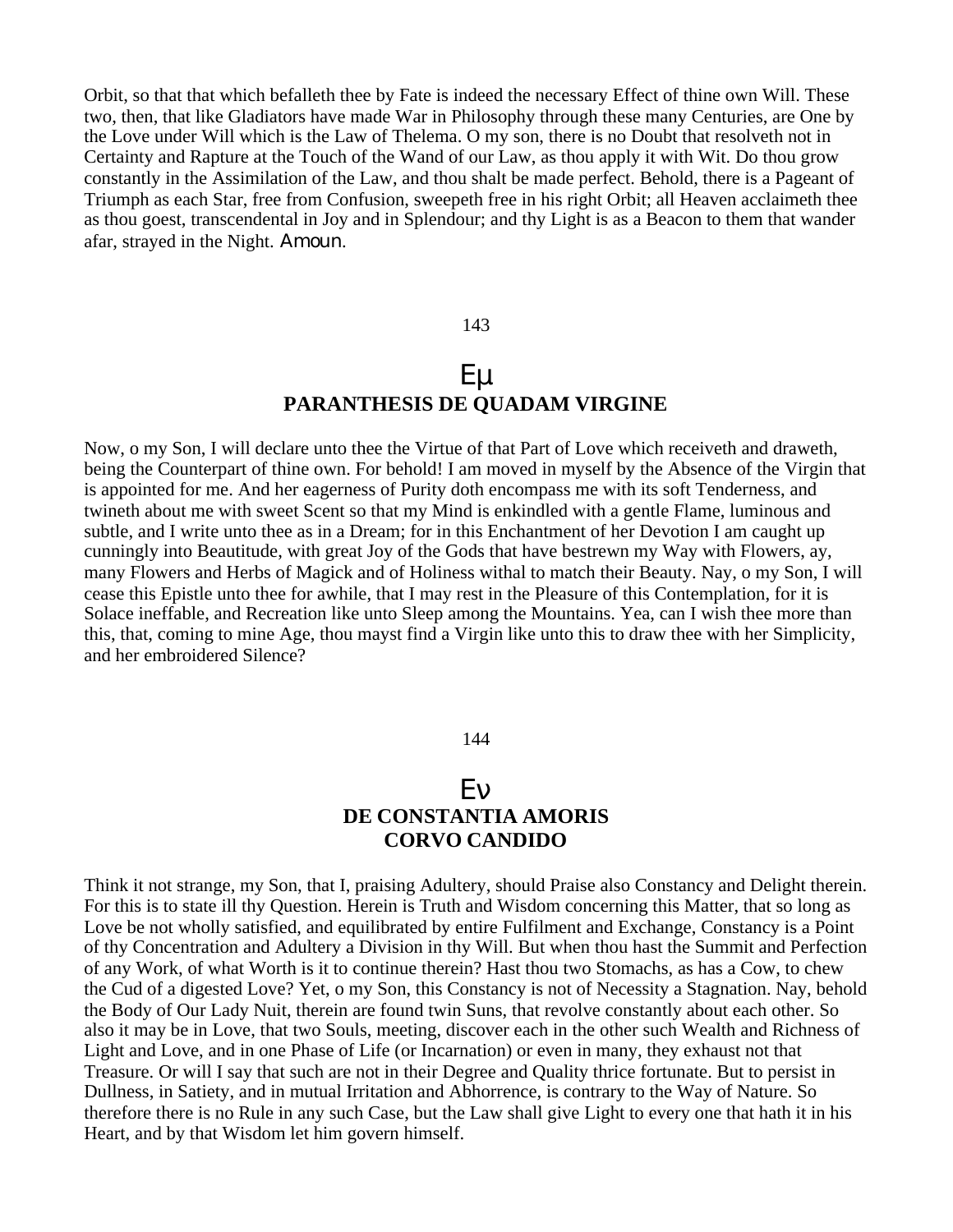Orbit, so that that which befalleth thee by Fate is indeed the necessary Effect of thine own Will. These two, then, that like Gladiators have made War in Philosophy through these many Centuries, are One by the Love under Will which is the Law of Thelema. O my son, there is no Doubt that resolveth not in Certainty and Rapture at the Touch of the Wand of our Law, as thou apply it with Wit. Do thou grow constantly in the Assimilation of the Law, and thou shalt be made perfect. Behold, there is a Pageant of Triumph as each Star, free from Confusion, sweepeth free in his right Orbit; all Heaven acclaimeth thee as thou goest, transcendental in Joy and in Splendour; and thy Light is as a Beacon to them that wander afar, strayed in the Night. Amoun.

143

## Εμ
## PARANTHESIS DE QUADAM VIRGINE

Now, o my Son, I will declare unto thee the Virtue of that Part of Love which receiveth and draweth, being the Counterpart of thine own. For behold! I am moved in myself by the Absence of the Virgin that is appointed for me. And her eagerness of Purity doth encompass me with its soft Tenderness, and twineth about me with sweet Scent so that my Mind is enkindled with a gentle Flame, luminous and subtle, and I write unto thee as in a Dream; for in this Enchantment of her Devotion I am caught up cunningly into Beautitude, with great Joy of the Gods that have bestrewn my Way with Flowers, ay, many Flowers and Herbs of Magick and of Holiness withal to match their Beauty. Nay, o my Son, I will cease this Epistle unto thee for awhile, that I may rest in the Pleasure of this Contemplation, for it is Solace ineffable, and Recreation like unto Sleep among the Mountains. Yea, can I wish thee more than this, that, coming to mine Age, thou mayst find a Virgin like unto this to draw thee with her Simplicity, and her embroidered Silence?

144

## Εν
## DE CONSTANTIA AMORIS
## CORVO CANDIDO

Think it not strange, my Son, that I, praising Adultery, should Praise also Constancy and Delight therein. For this is to state ill thy Question. Herein is Truth and Wisdom concerning this Matter, that so long as Love be not wholly satisfied, and equilibrated by entire Fulfilment and Exchange, Constancy is a Point of thy Concentration and Adultery a Division in thy Will. But when thou hast the Summit and Perfection of any Work, of what Worth is it to continue therein? Hast thou two Stomachs, as has a Cow, to chew the Cud of a digested Love? Yet, o my Son, this Constancy is not of Necessity a Stagnation. Nay, behold the Body of Our Lady Nuit, therein are found twin Suns, that revolve constantly about each other. So also it may be in Love, that two Souls, meeting, discover each in the other such Wealth and Richness of Light and Love, and in one Phase of Life (or Incarnation) or even in many, they exhaust not that Treasure. Or will I say that such are not in their Degree and Quality thrice fortunate. But to persist in Dullness, in Satiety, and in mutual Irritation and Abhorrence, is contrary to the Way of Nature. So therefore there is no Rule in any such Case, but the Law shall give Light to every one that hath it in his Heart, and by that Wisdom let him govern himself.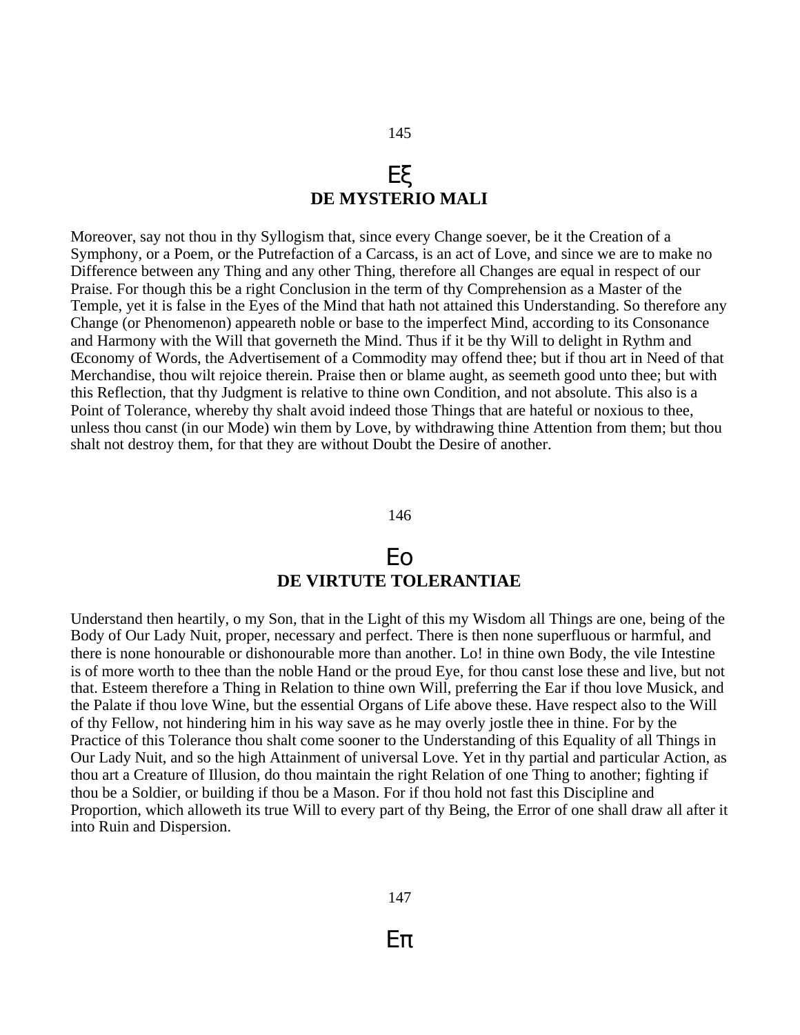145

## Εξ
## DE MYSTERIO MALI

Moreover, say not thou in thy Syllogism that, since every Change soever, be it the Creation of a Symphony, or a Poem, or the Putrefaction of a Carcass, is an act of Love, and since we are to make no Difference between any Thing and any other Thing, therefore all Changes are equal in respect of our Praise. For though this be a right Conclusion in the term of thy Comprehension as a Master of the Temple, yet it is false in the Eyes of the Mind that hath not attained this Understanding. So therefore any Change (or Phenomenon) appeareth noble or base to the imperfect Mind, according to its Consonance and Harmony with the Will that governeth the Mind. Thus if it be thy Will to delight in Rythm and Œconomy of Words, the Advertisement of a Commodity may offend thee; but if thou art in Need of that Merchandise, thou wilt rejoice therein. Praise then or blame aught, as seemeth good unto thee; but with this Reflection, that thy Judgment is relative to thine own Condition, and not absolute. This also is a Point of Tolerance, whereby thy shalt avoid indeed those Things that are hateful or noxious to thee, unless thou canst (in our Mode) win them by Love, by withdrawing thine Attention from them; but thou shalt not destroy them, for that they are without Doubt the Desire of another.

146

## Εο
## DE VIRTUTE TOLERANTIAE

Understand then heartily, o my Son, that in the Light of this my Wisdom all Things are one, being of the Body of Our Lady Nuit, proper, necessary and perfect. There is then none superfluous or harmful, and there is none honourable or dishonourable more than another. Lo! in thine own Body, the vile Intestine is of more worth to thee than the noble Hand or the proud Eye, for thou canst lose these and live, but not that. Esteem therefore a Thing in Relation to thine own Will, preferring the Ear if thou love Musick, and the Palate if thou love Wine, but the essential Organs of Life above these. Have respect also to the Will of thy Fellow, not hindering him in his way save as he may overly jostle thee in thine. For by the Practice of this Tolerance thou shalt come sooner to the Understanding of this Equality of all Things in Our Lady Nuit, and so the high Attainment of universal Love. Yet in thy partial and particular Action, as thou art a Creature of Illusion, do thou maintain the right Relation of one Thing to another; fighting if thou be a Soldier, or building if thou be a Mason. For if thou hold not fast this Discipline and Proportion, which alloweth its true Will to every part of thy Being, the Error of one shall draw all after it into Ruin and Dispersion.

147

## Επ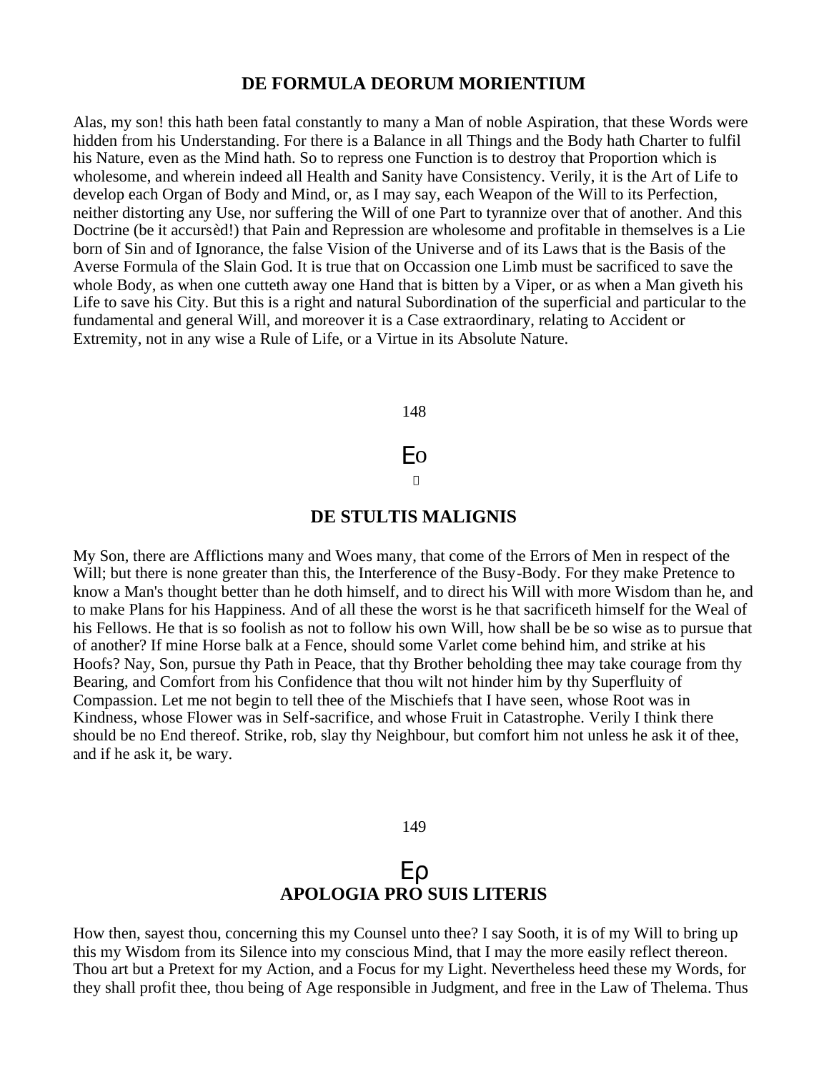## DE FORMULA DEORUM MORIENTIUM

Alas, my son! this hath been fatal constantly to many a Man of noble Aspiration, that these Words were hidden from his Understanding. For there is a Balance in all Things and the Body hath Charter to fulfil his Nature, even as the Mind hath. So to repress one Function is to destroy that Proportion which is wholesome, and wherein indeed all Health and Sanity have Consistency. Verily, it is the Art of Life to develop each Organ of Body and Mind, or, as I may say, each Weapon of the Will to its Perfection, neither distorting any Use, nor suffering the Will of one Part to tyrannize over that of another. And this Doctrine (be it accursèd!) that Pain and Repression are wholesome and profitable in themselves is a Lie born of Sin and of Ignorance, the false Vision of the Universe and of its Laws that is the Basis of the Averse Formula of the Slain God. It is true that on Occassion one Limb must be sacrificed to save the whole Body, as when one cutteth away one Hand that is bitten by a Viper, or as when a Man giveth his Life to save his City. But this is a right and natural Subordination of the superficial and particular to the fundamental and general Will, and moreover it is a Case extraordinary, relating to Accident or Extremity, not in any wise a Rule of Life, or a Virtue in its Absolute Nature.

## Εο

## DE STULTIS MALIGNIS

My Son, there are Afflictions many and Woes many, that come of the Errors of Men in respect of the Will; but there is none greater than this, the Interference of the Busy-Body. For they make Pretence to know a Man's thought better than he doth himself, and to direct his Will with more Wisdom than he, and to make Plans for his Happiness. And of all these the worst is he that sacrificeth himself for the Weal of his Fellows. He that is so foolish as not to follow his own Will, how shall be be so wise as to pursue that of another? If mine Horse balk at a Fence, should some Varlet come behind him, and strike at his Hoofs? Nay, Son, pursue thy Path in Peace, that thy Brother beholding thee may take courage from thy Bearing, and Comfort from his Confidence that thou wilt not hinder him by thy Superfluity of Compassion. Let me not begin to tell thee of the Mischiefs that I have seen, whose Root was in Kindness, whose Flower was in Self-sacrifice, and whose Fruit in Catastrophe. Verily I think there should be no End thereof. Strike, rob, slay thy Neighbour, but comfort him not unless he ask it of thee, and if he ask it, be wary.

## Ερ

## APOLOGIA PRO SUIS LITERIS

How then, sayest thou, concerning this my Counsel unto thee? I say Sooth, it is of my Will to bring up this my Wisdom from its Silence into my conscious Mind, that I may the more easily reflect thereon. Thou art but a Pretext for my Action, and a Focus for my Light. Nevertheless heed these my Words, for they shall profit thee, thou being of Age responsible in Judgment, and free in the Law of Thelema. Thus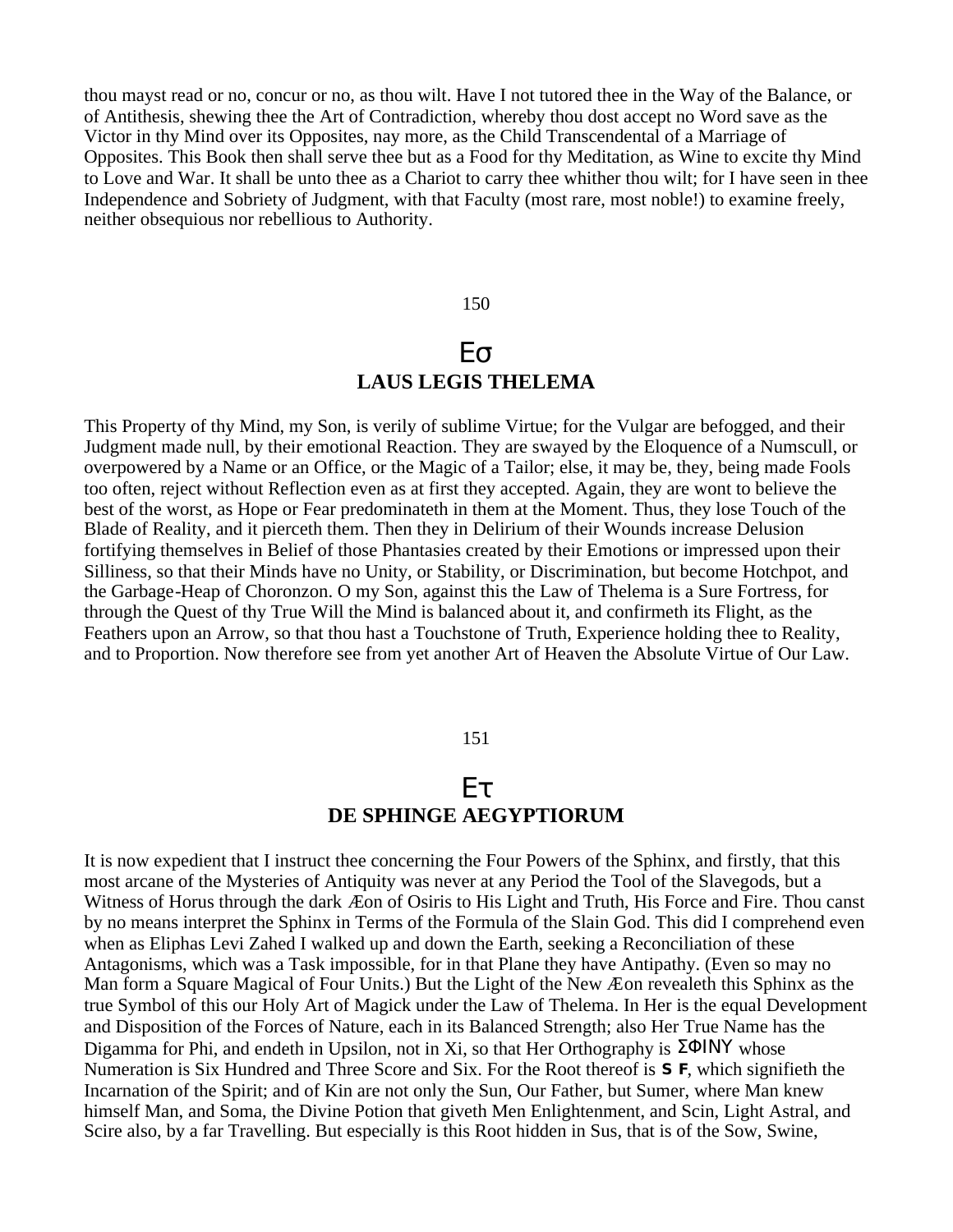thou mayst read or no, concur or no, as thou wilt. Have I not tutored thee in the Way of the Balance, or of Antithesis, shewing thee the Art of Contradiction, whereby thou dost accept no Word save as the Victor in thy Mind over its Opposites, nay more, as the Child Transcendental of a Marriage of Opposites. This Book then shall serve thee but as a Food for thy Meditation, as Wine to excite thy Mind to Love and War. It shall be unto thee as a Chariot to carry thee whither thou wilt; for I have seen in thee Independence and Sobriety of Judgment, with that Faculty (most rare, most noble!) to examine freely, neither obsequious nor rebellious to Authority.

150

## Εσ
## LAUS LEGIS THELEMA

This Property of thy Mind, my Son, is verily of sublime Virtue; for the Vulgar are befogged, and their Judgment made null, by their emotional Reaction. They are swayed by the Eloquence of a Numscull, or overpowered by a Name or an Office, or the Magic of a Tailor; else, it may be, they, being made Fools too often, reject without Reflection even as at first they accepted. Again, they are wont to believe the best of the worst, as Hope or Fear predominateth in them at the Moment. Thus, they lose Touch of the Blade of Reality, and it pierceth them. Then they in Delirium of their Wounds increase Delusion fortifying themselves in Belief of those Phantasies created by their Emotions or impressed upon their Silliness, so that their Minds have no Unity, or Stability, or Discrimination, but become Hotchpot, and the Garbage-Heap of Choronzon. O my Son, against this the Law of Thelema is a Sure Fortress, for through the Quest of thy True Will the Mind is balanced about it, and confirmeth its Flight, as the Feathers upon an Arrow, so that thou hast a Touchstone of Truth, Experience holding thee to Reality, and to Proportion. Now therefore see from yet another Art of Heaven the Absolute Virtue of Our Law.

151

## Ετ
## DE SPHINGE AEGYPTIORUM

It is now expedient that I instruct thee concerning the Four Powers of the Sphinx, and firstly, that this most arcane of the Mysteries of Antiquity was never at any Period the Tool of the Slavegods, but a Witness of Horus through the dark Æon of Osiris to His Light and Truth, His Force and Fire. Thou canst by no means interpret the Sphinx in Terms of the Formula of the Slain God. This did I comprehend even when as Eliphas Levi Zahed I walked up and down the Earth, seeking a Reconciliation of these Antagonisms, which was a Task impossible, for in that Plane they have Antipathy. (Even so may no Man form a Square Magical of Four Units.) But the Light of the New Æon revealeth this Sphinx as the true Symbol of this our Holy Art of Magick under the Law of Thelema. In Her is the equal Development and Disposition of the Forces of Nature, each in its Balanced Strength; also Her True Name has the Digamma for Phi, and endeth in Upsilon, not in Xi, so that Her Orthography is ΣΦΙΝΥ whose Numeration is Six Hundred and Three Score and Six. For the Root thereof is **S F**, which signifieth the Incarnation of the Spirit; and of Kin are not only the Sun, Our Father, but Sumer, where Man knew himself Man, and Soma, the Divine Potion that giveth Men Enlightenment, and Scin, Light Astral, and Scire also, by a far Travelling. But especially is this Root hidden in Sus, that is of the Sow, Swine,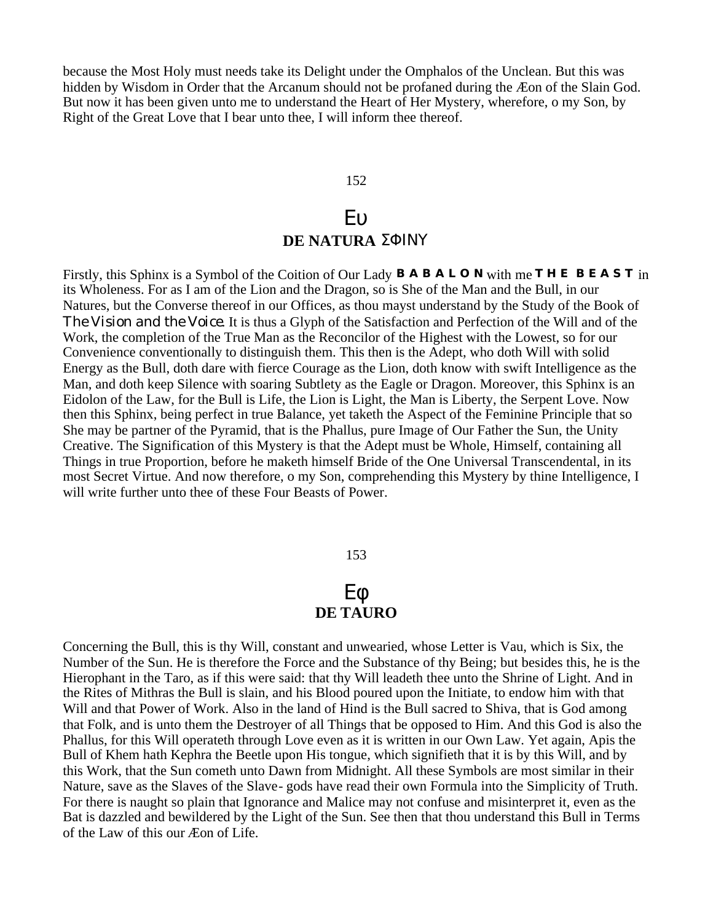because the Most Holy must needs take its Delight under the Omphalos of the Unclean. But this was hidden by Wisdom in Order that the Arcanum should not be profaned during the Æon of the Slain God. But now it has been given unto me to understand the Heart of Her Mystery, wherefore, o my Son, by Right of the Great Love that I bear unto thee, I will inform thee thereof.

152

## Eυ
## DE NATURA ΣΦΙΝΥ

Firstly, this Sphinx is a Symbol of the Coition of Our Lady **B A B A L O N** with me **T H E B E A S T** in its Wholeness. For as I am of the Lion and the Dragon, so is She of the Man and the Bull, in our Natures, but the Converse thereof in our Offices, as thou mayst understand by the Study of the Book of *The Vision and the Voice*. It is thus a Glyph of the Satisfaction and Perfection of the Will and of the Work, the completion of the True Man as the Reconcilor of the Highest with the Lowest, so for our Convenience conventionally to distinguish them. This then is the Adept, who doth Will with solid Energy as the Bull, doth dare with fierce Courage as the Lion, doth know with swift Intelligence as the Man, and doth keep Silence with soaring Subtlety as the Eagle or Dragon. Moreover, this Sphinx is an Eidolon of the Law, for the Bull is Life, the Lion is Light, the Man is Liberty, the Serpent Love. Now then this Sphinx, being perfect in true Balance, yet taketh the Aspect of the Feminine Principle that so She may be partner of the Pyramid, that is the Phallus, pure Image of Our Father the Sun, the Unity Creative. The Signification of this Mystery is that the Adept must be Whole, Himself, containing all Things in true Proportion, before he maketh himself Bride of the One Universal Transcendental, in its most Secret Virtue. And now therefore, o my Son, comprehending this Mystery by thine Intelligence, I will write further unto thee of these Four Beasts of Power.

153

## Eφ
## DE TAURO

Concerning the Bull, this is thy Will, constant and unwearied, whose Letter is Vau, which is Six, the Number of the Sun. He is therefore the Force and the Substance of thy Being; but besides this, he is the Hierophant in the Taro, as if this were said: that thy Will leadeth thee unto the Shrine of Light. And in the Rites of Mithras the Bull is slain, and his Blood poured upon the Initiate, to endow him with that Will and that Power of Work. Also in the land of Hind is the Bull sacred to Shiva, that is God among that Folk, and is unto them the Destroyer of all Things that be opposed to Him. And this God is also the Phallus, for this Will operateth through Love even as it is written in our Own Law. Yet again, Apis the Bull of Khem hath Kephra the Beetle upon His tongue, which signifieth that it is by this Will, and by this Work, that the Sun cometh unto Dawn from Midnight. All these Symbols are most similar in their Nature, save as the Slaves of the Slave- gods have read their own Formula into the Simplicity of Truth. For there is naught so plain that Ignorance and Malice may not confuse and misinterpret it, even as the Bat is dazzled and bewildered by the Light of the Sun. See then that thou understand this Bull in Terms of the Law of this our Æon of Life.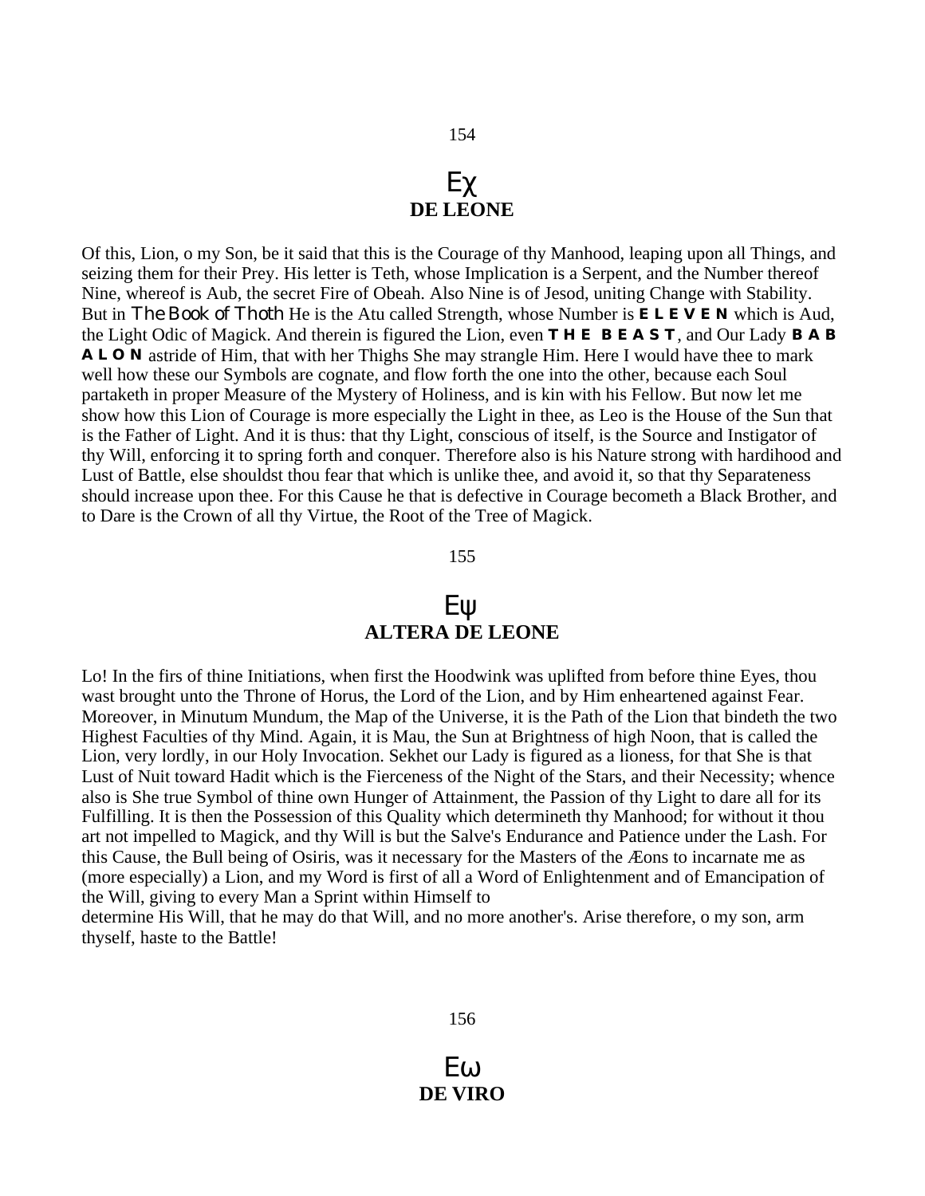154

## Eχ
## DE LEONE

Of this, Lion, o my Son, be it said that this is the Courage of thy Manhood, leaping upon all Things, and seizing them for their Prey. His letter is Teth, whose Implication is a Serpent, and the Number thereof Nine, whereof is Aub, the secret Fire of Obeah. Also Nine is of Jesod, uniting Change with Stability. But in *The Book of Thoth* He is the Atu called Strength, whose Number is **E L E V E N** which is Aud, the Light Odic of Magick. And therein is figured the Lion, even **T H E  B E A S T**, and Our Lady **B A B A L O N** astride of Him, that with her Thighs She may strangle Him. Here I would have thee to mark well how these our Symbols are cognate, and flow forth the one into the other, because each Soul partaketh in proper Measure of the Mystery of Holiness, and is kin with his Fellow. But now let me show how this Lion of Courage is more especially the Light in thee, as Leo is the House of the Sun that is the Father of Light. And it is thus: that thy Light, conscious of itself, is the Source and Instigator of thy Will, enforcing it to spring forth and conquer. Therefore also is his Nature strong with hardihood and Lust of Battle, else shouldst thou fear that which is unlike thee, and avoid it, so that thy Separateness should increase upon thee. For this Cause he that is defective in Courage becometh a Black Brother, and to Dare is the Crown of all thy Virtue, the Root of the Tree of Magick.

155

## Eψ
## ALTERA DE LEONE

Lo! In the firs of thine Initiations, when first the Hoodwink was uplifted from before thine Eyes, thou wast brought unto the Throne of Horus, the Lord of the Lion, and by Him enheartened against Fear. Moreover, in Minutum Mundum, the Map of the Universe, it is the Path of the Lion that bindeth the two Highest Faculties of thy Mind. Again, it is Mau, the Sun at Brightness of high Noon, that is called the Lion, very lordly, in our Holy Invocation. Sekhet our Lady is figured as a lioness, for that She is that Lust of Nuit toward Hadit which is the Fierceness of the Night of the Stars, and their Necessity; whence also is She true Symbol of thine own Hunger of Attainment, the Passion of thy Light to dare all for its Fulfilling. It is then the Possession of this Quality which determineth thy Manhood; for without it thou art not impelled to Magick, and thy Will is but the Salve's Endurance and Patience under the Lash. For this Cause, the Bull being of Osiris, was it necessary for the Masters of the Æons to incarnate me as (more especially) a Lion, and my Word is first of all a Word of Enlightenment and of Emancipation of the Will, giving to every Man a Sprint within Himself to determine His Will, that he may do that Will, and no more another's. Arise therefore, o my son, arm thyself, haste to the Battle!

156

## Eω
## DE VIRO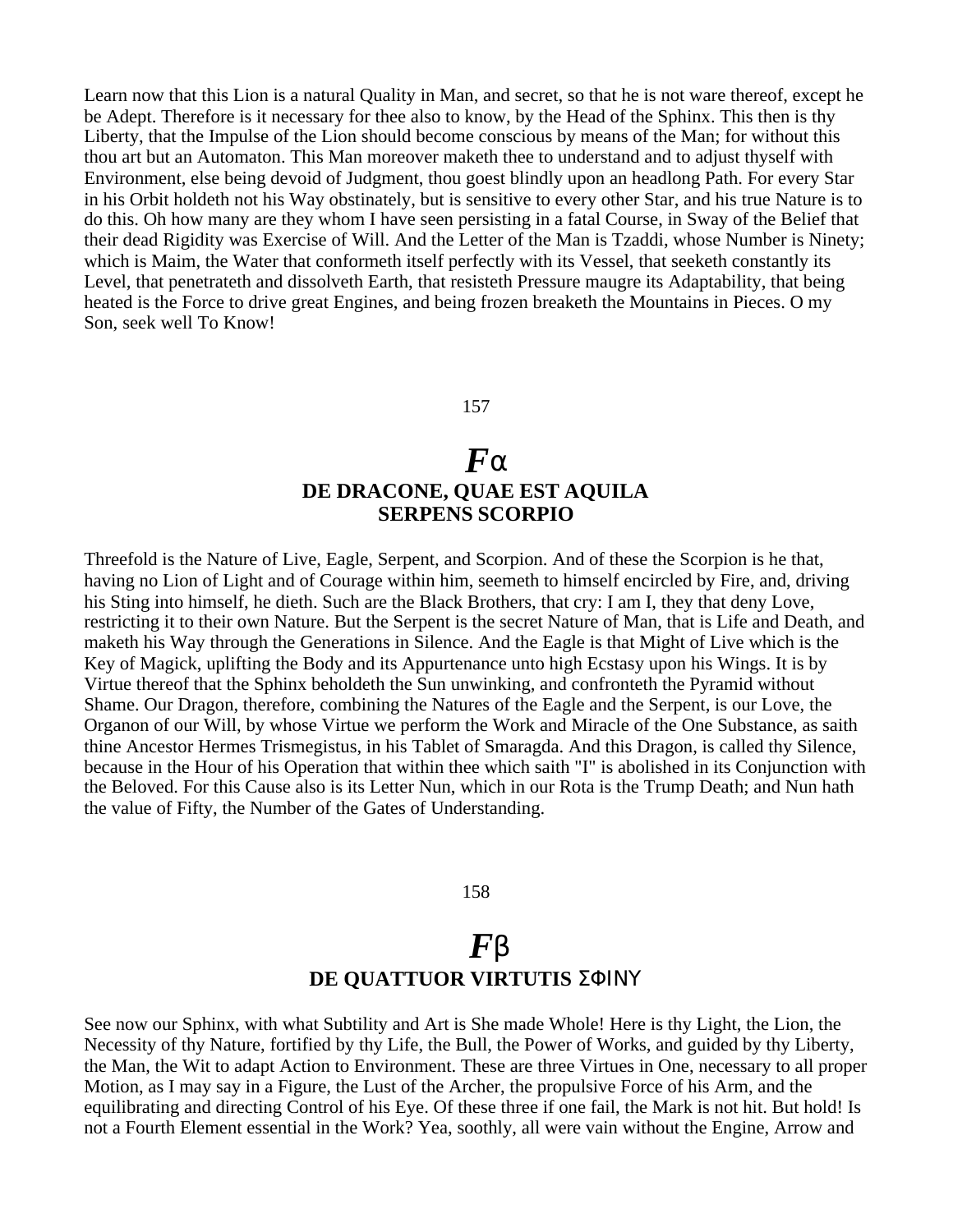Learn now that this Lion is a natural Quality in Man, and secret, so that he is not ware thereof, except he be Adept. Therefore is it necessary for thee also to know, by the Head of the Sphinx. This then is thy Liberty, that the Impulse of the Lion should become conscious by means of the Man; for without this thou art but an Automaton. This Man moreover maketh thee to understand and to adjust thyself with Environment, else being devoid of Judgment, thou goest blindly upon an headlong Path. For every Star in his Orbit holdeth not his Way obstinately, but is sensitive to every other Star, and his true Nature is to do this. Oh how many are they whom I have seen persisting in a fatal Course, in Sway of the Belief that their dead Rigidity was Exercise of Will. And the Letter of the Man is Tzaddi, whose Number is Ninety; which is Maim, the Water that conformeth itself perfectly with its Vessel, that seeketh constantly its Level, that penetrateth and dissolveth Earth, that resisteth Pressure maugre its Adaptability, that being heated is the Force to drive great Engines, and being frozen breaketh the Mountains in Pieces. O my Son, seek well To Know!

157

# *F*α
## DE DRACONE, QUAE EST AQUILA SERPENS SCORPIO

Threefold is the Nature of Live, Eagle, Serpent, and Scorpion. And of these the Scorpion is he that, having no Lion of Light and of Courage within him, seemeth to himself encircled by Fire, and, driving his Sting into himself, he dieth. Such are the Black Brothers, that cry: I am I, they that deny Love, restricting it to their own Nature. But the Serpent is the secret Nature of Man, that is Life and Death, and maketh his Way through the Generations in Silence. And the Eagle is that Might of Live which is the Key of Magick, uplifting the Body and its Appurtenance unto high Ecstasy upon his Wings. It is by Virtue thereof that the Sphinx beholdeth the Sun unwinking, and confronteth the Pyramid without Shame. Our Dragon, therefore, combining the Natures of the Eagle and the Serpent, is our Love, the Organon of our Will, by whose Virtue we perform the Work and Miracle of the One Substance, as saith thine Ancestor Hermes Trismegistus, in his Tablet of Smaragda. And this Dragon, is called thy Silence, because in the Hour of his Operation that within thee which saith "I" is abolished in its Conjunction with the Beloved. For this Cause also is its Letter Nun, which in our Rota is the Trump Death; and Nun hath the value of Fifty, the Number of the Gates of Understanding.

158

# *F*β
## DE QUATTUOR VIRTUTIS ΣΦΙΝΥ

See now our Sphinx, with what Subtility and Art is She made Whole! Here is thy Light, the Lion, the Necessity of thy Nature, fortified by thy Life, the Bull, the Power of Works, and guided by thy Liberty, the Man, the Wit to adapt Action to Environment. These are three Virtues in One, necessary to all proper Motion, as I may say in a Figure, the Lust of the Archer, the propulsive Force of his Arm, and the equilibrating and directing Control of his Eye. Of these three if one fail, the Mark is not hit. But hold! Is not a Fourth Element essential in the Work? Yea, soothly, all were vain without the Engine, Arrow and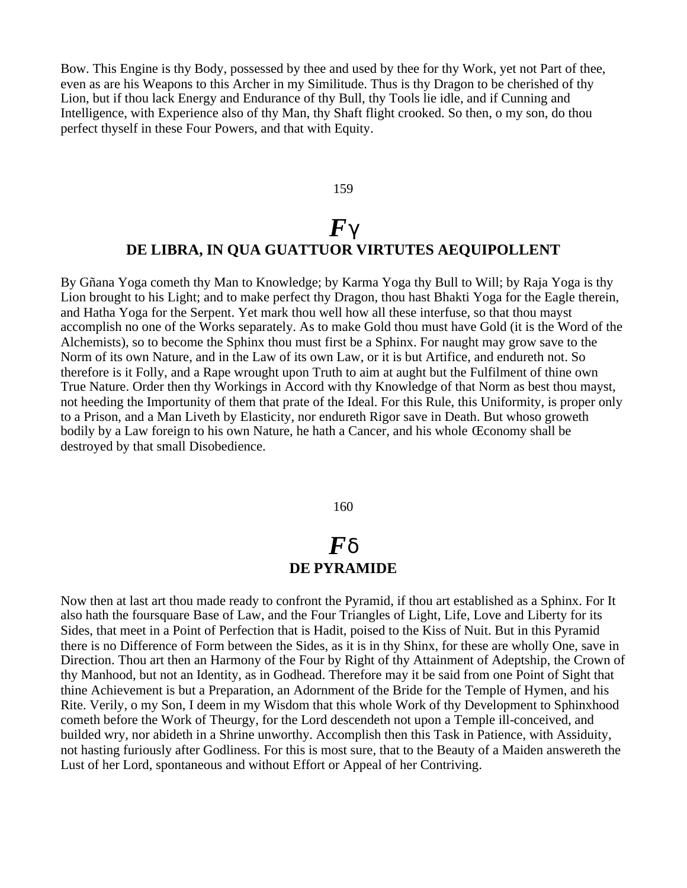Bow. This Engine is thy Body, possessed by thee and used by thee for thy Work, yet not Part of thee, even as are his Weapons to this Archer in my Similitude. Thus is thy Dragon to be cherished of thy Lion, but if thou lack Energy and Endurance of thy Bull, thy Tools lie idle, and if Cunning and Intelligence, with Experience also of thy Man, thy Shaft flight crooked. So then, o my son, do thou perfect thyself in these Four Powers, and that with Equity.

159

## *F*γ
### DE LIBRA, IN QUA GUATTUOR VIRTUTES AEQUIPOLLENT

By Gñana Yoga cometh thy Man to Knowledge; by Karma Yoga thy Bull to Will; by Raja Yoga is thy Lion brought to his Light; and to make perfect thy Dragon, thou hast Bhakti Yoga for the Eagle therein, and Hatha Yoga for the Serpent. Yet mark thou well how all these interfuse, so that thou mayst accomplish no one of the Works separately. As to make Gold thou must have Gold (it is the Word of the Alchemists), so to become the Sphinx thou must first be a Sphinx. For naught may grow save to the Norm of its own Nature, and in the Law of its own Law, or it is but Artifice, and endureth not. So therefore is it Folly, and a Rape wrought upon Truth to aim at aught but the Fulfilment of thine own True Nature. Order then thy Workings in Accord with thy Knowledge of that Norm as best thou mayst, not heeding the Importunity of them that prate of the Ideal. For this Rule, this Uniformity, is proper only to a Prison, and a Man Liveth by Elasticity, nor endureth Rigor save in Death. But whoso groweth bodily by a Law foreign to his own Nature, he hath a Cancer, and his whole Œconomy shall be destroyed by that small Disobedience.

160

## *F*δ
### DE PYRAMIDE

Now then at last art thou made ready to confront the Pyramid, if thou art established as a Sphinx. For It also hath the foursquare Base of Law, and the Four Triangles of Light, Life, Love and Liberty for its Sides, that meet in a Point of Perfection that is Hadit, poised to the Kiss of Nuit. But in this Pyramid there is no Difference of Form between the Sides, as it is in thy Shinx, for these are wholly One, save in Direction. Thou art then an Harmony of the Four by Right of thy Attainment of Adeptship, the Crown of thy Manhood, but not an Identity, as in Godhead. Therefore may it be said from one Point of Sight that thine Achievement is but a Preparation, an Adornment of the Bride for the Temple of Hymen, and his Rite. Verily, o my Son, I deem in my Wisdom that this whole Work of thy Development to Sphinxhood cometh before the Work of Theurgy, for the Lord descendeth not upon a Temple ill-conceived, and builded wry, nor abideth in a Shrine unworthy. Accomplish then this Task in Patience, with Assiduity, not hasting furiously after Godliness. For this is most sure, that to the Beauty of a Maiden answereth the Lust of her Lord, spontaneous and without Effort or Appeal of her Contriving.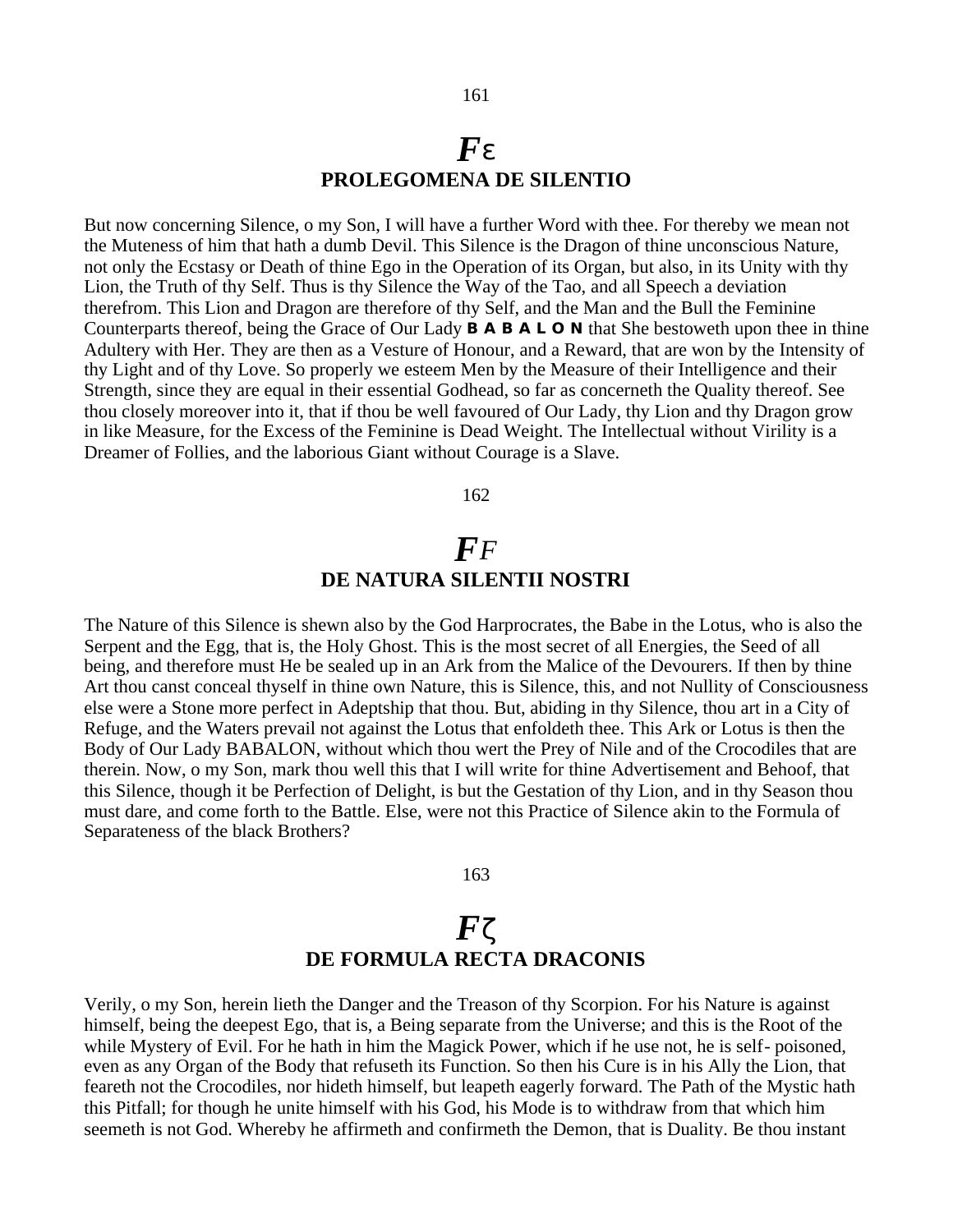161

# *F*ε
## PROLEGOMENA DE SILENTIO

But now concerning Silence, o my Son, I will have a further Word with thee. For thereby we mean not the Muteness of him that hath a dumb Devil. This Silence is the Dragon of thine unconscious Nature, not only the Ecstasy or Death of thine Ego in the Operation of its Organ, but also, in its Unity with thy Lion, the Truth of thy Self. Thus is thy Silence the Way of the Tao, and all Speech a deviation therefrom. This Lion and Dragon are therefore of thy Self, and the Man and the Bull the Feminine Counterparts thereof, being the Grace of Our Lady **B A B A L O N** that She bestoweth upon thee in thine Adultery with Her. They are then as a Vesture of Honour, and a Reward, that are won by the Intensity of thy Light and of thy Love. So properly we esteem Men by the Measure of their Intelligence and their Strength, since they are equal in their essential Godhead, so far as concerneth the Quality thereof. See thou closely moreover into it, that if thou be well favoured of Our Lady, thy Lion and thy Dragon grow in like Measure, for the Excess of the Feminine is Dead Weight. The Intellectual without Virility is a Dreamer of Follies, and the laborious Giant without Courage is a Slave.

162

# *F*F
## DE NATURA SILENTII NOSTRI

The Nature of this Silence is shewn also by the God Harprocrates, the Babe in the Lotus, who is also the Serpent and the Egg, that is, the Holy Ghost. This is the most secret of all Energies, the Seed of all being, and therefore must He be sealed up in an Ark from the Malice of the Devourers. If then by thine Art thou canst conceal thyself in thine own Nature, this is Silence, this, and not Nullity of Consciousness else were a Stone more perfect in Adeptship that thou. But, abiding in thy Silence, thou art in a City of Refuge, and the Waters prevail not against the Lotus that enfoldeth thee. This Ark or Lotus is then the Body of Our Lady BABALON, without which thou wert the Prey of Nile and of the Crocodiles that are therein. Now, o my Son, mark thou well this that I will write for thine Advertisement and Behoof, that this Silence, though it be Perfection of Delight, is but the Gestation of thy Lion, and in thy Season thou must dare, and come forth to the Battle. Else, were not this Practice of Silence akin to the Formula of Separateness of the black Brothers?

163

# *F*ζ
## DE FORMULA RECTA DRACONIS

Verily, o my Son, herein lieth the Danger and the Treason of thy Scorpion. For his Nature is against himself, being the deepest Ego, that is, a Being separate from the Universe; and this is the Root of the while Mystery of Evil. For he hath in him the Magick Power, which if he use not, he is self- poisoned, even as any Organ of the Body that refuseth its Function. So then his Cure is in his Ally the Lion, that feareth not the Crocodiles, nor hideth himself, but leapeth eagerly forward. The Path of the Mystic hath this Pitfall; for though he unite himself with his God, his Mode is to withdraw from that which him seemeth is not God. Whereby he affirmeth and confirmeth the Demon, that is Duality. Be thou instant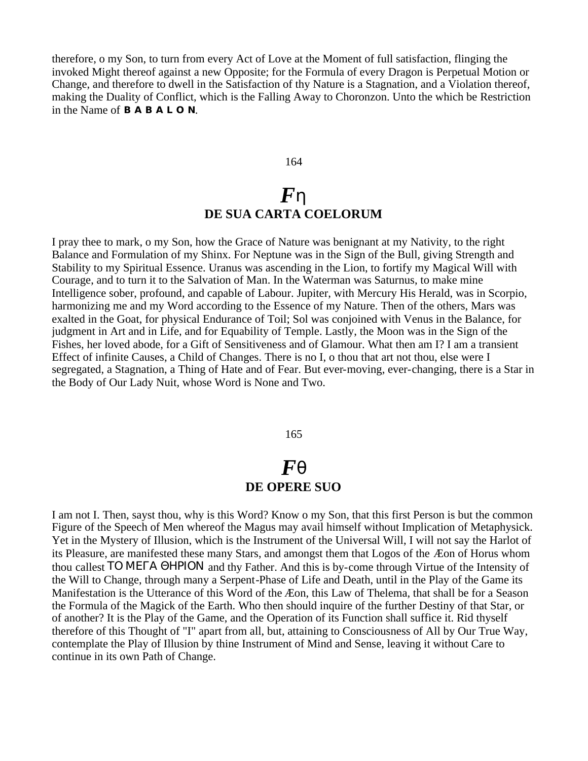therefore, o my Son, to turn from every Act of Love at the Moment of full satisfaction, flinging the invoked Might thereof against a new Opposite; for the Formula of every Dragon is Perpetual Motion or Change, and therefore to dwell in the Satisfaction of thy Nature is a Stagnation, and a Violation thereof, making the Duality of Conflict, which is the Falling Away to Choronzon. Unto the which be Restriction in the Name of **B A B A L O N**.

164

## *F*η
## DE SUA CARTA COELORUM

I pray thee to mark, o my Son, how the Grace of Nature was benignant at my Nativity, to the right Balance and Formulation of my Shinx. For Neptune was in the Sign of the Bull, giving Strength and Stability to my Spiritual Essence. Uranus was ascending in the Lion, to fortify my Magical Will with Courage, and to turn it to the Salvation of Man. In the Waterman was Saturnus, to make mine Intelligence sober, profound, and capable of Labour. Jupiter, with Mercury His Herald, was in Scorpio, harmonizing me and my Word according to the Essence of my Nature. Then of the others, Mars was exalted in the Goat, for physical Endurance of Toil; Sol was conjoined with Venus in the Balance, for judgment in Art and in Life, and for Equability of Temple. Lastly, the Moon was in the Sign of the Fishes, her loved abode, for a Gift of Sensitiveness and of Glamour. What then am I? I am a transient Effect of infinite Causes, a Child of Changes. There is no I, o thou that art not thou, else were I segregated, a Stagnation, a Thing of Hate and of Fear. But ever-moving, ever-changing, there is a Star in the Body of Our Lady Nuit, whose Word is None and Two.

165

## *F*θ
## DE OPERE SUO

I am not I. Then, sayst thou, why is this Word? Know o my Son, that this first Person is but the common Figure of the Speech of Men whereof the Magus may avail himself without Implication of Metaphysick. Yet in the Mystery of Illusion, which is the Instrument of the Universal Will, I will not say the Harlot of its Pleasure, are manifested these many Stars, and amongst them that Logos of the Æon of Horus whom thou callest ΤΟ ΜΕΓΑ ΘΗΡΙΟΝ and thy Father. And this is by-come through Virtue of the Intensity of the Will to Change, through many a Serpent-Phase of Life and Death, until in the Play of the Game its Manifestation is the Utterance of this Word of the Æon, this Law of Thelema, that shall be for a Season the Formula of the Magick of the Earth. Who then should inquire of the further Destiny of that Star, or of another? It is the Play of the Game, and the Operation of its Function shall suffice it. Rid thyself therefore of this Thought of "I" apart from all, but, attaining to Consciousness of All by Our True Way, contemplate the Play of Illusion by thine Instrument of Mind and Sense, leaving it without Care to continue in its own Path of Change.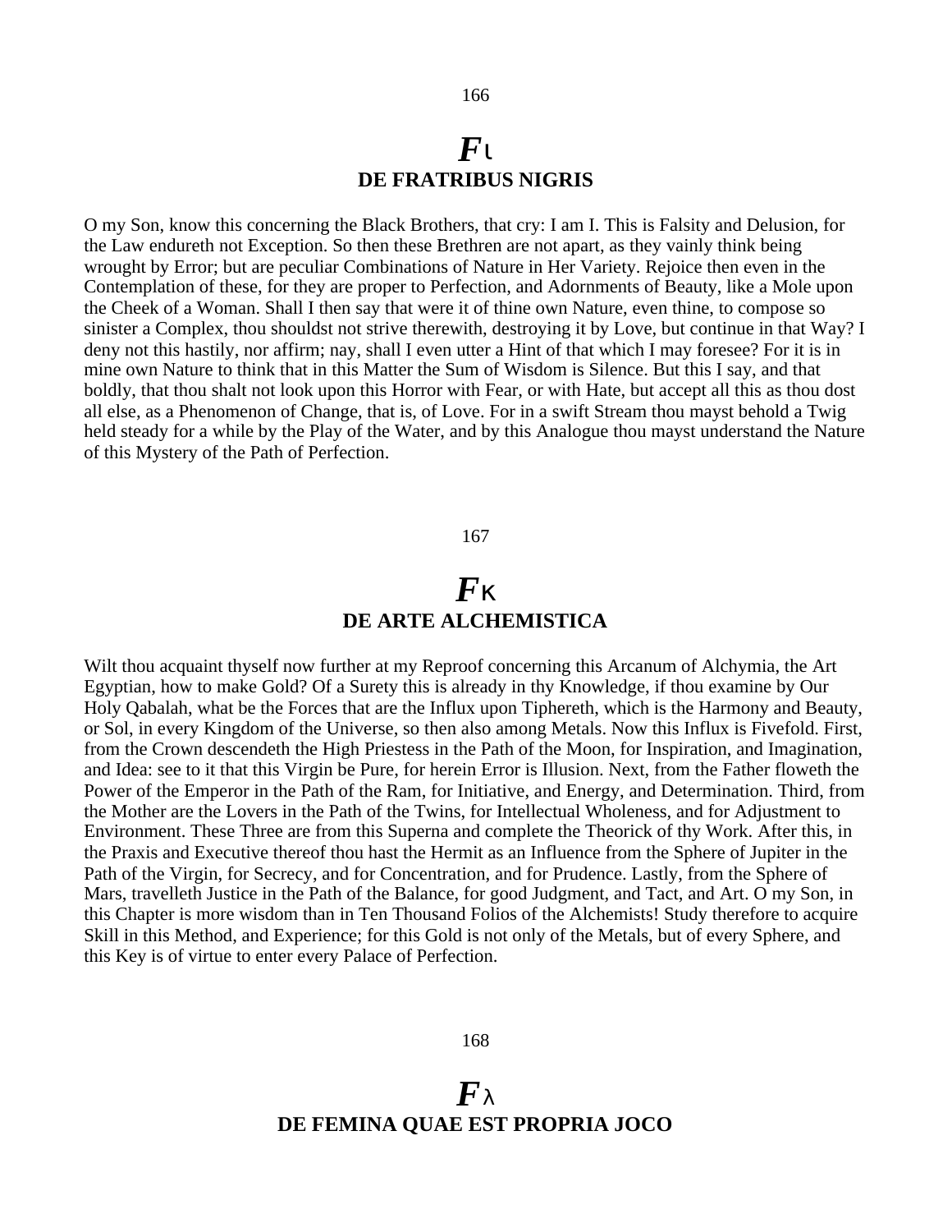166

# Fι
## DE FRATRIBUS NIGRIS

O my Son, know this concerning the Black Brothers, that cry: I am I. This is Falsity and Delusion, for the Law endureth not Exception. So then these Brethren are not apart, as they vainly think being wrought by Error; but are peculiar Combinations of Nature in Her Variety. Rejoice then even in the Contemplation of these, for they are proper to Perfection, and Adornments of Beauty, like a Mole upon the Cheek of a Woman. Shall I then say that were it of thine own Nature, even thine, to compose so sinister a Complex, thou shouldst not strive therewith, destroying it by Love, but continue in that Way? I deny not this hastily, nor affirm; nay, shall I even utter a Hint of that which I may foresee? For it is in mine own Nature to think that in this Matter the Sum of Wisdom is Silence. But this I say, and that boldly, that thou shalt not look upon this Horror with Fear, or with Hate, but accept all this as thou dost all else, as a Phenomenon of Change, that is, of Love. For in a swift Stream thou mayst behold a Twig held steady for a while by the Play of the Water, and by this Analogue thou mayst understand the Nature of this Mystery of the Path of Perfection.

167

# Fκ
## DE ARTE ALCHEMISTICA

Wilt thou acquaint thyself now further at my Reproof concerning this Arcanum of Alchymia, the Art Egyptian, how to make Gold? Of a Surety this is already in thy Knowledge, if thou examine by Our Holy Qabalah, what be the Forces that are the Influx upon Tiphereth, which is the Harmony and Beauty, or Sol, in every Kingdom of the Universe, so then also among Metals. Now this Influx is Fivefold. First, from the Crown descendeth the High Priestess in the Path of the Moon, for Inspiration, and Imagination, and Idea: see to it that this Virgin be Pure, for herein Error is Illusion. Next, from the Father floweth the Power of the Emperor in the Path of the Ram, for Initiative, and Energy, and Determination. Third, from the Mother are the Lovers in the Path of the Twins, for Intellectual Wholeness, and for Adjustment to Environment. These Three are from this Superna and complete the Theorick of thy Work. After this, in the Praxis and Executive thereof thou hast the Hermit as an Influence from the Sphere of Jupiter in the Path of the Virgin, for Secrecy, and for Concentration, and for Prudence. Lastly, from the Sphere of Mars, travelleth Justice in the Path of the Balance, for good Judgment, and Tact, and Art. O my Son, in this Chapter is more wisdom than in Ten Thousand Folios of the Alchemists! Study therefore to acquire Skill in this Method, and Experience; for this Gold is not only of the Metals, but of every Sphere, and this Key is of virtue to enter every Palace of Perfection.

168

# Fλ
## DE FEMINA QUAE EST PROPRIA JOCO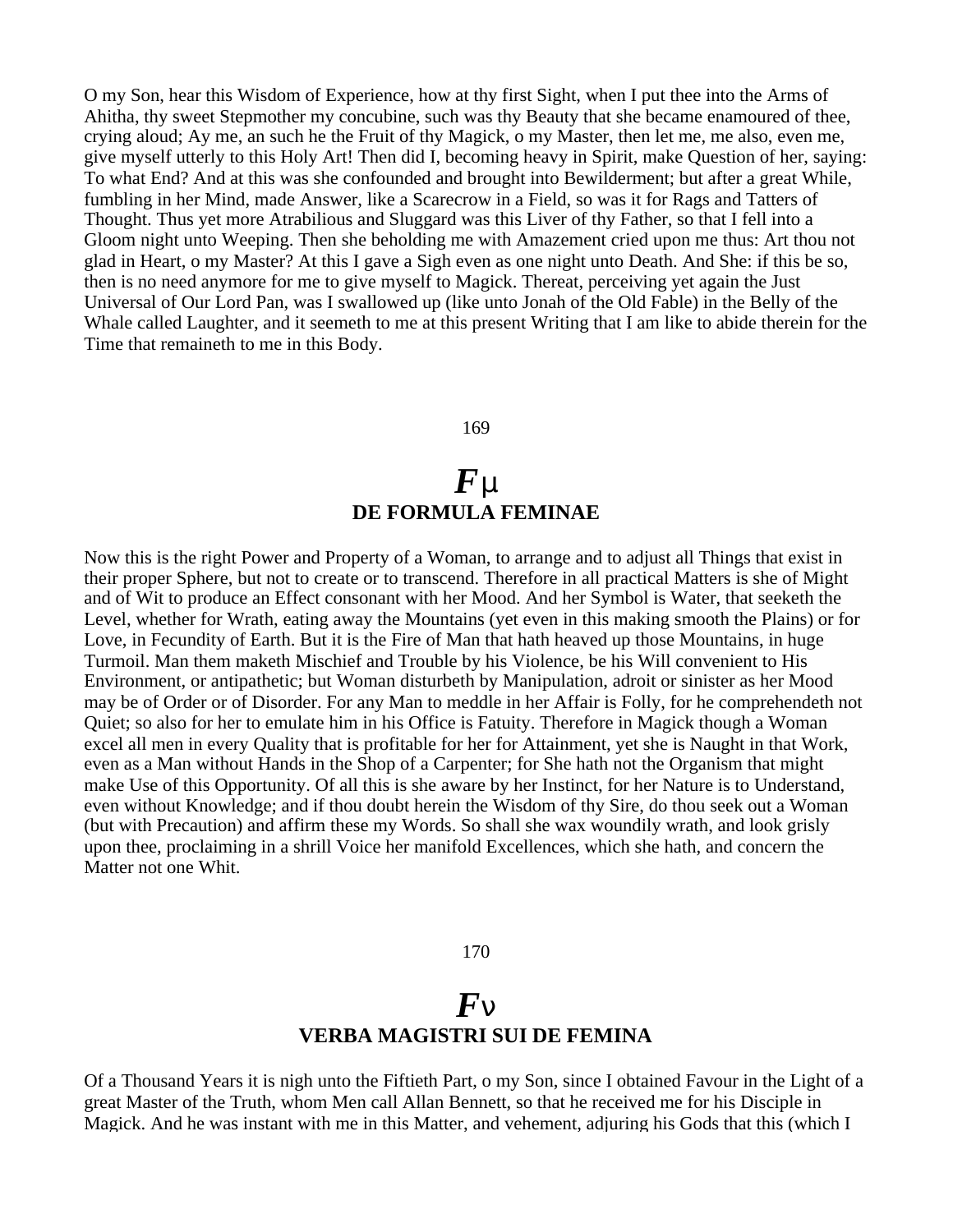O my Son, hear this Wisdom of Experience, how at thy first Sight, when I put thee into the Arms of Ahitha, thy sweet Stepmother my concubine, such was thy Beauty that she became enamoured of thee, crying aloud; Ay me, an such he the Fruit of thy Magick, o my Master, then let me, me also, even me, give myself utterly to this Holy Art! Then did I, becoming heavy in Spirit, make Question of her, saying: To what End? And at this was she confounded and brought into Bewilderment; but after a great While, fumbling in her Mind, made Answer, like a Scarecrow in a Field, so was it for Rags and Tatters of Thought. Thus yet more Atrabilious and Sluggard was this Liver of thy Father, so that I fell into a Gloom night unto Weeping. Then she beholding me with Amazement cried upon me thus: Art thou not glad in Heart, o my Master? At this I gave a Sigh even as one night unto Death. And She: if this be so, then is no need anymore for me to give myself to Magick. Thereat, perceiving yet again the Just Universal of Our Lord Pan, was I swallowed up (like unto Jonah of the Old Fable) in the Belly of the Whale called Laughter, and it seemeth to me at this present Writing that I am like to abide therein for the Time that remaineth to me in this Body.

169

# *F*μ
## DE FORMULA FEMINAE

Now this is the right Power and Property of a Woman, to arrange and to adjust all Things that exist in their proper Sphere, but not to create or to transcend. Therefore in all practical Matters is she of Might and of Wit to produce an Effect consonant with her Mood. And her Symbol is Water, that seeketh the Level, whether for Wrath, eating away the Mountains (yet even in this making smooth the Plains) or for Love, in Fecundity of Earth. But it is the Fire of Man that hath heaved up those Mountains, in huge Turmoil. Man them maketh Mischief and Trouble by his Violence, be his Will convenient to His Environment, or antipathetic; but Woman disturbeth by Manipulation, adroit or sinister as her Mood may be of Order or of Disorder. For any Man to meddle in her Affair is Folly, for he comprehendeth not Quiet; so also for her to emulate him in his Office is Fatuity. Therefore in Magick though a Woman excel all men in every Quality that is profitable for her for Attainment, yet she is Naught in that Work, even as a Man without Hands in the Shop of a Carpenter; for She hath not the Organism that might make Use of this Opportunity. Of all this is she aware by her Instinct, for her Nature is to Understand, even without Knowledge; and if thou doubt herein the Wisdom of thy Sire, do thou seek out a Woman (but with Precaution) and affirm these my Words. So shall she wax woundily wrath, and look grisly upon thee, proclaiming in a shrill Voice her manifold Excellences, which she hath, and concern the Matter not one Whit.

170

# *F*ν
## VERBA MAGISTRI SUI DE FEMINA

Of a Thousand Years it is nigh unto the Fiftieth Part, o my Son, since I obtained Favour in the Light of a great Master of the Truth, whom Men call Allan Bennett, so that he received me for his Disciple in Magick. And he was instant with me in this Matter, and vehement, adjuring his Gods that this (which I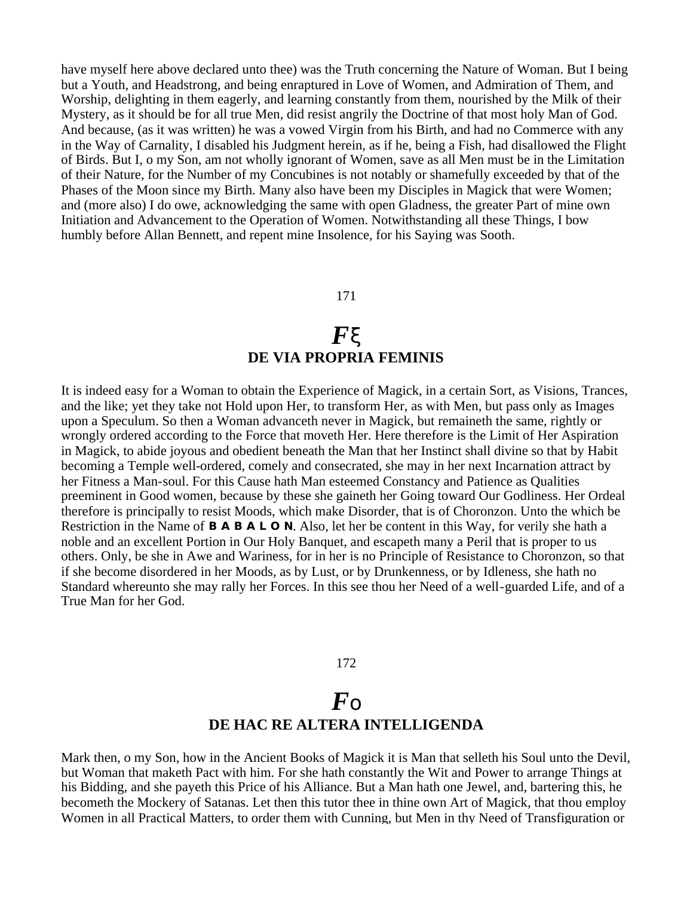have myself here above declared unto thee) was the Truth concerning the Nature of Woman. But I being but a Youth, and Headstrong, and being enraptured in Love of Women, and Admiration of Them, and Worship, delighting in them eagerly, and learning constantly from them, nourished by the Milk of their Mystery, as it should be for all true Men, did resist angrily the Doctrine of that most holy Man of God. And because, (as it was written) he was a vowed Virgin from his Birth, and had no Commerce with any in the Way of Carnality, I disabled his Judgment herein, as if he, being a Fish, had disallowed the Flight of Birds. But I, o my Son, am not wholly ignorant of Women, save as all Men must be in the Limitation of their Nature, for the Number of my Concubines is not notably or shamefully exceeded by that of the Phases of the Moon since my Birth. Many also have been my Disciples in Magick that were Women; and (more also) I do owe, acknowledging the same with open Gladness, the greater Part of mine own Initiation and Advancement to the Operation of Women. Notwithstanding all these Things, I bow humbly before Allan Bennett, and repent mine Insolence, for his Saying was Sooth.

171

## *F*ξ
## DE VIA PROPRIA FEMINIS

It is indeed easy for a Woman to obtain the Experience of Magick, in a certain Sort, as Visions, Trances, and the like; yet they take not Hold upon Her, to transform Her, as with Men, but pass only as Images upon a Speculum. So then a Woman advanceth never in Magick, but remaineth the same, rightly or wrongly ordered according to the Force that moveth Her. Here therefore is the Limit of Her Aspiration in Magick, to abide joyous and obedient beneath the Man that her Instinct shall divine so that by Habit becoming a Temple well-ordered, comely and consecrated, she may in her next Incarnation attract by her Fitness a Man-soul. For this Cause hath Man esteemed Constancy and Patience as Qualities preeminent in Good women, because by these she gaineth her Going toward Our Godliness. Her Ordeal therefore is principally to resist Moods, which make Disorder, that is of Choronzon. Unto the which be Restriction in the Name of **B A B A L O N**. Also, let her be content in this Way, for verily she hath a noble and an excellent Portion in Our Holy Banquet, and escapeth many a Peril that is proper to us others. Only, be she in Awe and Wariness, for in her is no Principle of Resistance to Choronzon, so that if she become disordered in her Moods, as by Lust, or by Drunkenness, or by Idleness, she hath no Standard whereunto she may rally her Forces. In this see thou her Need of a well-guarded Life, and of a True Man for her God.

172

## *F*ο
## DE HAC RE ALTERA INTELLIGENDA

Mark then, o my Son, how in the Ancient Books of Magick it is Man that selleth his Soul unto the Devil, but Woman that maketh Pact with him. For she hath constantly the Wit and Power to arrange Things at his Bidding, and she payeth this Price of his Alliance. But a Man hath one Jewel, and, bartering this, he becometh the Mockery of Satanas. Let then this tutor thee in thine own Art of Magick, that thou employ Women in all Practical Matters, to order them with Cunning, but Men in thy Need of Transfiguration or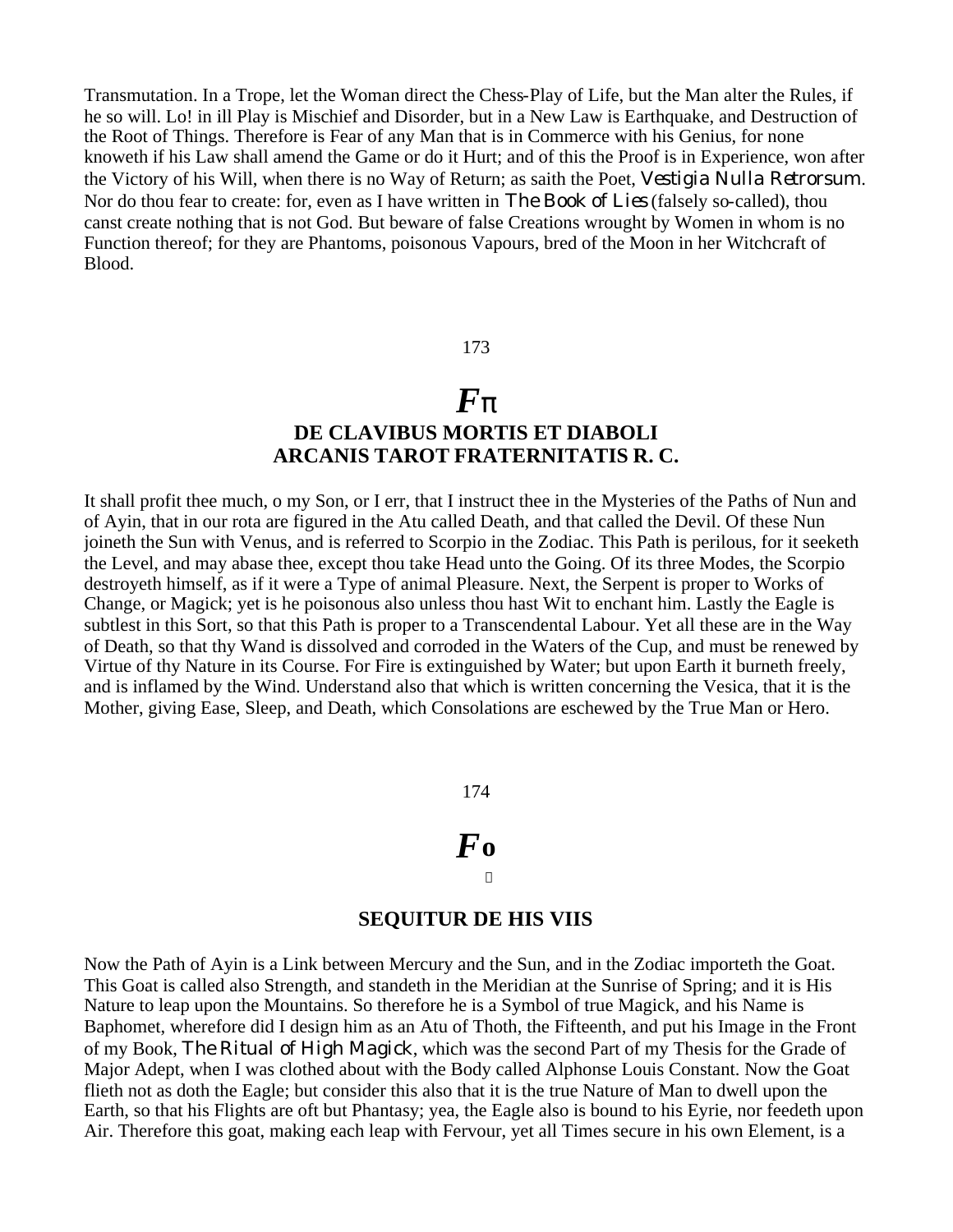Transmutation. In a Trope, let the Woman direct the Chess-Play of Life, but the Man alter the Rules, if he so will. Lo! in ill Play is Mischief and Disorder, but in a New Law is Earthquake, and Destruction of the Root of Things. Therefore is Fear of any Man that is in Commerce with his Genius, for none knoweth if his Law shall amend the Game or do it Hurt; and of this the Proof is in Experience, won after the Victory of his Will, when there is no Way of Return; as saith the Poet, *Vestigia Nulla Retrorsum*. Nor do thou fear to create: for, even as I have written in *The Book of Lies* (falsely so-called), thou canst create nothing that is not God. But beware of false Creations wrought by Women in whom is no Function thereof; for they are Phantoms, poisonous Vapours, bred of the Moon in her Witchcraft of Blood.

173

## *F*π

### DE CLAVIBUS MORTIS ET DIABOLI ARCANIS TAROT FRATERNITATIS R. C.

It shall profit thee much, o my Son, or I err, that I instruct thee in the Mysteries of the Paths of Nun and of Ayin, that in our rota are figured in the Atu called Death, and that called the Devil. Of these Nun joineth the Sun with Venus, and is referred to Scorpio in the Zodiac. This Path is perilous, for it seeketh the Level, and may abase thee, except thou take Head unto the Going. Of its three Modes, the Scorpio destroyeth himself, as if it were a Type of animal Pleasure. Next, the Serpent is proper to Works of Change, or Magick; yet is he poisonous also unless thou hast Wit to enchant him. Lastly the Eagle is subtlest in this Sort, so that this Path is proper to a Transcendental Labour. Yet all these are in the Way of Death, so that thy Wand is dissolved and corroded in the Waters of the Cup, and must be renewed by Virtue of thy Nature in its Course. For Fire is extinguished by Water; but upon Earth it burneth freely, and is inflamed by the Wind. Understand also that which is written concerning the Vesica, that it is the Mother, giving Ease, Sleep, and Death, which Consolations are eschewed by the True Man or Hero.

174

## *F*o

### SEQUITUR DE HIS VIIS

Now the Path of Ayin is a Link between Mercury and the Sun, and in the Zodiac importeth the Goat. This Goat is called also Strength, and standeth in the Meridian at the Sunrise of Spring; and it is His Nature to leap upon the Mountains. So therefore he is a Symbol of true Magick, and his Name is Baphomet, wherefore did I design him as an Atu of Thoth, the Fifteenth, and put his Image in the Front of my Book, *The Ritual of High Magick*, which was the second Part of my Thesis for the Grade of Major Adept, when I was clothed about with the Body called Alphonse Louis Constant. Now the Goat flieth not as doth the Eagle; but consider this also that it is the true Nature of Man to dwell upon the Earth, so that his Flights are oft but Phantasy; yea, the Eagle also is bound to his Eyrie, nor feedeth upon Air. Therefore this goat, making each leap with Fervour, yet all Times secure in his own Element, is a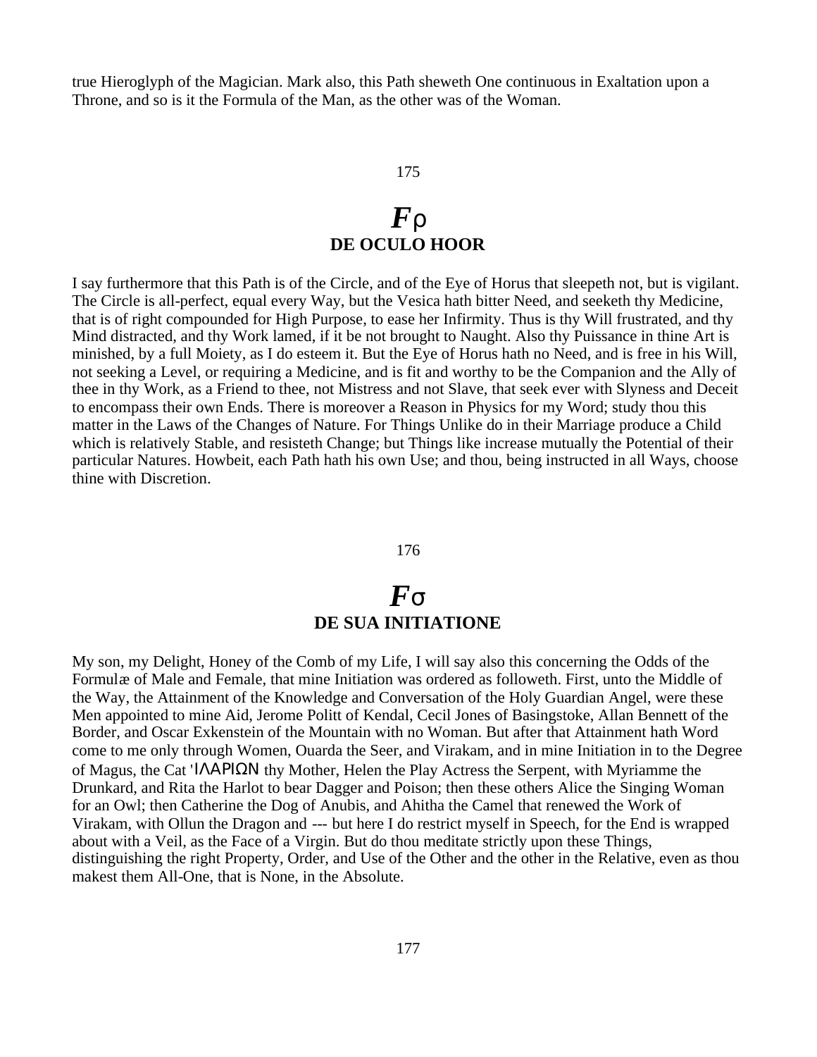true Hieroglyph of the Magician. Mark also, this Path sheweth One continuous in Exaltation upon a Throne, and so is it the Formula of the Man, as the other was of the Woman.

## *F*ρ
## DE OCULO HOOR

I say furthermore that this Path is of the Circle, and of the Eye of Horus that sleepeth not, but is vigilant. The Circle is all-perfect, equal every Way, but the Vesica hath bitter Need, and seeketh thy Medicine, that is of right compounded for High Purpose, to ease her Infirmity. Thus is thy Will frustrated, and thy Mind distracted, and thy Work lamed, if it be not brought to Naught. Also thy Puissance in thine Art is minished, by a full Moiety, as I do esteem it. But the Eye of Horus hath no Need, and is free in his Will, not seeking a Level, or requiring a Medicine, and is fit and worthy to be the Companion and the Ally of thee in thy Work, as a Friend to thee, not Mistress and not Slave, that seek ever with Slyness and Deceit to encompass their own Ends. There is moreover a Reason in Physics for my Word; study thou this matter in the Laws of the Changes of Nature. For Things Unlike do in their Marriage produce a Child which is relatively Stable, and resisteth Change; but Things like increase mutually the Potential of their particular Natures. Howbeit, each Path hath his own Use; and thou, being instructed in all Ways, choose thine with Discretion.

## *F*σ
## DE SUA INITIATIONE

My son, my Delight, Honey of the Comb of my Life, I will say also this concerning the Odds of the Formulæ of Male and Female, that mine Initiation was ordered as followeth. First, unto the Middle of the Way, the Attainment of the Knowledge and Conversation of the Holy Guardian Angel, were these Men appointed to mine Aid, Jerome Politt of Kendal, Cecil Jones of Basingstoke, Allan Bennett of the Border, and Oscar Exkenstein of the Mountain with no Woman. But after that Attainment hath Word come to me only through Women, Ouarda the Seer, and Virakam, and in mine Initiation in to the Degree of Magus, the Cat 'ΙΛΑΡΙΩΝ thy Mother, Helen the Play Actress the Serpent, with Myriamme the Drunkard, and Rita the Harlot to bear Dagger and Poison; then these others Alice the Singing Woman for an Owl; then Catherine the Dog of Anubis, and Ahitha the Camel that renewed the Work of Virakam, with Ollun the Dragon and --- but here I do restrict myself in Speech, for the End is wrapped about with a Veil, as the Face of a Virgin. But do thou meditate strictly upon these Things, distinguishing the right Property, Order, and Use of the Other and the other in the Relative, even as thou makest them All-One, that is None, in the Absolute.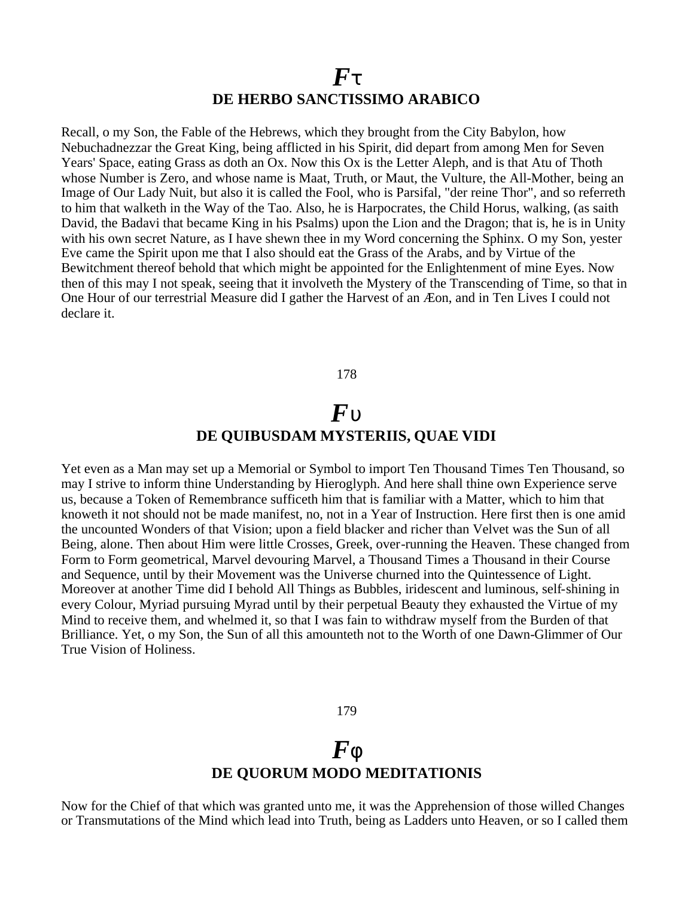# *F*τ
## DE HERBO SANCTISSIMO ARABICO

Recall, o my Son, the Fable of the Hebrews, which they brought from the City Babylon, how Nebuchadnezzar the Great King, being afflicted in his Spirit, did depart from among Men for Seven Years' Space, eating Grass as doth an Ox. Now this Ox is the Letter Aleph, and is that Atu of Thoth whose Number is Zero, and whose name is Maat, Truth, or Maut, the Vulture, the All-Mother, being an Image of Our Lady Nuit, but also it is called the Fool, who is Parsifal, "der reine Thor", and so referreth to him that walketh in the Way of the Tao. Also, he is Harpocrates, the Child Horus, walking, (as saith David, the Badavi that became King in his Psalms) upon the Lion and the Dragon; that is, he is in Unity with his own secret Nature, as I have shewn thee in my Word concerning the Sphinx. O my Son, yester Eve came the Spirit upon me that I also should eat the Grass of the Arabs, and by Virtue of the Bewitchment thereof behold that which might be appointed for the Enlightenment of mine Eyes. Now then of this may I not speak, seeing that it involveth the Mystery of the Transcending of Time, so that in One Hour of our terrestrial Measure did I gather the Harvest of an Æon, and in Ten Lives I could not declare it.

178

# *F*υ
## DE QUIBUSDAM MYSTERIIS, QUAE VIDI

Yet even as a Man may set up a Memorial or Symbol to import Ten Thousand Times Ten Thousand, so may I strive to inform thine Understanding by Hieroglyph. And here shall thine own Experience serve us, because a Token of Remembrance sufficeth him that is familiar with a Matter, which to him that knoweth it not should not be made manifest, no, not in a Year of Instruction. Here first then is one amid the uncounted Wonders of that Vision; upon a field blacker and richer than Velvet was the Sun of all Being, alone. Then about Him were little Crosses, Greek, over-running the Heaven. These changed from Form to Form geometrical, Marvel devouring Marvel, a Thousand Times a Thousand in their Course and Sequence, until by their Movement was the Universe churned into the Quintessence of Light. Moreover at another Time did I behold All Things as Bubbles, iridescent and luminous, self-shining in every Colour, Myriad pursuing Myrad until by their perpetual Beauty they exhausted the Virtue of my Mind to receive them, and whelmed it, so that I was fain to withdraw myself from the Burden of that Brilliance. Yet, o my Son, the Sun of all this amounteth not to the Worth of one Dawn-Glimmer of Our True Vision of Holiness.

179

# *F*φ
## DE QUORUM MODO MEDITATIONIS

Now for the Chief of that which was granted unto me, it was the Apprehension of those willed Changes or Transmutations of the Mind which lead into Truth, being as Ladders unto Heaven, or so I called them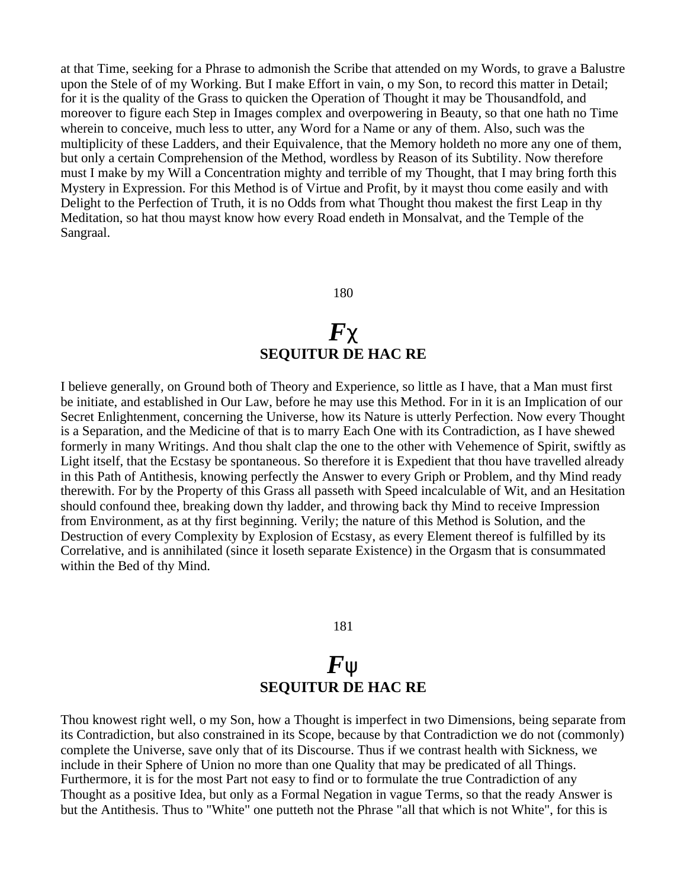at that Time, seeking for a Phrase to admonish the Scribe that attended on my Words, to grave a Balustre upon the Stele of of my Working. But I make Effort in vain, o my Son, to record this matter in Detail; for it is the quality of the Grass to quicken the Operation of Thought it may be Thousandfold, and moreover to figure each Step in Images complex and overpowering in Beauty, so that one hath no Time wherein to conceive, much less to utter, any Word for a Name or any of them. Also, such was the multiplicity of these Ladders, and their Equivalence, that the Memory holdeth no more any one of them, but only a certain Comprehension of the Method, wordless by Reason of its Subtility. Now therefore must I make by my Will a Concentration mighty and terrible of my Thought, that I may bring forth this Mystery in Expression. For this Method is of Virtue and Profit, by it mayst thou come easily and with Delight to the Perfection of Truth, it is no Odds from what Thought thou makest the first Leap in thy Meditation, so hat thou mayst know how every Road endeth in Monsalvat, and the Temple of the Sangraal.

180

# *F*χ
## SEQUITUR DE HAC RE

I believe generally, on Ground both of Theory and Experience, so little as I have, that a Man must first be initiate, and established in Our Law, before he may use this Method. For in it is an Implication of our Secret Enlightenment, concerning the Universe, how its Nature is utterly Perfection. Now every Thought is a Separation, and the Medicine of that is to marry Each One with its Contradiction, as I have shewed formerly in many Writings. And thou shalt clap the one to the other with Vehemence of Spirit, swiftly as Light itself, that the Ecstasy be spontaneous. So therefore it is Expedient that thou have travelled already in this Path of Antithesis, knowing perfectly the Answer to every Griph or Problem, and thy Mind ready therewith. For by the Property of this Grass all passeth with Speed incalculable of Wit, and an Hesitation should confound thee, breaking down thy ladder, and throwing back thy Mind to receive Impression from Environment, as at thy first beginning. Verily; the nature of this Method is Solution, and the Destruction of every Complexity by Explosion of Ecstasy, as every Element thereof is fulfilled by its Correlative, and is annihilated (since it loseth separate Existence) in the Orgasm that is consummated within the Bed of thy Mind.

181

# *F*ψ
## SEQUITUR DE HAC RE

Thou knowest right well, o my Son, how a Thought is imperfect in two Dimensions, being separate from its Contradiction, but also constrained in its Scope, because by that Contradiction we do not (commonly) complete the Universe, save only that of its Discourse. Thus if we contrast health with Sickness, we include in their Sphere of Union no more than one Quality that may be predicated of all Things. Furthermore, it is for the most Part not easy to find or to formulate the true Contradiction of any Thought as a positive Idea, but only as a Formal Negation in vague Terms, so that the ready Answer is but the Antithesis. Thus to "White" one putteth not the Phrase "all that which is not White", for this is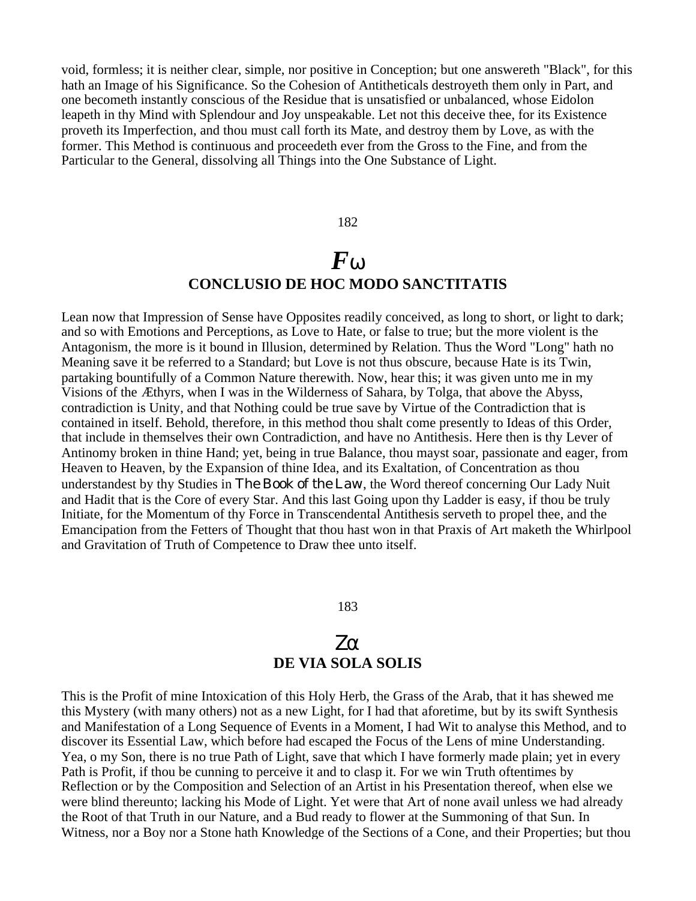void, formless; it is neither clear, simple, nor positive in Conception; but one answereth "Black", for this hath an Image of his Significance. So the Cohesion of Antitheticals destroyeth them only in Part, and one becometh instantly conscious of the Residue that is unsatisfied or unbalanced, whose Eidolon leapeth in thy Mind with Splendour and Joy unspeakable. Let not this deceive thee, for its Existence proveth its Imperfection, and thou must call forth its Mate, and destroy them by Love, as with the former. This Method is continuous and proceedeth ever from the Gross to the Fine, and from the Particular to the General, dissolving all Things into the One Substance of Light.

182

## *F*ω
## CONCLUSIO DE HOC MODO SANCTITATIS

Lean now that Impression of Sense have Opposites readily conceived, as long to short, or light to dark; and so with Emotions and Perceptions, as Love to Hate, or false to true; but the more violent is the Antagonism, the more is it bound in Illusion, determined by Relation. Thus the Word "Long" hath no Meaning save it be referred to a Standard; but Love is not thus obscure, because Hate is its Twin, partaking bountifully of a Common Nature therewith. Now, hear this; it was given unto me in my Visions of the Æthyrs, when I was in the Wilderness of Sahara, by Tolga, that above the Abyss, contradiction is Unity, and that Nothing could be true save by Virtue of the Contradiction that is contained in itself. Behold, therefore, in this method thou shalt come presently to Ideas of this Order, that include in themselves their own Contradiction, and have no Antithesis. Here then is thy Lever of Antinomy broken in thine Hand; yet, being in true Balance, thou mayst soar, passionate and eager, from Heaven to Heaven, by the Expansion of thine Idea, and its Exaltation, of Concentration as thou understandest by thy Studies in *The Book of the Law*, the Word thereof concerning Our Lady Nuit and Hadit that is the Core of every Star. And this last Going upon thy Ladder is easy, if thou be truly Initiate, for the Momentum of thy Force in Transcendental Antithesis serveth to propel thee, and the Emancipation from the Fetters of Thought that thou hast won in that Praxis of Art maketh the Whirlpool and Gravitation of Truth of Competence to Draw thee unto itself.

183

## Ζα
## DE VIA SOLA SOLIS

This is the Profit of mine Intoxication of this Holy Herb, the Grass of the Arab, that it has shewed me this Mystery (with many others) not as a new Light, for I had that aforetime, but by its swift Synthesis and Manifestation of a Long Sequence of Events in a Moment, I had Wit to analyse this Method, and to discover its Essential Law, which before had escaped the Focus of the Lens of mine Understanding. Yea, o my Son, there is no true Path of Light, save that which I have formerly made plain; yet in every Path is Profit, if thou be cunning to perceive it and to clasp it. For we win Truth oftentimes by Reflection or by the Composition and Selection of an Artist in his Presentation thereof, when else we were blind thereunto; lacking his Mode of Light. Yet were that Art of none avail unless we had already the Root of that Truth in our Nature, and a Bud ready to flower at the Summoning of that Sun. In Witness, nor a Boy nor a Stone hath Knowledge of the Sections of a Cone, and their Properties; but thou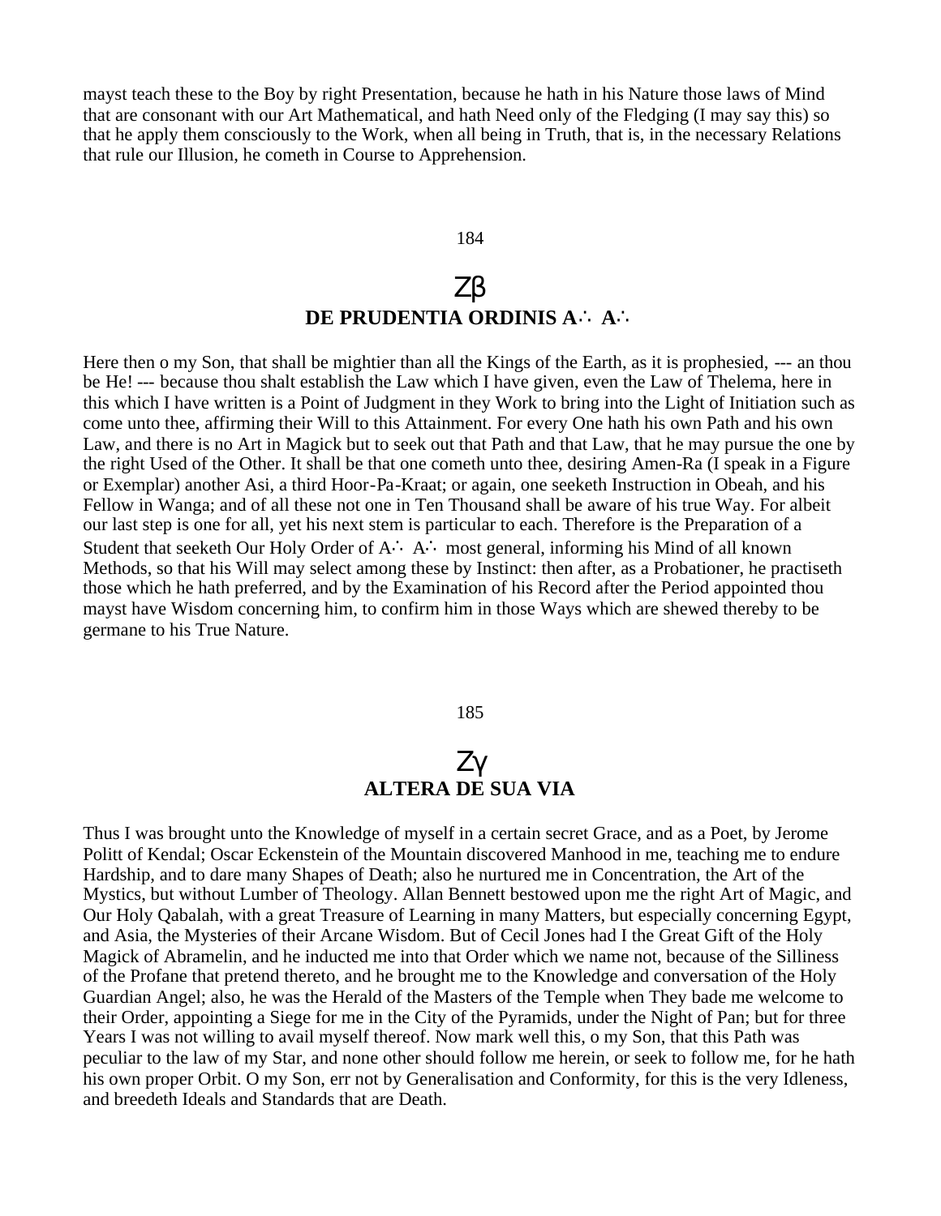mayst teach these to the Boy by right Presentation, because he hath in his Nature those laws of Mind that are consonant with our Art Mathematical, and hath Need only of the Fledging (I may say this) so that he apply them consciously to the Work, when all being in Truth, that is, in the necessary Relations that rule our Illusion, he cometh in Course to Apprehension.

184

## Ζβ
## DE PRUDENTIA ORDINIS A∴ A∴

Here then o my Son, that shall be mightier than all the Kings of the Earth, as it is prophesied, --- an thou be He! --- because thou shalt establish the Law which I have given, even the Law of Thelema, here in this which I have written is a Point of Judgment in they Work to bring into the Light of Initiation such as come unto thee, affirming their Will to this Attainment. For every One hath his own Path and his own Law, and there is no Art in Magick but to seek out that Path and that Law, that he may pursue the one by the right Used of the Other. It shall be that one cometh unto thee, desiring Amen-Ra (I speak in a Figure or Exemplar) another Asi, a third Hoor-Pa-Kraat; or again, one seeketh Instruction in Obeah, and his Fellow in Wanga; and of all these not one in Ten Thousand shall be aware of his true Way. For albeit our last step is one for all, yet his next stem is particular to each. Therefore is the Preparation of a Student that seeketh Our Holy Order of A∴ A∴ most general, informing his Mind of all known Methods, so that his Will may select among these by Instinct: then after, as a Probationer, he practiseth those which he hath preferred, and by the Examination of his Record after the Period appointed thou mayst have Wisdom concerning him, to confirm him in those Ways which are shewed thereby to be germane to his True Nature.

185

## Ζγ
## ALTERA DE SUA VIA

Thus I was brought unto the Knowledge of myself in a certain secret Grace, and as a Poet, by Jerome Politt of Kendal; Oscar Eckenstein of the Mountain discovered Manhood in me, teaching me to endure Hardship, and to dare many Shapes of Death; also he nurtured me in Concentration, the Art of the Mystics, but without Lumber of Theology. Allan Bennett bestowed upon me the right Art of Magic, and Our Holy Qabalah, with a great Treasure of Learning in many Matters, but especially concerning Egypt, and Asia, the Mysteries of their Arcane Wisdom. But of Cecil Jones had I the Great Gift of the Holy Magick of Abramelin, and he inducted me into that Order which we name not, because of the Silliness of the Profane that pretend thereto, and he brought me to the Knowledge and conversation of the Holy Guardian Angel; also, he was the Herald of the Masters of the Temple when They bade me welcome to their Order, appointing a Siege for me in the City of the Pyramids, under the Night of Pan; but for three Years I was not willing to avail myself thereof. Now mark well this, o my Son, that this Path was peculiar to the law of my Star, and none other should follow me herein, or seek to follow me, for he hath his own proper Orbit. O my Son, err not by Generalisation and Conformity, for this is the very Idleness, and breedeth Ideals and Standards that are Death.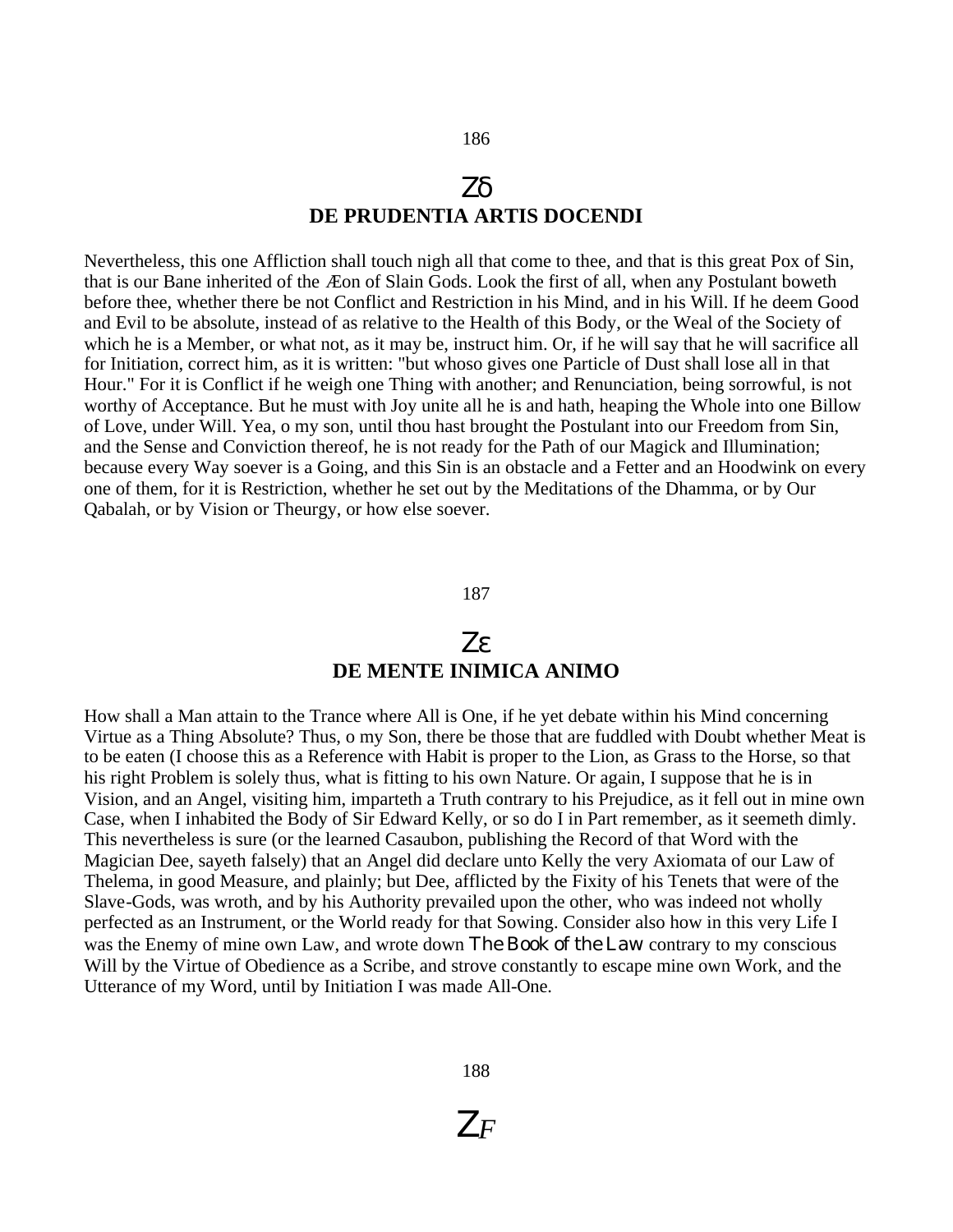186

## Zδ
## DE PRUDENTIA ARTIS DOCENDI

Nevertheless, this one Affliction shall touch nigh all that come to thee, and that is this great Pox of Sin, that is our Bane inherited of the Æon of Slain Gods. Look the first of all, when any Postulant boweth before thee, whether there be not Conflict and Restriction in his Mind, and in his Will. If he deem Good and Evil to be absolute, instead of as relative to the Health of this Body, or the Weal of the Society of which he is a Member, or what not, as it may be, instruct him. Or, if he will say that he will sacrifice all for Initiation, correct him, as it is written: "but whoso gives one Particle of Dust shall lose all in that Hour." For it is Conflict if he weigh one Thing with another; and Renunciation, being sorrowful, is not worthy of Acceptance. But he must with Joy unite all he is and hath, heaping the Whole into one Billow of Love, under Will. Yea, o my son, until thou hast brought the Postulant into our Freedom from Sin, and the Sense and Conviction thereof, he is not ready for the Path of our Magick and Illumination; because every Way soever is a Going, and this Sin is an obstacle and a Fetter and an Hoodwink on every one of them, for it is Restriction, whether he set out by the Meditations of the Dhamma, or by Our Qabalah, or by Vision or Theurgy, or how else soever.

187

## Zε
## DE MENTE INIMICA ANIMO

How shall a Man attain to the Trance where All is One, if he yet debate within his Mind concerning Virtue as a Thing Absolute? Thus, o my Son, there be those that are fuddled with Doubt whether Meat is to be eaten (I choose this as a Reference with Habit is proper to the Lion, as Grass to the Horse, so that his right Problem is solely thus, what is fitting to his own Nature. Or again, I suppose that he is in Vision, and an Angel, visiting him, imparteth a Truth contrary to his Prejudice, as it fell out in mine own Case, when I inhabited the Body of Sir Edward Kelly, or so do I in Part remember, as it seemeth dimly. This nevertheless is sure (or the learned Casaubon, publishing the Record of that Word with the Magician Dee, sayeth falsely) that an Angel did declare unto Kelly the very Axiomata of our Law of Thelema, in good Measure, and plainly; but Dee, afflicted by the Fixity of his Tenets that were of the Slave-Gods, was wroth, and by his Authority prevailed upon the other, who was indeed not wholly perfected as an Instrument, or the World ready for that Sowing. Consider also how in this very Life I was the Enemy of mine own Law, and wrote down *The Book of the Law* contrary to my conscious Will by the Virtue of Obedience as a Scribe, and strove constantly to escape mine own Work, and the Utterance of my Word, until by Initiation I was made All-One.

188

## Z*F*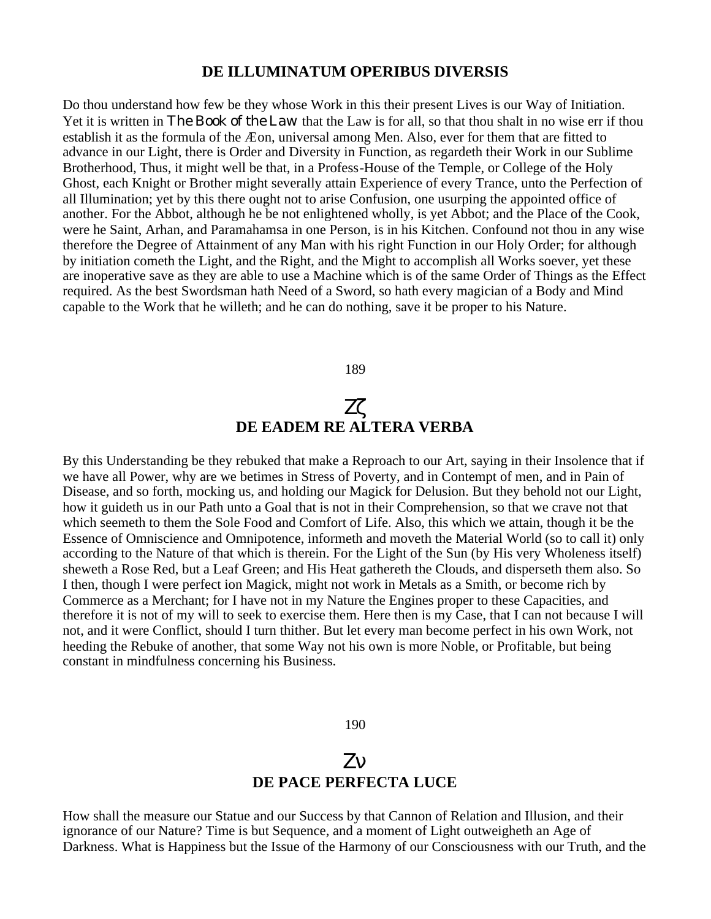### DE ILLUMINATUM OPERIBUS DIVERSIS

Do thou understand how few be they whose Work in this their present Lives is our Way of Initiation. Yet it is written in *The Book of the Law* that the Law is for all, so that thou shalt in no wise err if thou establish it as the formula of the Æon, universal among Men. Also, ever for them that are fitted to advance in our Light, there is Order and Diversity in Function, as regardeth their Work in our Sublime Brotherhood, Thus, it might well be that, in a Profess-House of the Temple, or College of the Holy Ghost, each Knight or Brother might severally attain Experience of every Trance, unto the Perfection of all Illumination; yet by this there ought not to arise Confusion, one usurping the appointed office of another. For the Abbot, although he be not enlightened wholly, is yet Abbot; and the Place of the Cook, were he Saint, Arhan, and Paramahamsa in one Person, is in his Kitchen. Confound not thou in any wise therefore the Degree of Attainment of any Man with his right Function in our Holy Order; for although by initiation cometh the Light, and the Right, and the Might to accomplish all Works soever, yet these are inoperative save as they are able to use a Machine which is of the same Order of Things as the Effect required. As the best Swordsman hath Need of a Sword, so hath every magician of a Body and Mind capable to the Work that he willeth; and he can do nothing, save it be proper to his Nature.

189

Zζ

### DE EADEM RE ALTERA VERBA

By this Understanding be they rebuked that make a Reproach to our Art, saying in their Insolence that if we have all Power, why are we betimes in Stress of Poverty, and in Contempt of men, and in Pain of Disease, and so forth, mocking us, and holding our Magick for Delusion. But they behold not our Light, how it guideth us in our Path unto a Goal that is not in their Comprehension, so that we crave not that which seemeth to them the Sole Food and Comfort of Life. Also, this which we attain, though it be the Essence of Omniscience and Omnipotence, informeth and moveth the Material World (so to call it) only according to the Nature of that which is therein. For the Light of the Sun (by His very Wholeness itself) sheweth a Rose Red, but a Leaf Green; and His Heat gathereth the Clouds, and disperseth them also. So I then, though I were perfect ion Magick, might not work in Metals as a Smith, or become rich by Commerce as a Merchant; for I have not in my Nature the Engines proper to these Capacities, and therefore it is not of my will to seek to exercise them. Here then is my Case, that I can not because I will not, and it were Conflict, should I turn thither. But let every man become perfect in his own Work, not heeding the Rebuke of another, that some Way not his own is more Noble, or Profitable, but being constant in mindfulness concerning his Business.

190

Zν

### DE PACE PERFECTA LUCE

How shall the measure our Statue and our Success by that Cannon of Relation and Illusion, and their ignorance of our Nature? Time is but Sequence, and a moment of Light outweigheth an Age of Darkness. What is Happiness but the Issue of the Harmony of our Consciousness with our Truth, and the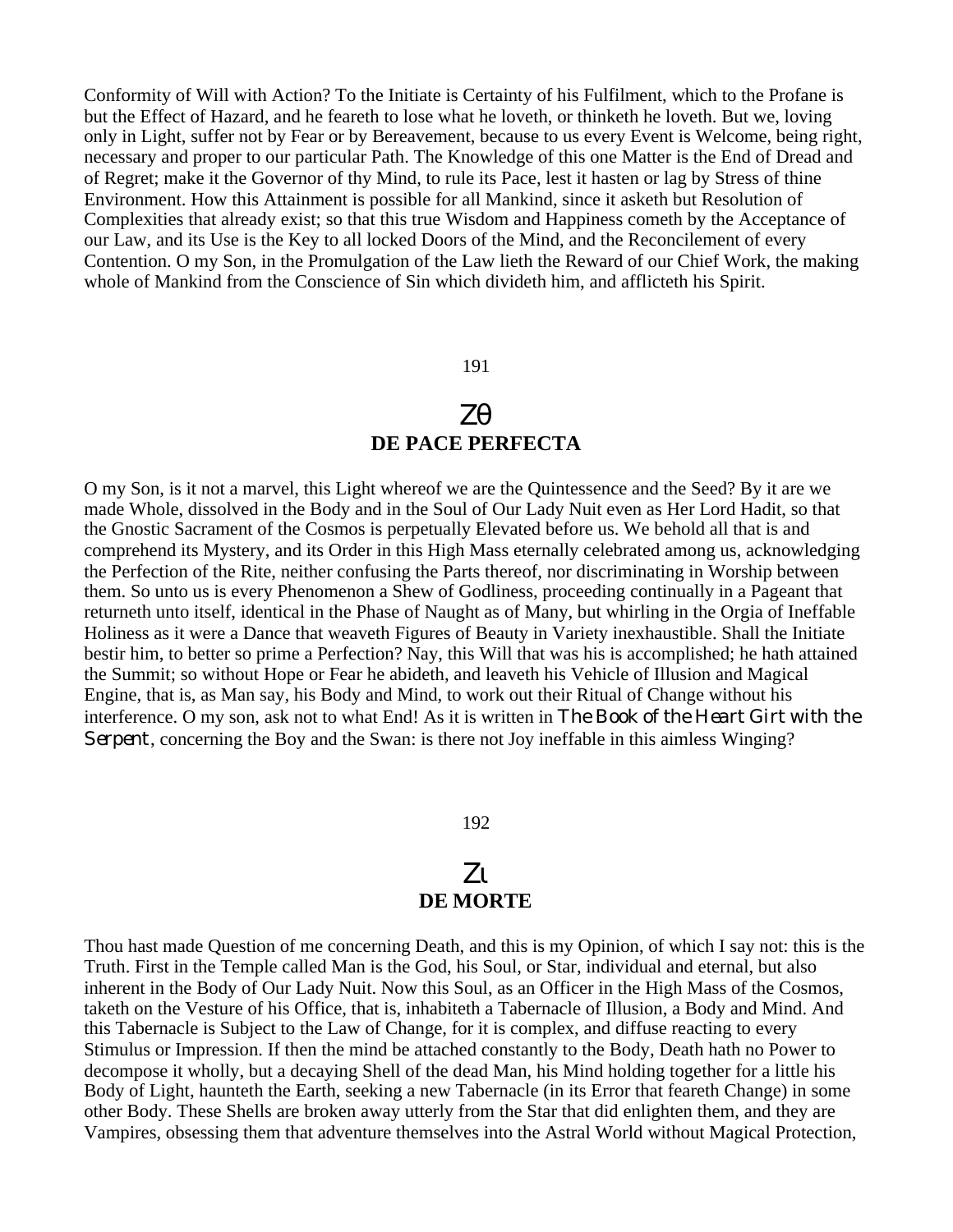Conformity of Will with Action? To the Initiate is Certainty of his Fulfilment, which to the Profane is but the Effect of Hazard, and he feareth to lose what he loveth, or thinketh he loveth. But we, loving only in Light, suffer not by Fear or by Bereavement, because to us every Event is Welcome, being right, necessary and proper to our particular Path. The Knowledge of this one Matter is the End of Dread and of Regret; make it the Governor of thy Mind, to rule its Pace, lest it hasten or lag by Stress of thine Environment. How this Attainment is possible for all Mankind, since it asketh but Resolution of Complexities that already exist; so that this true Wisdom and Happiness cometh by the Acceptance of our Law, and its Use is the Key to all locked Doors of the Mind, and the Reconcilement of every Contention. O my Son, in the Promulgation of the Law lieth the Reward of our Chief Work, the making whole of Mankind from the Conscience of Sin which divideth him, and afflicteth his Spirit.

191

## Ζθ
## DE PACE PERFECTA

O my Son, is it not a marvel, this Light whereof we are the Quintessence and the Seed? By it are we made Whole, dissolved in the Body and in the Soul of Our Lady Nuit even as Her Lord Hadit, so that the Gnostic Sacrament of the Cosmos is perpetually Elevated before us. We behold all that is and comprehend its Mystery, and its Order in this High Mass eternally celebrated among us, acknowledging the Perfection of the Rite, neither confusing the Parts thereof, nor discriminating in Worship between them. So unto us is every Phenomenon a Shew of Godliness, proceeding continually in a Pageant that returneth unto itself, identical in the Phase of Naught as of Many, but whirling in the Orgia of Ineffable Holiness as it were a Dance that weaveth Figures of Beauty in Variety inexhaustible. Shall the Initiate bestir him, to better so prime a Perfection? Nay, this Will that was his is accomplished; he hath attained the Summit; so without Hope or Fear he abideth, and leaveth his Vehicle of Illusion and Magical Engine, that is, as Man say, his Body and Mind, to work out their Ritual of Change without his interference. O my son, ask not to what End! As it is written in *The Book of the Heart Girt with the Serpent*, concerning the Boy and the Swan: is there not Joy ineffable in this aimless Winging?

192

## Ζι
## DE MORTE

Thou hast made Question of me concerning Death, and this is my Opinion, of which I say not: this is the Truth. First in the Temple called Man is the God, his Soul, or Star, individual and eternal, but also inherent in the Body of Our Lady Nuit. Now this Soul, as an Officer in the High Mass of the Cosmos, taketh on the Vesture of his Office, that is, inhabiteth a Tabernacle of Illusion, a Body and Mind. And this Tabernacle is Subject to the Law of Change, for it is complex, and diffuse reacting to every Stimulus or Impression. If then the mind be attached constantly to the Body, Death hath no Power to decompose it wholly, but a decaying Shell of the dead Man, his Mind holding together for a little his Body of Light, haunteth the Earth, seeking a new Tabernacle (in its Error that feareth Change) in some other Body. These Shells are broken away utterly from the Star that did enlighten them, and they are Vampires, obsessing them that adventure themselves into the Astral World without Magical Protection,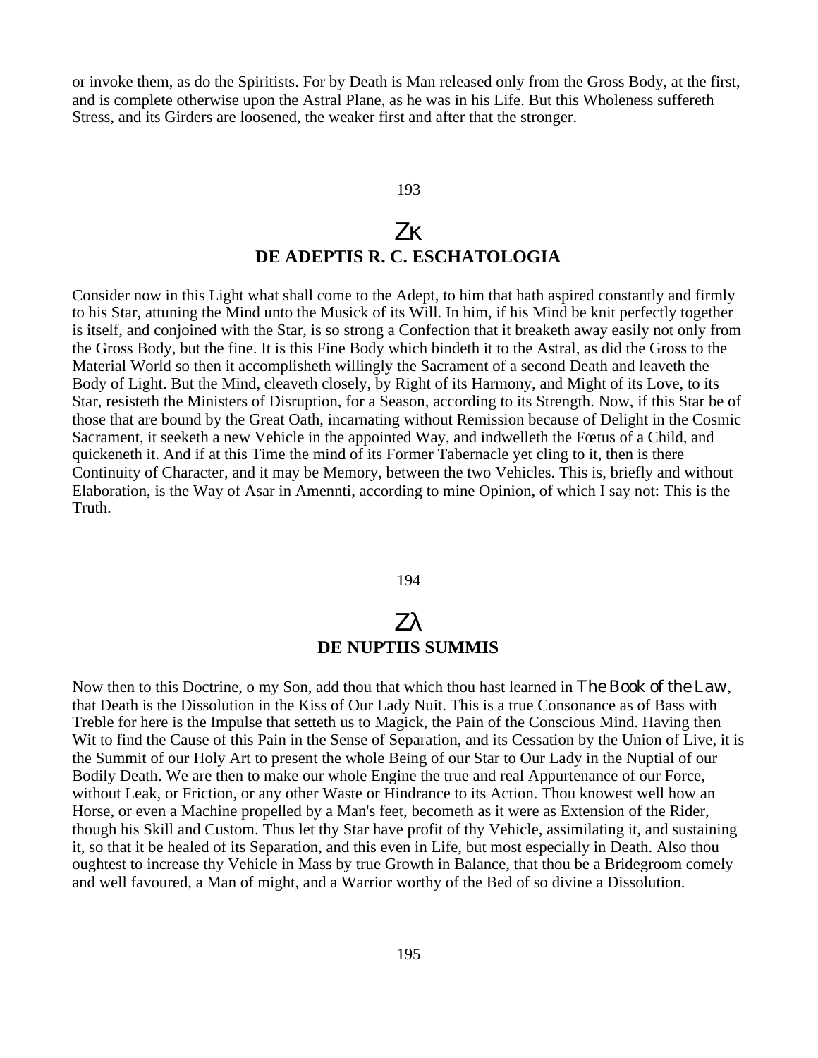or invoke them, as do the Spiritists. For by Death is Man released only from the Gross Body, at the first, and is complete otherwise upon the Astral Plane, as he was in his Life. But this Wholeness suffereth Stress, and its Girders are loosened, the weaker first and after that the stronger.

## Ζκ
## DE ADEPTIS R. C. ESCHATOLOGIA

Consider now in this Light what shall come to the Adept, to him that hath aspired constantly and firmly to his Star, attuning the Mind unto the Musick of its Will. In him, if his Mind be knit perfectly together is itself, and conjoined with the Star, is so strong a Confection that it breaketh away easily not only from the Gross Body, but the fine. It is this Fine Body which bindeth it to the Astral, as did the Gross to the Material World so then it accomplisheth willingly the Sacrament of a second Death and leaveth the Body of Light. But the Mind, cleaveth closely, by Right of its Harmony, and Might of its Love, to its Star, resisteth the Ministers of Disruption, for a Season, according to its Strength. Now, if this Star be of those that are bound by the Great Oath, incarnating without Remission because of Delight in the Cosmic Sacrament, it seeketh a new Vehicle in the appointed Way, and indwelleth the Fœtus of a Child, and quickeneth it. And if at this Time the mind of its Former Tabernacle yet cling to it, then is there Continuity of Character, and it may be Memory, between the two Vehicles. This is, briefly and without Elaboration, is the Way of Asar in Amennti, according to mine Opinion, of which I say not: This is the Truth.

## Ζλ
## DE NUPTIIS SUMMIS

Now then to this Doctrine, o my Son, add thou that which thou hast learned in *The Book of the Law*, that Death is the Dissolution in the Kiss of Our Lady Nuit. This is a true Consonance as of Bass with Treble for here is the Impulse that setteth us to Magick, the Pain of the Conscious Mind. Having then Wit to find the Cause of this Pain in the Sense of Separation, and its Cessation by the Union of Live, it is the Summit of our Holy Art to present the whole Being of our Star to Our Lady in the Nuptial of our Bodily Death. We are then to make our whole Engine the true and real Appurtenance of our Force, without Leak, or Friction, or any other Waste or Hindrance to its Action. Thou knowest well how an Horse, or even a Machine propelled by a Man's feet, becometh as it were as Extension of the Rider, though his Skill and Custom. Thus let thy Star have profit of thy Vehicle, assimilating it, and sustaining it, so that it be healed of its Separation, and this even in Life, but most especially in Death. Also thou oughtest to increase thy Vehicle in Mass by true Growth in Balance, that thou be a Bridegroom comely and well favoured, a Man of might, and a Warrior worthy of the Bed of so divine a Dissolution.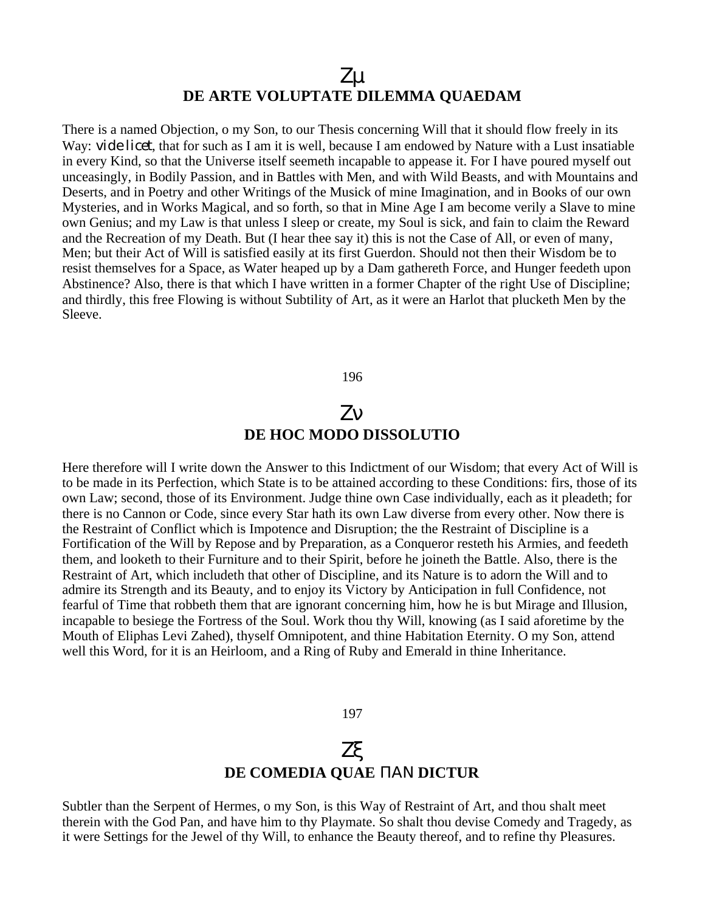## Ζμ
## DE ARTE VOLUPTATE DILEMMA QUAEDAM

There is a named Objection, o my Son, to our Thesis concerning Will that it should flow freely in its Way: *videlicet*, that for such as I am it is well, because I am endowed by Nature with a Lust insatiable in every Kind, so that the Universe itself seemeth incapable to appease it. For I have poured myself out unceasingly, in Bodily Passion, and in Battles with Men, and with Wild Beasts, and with Mountains and Deserts, and in Poetry and other Writings of the Musick of mine Imagination, and in Books of our own Mysteries, and in Works Magical, and so forth, so that in Mine Age I am become verily a Slave to mine own Genius; and my Law is that unless I sleep or create, my Soul is sick, and fain to claim the Reward and the Recreation of my Death. But (I hear thee say it) this is not the Case of All, or even of many, Men; but their Act of Will is satisfied easily at its first Guerdon. Should not then their Wisdom be to resist themselves for a Space, as Water heaped up by a Dam gathereth Force, and Hunger feedeth upon Abstinence? Also, there is that which I have written in a former Chapter of the right Use of Discipline; and thirdly, this free Flowing is without Subtility of Art, as it were an Harlot that plucketh Men by the Sleeve.

## Ζν
## DE HOC MODO DISSOLUTIO

Here therefore will I write down the Answer to this Indictment of our Wisdom; that every Act of Will is to be made in its Perfection, which State is to be attained according to these Conditions: firs, those of its own Law; second, those of its Environment. Judge thine own Case individually, each as it pleadeth; for there is no Cannon or Code, since every Star hath its own Law diverse from every other. Now there is the Restraint of Conflict which is Impotence and Disruption; the the Restraint of Discipline is a Fortification of the Will by Repose and by Preparation, as a Conqueror resteth his Armies, and feedeth them, and looketh to their Furniture and to their Spirit, before he joineth the Battle. Also, there is the Restraint of Art, which includeth that other of Discipline, and its Nature is to adorn the Will and to admire its Strength and its Beauty, and to enjoy its Victory by Anticipation in full Confidence, not fearful of Time that robbeth them that are ignorant concerning him, how he is but Mirage and Illusion, incapable to besiege the Fortress of the Soul. Work thou thy Will, knowing (as I said aforetime by the Mouth of Eliphas Levi Zahed), thyself Omnipotent, and thine Habitation Eternity. O my Son, attend well this Word, for it is an Heirloom, and a Ring of Ruby and Emerald in thine Inheritance.

## Ζξ
## DE COMEDIA QUAE ΠΑΝ DICTUR

Subtler than the Serpent of Hermes, o my Son, is this Way of Restraint of Art, and thou shalt meet therein with the God Pan, and have him to thy Playmate. So shalt thou devise Comedy and Tragedy, as it were Settings for the Jewel of thy Will, to enhance the Beauty thereof, and to refine thy Pleasures.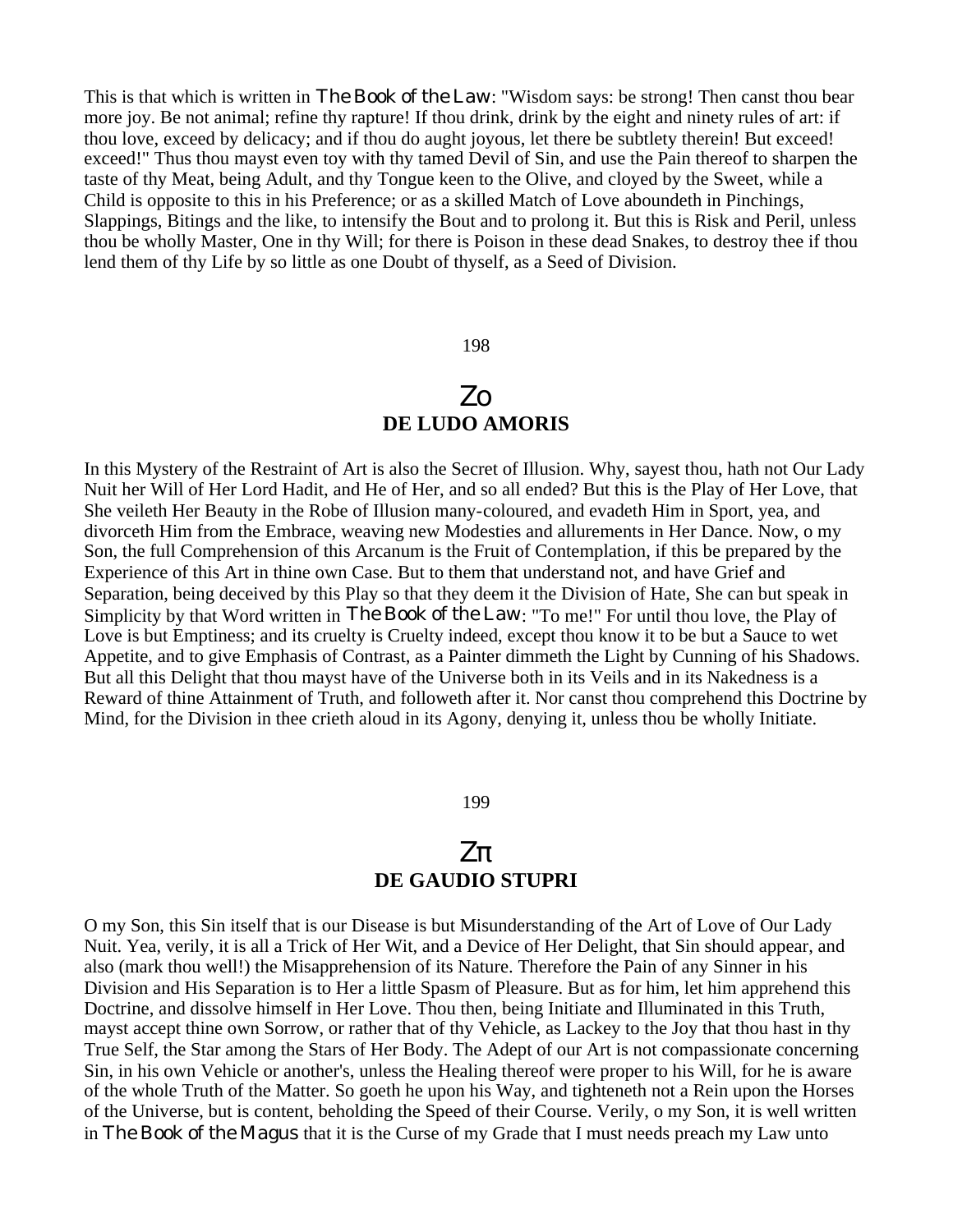This is that which is written in *The Book of the Law*: "Wisdom says: be strong! Then canst thou bear more joy. Be not animal; refine thy rapture! If thou drink, drink by the eight and ninety rules of art: if thou love, exceed by delicacy; and if thou do aught joyous, let there be subtlety therein! But exceed! exceed!" Thus thou mayst even toy with thy tamed Devil of Sin, and use the Pain thereof to sharpen the taste of thy Meat, being Adult, and thy Tongue keen to the Olive, and cloyed by the Sweet, while a Child is opposite to this in his Preference; or as a skilled Match of Love aboundeth in Pinchings, Slappings, Bitings and the like, to intensify the Bout and to prolong it. But this is Risk and Peril, unless thou be wholly Master, One in thy Will; for there is Poison in these dead Snakes, to destroy thee if thou lend them of thy Life by so little as one Doubt of thyself, as a Seed of Division.

## Zo
## DE LUDO AMORIS

In this Mystery of the Restraint of Art is also the Secret of Illusion. Why, sayest thou, hath not Our Lady Nuit her Will of Her Lord Hadit, and He of Her, and so all ended? But this is the Play of Her Love, that She veileth Her Beauty in the Robe of Illusion many-coloured, and evadeth Him in Sport, yea, and divorceth Him from the Embrace, weaving new Modesties and allurements in Her Dance. Now, o my Son, the full Comprehension of this Arcanum is the Fruit of Contemplation, if this be prepared by the Experience of this Art in thine own Case. But to them that understand not, and have Grief and Separation, being deceived by this Play so that they deem it the Division of Hate, She can but speak in Simplicity by that Word written in *The Book of the Law*: "To me!" For until thou love, the Play of Love is but Emptiness; and its cruelty is Cruelty indeed, except thou know it to be but a Sauce to wet Appetite, and to give Emphasis of Contrast, as a Painter dimmeth the Light by Cunning of his Shadows. But all this Delight that thou mayst have of the Universe both in its Veils and in its Nakedness is a Reward of thine Attainment of Truth, and followeth after it. Nor canst thou comprehend this Doctrine by Mind, for the Division in thee crieth aloud in its Agony, denying it, unless thou be wholly Initiate.

## Zπ
## DE GAUDIO STUPRI

O my Son, this Sin itself that is our Disease is but Misunderstanding of the Art of Love of Our Lady Nuit. Yea, verily, it is all a Trick of Her Wit, and a Device of Her Delight, that Sin should appear, and also (mark thou well!) the Misapprehension of its Nature. Therefore the Pain of any Sinner in his Division and His Separation is to Her a little Spasm of Pleasure. But as for him, let him apprehend this Doctrine, and dissolve himself in Her Love. Thou then, being Initiate and Illuminated in this Truth, mayst accept thine own Sorrow, or rather that of thy Vehicle, as Lackey to the Joy that thou hast in thy True Self, the Star among the Stars of Her Body. The Adept of our Art is not compassionate concerning Sin, in his own Vehicle or another's, unless the Healing thereof were proper to his Will, for he is aware of the whole Truth of the Matter. So goeth he upon his Way, and tighteneth not a Rein upon the Horses of the Universe, but is content, beholding the Speed of their Course. Verily, o my Son, it is well written in *The Book of the Magus* that it is the Curse of my Grade that I must needs preach my Law unto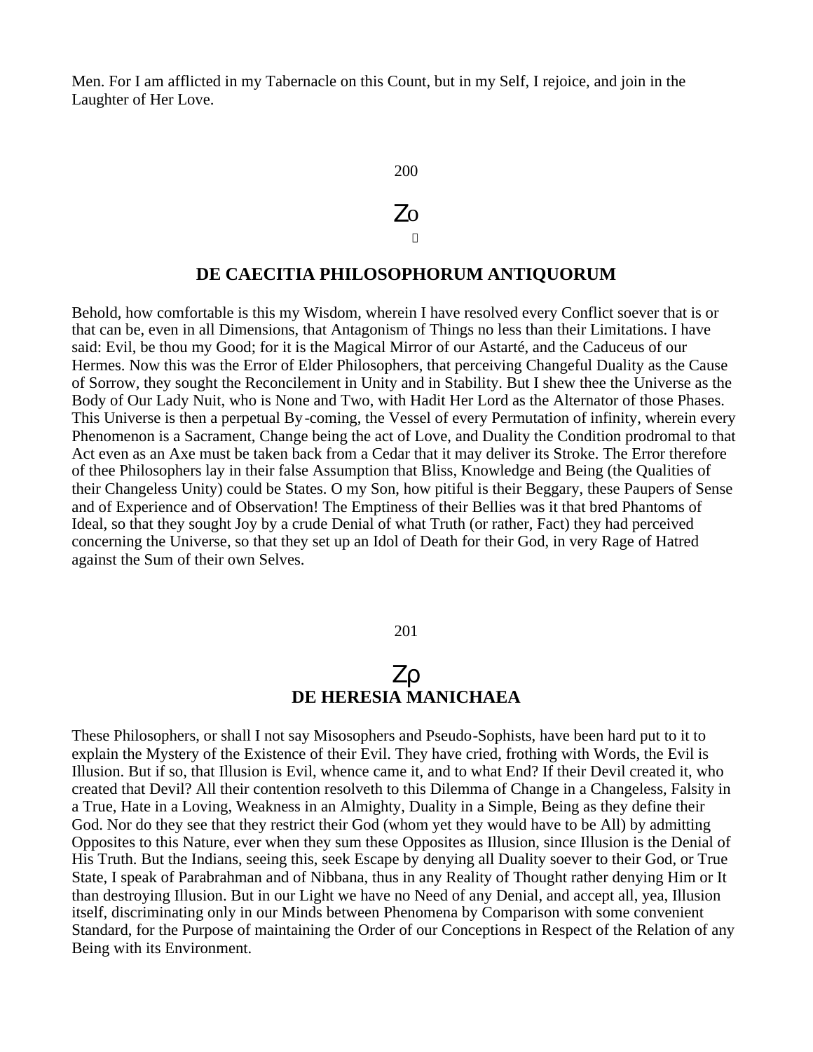Men. For I am afflicted in my Tabernacle on this Count, but in my Self, I rejoice, and join in the Laughter of Her Love.

200

Zo

## DE CAECITIA PHILOSOPHORUM ANTIQUORUM

Behold, how comfortable is this my Wisdom, wherein I have resolved every Conflict soever that is or that can be, even in all Dimensions, that Antagonism of Things no less than their Limitations. I have said: Evil, be thou my Good; for it is the Magical Mirror of our Astarté, and the Caduceus of our Hermes. Now this was the Error of Elder Philosophers, that perceiving Changeful Duality as the Cause of Sorrow, they sought the Reconcilement in Unity and in Stability. But I shew thee the Universe as the Body of Our Lady Nuit, who is None and Two, with Hadit Her Lord as the Alternator of those Phases. This Universe is then a perpetual By-coming, the Vessel of every Permutation of infinity, wherein every Phenomenon is a Sacrament, Change being the act of Love, and Duality the Condition prodromal to that Act even as an Axe must be taken back from a Cedar that it may deliver its Stroke. The Error therefore of thee Philosophers lay in their false Assumption that Bliss, Knowledge and Being (the Qualities of their Changeless Unity) could be States. O my Son, how pitiful is their Beggary, these Paupers of Sense and of Experience and of Observation! The Emptiness of their Bellies was it that bred Phantoms of Ideal, so that they sought Joy by a crude Denial of what Truth (or rather, Fact) they had perceived concerning the Universe, so that they set up an Idol of Death for their God, in very Rage of Hatred against the Sum of their own Selves.

201

Zρ

## DE HERESIA MANICHAEA

These Philosophers, or shall I not say Misosophers and Pseudo-Sophists, have been hard put to it to explain the Mystery of the Existence of their Evil. They have cried, frothing with Words, the Evil is Illusion. But if so, that Illusion is Evil, whence came it, and to what End? If their Devil created it, who created that Devil? All their contention resolveth to this Dilemma of Change in a Changeless, Falsity in a True, Hate in a Loving, Weakness in an Almighty, Duality in a Simple, Being as they define their God. Nor do they see that they restrict their God (whom yet they would have to be All) by admitting Opposites to this Nature, ever when they sum these Opposites as Illusion, since Illusion is the Denial of His Truth. But the Indians, seeing this, seek Escape by denying all Duality soever to their God, or True State, I speak of Parabrahman and of Nibbana, thus in any Reality of Thought rather denying Him or It than destroying Illusion. But in our Light we have no Need of any Denial, and accept all, yea, Illusion itself, discriminating only in our Minds between Phenomena by Comparison with some convenient Standard, for the Purpose of maintaining the Order of our Conceptions in Respect of the Relation of any Being with its Environment.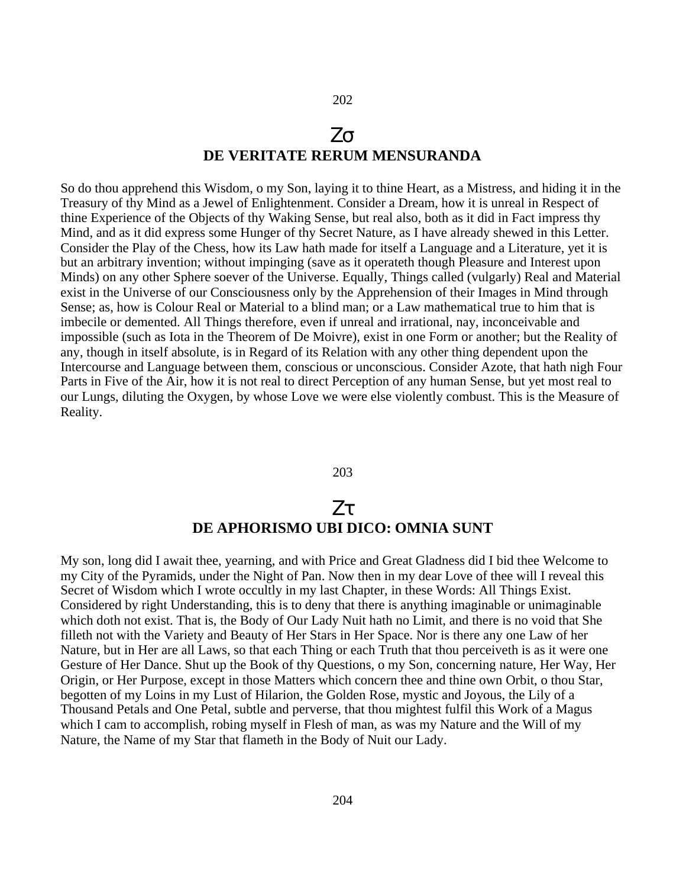## Ζσ

## DE VERITATE RERUM MENSURANDA

So do thou apprehend this Wisdom, o my Son, laying it to thine Heart, as a Mistress, and hiding it in the Treasury of thy Mind as a Jewel of Enlightenment. Consider a Dream, how it is unreal in Respect of thine Experience of the Objects of thy Waking Sense, but real also, both as it did in Fact impress thy Mind, and as it did express some Hunger of thy Secret Nature, as I have already shewed in this Letter. Consider the Play of the Chess, how its Law hath made for itself a Language and a Literature, yet it is but an arbitrary invention; without impinging (save as it operateth though Pleasure and Interest upon Minds) on any other Sphere soever of the Universe. Equally, Things called (vulgarly) Real and Material exist in the Universe of our Consciousness only by the Apprehension of their Images in Mind through Sense; as, how is Colour Real or Material to a blind man; or a Law mathematical true to him that is imbecile or demented. All Things therefore, even if unreal and irrational, nay, inconceivable and impossible (such as Iota in the Theorem of De Moivre), exist in one Form or another; but the Reality of any, though in itself absolute, is in Regard of its Relation with any other thing dependent upon the Intercourse and Language between them, conscious or unconscious. Consider Azote, that hath nigh Four Parts in Five of the Air, how it is not real to direct Perception of any human Sense, but yet most real to our Lungs, diluting the Oxygen, by whose Love we were else violently combust. This is the Measure of Reality.

## Ζτ

## DE APHORISMO UBI DICO: OMNIA SUNT

My son, long did I await thee, yearning, and with Price and Great Gladness did I bid thee Welcome to my City of the Pyramids, under the Night of Pan. Now then in my dear Love of thee will I reveal this Secret of Wisdom which I wrote occultly in my last Chapter, in these Words: All Things Exist. Considered by right Understanding, this is to deny that there is anything imaginable or unimaginable which doth not exist. That is, the Body of Our Lady Nuit hath no Limit, and there is no void that She filleth not with the Variety and Beauty of Her Stars in Her Space. Nor is there any one Law of her Nature, but in Her are all Laws, so that each Thing or each Truth that thou perceiveth is as it were one Gesture of Her Dance. Shut up the Book of thy Questions, o my Son, concerning nature, Her Way, Her Origin, or Her Purpose, except in those Matters which concern thee and thine own Orbit, o thou Star, begotten of my Loins in my Lust of Hilarion, the Golden Rose, mystic and Joyous, the Lily of a Thousand Petals and One Petal, subtle and perverse, that thou mightest fulfil this Work of a Magus which I cam to accomplish, robing myself in Flesh of man, as was my Nature and the Will of my Nature, the Name of my Star that flameth in the Body of Nuit our Lady.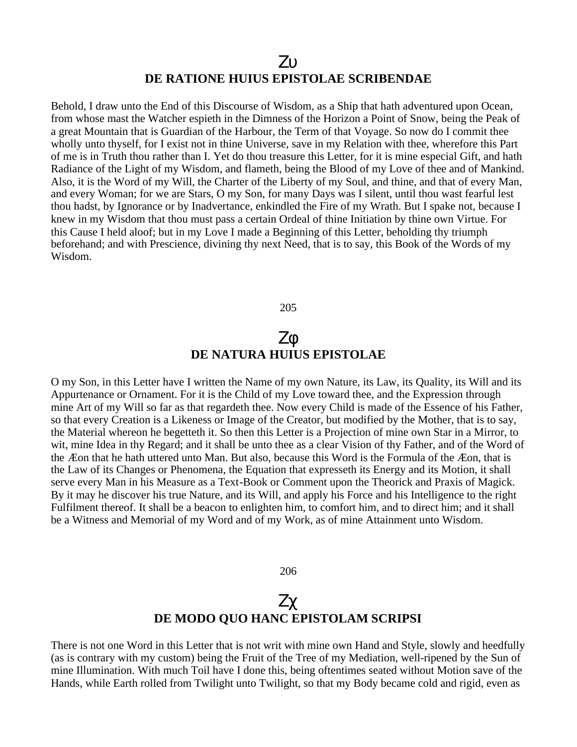## Ζυ
## DE RATIONE HUIUS EPISTOLAE SCRIBENDAE

Behold, I draw unto the End of this Discourse of Wisdom, as a Ship that hath adventured upon Ocean, from whose mast the Watcher espieth in the Dimness of the Horizon a Point of Snow, being the Peak of a great Mountain that is Guardian of the Harbour, the Term of that Voyage. So now do I commit thee wholly unto thyself, for I exist not in thine Universe, save in my Relation with thee, wherefore this Part of me is in Truth thou rather than I. Yet do thou treasure this Letter, for it is mine especial Gift, and hath Radiance of the Light of my Wisdom, and flameth, being the Blood of my Love of thee and of Mankind. Also, it is the Word of my Will, the Charter of the Liberty of my Soul, and thine, and that of every Man, and every Woman; for we are Stars, O my Son, for many Days was I silent, until thou wast fearful lest thou hadst, by Ignorance or by Inadvertance, enkindled the Fire of my Wrath. But I spake not, because I knew in my Wisdom that thou must pass a certain Ordeal of thine Initiation by thine own Virtue. For this Cause I held aloof; but in my Love I made a Beginning of this Letter, beholding thy triumph beforehand; and with Prescience, divining thy next Need, that is to say, this Book of the Words of my Wisdom.

205

## Ζφ
## DE NATURA HUIUS EPISTOLAE

O my Son, in this Letter have I written the Name of my own Nature, its Law, its Quality, its Will and its Appurtenance or Ornament. For it is the Child of my Love toward thee, and the Expression through mine Art of my Will so far as that regardeth thee. Now every Child is made of the Essence of his Father, so that every Creation is a Likeness or Image of the Creator, but modified by the Mother, that is to say, the Material whereon he begetteth it. So then this Letter is a Projection of mine own Star in a Mirror, to wit, mine Idea in thy Regard; and it shall be unto thee as a clear Vision of thy Father, and of the Word of the Æon that he hath uttered unto Man. But also, because this Word is the Formula of the Æon, that is the Law of its Changes or Phenomena, the Equation that expresseth its Energy and its Motion, it shall serve every Man in his Measure as a Text-Book or Comment upon the Theorick and Praxis of Magick. By it may he discover his true Nature, and its Will, and apply his Force and his Intelligence to the right Fulfilment thereof. It shall be a beacon to enlighten him, to comfort him, and to direct him; and it shall be a Witness and Memorial of my Word and of my Work, as of mine Attainment unto Wisdom.

206

## Ζχ
## DE MODO QUO HANC EPISTOLAM SCRIPSI

There is not one Word in this Letter that is not writ with mine own Hand and Style, slowly and heedfully (as is contrary with my custom) being the Fruit of the Tree of my Mediation, well-ripened by the Sun of mine Illumination. With much Toil have I done this, being oftentimes seated without Motion save of the Hands, while Earth rolled from Twilight unto Twilight, so that my Body became cold and rigid, even as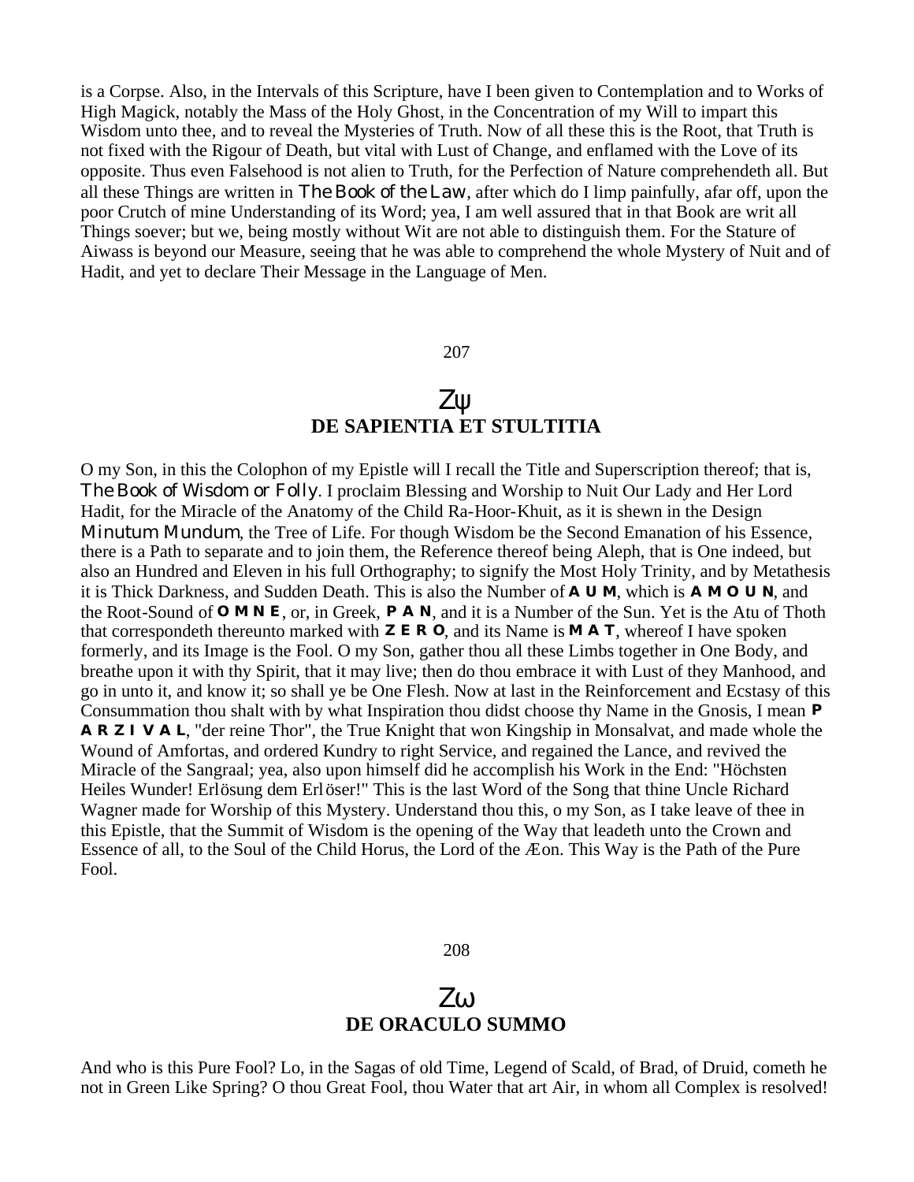is a Corpse. Also, in the Intervals of this Scripture, have I been given to Contemplation and to Works of High Magick, notably the Mass of the Holy Ghost, in the Concentration of my Will to impart this Wisdom unto thee, and to reveal the Mysteries of Truth. Now of all these this is the Root, that Truth is not fixed with the Rigour of Death, but vital with Lust of Change, and enflamed with the Love of its opposite. Thus even Falsehood is not alien to Truth, for the Perfection of Nature comprehendeth all. But all these Things are written in *The Book of the Law*, after which do I limp painfully, afar off, upon the poor Crutch of mine Understanding of its Word; yea, I am well assured that in that Book are writ all Things soever; but we, being mostly without Wit are not able to distinguish them. For the Stature of Aiwass is beyond our Measure, seeing that he was able to comprehend the whole Mystery of Nuit and of Hadit, and yet to declare Their Message in the Language of Men.

207

## Ζψ
## DE SAPIENTIA ET STULTITIA

O my Son, in this the Colophon of my Epistle will I recall the Title and Superscription thereof; that is, *The Book of Wisdom or Folly*. I proclaim Blessing and Worship to Nuit Our Lady and Her Lord Hadit, for the Miracle of the Anatomy of the Child Ra-Hoor-Khuit, as it is shewn in the Design *Minutum Mundum*, the Tree of Life. For though Wisdom be the Second Emanation of his Essence, there is a Path to separate and to join them, the Reference thereof being Aleph, that is One indeed, but also an Hundred and Eleven in his full Orthography; to signify the Most Holy Trinity, and by Metathesis it is Thick Darkness, and Sudden Death. This is also the Number of **A U M**, which is **A M O U N**, and the Root-Sound of **O M N E**, or, in Greek, **P A N**, and it is a Number of the Sun. Yet is the Atu of Thoth that correspondeth thereunto marked with **Z E R O**, and its Name is **M A T**, whereof I have spoken formerly, and its Image is the Fool. O my Son, gather thou all these Limbs together in One Body, and breathe upon it with thy Spirit, that it may live; then do thou embrace it with Lust of they Manhood, and go in unto it, and know it; so shall ye be One Flesh. Now at last in the Reinforcement and Ecstasy of this Consummation thou shalt with by what Inspiration thou didst choose thy Name in the Gnosis, I mean **P A R Z I V A L**, "der reine Thor", the True Knight that won Kingship in Monsalvat, and made whole the Wound of Amfortas, and ordered Kundry to right Service, and regained the Lance, and revived the Miracle of the Sangraal; yea, also upon himself did he accomplish his Work in the End: "Höchsten Heiles Wunder! Erlösung dem Erlöser!" This is the last Word of the Song that thine Uncle Richard Wagner made for Worship of this Mystery. Understand thou this, o my Son, as I take leave of thee in this Epistle, that the Summit of Wisdom is the opening of the Way that leadeth unto the Crown and Essence of all, to the Soul of the Child Horus, the Lord of the Æon. This Way is the Path of the Pure Fool.

208

## Ζω
## DE ORACULO SUMMO

And who is this Pure Fool? Lo, in the Sagas of old Time, Legend of Scald, of Brad, of Druid, cometh he not in Green Like Spring? O thou Great Fool, thou Water that art Air, in whom all Complex is resolved!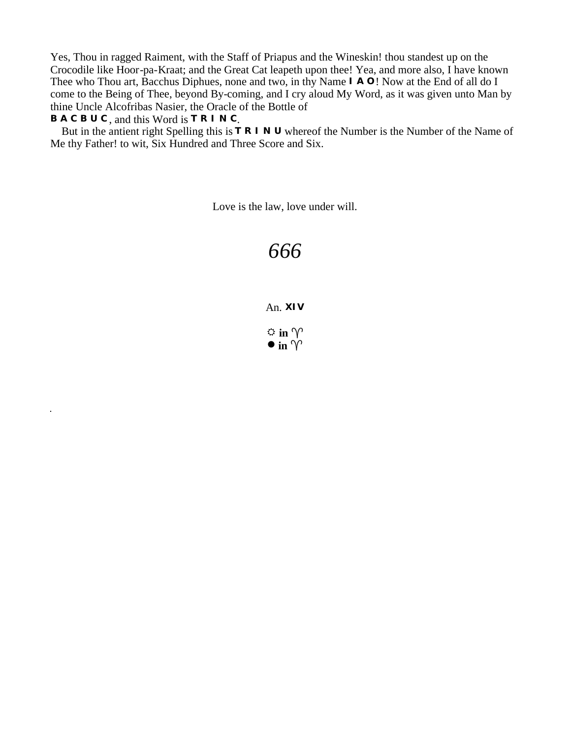Yes, Thou in ragged Raiment, with the Staff of Priapus and the Wineskin! thou standest up on the Crocodile like Hoor-pa-Kraat; and the Great Cat leapeth upon thee! Yea, and more also, I have known Thee who Thou art, Bacchus Diphues, none and two, in thy Name **I A O**! Now at the End of all do I come to the Being of Thee, beyond By-coming, and I cry aloud My Word, as it was given unto Man by thine Uncle Alcofribas Nasier, the Oracle of the Bottle of **B A C B U C**, and this Word is **T R I N C**.

But in the antient right Spelling this is **T R I N U** whereof the Number is the Number of the Name of Me thy Father! to wit, Six Hundred and Three Score and Six.

Love is the law, love under will.

*666*

An. **XIV**

☼ **in** ♈
● **in** ♈